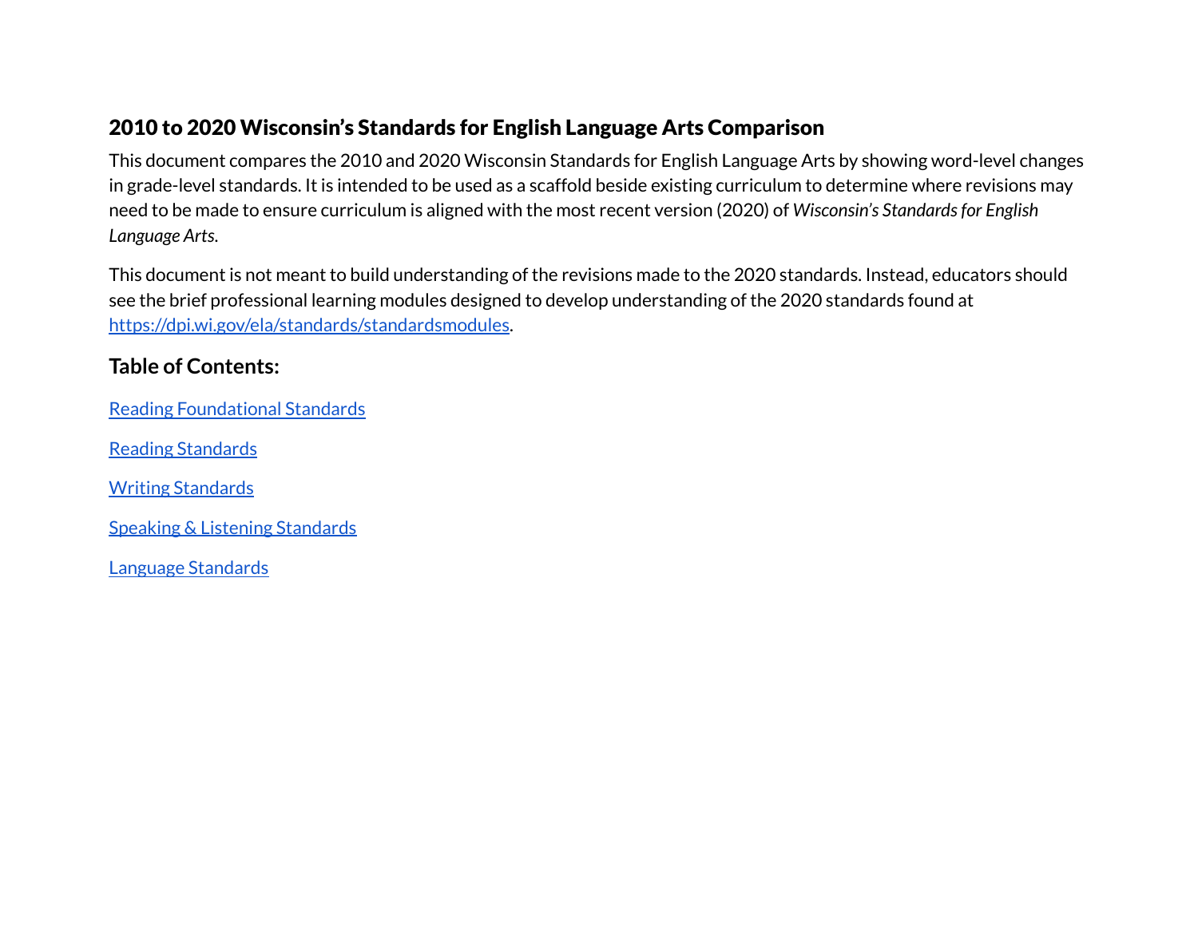# 2010 to 2020 Wisconsin's Standards for English Language Arts Comparison

This document compares the 2010 and 2020 Wisconsin Standards for English Language Arts by showing word-level changes in grade-level standards. It is intended to be used as a scaffold beside existing curriculum to determine where revisions may need to be made to ensure curriculum is aligned with the most recent version (2020) of *Wisconsin's Standards for English Language Arts*.

This document is not meant to build understanding of the revisions made to the 2020 standards. Instead, educators should see the brief professional learning modules designed to develop understanding of the 2020 standards found at [https://dpi.wi.gov/ela/standards/standardsmodules](https://dpi.wi.gov/ela/standards/standardsmodules).

## Table of Contents:

[Reading Foundational Standards]()

[Reading Standards]()

[Writing Standards]()

[Speaking & Listening Standards]()

[Language Standards]()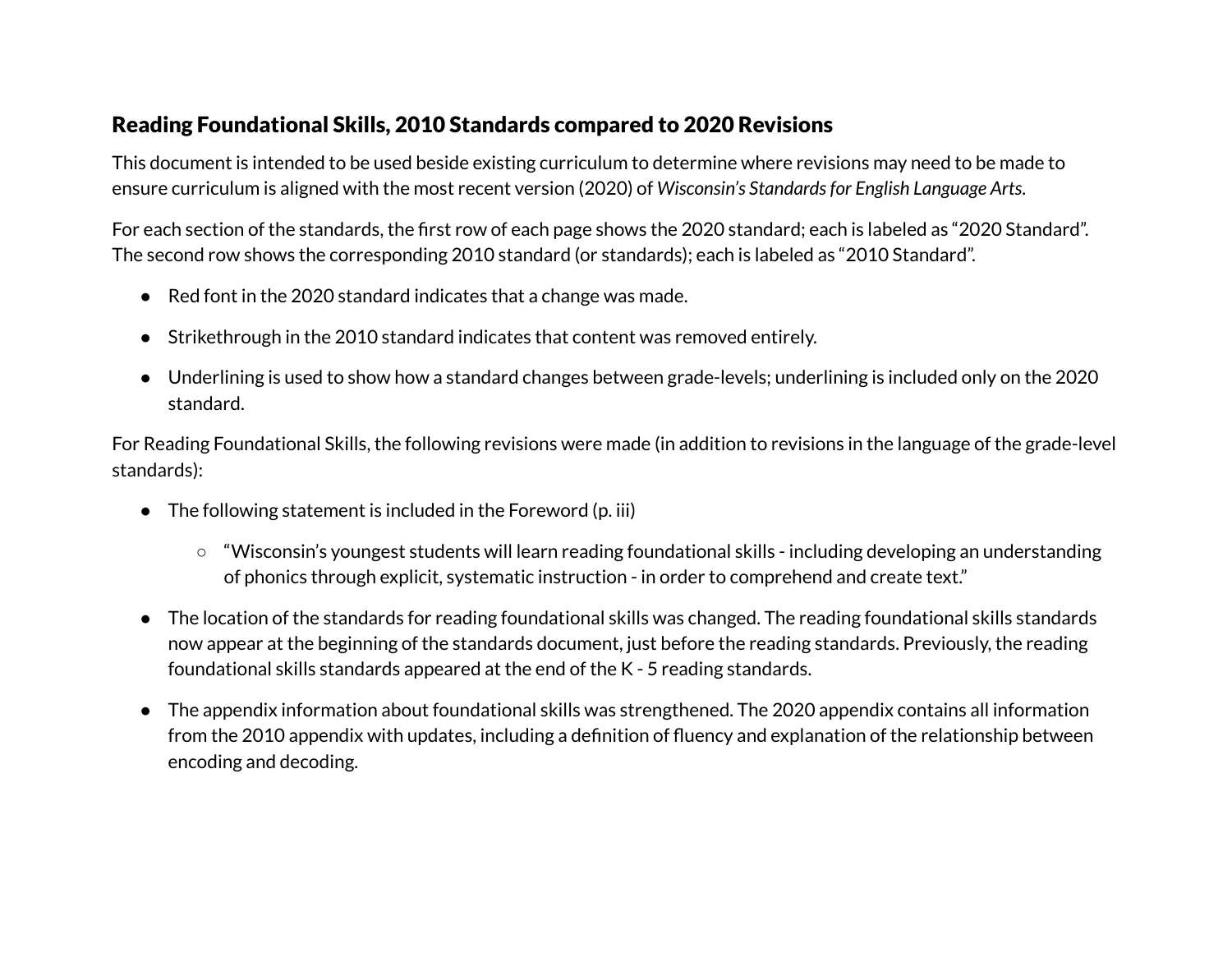## Reading Foundational Skills, 2010 Standards compared to 2020 Revisions

This document is intended to be used beside existing curriculum to determine where revisions may need to be made to ensure curriculum is aligned with the most recent version (2020) of *Wisconsin's Standards for English Language Arts*.

For each section of the standards, the first row of each page shows the 2020 standard; each is labeled as "2020 Standard". The second row shows the corresponding 2010 standard (or standards); each is labeled as "2010 Standard".

- Red font in the 2020 standard indicates that a change was made.
- Strikethrough in the 2010 standard indicates that content was removed entirely.
- Underlining is used to show how a standard changes between grade-levels; underlining is included only on the 2020 standard.

For Reading Foundational Skills, the following revisions were made (in addition to revisions in the language of the grade-level standards):

- The following statement is included in the Foreword (p. iii)
  - "Wisconsin's youngest students will learn reading foundational skills - including developing an understanding of phonics through explicit, systematic instruction - in order to comprehend and create text."
- The location of the standards for reading foundational skills was changed. The reading foundational skills standards now appear at the beginning of the standards document, just before the reading standards. Previously, the reading foundational skills standards appeared at the end of the K - 5 reading standards.
- The appendix information about foundational skills was strengthened. The 2020 appendix contains all information from the 2010 appendix with updates, including a definition of fluency and explanation of the relationship between encoding and decoding.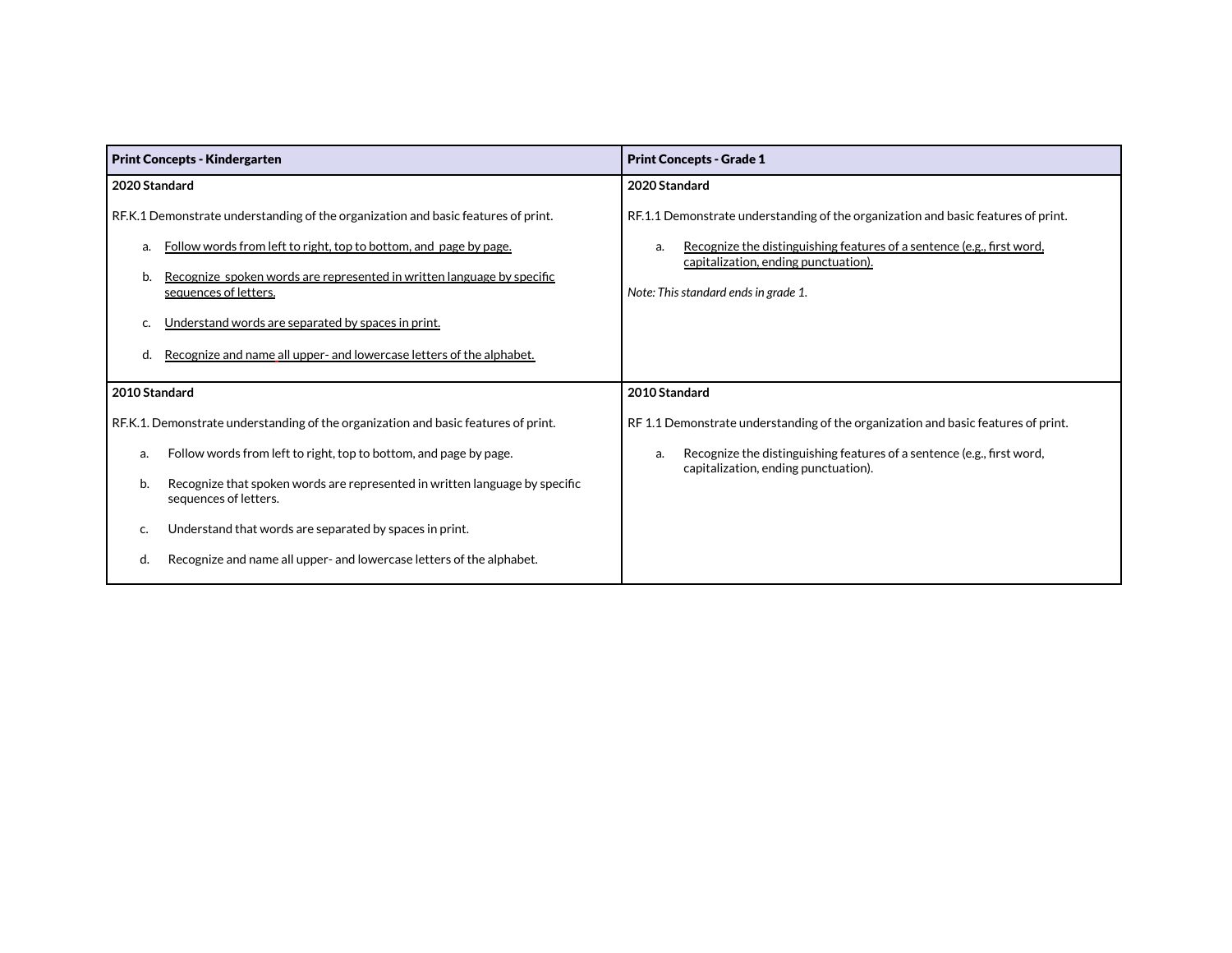| Print Concepts - Kindergarten | Print Concepts - Grade 1 |
|---|---|
| **2020 Standard**<br><br>RF.K.1 Demonstrate understanding of the organization and basic features of print.<br><br>a. Follow words from left to right, top to bottom, and page by page.<br><br>b. Recognize spoken words are represented in written language by specific sequences of letters.<br><br>c. Understand words are separated by spaces in print.<br><br>d. Recognize and name all upper- and lowercase letters of the alphabet. | **2020 Standard**<br><br>RF.1.1 Demonstrate understanding of the organization and basic features of print.<br><br>a. Recognize the distinguishing features of a sentence (e.g., first word, capitalization, ending punctuation).<br><br>*Note: This standard ends in grade 1.* |
| **2010 Standard**<br><br>RF.K.1. Demonstrate understanding of the organization and basic features of print.<br><br>a. Follow words from left to right, top to bottom, and page by page.<br><br>b. Recognize that spoken words are represented in written language by specific sequences of letters.<br><br>c. Understand that words are separated by spaces in print.<br><br>d. Recognize and name all upper- and lowercase letters of the alphabet. | **2010 Standard**<br><br>RF 1.1 Demonstrate understanding of the organization and basic features of print.<br><br>a. Recognize the distinguishing features of a sentence (e.g., first word, capitalization, ending punctuation). |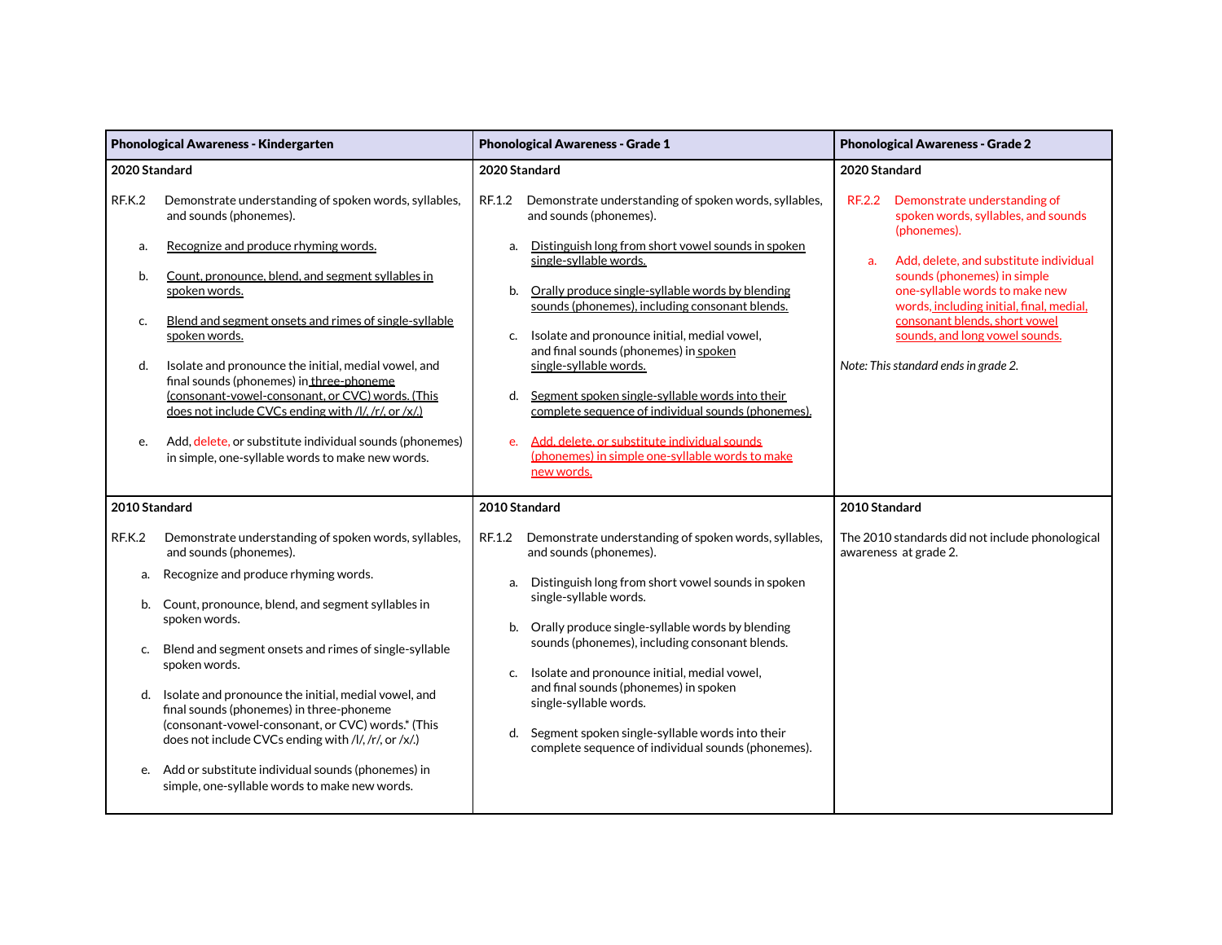| Phonological Awareness - Kindergarten | Phonological Awareness - Grade 1 | Phonological Awareness - Grade 2 |
|---|---|---|
| **2020 Standard**<br><br>RF.K.2 Demonstrate understanding of spoken words, syllables, and sounds (phonemes).<br><br>a. Recognize and produce rhyming words.<br><br>b. Count, pronounce, blend, and segment syllables in spoken words.<br><br>c. Blend and segment onsets and rimes of single-syllable spoken words.<br><br>d. Isolate and pronounce the initial, medial vowel, and final sounds (phonemes) in three-phoneme (consonant-vowel-consonant, or CVC) words. (This does not include CVCs ending with /l/, /r/, or /x/.)<br><br>e. Add, delete, or substitute individual sounds (phonemes) in simple, one-syllable words to make new words. | **2020 Standard**<br><br>RF.1.2 Demonstrate understanding of spoken words, syllables, and sounds (phonemes).<br><br>a. Distinguish long from short vowel sounds in spoken single-syllable words.<br><br>b. Orally produce single-syllable words by blending sounds (phonemes), including consonant blends.<br><br>c. Isolate and pronounce initial, medial vowel, and final sounds (phonemes) in spoken single-syllable words.<br><br>d. Segment spoken single-syllable words into their complete sequence of individual sounds (phonemes).<br><br>e. Add, delete, or substitute individual sounds (phonemes) in simple one-syllable words to make new words. | **2020 Standard**<br><br>RF.2.2 Demonstrate understanding of spoken words, syllables, and sounds (phonemes).<br><br>a. Add, delete, and substitute individual sounds (phonemes) in simple one-syllable words to make new words, including initial, final, medial, consonant blends, short vowel sounds, and long vowel sounds.<br><br>*Note: This standard ends in grade 2.* |
| **2010 Standard**<br><br>RF.K.2 Demonstrate understanding of spoken words, syllables, and sounds (phonemes).<br><br>a. Recognize and produce rhyming words.<br><br>b. Count, pronounce, blend, and segment syllables in spoken words.<br><br>c. Blend and segment onsets and rimes of single-syllable spoken words.<br><br>d. Isolate and pronounce the initial, medial vowel, and final sounds (phonemes) in three-phoneme (consonant-vowel-consonant, or CVC) words.* (This does not include CVCs ending with /l/, /r/, or /x/.)<br><br>e. Add or substitute individual sounds (phonemes) in simple, one-syllable words to make new words. | **2010 Standard**<br><br>RF.1.2 Demonstrate understanding of spoken words, syllables, and sounds (phonemes).<br><br>a. Distinguish long from short vowel sounds in spoken single-syllable words.<br><br>b. Orally produce single-syllable words by blending sounds (phonemes), including consonant blends.<br><br>c. Isolate and pronounce initial, medial vowel, and final sounds (phonemes) in spoken single-syllable words.<br><br>d. Segment spoken single-syllable words into their complete sequence of individual sounds (phonemes). | **2010 Standard**<br><br>The 2010 standards did not include phonological awareness at grade 2. |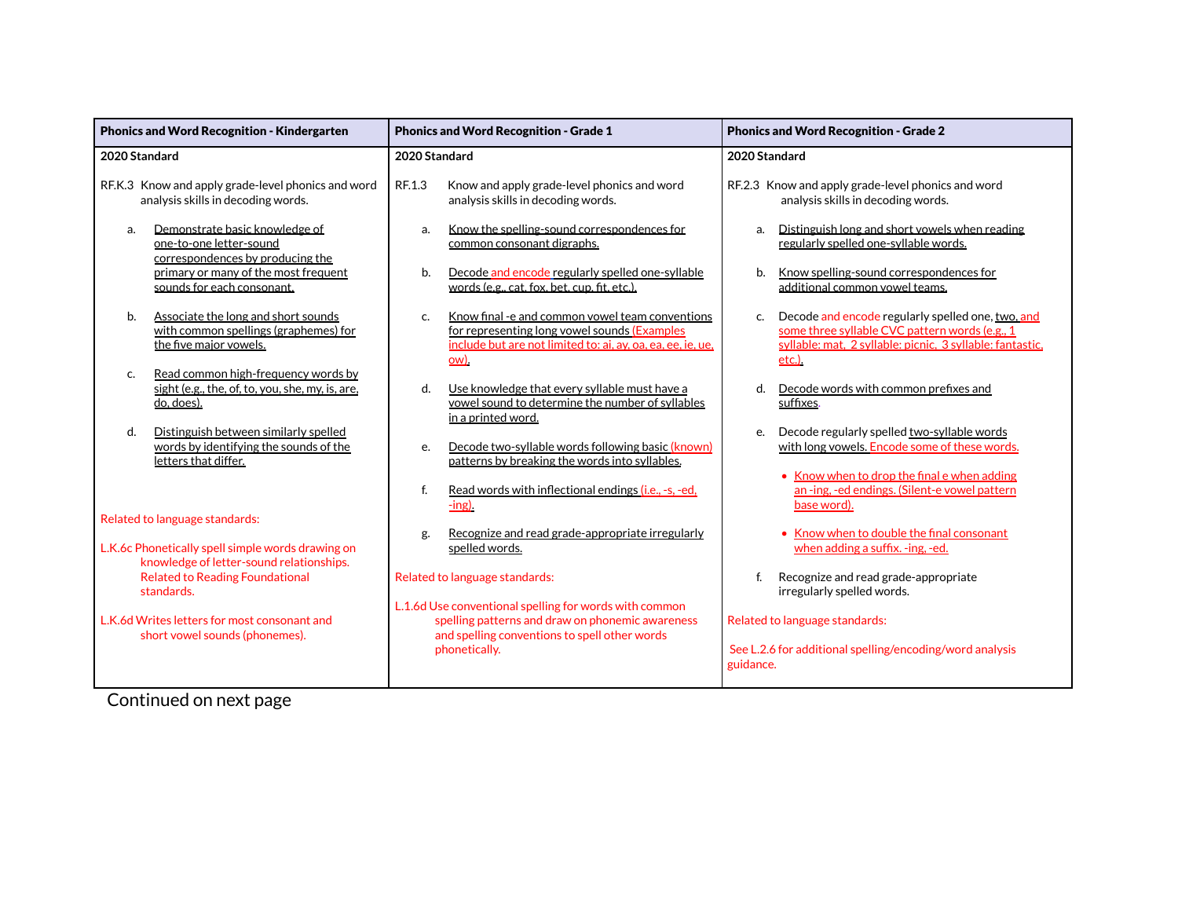| Phonics and Word Recognition - Kindergarten | Phonics and Word Recognition - Grade 1 | Phonics and Word Recognition - Grade 2 |
|---|---|---|
| **2020 Standard**<br><br>RF.K.3 Know and apply grade-level phonics and word analysis skills in decoding words.<br><br>a. Demonstrate basic knowledge of one-to-one letter-sound correspondences by producing the primary or many of the most frequent sounds for each consonant.<br><br>b. Associate the long and short sounds with common spellings (graphemes) for the five major vowels.<br><br>c. Read common high-frequency words by sight (e.g., the, of, to, you, she, my, is, are, do, does).<br><br>d. Distinguish between similarly spelled words by identifying the sounds of the letters that differ.<br><br>Related to language standards:<br><br>L.K.6c Phonetically spell simple words drawing on knowledge of letter-sound relationships. Related to Reading Foundational standards.<br><br>L.K.6d Writes letters for most consonant and short vowel sounds (phonemes). | **2020 Standard**<br><br>RF.1.3 Know and apply grade-level phonics and word analysis skills in decoding words.<br><br>a. Know the spelling-sound correspondences for common consonant digraphs.<br><br>b. Decode and encode regularly spelled one-syllable words (e.g., cat, fox, bet, cup, fit, etc.).<br><br>c. Know final -e and common vowel team conventions for representing long vowel sounds (Examples include but are not limited to: ai, ay, oa, ea, ee, ie, ue, ow).<br><br>d. Use knowledge that every syllable must have a vowel sound to determine the number of syllables in a printed word.<br><br>e. Decode two-syllable words following basic (known) patterns by breaking the words into syllables.<br><br>f. Read words with inflectional endings (i.e., -s, -ed, -ing).<br><br>g. Recognize and read grade-appropriate irregularly spelled words.<br><br>Related to language standards:<br><br>L.1.6d Use conventional spelling for words with common spelling patterns and draw on phonemic awareness and spelling conventions to spell other words phonetically. | **2020 Standard**<br><br>RF.2.3 Know and apply grade-level phonics and word analysis skills in decoding words.<br><br>a. Distinguish long and short vowels when reading regularly spelled one-syllable words.<br><br>b. Know spelling-sound correspondences for additional common vowel teams.<br><br>c. Decode and encode regularly spelled one, two, and some three syllable CVC pattern words (e.g., 1 syllable: mat, 2 syllable: picnic, 3 syllable: fantastic, etc.).<br><br>d. Decode words with common prefixes and suffixes.<br><br>e. Decode regularly spelled two-syllable words with long vowels. Encode some of these words.<br>• Know when to drop the final e when adding an -ing, -ed endings. (Silent-e vowel pattern base word).<br>• Know when to double the final consonant when adding a suffix. -ing, -ed.<br><br>f. Recognize and read grade-appropriate irregularly spelled words.<br><br>Related to language standards:<br><br>See L.2.6 for additional spelling/encoding/word analysis guidance. |

Continued on next page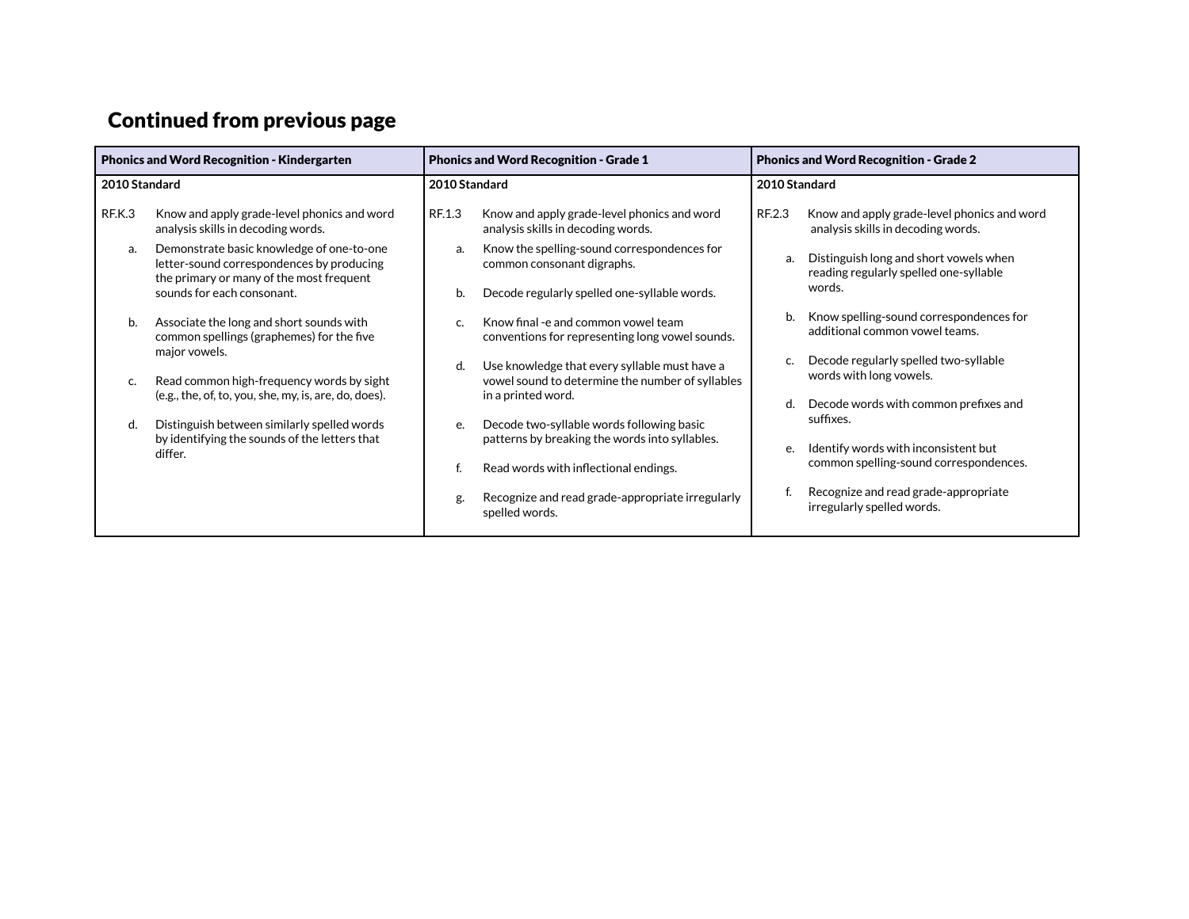## Continued from previous page

| Phonics and Word Recognition - Kindergarten | Phonics and Word Recognition - Grade 1 | Phonics and Word Recognition - Grade 2 |
|---|---|---|
| **2010 Standard**<br><br>RF.K.3 Know and apply grade-level phonics and word analysis skills in decoding words.<br>a. Demonstrate basic knowledge of one-to-one letter-sound correspondences by producing the primary or many of the most frequent sounds for each consonant.<br>b. Associate the long and short sounds with common spellings (graphemes) for the five major vowels.<br>c. Read common high-frequency words by sight (e.g., the, of, to, you, she, my, is, are, do, does).<br>d. Distinguish between similarly spelled words by identifying the sounds of the letters that differ. | **2010 Standard**<br><br>RF.1.3 Know and apply grade-level phonics and word analysis skills in decoding words.<br>a. Know the spelling-sound correspondences for common consonant digraphs.<br>b. Decode regularly spelled one-syllable words.<br>c. Know final -e and common vowel team conventions for representing long vowel sounds.<br>d. Use knowledge that every syllable must have a vowel sound to determine the number of syllables in a printed word.<br>e. Decode two-syllable words following basic patterns by breaking the words into syllables.<br>f. Read words with inflectional endings.<br>g. Recognize and read grade-appropriate irregularly spelled words. | **2010 Standard**<br><br>RF.2.3 Know and apply grade-level phonics and word analysis skills in decoding words.<br>a. Distinguish long and short vowels when reading regularly spelled one-syllable words.<br>b. Know spelling-sound correspondences for additional common vowel teams.<br>c. Decode regularly spelled two-syllable words with long vowels.<br>d. Decode words with common prefixes and suffixes.<br>e. Identify words with inconsistent but common spelling-sound correspondences.<br>f. Recognize and read grade-appropriate irregularly spelled words. |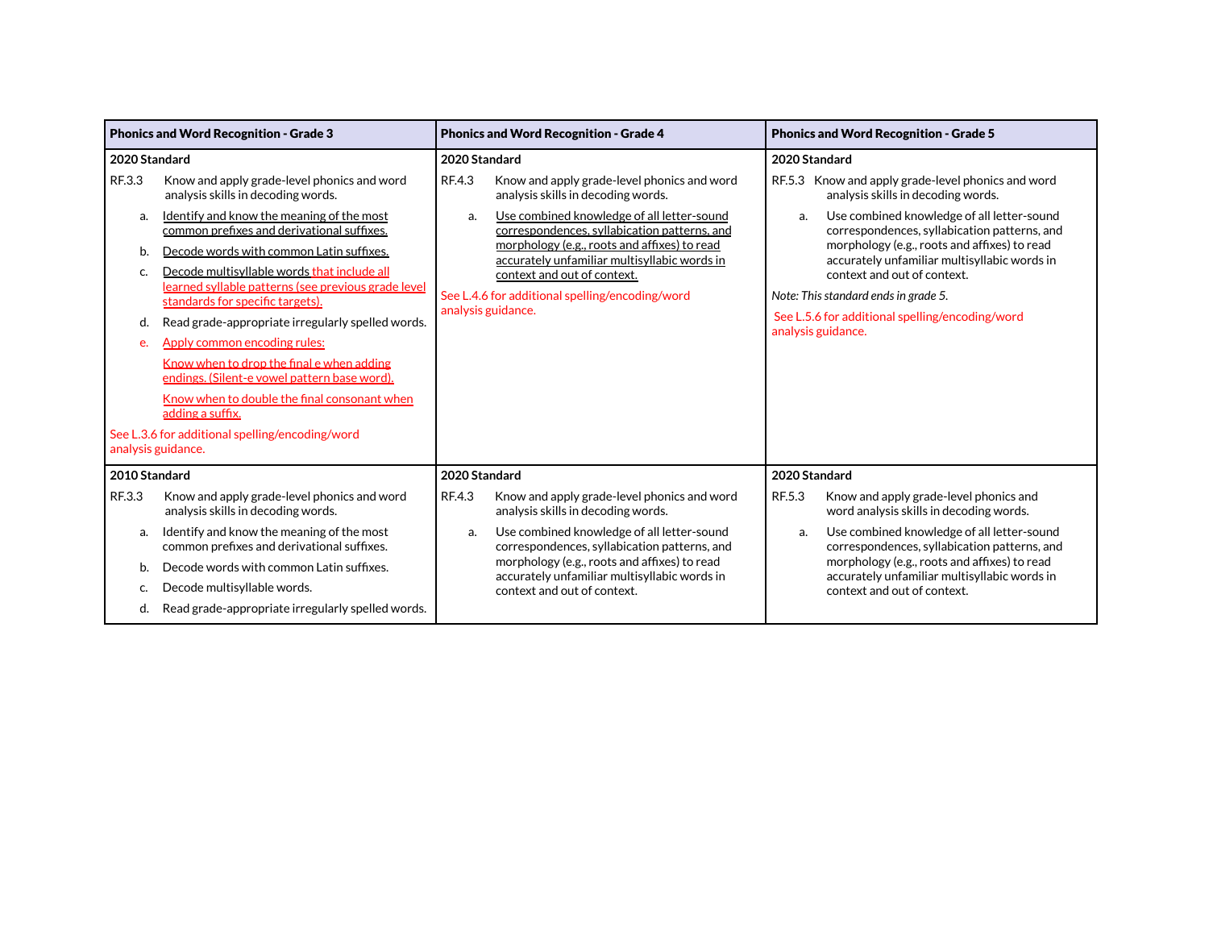| Phonics and Word Recognition - Grade 3 | Phonics and Word Recognition - Grade 4 | Phonics and Word Recognition - Grade 5 |
|---|---|---|
| **2020 Standard**<br>RF.3.3 Know and apply grade-level phonics and word analysis skills in decoding words.<br>a. Identify and know the meaning of the most common prefixes and derivational suffixes.<br>b. Decode words with common Latin suffixes.<br>c. Decode multisyllable words that include all learned syllable patterns (see previous grade level standards for specific targets).<br>d. Read grade-appropriate irregularly spelled words.<br>e. Apply common encoding rules:<br>Know when to drop the final e when adding endings. (Silent-e vowel pattern base word).<br>Know when to double the final consonant when adding a suffix.<br>See L.3.6 for additional spelling/encoding/word analysis guidance. | **2020 Standard**<br>RF.4.3 Know and apply grade-level phonics and word analysis skills in decoding words.<br>a. Use combined knowledge of all letter-sound correspondences, syllabication patterns, and morphology (e.g., roots and affixes) to read accurately unfamiliar multisyllabic words in context and out of context.<br>See L.4.6 for additional spelling/encoding/word analysis guidance. | **2020 Standard**<br>RF.5.3 Know and apply grade-level phonics and word analysis skills in decoding words.<br>a. Use combined knowledge of all letter-sound correspondences, syllabication patterns, and morphology (e.g., roots and affixes) to read accurately unfamiliar multisyllabic words in context and out of context.<br>*Note: This standard ends in grade 5.*<br>See L.5.6 for additional spelling/encoding/word analysis guidance. |
| **2010 Standard**<br>RF.3.3 Know and apply grade-level phonics and word analysis skills in decoding words.<br>a. Identify and know the meaning of the most common prefixes and derivational suffixes.<br>b. Decode words with common Latin suffixes.<br>c. Decode multisyllable words.<br>d. Read grade-appropriate irregularly spelled words. | **2020 Standard**<br>RF.4.3 Know and apply grade-level phonics and word analysis skills in decoding words.<br>a. Use combined knowledge of all letter-sound correspondences, syllabication patterns, and morphology (e.g., roots and affixes) to read accurately unfamiliar multisyllabic words in context and out of context. | **2020 Standard**<br>RF.5.3 Know and apply grade-level phonics and word analysis skills in decoding words.<br>a. Use combined knowledge of all letter-sound correspondences, syllabication patterns, and morphology (e.g., roots and affixes) to read accurately unfamiliar multisyllabic words in context and out of context. |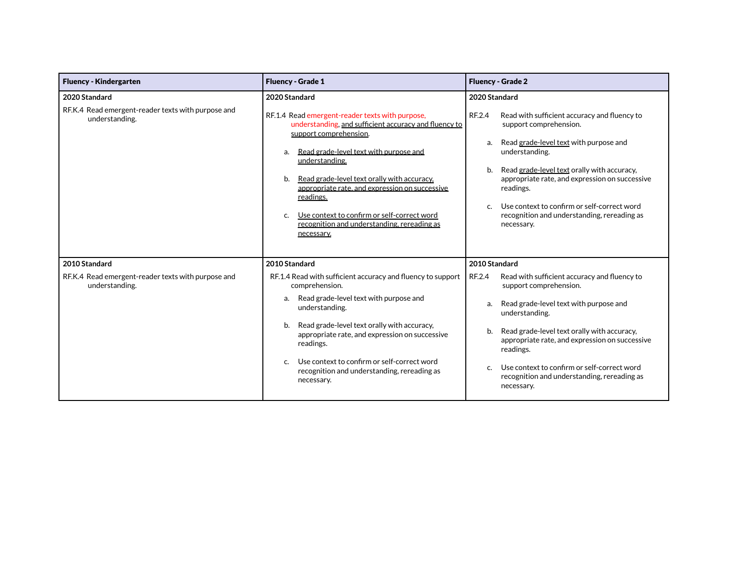| Fluency - Kindergarten | Fluency - Grade 1 | Fluency - Grade 2 |
|---|---|---|
| **2020 Standard**<br><br>RF.K.4 Read emergent-reader texts with purpose and understanding. | **2020 Standard**<br><br>RF.1.4 Read emergent-reader texts with purpose, understanding, <u>and sufficient accuracy and fluency to support comprehension</u>.<br><br>a. <u>Read grade-level text with purpose and understanding.</u><br><br>b. <u>Read grade-level text orally with accuracy, appropriate rate, and expression on successive readings.</u><br><br>c. <u>Use context to confirm or self-correct word recognition and understanding, rereading as necessary.</u> | **2020 Standard**<br><br>RF.2.4 Read with sufficient accuracy and fluency to support comprehension.<br><br>a. Read <u>grade-level text</u> with purpose and understanding.<br><br>b. Read <u>grade-level text</u> orally with accuracy, appropriate rate, and expression on successive readings.<br><br>c. Use context to confirm or self-correct word recognition and understanding, rereading as necessary. |
| **2010 Standard**<br><br>RF.K.4 Read emergent-reader texts with purpose and understanding. | **2010 Standard**<br><br>RF.1.4 Read with sufficient accuracy and fluency to support comprehension.<br><br>a. Read grade-level text with purpose and understanding.<br><br>b. Read grade-level text orally with accuracy, appropriate rate, and expression on successive readings.<br><br>c. Use context to confirm or self-correct word recognition and understanding, rereading as necessary. | **2010 Standard**<br><br>RF.2.4 Read with sufficient accuracy and fluency to support comprehension.<br><br>a. Read grade-level text with purpose and understanding.<br><br>b. Read grade-level text orally with accuracy, appropriate rate, and expression on successive readings.<br><br>c. Use context to confirm or self-correct word recognition and understanding, rereading as necessary. |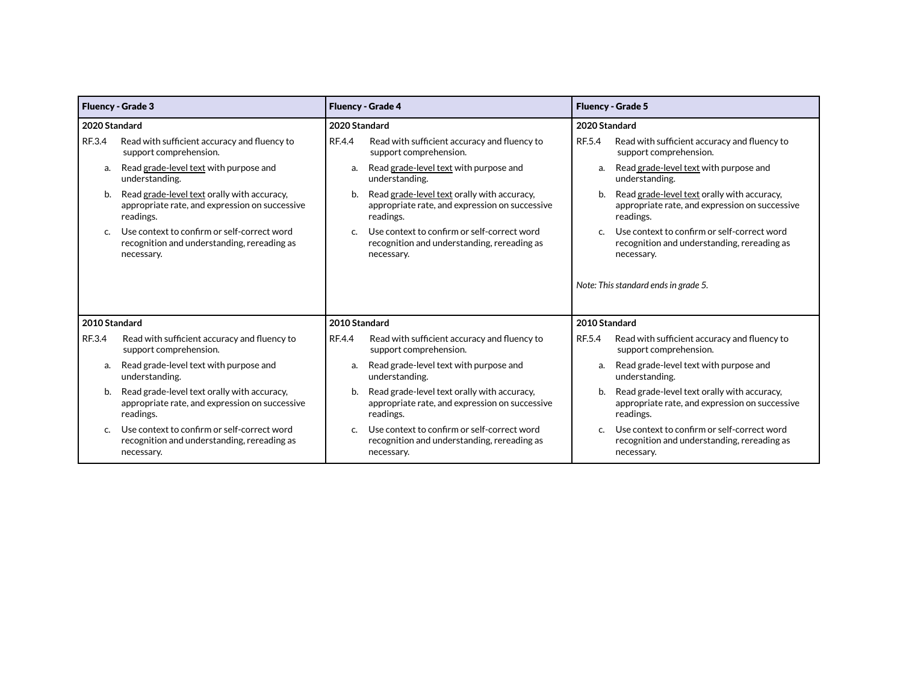| Fluency - Grade 3 | Fluency - Grade 4 | Fluency - Grade 5 |
|---|---|---|
| **2020 Standard**<br>RF.3.4 Read with sufficient accuracy and fluency to support comprehension.<br>a. Read grade-level text with purpose and understanding.<br>b. Read grade-level text orally with accuracy, appropriate rate, and expression on successive readings.<br>c. Use context to confirm or self-correct word recognition and understanding, rereading as necessary. | **2020 Standard**<br>RF.4.4 Read with sufficient accuracy and fluency to support comprehension.<br>a. Read grade-level text with purpose and understanding.<br>b. Read grade-level text orally with accuracy, appropriate rate, and expression on successive readings.<br>c. Use context to confirm or self-correct word recognition and understanding, rereading as necessary. | **2020 Standard**<br>RF.5.4 Read with sufficient accuracy and fluency to support comprehension.<br>a. Read grade-level text with purpose and understanding.<br>b. Read grade-level text orally with accuracy, appropriate rate, and expression on successive readings.<br>c. Use context to confirm or self-correct word recognition and understanding, rereading as necessary.<br><br>*Note: This standard ends in grade 5.* |
| **2010 Standard**<br>RF.3.4 Read with sufficient accuracy and fluency to support comprehension.<br>a. Read grade-level text with purpose and understanding.<br>b. Read grade-level text orally with accuracy, appropriate rate, and expression on successive readings.<br>c. Use context to confirm or self-correct word recognition and understanding, rereading as necessary. | **2010 Standard**<br>RF.4.4 Read with sufficient accuracy and fluency to support comprehension.<br>a. Read grade-level text with purpose and understanding.<br>b. Read grade-level text orally with accuracy, appropriate rate, and expression on successive readings.<br>c. Use context to confirm or self-correct word recognition and understanding, rereading as necessary. | **2010 Standard**<br>RF.5.4 Read with sufficient accuracy and fluency to support comprehension.<br>a. Read grade-level text with purpose and understanding.<br>b. Read grade-level text orally with accuracy, appropriate rate, and expression on successive readings.<br>c. Use context to confirm or self-correct word recognition and understanding, rereading as necessary. |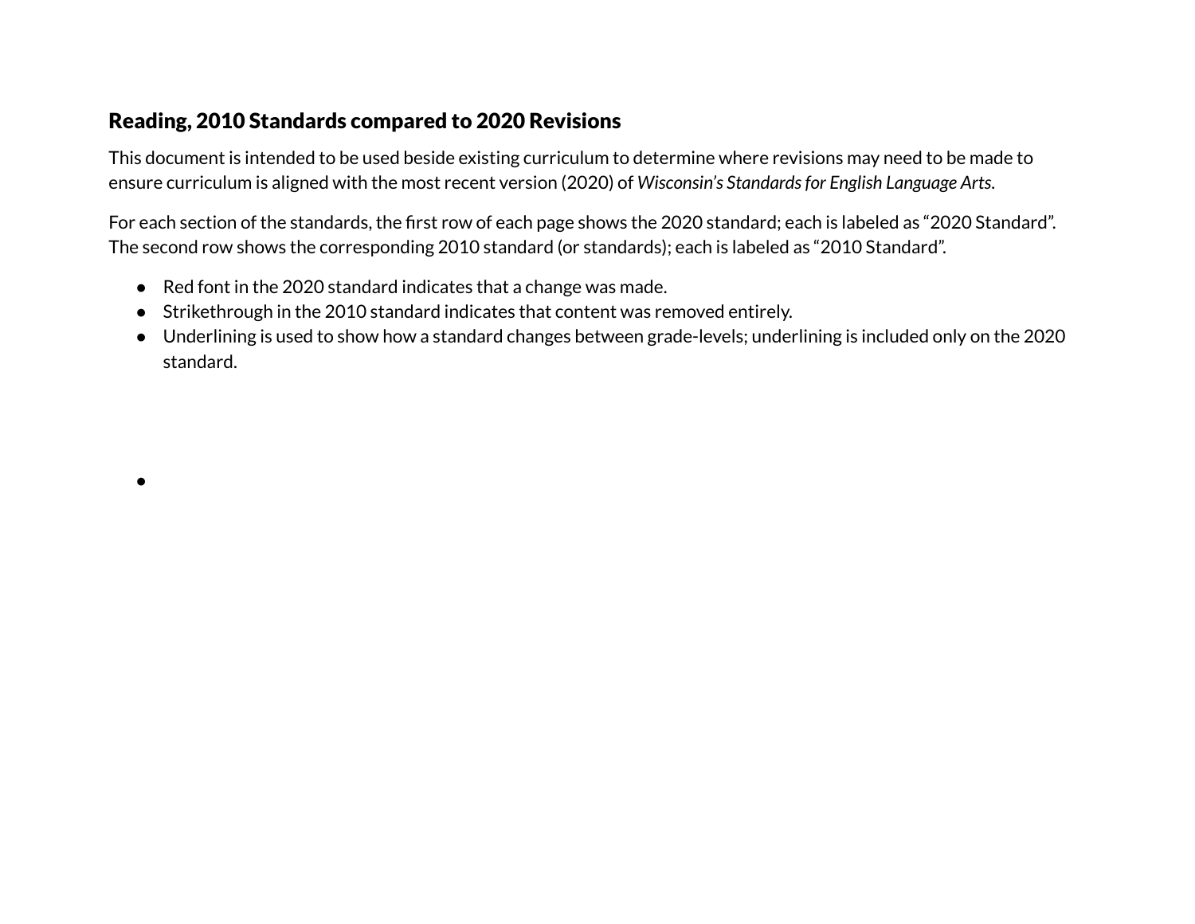## Reading, 2010 Standards compared to 2020 Revisions

This document is intended to be used beside existing curriculum to determine where revisions may need to be made to ensure curriculum is aligned with the most recent version (2020) of *Wisconsin's Standards for English Language Arts*.

For each section of the standards, the first row of each page shows the 2020 standard; each is labeled as "2020 Standard". The second row shows the corresponding 2010 standard (or standards); each is labeled as "2010 Standard".

- Red font in the 2020 standard indicates that a change was made.
- Strikethrough in the 2010 standard indicates that content was removed entirely.
- Underlining is used to show how a standard changes between grade-levels; underlining is included only on the 2020 standard.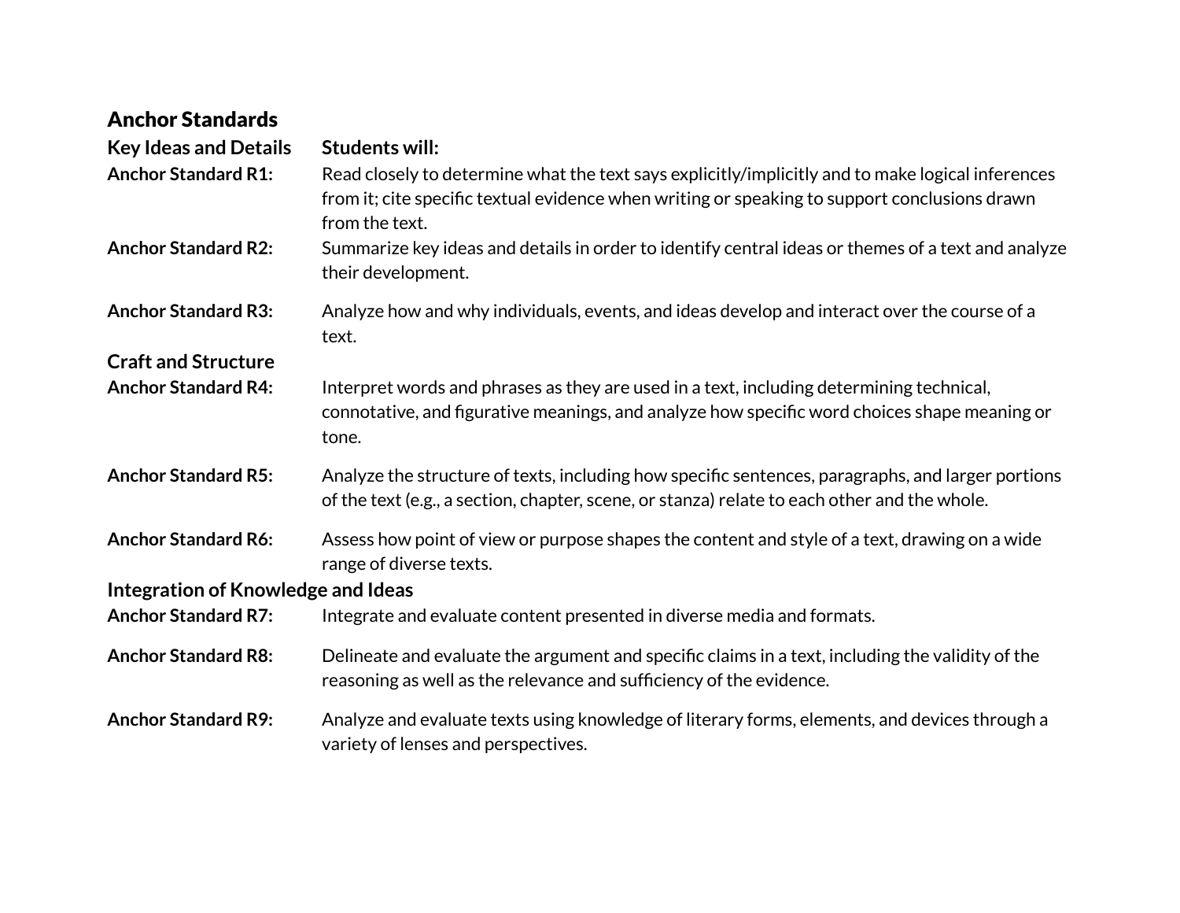## Anchor Standards

| **Key Ideas and Details** | **Students will:** |
| --- | --- |
| **Anchor Standard R1:** | Read closely to determine what the text says explicitly/implicitly and to make logical inferences from it; cite specific textual evidence when writing or speaking to support conclusions drawn from the text. |
| **Anchor Standard R2:** | Summarize key ideas and details in order to identify central ideas or themes of a text and analyze their development. |
| **Anchor Standard R3:** | Analyze how and why individuals, events, and ideas develop and interact over the course of a text. |
| **Craft and Structure** | |
| **Anchor Standard R4:** | Interpret words and phrases as they are used in a text, including determining technical, connotative, and figurative meanings, and analyze how specific word choices shape meaning or tone. |
| **Anchor Standard R5:** | Analyze the structure of texts, including how specific sentences, paragraphs, and larger portions of the text (e.g., a section, chapter, scene, or stanza) relate to each other and the whole. |
| **Anchor Standard R6:** | Assess how point of view or purpose shapes the content and style of a text, drawing on a wide range of diverse texts. |
| **Integration of Knowledge and Ideas** | |
| **Anchor Standard R7:** | Integrate and evaluate content presented in diverse media and formats. |
| **Anchor Standard R8:** | Delineate and evaluate the argument and specific claims in a text, including the validity of the reasoning as well as the relevance and sufficiency of the evidence. |
| **Anchor Standard R9:** | Analyze and evaluate texts using knowledge of literary forms, elements, and devices through a variety of lenses and perspectives. |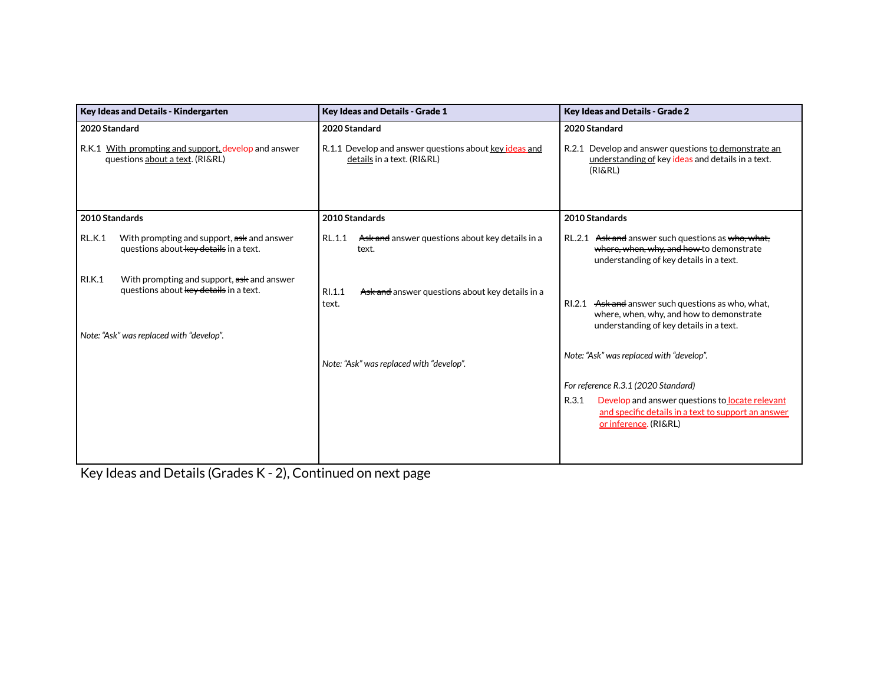| Key Ideas and Details - Kindergarten | Key Ideas and Details - Grade 1 | Key Ideas and Details - Grade 2 |
|---|---|---|
| **2020 Standard**<br><br>R.K.1 With prompting and support, develop and answer questions about a text. (RI&RL) | **2020 Standard**<br><br>R.1.1 Develop and answer questions about key ideas and details in a text. (RI&RL) | **2020 Standard**<br><br>R.2.1 Develop and answer questions to demonstrate an understanding of key ideas and details in a text. (RI&RL) |
| **2010 Standards**<br><br>RL.K.1 With prompting and support, ~~ask~~ and answer questions about ~~key details~~ in a text.<br><br>RI.K.1 With prompting and support, ~~ask~~ and answer questions about ~~key details~~ in a text.<br><br>*Note: "Ask" was replaced with "develop".* | **2010 Standards**<br><br>RL.1.1 ~~Ask and~~ answer questions about key details in a text.<br><br>RI.1.1 ~~Ask and~~ answer questions about key details in a text.<br><br>*Note: "Ask" was replaced with "develop".* | **2010 Standards**<br><br>RL.2.1 ~~Ask and~~ answer such questions as ~~who, what, where, when, why, and how~~ to demonstrate understanding of key details in a text.<br><br>RI.2.1 ~~Ask and~~ answer such questions as who, what, where, when, why, and how to demonstrate understanding of key details in a text.<br><br>*Note: "Ask" was replaced with "develop".*<br><br>*For reference R.3.1 (2020 Standard)*<br>R.3.1 Develop and answer questions to locate relevant and specific details in a text to support an answer or inference. (RI&RL) |

Key Ideas and Details (Grades K - 2), Continued on next page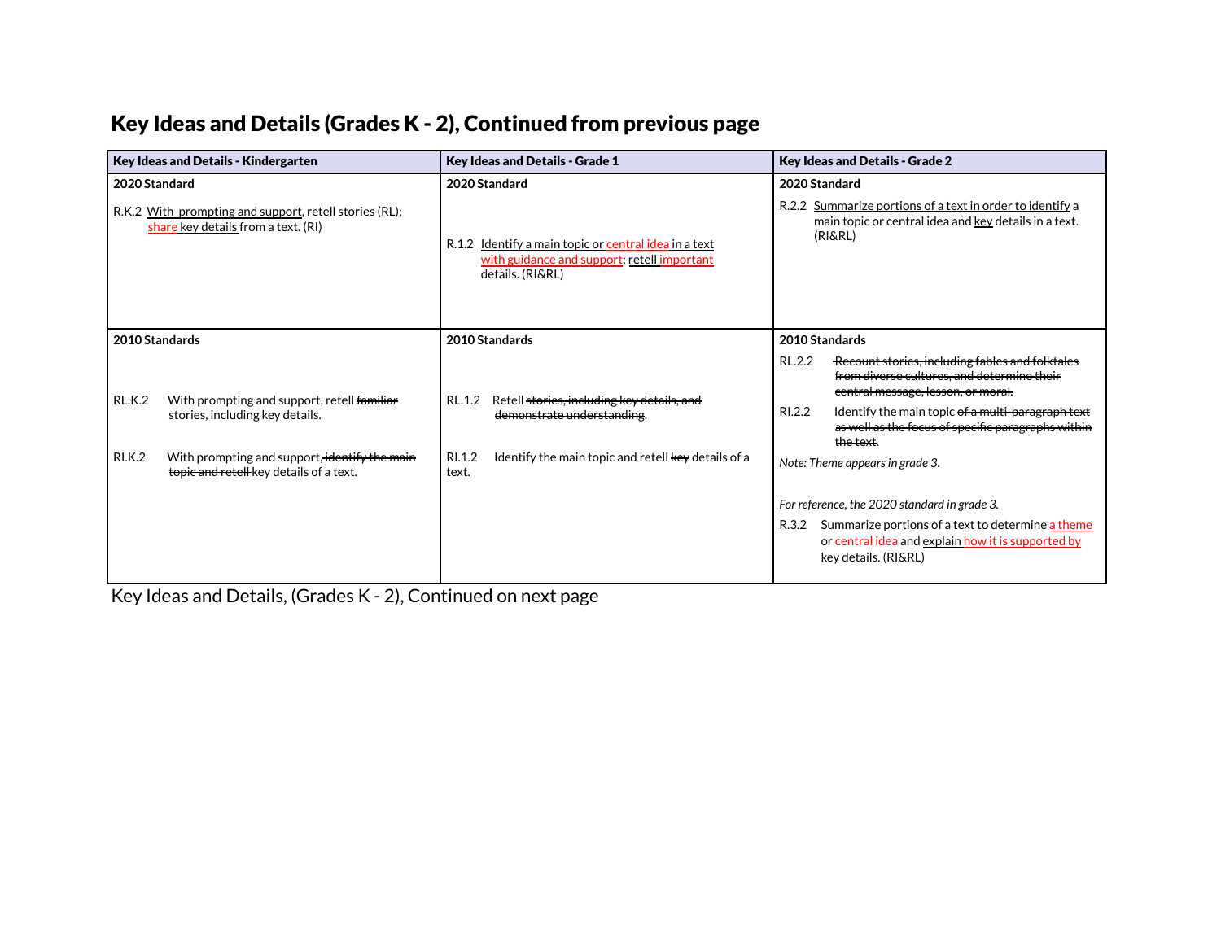## Key Ideas and Details (Grades K - 2), Continued from previous page

| Key Ideas and Details - Kindergarten | Key Ideas and Details - Grade 1 | Key Ideas and Details - Grade 2 |
|---|---|---|
| **2020 Standard**<br><br>R.K.2 With prompting and support, retell stories (RL); share key details from a text. (RI) | **2020 Standard**<br><br>R.1.2 Identify a main topic or central idea in a text with guidance and support; retell important details. (RI&RL) | **2020 Standard**<br><br>R.2.2 Summarize portions of a text in order to identify a main topic or central idea and key details in a text. (RI&RL) |
| **2010 Standards**<br><br>RL.K.2 With prompting and support, retell ~~familiar~~ stories, including key details.<br><br>RI.K.2 With prompting and support, ~~identify the main topic and retell~~ key details of a text. | **2010 Standards**<br><br>RL.1.2 Retell ~~stories, including key details, and demonstrate understanding~~.<br><br>RI.1.2 Identify the main topic and retell ~~key~~ details of a text. | **2010 Standards**<br><br>RL.2.2 ~~Recount stories, including fables and folktales from diverse cultures, and determine their central message, lesson, or moral.~~<br><br>RI.2.2 Identify the main topic ~~of a multi-paragraph text as well as the focus of specific paragraphs within the text.~~<br><br>*Note: Theme appears in grade 3.*<br><br>*For reference, the 2020 standard in grade 3.*<br><br>R.3.2 Summarize portions of a text to determine a theme or central idea and explain how it is supported by key details. (RI&RL) |

Key Ideas and Details, (Grades K - 2), Continued on next page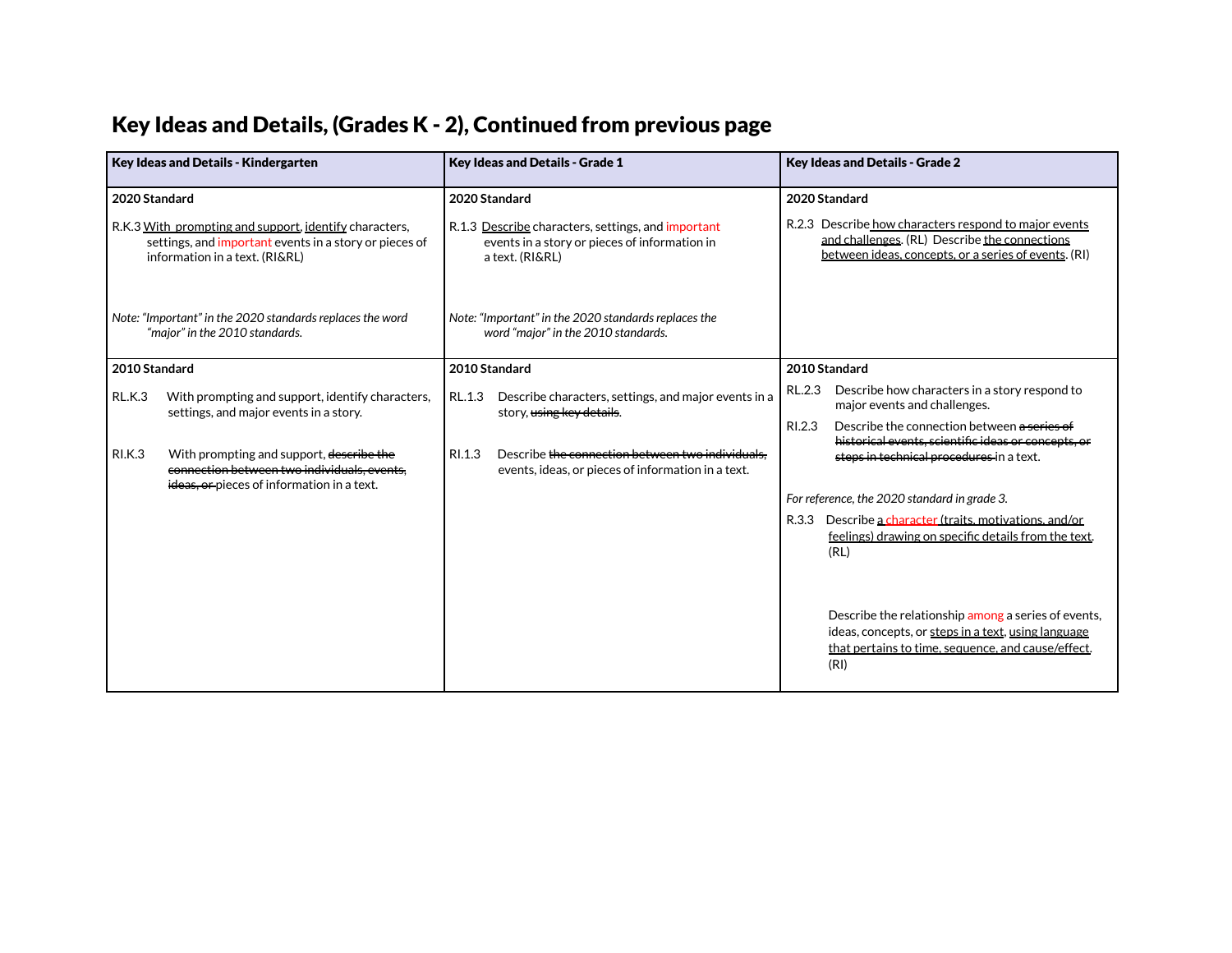# Key Ideas and Details, (Grades K - 2), Continued from previous page

| Key Ideas and Details - Kindergarten | Key Ideas and Details - Grade 1 | Key Ideas and Details - Grade 2 |
|---|---|---|
| **2020 Standard**<br><br>R.K.3 With prompting and support, identify characters, settings, and important events in a story or pieces of information in a text. (RI&RL)<br><br>*Note: "Important" in the 2020 standards replaces the word "major" in the 2010 standards.* | **2020 Standard**<br><br>R.1.3 Describe characters, settings, and important events in a story or pieces of information in a text. (RI&RL)<br><br>*Note: "Important" in the 2020 standards replaces the word "major" in the 2010 standards.* | **2020 Standard**<br><br>R.2.3 Describe how characters respond to major events and challenges. (RL) Describe the connections between ideas, concepts, or a series of events. (RI) |
| **2010 Standard**<br><br>RL.K.3 With prompting and support, identify characters, settings, and major events in a story.<br><br>RI.K.3 With prompting and support, ~~describe the connection between two individuals, events, ideas, or~~ pieces of information in a text. | **2010 Standard**<br><br>RL.1.3 Describe characters, settings, and major events in a story, ~~using key details~~.<br><br>RI.1.3 Describe ~~the connection between two individuals,~~ events, ideas, or pieces of information in a text. | **2010 Standard**<br><br>RL.2.3 Describe how characters in a story respond to major events and challenges.<br><br>RI.2.3 Describe the connection between ~~a series of historical events, scientific ideas or concepts, or steps in technical procedures~~ in a text.<br><br>*For reference, the 2020 standard in grade 3.*<br><br>R.3.3 Describe a character (traits, motivations, and/or feelings) drawing on specific details from the text. (RL)<br><br>Describe the relationship among a series of events, ideas, concepts, or steps in a text, using language that pertains to time, sequence, and cause/effect. (RI) |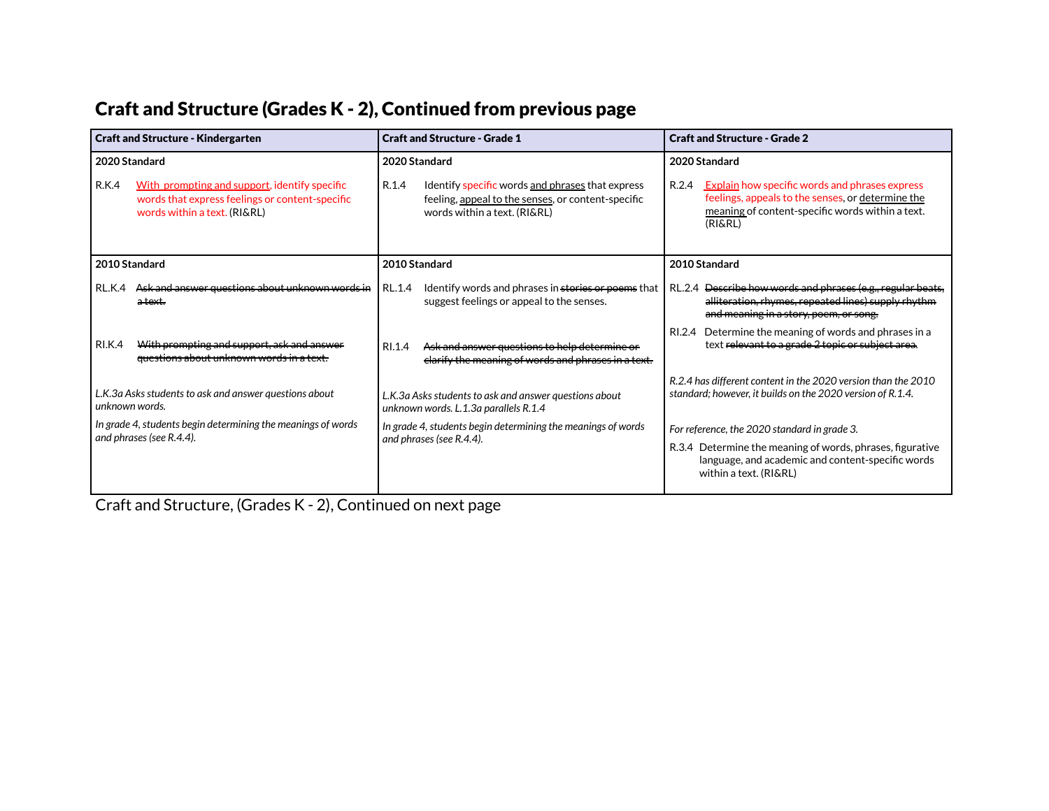## Craft and Structure (Grades K - 2), Continued from previous page

| Craft and Structure - Kindergarten | Craft and Structure - Grade 1 | Craft and Structure - Grade 2 |
|---|---|---|
| **2020 Standard**<br><br>R.K.4 With prompting and support, identify specific words that express feelings or content-specific words within a text. (RI&RL) | **2020 Standard**<br><br>R.1.4 Identify specific words and phrases that express feeling, appeal to the senses, or content-specific words within a text. (RI&RL) | **2020 Standard**<br><br>R.2.4 Explain how specific words and phrases express feelings, appeals to the senses, or determine the meaning of content-specific words within a text. (RI&RL) |
| **2010 Standard**<br><br>RL.K.4 ~~Ask and answer questions about unknown words in a text.~~<br><br>RI.K.4 ~~With prompting and support, ask and answer questions about unknown words in a text.~~<br><br>*L.K.3a Asks students to ask and answer questions about unknown words.*<br><br>*In grade 4, students begin determining the meanings of words and phrases (see R.4.4).* | **2010 Standard**<br><br>RL.1.4 Identify words and phrases in ~~stories or poems~~ that suggest feelings or appeal to the senses.<br><br>RI.1.4 ~~Ask and answer questions to help determine or clarify the meaning of words and phrases in a text.~~<br><br>*L.K.3a Asks students to ask and answer questions about unknown words. L.1.3a parallels R.1.4*<br><br>*In grade 4, students begin determining the meanings of words and phrases (see R.4.4).* | **2010 Standard**<br><br>RL.2.4 ~~Describe how words and phrases (e.g., regular beats, alliteration, rhymes, repeated lines) supply rhythm and meaning in a story, poem, or song.~~<br><br>RI.2.4 Determine the meaning of words and phrases in a text ~~relevant to a grade 2 topic or subject area.~~<br><br>*R.2.4 has different content in the 2020 version than the 2010 standard; however, it builds on the 2020 version of R.1.4.*<br><br>*For reference, the 2020 standard in grade 3.*<br><br>R.3.4 Determine the meaning of words, phrases, figurative language, and academic and content-specific words within a text. (RI&RL) |

Craft and Structure, (Grades K - 2), Continued on next page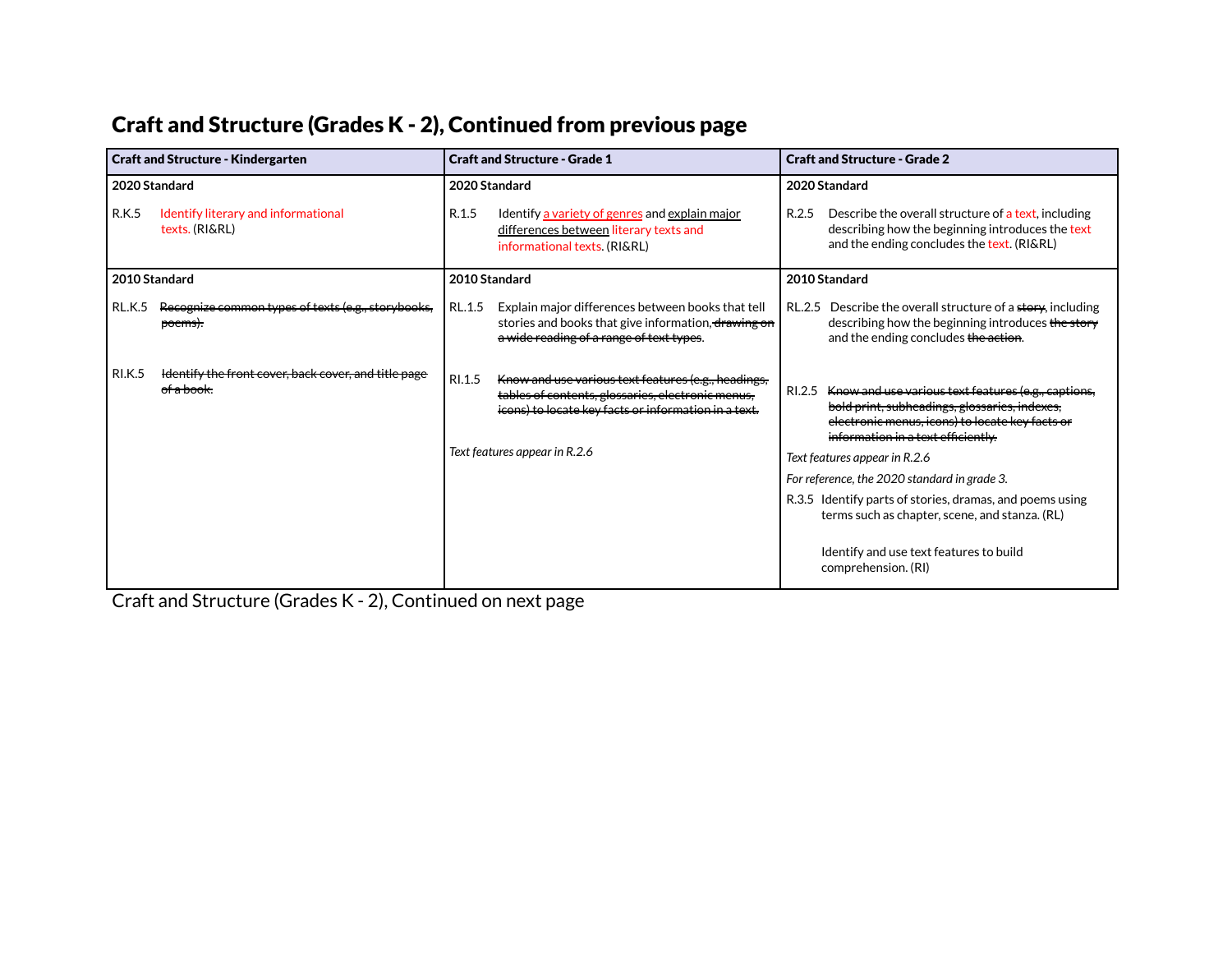## Craft and Structure (Grades K - 2), Continued from previous page

| Craft and Structure - Kindergarten | Craft and Structure - Grade 1 | Craft and Structure - Grade 2 |
|---|---|---|
| **2020 Standard**<br><br>R.K.5 Identify literary and informational texts. (RI&RL) | **2020 Standard**<br><br>R.1.5 Identify a variety of genres and explain major differences between literary texts and informational texts. (RI&RL) | **2020 Standard**<br><br>R.2.5 Describe the overall structure of a text, including describing how the beginning introduces the text and the ending concludes the text. (RI&RL) |
| **2010 Standard**<br><br>RL.K.5 ~~Recognize common types of texts (e.g., storybooks, poems).~~<br><br>RI.K.5 ~~Identify the front cover, back cover, and title page of a book.~~ | **2010 Standard**<br><br>RL.1.5 Explain major differences between books that tell stories and books that give information, ~~drawing on a wide reading of a range of text types~~.<br><br>RI.1.5 ~~Know and use various text features (e.g., headings, tables of contents, glossaries, electronic menus, icons) to locate key facts or information in a text.~~<br><br>*Text features appear in R.2.6* | **2010 Standard**<br><br>RL.2.5 Describe the overall structure of a ~~story~~, including describing how the beginning introduces ~~the story~~ and the ending concludes ~~the action~~.<br><br>RI.2.5 ~~Know and use various text features (e.g., captions, bold print, subheadings, glossaries, indexes, electronic menus, icons) to locate key facts or information in a text efficiently.~~<br><br>*Text features appear in R.2.6*<br><br>*For reference, the 2020 standard in grade 3.*<br><br>R.3.5 Identify parts of stories, dramas, and poems using terms such as chapter, scene, and stanza. (RL)<br><br>Identify and use text features to build comprehension. (RI) |

Craft and Structure (Grades K - 2), Continued on next page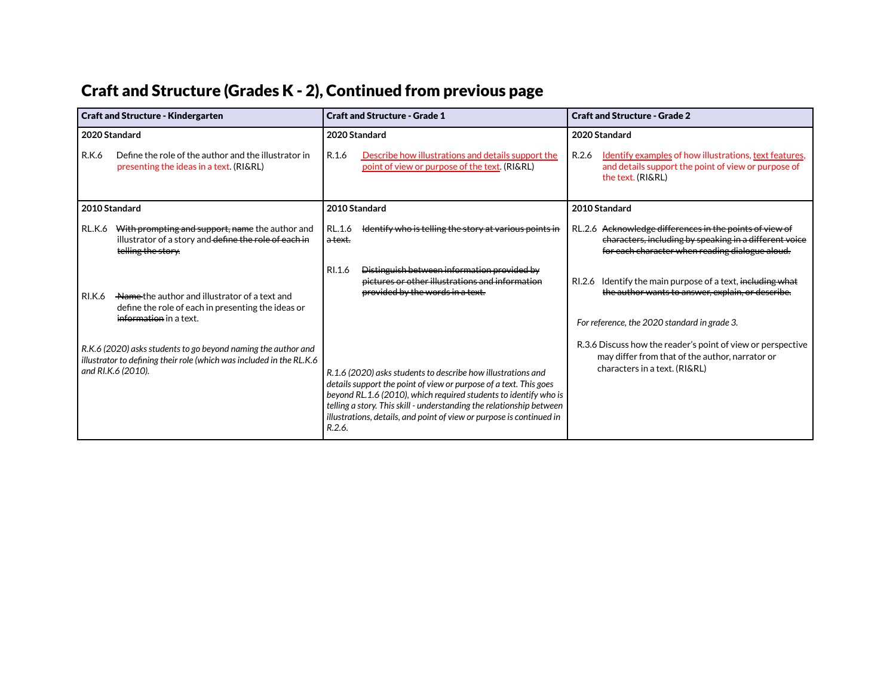## Craft and Structure (Grades K - 2), Continued from previous page

| Craft and Structure - Kindergarten | Craft and Structure - Grade 1 | Craft and Structure - Grade 2 |
| --- | --- | --- |
| **2020 Standard**<br><br>R.K.6 Define the role of the author and the illustrator in presenting the ideas in a text. (RI&RL) | **2020 Standard**<br><br>R.1.6 Describe how illustrations and details support the point of view or purpose of the text. (RI&RL) | **2020 Standard**<br><br>R.2.6 Identify examples of how illustrations, text features, and details support the point of view or purpose of the text. (RI&RL) |
| **2010 Standard**<br><br>RL.K.6 ~~With prompting and support,~~ ~~name~~ the author and illustrator of a story and ~~define the role of each in telling the story.~~<br><br>RI.K.6 ~~Name~~ the author and illustrator of a text and define the role of each in presenting the ideas or ~~information~~ in a text.<br><br>*R.K.6 (2020) asks students to go beyond naming the author and illustrator to defining their role (which was included in the RL.K.6 and RI.K.6 (2010).* | **2010 Standard**<br><br>RL.1.6 ~~Identify who is telling the story at various points in a text.~~<br><br>RI.1.6 ~~Distinguish between information provided by pictures or other illustrations and information provided by the words in a text.~~<br><br>*R.1.6 (2020) asks students to describe how illustrations and details support the point of view or purpose of a text. This goes beyond RL.1.6 (2010), which required students to identify who is telling a story. This skill - understanding the relationship between illustrations, details, and point of view or purpose is continued in R.2.6.* | **2010 Standard**<br><br>RL.2.6 ~~Acknowledge differences in the points of view of characters, including by speaking in a different voice for each character when reading dialogue aloud.~~<br><br>RI.2.6 Identify the main purpose of a text, ~~including what the author wants to answer, explain, or describe.~~<br><br>*For reference, the 2020 standard in grade 3.*<br><br>R.3.6 Discuss how the reader's point of view or perspective may differ from that of the author, narrator or characters in a text. (RI&RL) |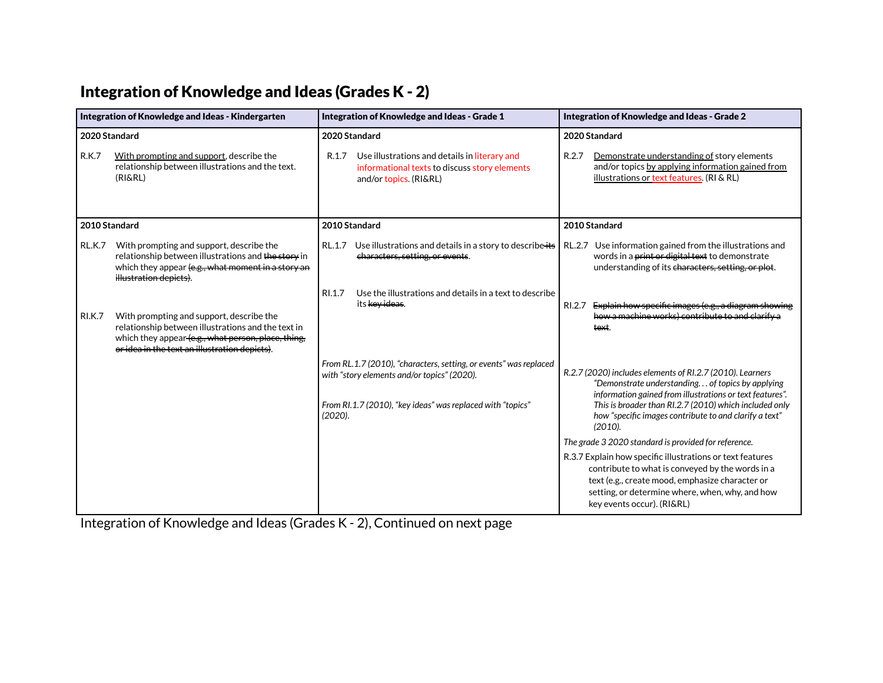## Integration of Knowledge and Ideas (Grades K - 2)

| Integration of Knowledge and Ideas - Kindergarten | Integration of Knowledge and Ideas - Grade 1 | Integration of Knowledge and Ideas - Grade 2 |
|---|---|---|
| **2020 Standard**<br><br>R.K.7 With prompting and support, describe the relationship between illustrations and the text. (RI&RL) | **2020 Standard**<br><br>R.1.7 Use illustrations and details in literary and informational texts to discuss story elements and/or topics. (RI&RL) | **2020 Standard**<br><br>R.2.7 Demonstrate understanding of story elements and/or topics by applying information gained from illustrations or text features. (RI & RL) |
| **2010 Standard**<br><br>RL.K.7 With prompting and support, describe the relationship between illustrations and ~~the story~~ in which they appear ~~(e.g., what moment in a story an illustration depicts)~~.<br><br>RI.K.7 With prompting and support, describe the relationship between illustrations and the text in which they appear ~~(e.g., what person, place, thing, or idea in the text an illustration depicts)~~. | **2010 Standard**<br><br>RL.1.7 Use illustrations and details in a story to describe ~~its characters, setting, or events~~.<br><br>RI.1.7 Use the illustrations and details in a text to describe its ~~key ideas~~.<br><br>*From RL.1.7 (2010), "characters, setting, or events" was replaced with "story elements and/or topics" (2020).*<br><br>*From RI.1.7 (2010), "key ideas" was replaced with "topics" (2020).* | **2010 Standard**<br><br>RL.2.7 Use information gained from the illustrations and words in a ~~print or digital text~~ to demonstrate understanding of its ~~characters, setting, or plot~~.<br><br>RI.2.7 ~~Explain how specific images (e.g., a diagram showing how a machine works) contribute to and clarify a text~~.<br><br>*R.2.7 (2020) includes elements of RI.2.7 (2010). Learners "Demonstrate understanding. . . of topics by applying information gained from illustrations or text features". This is broader than RI.2.7 (2010) which included only how "specific images contribute to and clarify a text" (2010).*<br><br>*The grade 3 2020 standard is provided for reference.*<br><br>R.3.7 Explain how specific illustrations or text features contribute to what is conveyed by the words in a text (e.g., create mood, emphasize character or setting, or determine where, when, why, and how key events occur). (RI&RL) |

Integration of Knowledge and Ideas (Grades K - 2), Continued on next page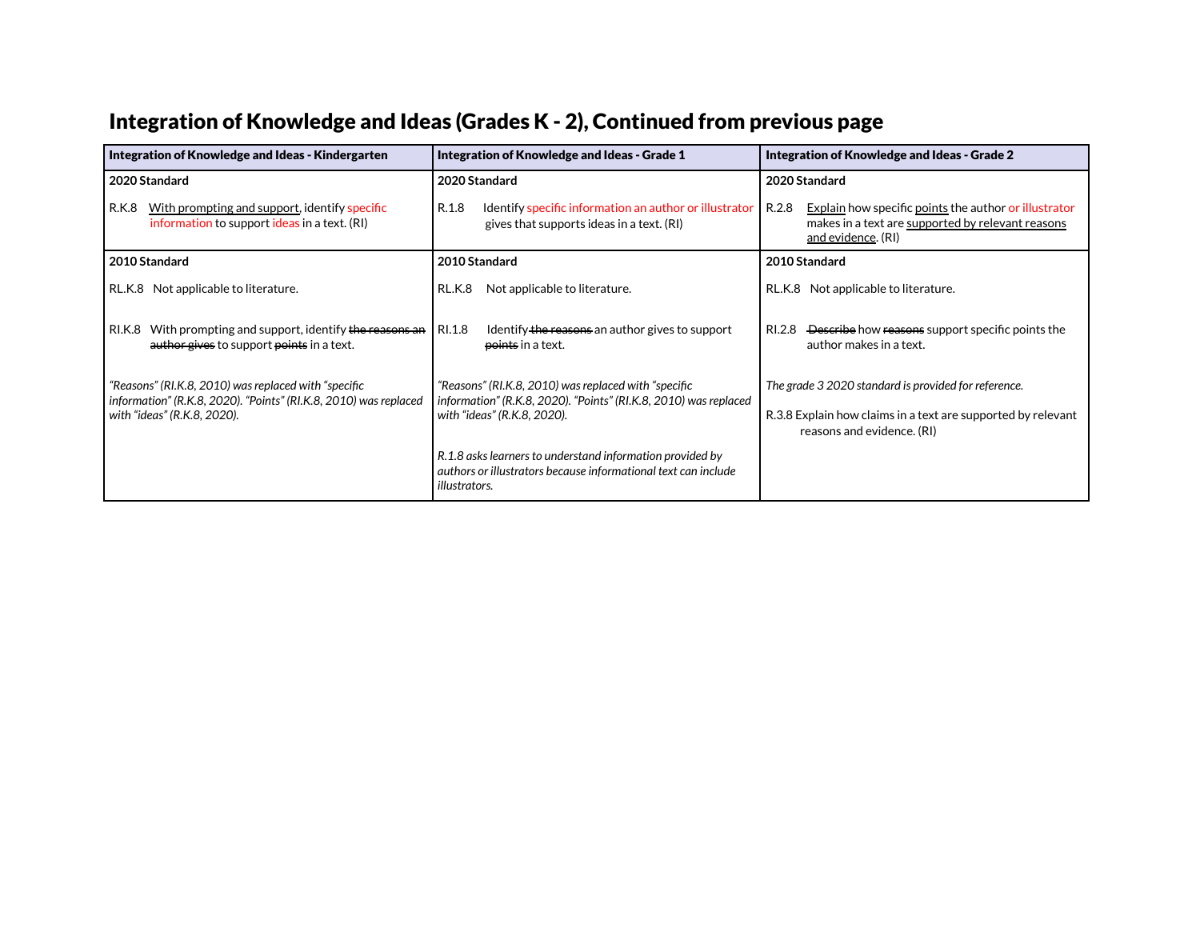## Integration of Knowledge and Ideas (Grades K - 2), Continued from previous page

| Integration of Knowledge and Ideas - Kindergarten | Integration of Knowledge and Ideas - Grade 1 | Integration of Knowledge and Ideas - Grade 2 |
|---|---|---|
| **2020 Standard**<br><br>R.K.8 <u>With prompting and support</u>, identify specific information to support ideas in a text. (RI) | **2020 Standard**<br><br>R.1.8 Identify specific information an author or illustrator gives that supports ideas in a text. (RI) | **2020 Standard**<br><br>R.2.8 <u>Explain</u> how specific <u>points</u> the author or illustrator makes in a text are <u>supported by relevant reasons and evidence</u>. (RI) |
| **2010 Standard**<br><br>RL.K.8 Not applicable to literature.<br><br>RI.K.8 With prompting and support, identify ~~the reasons an author gives~~ to support ~~points~~ in a text.<br><br>*"Reasons" (RI.K.8, 2010) was replaced with "specific information" (R.K.8, 2020). "Points" (RI.K.8, 2010) was replaced with "ideas" (R.K.8, 2020).* | **2010 Standard**<br><br>RL.K.8 Not applicable to literature.<br><br>RI.1.8 Identify ~~the reasons~~ an author gives to support ~~points~~ in a text.<br><br>*"Reasons" (RI.K.8, 2010) was replaced with "specific information" (R.K.8, 2020). "Points" (RI.K.8, 2010) was replaced with "ideas" (R.K.8, 2020).*<br><br>*R.1.8 asks learners to understand information provided by authors or illustrators because informational text can include illustrators.* | **2010 Standard**<br><br>RL.K.8 Not applicable to literature.<br><br>RI.2.8 ~~Describe~~ how ~~reasons~~ support specific points the author makes in a text.<br><br>*The grade 3 2020 standard is provided for reference.*<br><br>R.3.8 Explain how claims in a text are supported by relevant reasons and evidence. (RI) |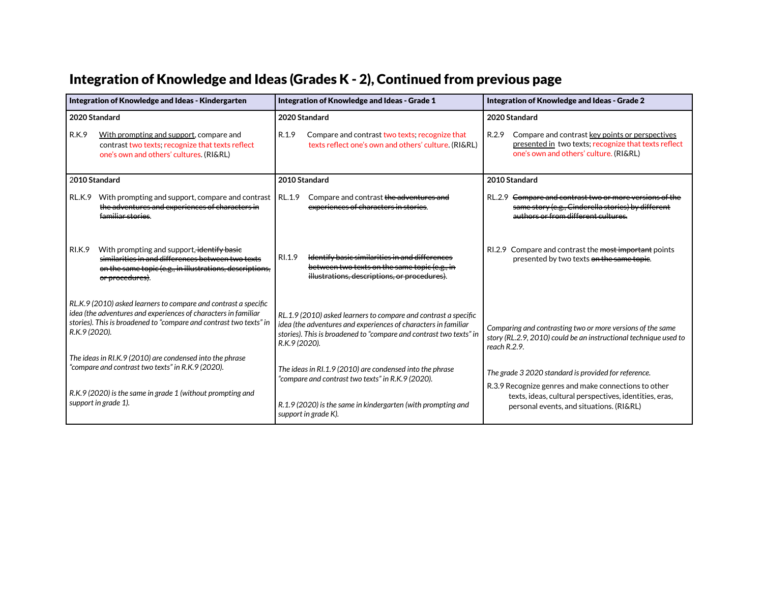# Integration of Knowledge and Ideas (Grades K - 2), Continued from previous page

| Integration of Knowledge and Ideas - Kindergarten | Integration of Knowledge and Ideas - Grade 1 | Integration of Knowledge and Ideas - Grade 2 |
|---|---|---|
| **2020 Standard**<br><br>R.K.9 With prompting and support, compare and contrast two texts; recognize that texts reflect one's own and others' cultures. (RI&RL) | **2020 Standard**<br><br>R.1.9 Compare and contrast two texts; recognize that texts reflect one's own and others' culture. (RI&RL) | **2020 Standard**<br><br>R.2.9 Compare and contrast key points or perspectives presented in two texts; recognize that texts reflect one's own and others' culture. (RI&RL) |
| **2010 Standard**<br><br>RL.K.9 With prompting and support, compare and contrast ~~the adventures and experiences of characters in familiar stories~~.<br><br>RI.K.9 With prompting and support~~, identify basic similarities in and differences between two texts on the same topic (e.g., in illustrations, descriptions, or procedures)~~.<br><br>*RL.K.9 (2010) asked learners to compare and contrast a specific idea (the adventures and experiences of characters in familiar stories). This is broadened to "compare and contrast two texts" in R.K.9 (2020).*<br><br>*The ideas in RI.K.9 (2010) are condensed into the phrase "compare and contrast two texts" in R.K.9 (2020).*<br><br>*R.K.9 (2020) is the same in grade 1 (without prompting and support in grade 1).* | **2010 Standard**<br><br>RL.1.9 Compare and contrast ~~the adventures and experiences of characters in stories~~.<br><br>RI.1.9 ~~Identify basic similarities in and differences between two texts on the same topic (e.g., in illustrations, descriptions, or procedures)~~.<br><br>*RL.1.9 (2010) asked learners to compare and contrast a specific idea (the adventures and experiences of characters in familiar stories). This is broadened to "compare and contrast two texts" in R.K.9 (2020).*<br><br>*The ideas in RI.1.9 (2010) are condensed into the phrase "compare and contrast two texts" in R.K.9 (2020).*<br><br>*R.1.9 (2020) is the same in kindergarten (with prompting and support in grade K).* | **2010 Standard**<br><br>RL.2.9 ~~Compare and contrast two or more versions of the same story (e.g., Cinderella stories) by different authors or from different cultures.~~<br><br>RI.2.9 Compare and contrast the ~~most important~~ points presented by two texts ~~on the same topic~~.<br><br>*Comparing and contrasting two or more versions of the same story (RL.2.9, 2010) could be an instructional technique used to reach R.2.9.*<br><br>*The grade 3 2020 standard is provided for reference.*<br><br>R.3.9 Recognize genres and make connections to other texts, ideas, cultural perspectives, identities, eras, personal events, and situations. (RI&RL) |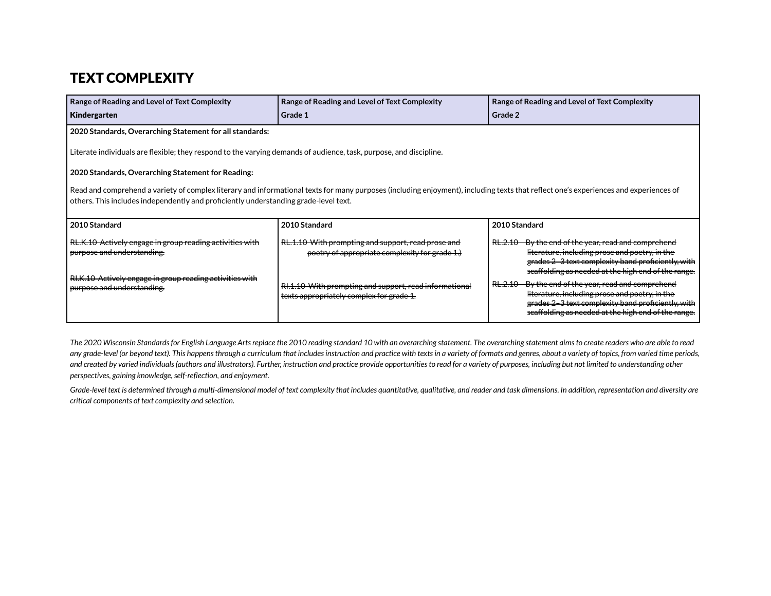# TEXT COMPLEXITY

| Range of Reading and Level of Text Complexity<br>**Kindergarten** | Range of Reading and Level of Text Complexity<br>**Grade 1** | Range of Reading and Level of Text Complexity<br>**Grade 2** |
|---|---|---|
| **2020 Standards, Overarching Statement for all standards:**<br><br>Literate individuals are flexible; they respond to the varying demands of audience, task, purpose, and discipline.<br><br>**2020 Standards, Overarching Statement for Reading:**<br><br>Read and comprehend a variety of complex literary and informational texts for many purposes (including enjoyment), including texts that reflect one's experiences and experiences of others. This includes independently and proficiently understanding grade-level text. | | |
| **2010 Standard**<br><br>~~RL.K.10 Actively engage in group reading activities with purpose and understanding.~~<br><br>~~RI.K.10 Actively engage in group reading activities with purpose and understanding.~~ | **2010 Standard**<br><br>~~RL.1.10 With prompting and support, read prose and poetry of appropriate complexity for grade 1.)~~<br><br>~~RI.1.10 With prompting and support, read informational texts appropriately complex for grade 1.~~ | **2010 Standard**<br><br>~~RL.2.10 By the end of the year, read and comprehend literature, including prose and poetry, in the grades 2–3 text complexity band proficiently, with scaffolding as needed at the high end of the range.~~<br><br>~~RL.2.10 By the end of the year, read and comprehend literature, including prose and poetry, in the grades 2–3 text complexity band proficiently, with scaffolding as needed at the high end of the range.~~ |

*The 2020 Wisconsin Standards for English Language Arts replace the 2010 reading standard 10 with an overarching statement. The overarching statement aims to create readers who are able to read any grade-level (or beyond text). This happens through a curriculum that includes instruction and practice with texts in a variety of formats and genres, about a variety of topics, from varied time periods, and created by varied individuals (authors and illustrators). Further, instruction and practice provide opportunities to read for a variety of purposes, including but not limited to understanding other perspectives, gaining knowledge, self-reflection, and enjoyment.*

*Grade-level text is determined through a multi-dimensional model of text complexity that includes quantitative, qualitative, and reader and task dimensions. In addition, representation and diversity are critical components of text complexity and selection.*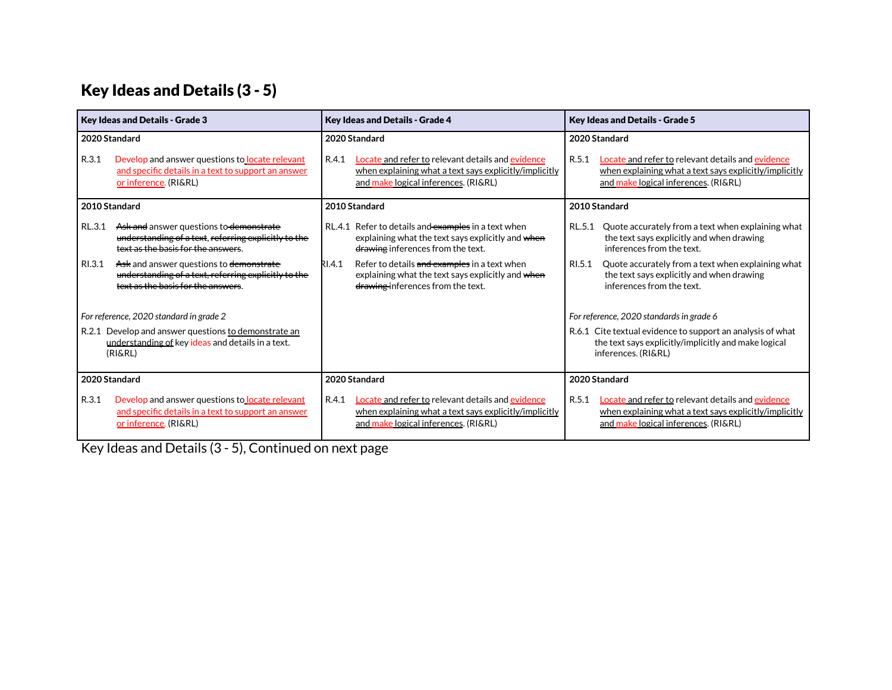## Key Ideas and Details (3 - 5)

| Key Ideas and Details - Grade 3 | Key Ideas and Details - Grade 4 | Key Ideas and Details - Grade 5 |
|---|---|---|
| **2020 Standard**<br><br>R.3.1 Develop and answer questions to locate relevant and specific details in a text to support an answer or inference. (RI&RL) | **2020 Standard**<br><br>R.4.1 Locate and refer to relevant details and evidence when explaining what a text says explicitly/implicitly and make logical inferences. (RI&RL) | **2020 Standard**<br><br>R.5.1 Locate and refer to relevant details and evidence when explaining what a text says explicitly/implicitly and make logical inferences. (RI&RL) |
| **2010 Standard**<br><br>RL.3.1 ~~Ask and~~ answer questions to ~~demonstrate understanding of a text~~, ~~referring explicitly to the text as the basis for the answers~~.<br><br>RI.3.1 ~~Ask~~ and answer questions to ~~demonstrate understanding of a text, referring explicitly to the text as the basis for the answers~~.<br><br>*For reference, 2020 standard in grade 2*<br><br>R.2.1 Develop and answer questions to demonstrate an understanding of key ideas and details in a text. (RI&RL) | **2010 Standard**<br><br>RL.4.1 Refer to details and ~~examples~~ in a text when explaining what the text says explicitly and ~~when drawing~~ inferences from the text.<br><br>RI.4.1 Refer to details ~~and examples~~ in a text when explaining what the text says explicitly and ~~when drawing~~ inferences from the text. | **2010 Standard**<br><br>RL.5.1 Quote accurately from a text when explaining what the text says explicitly and when drawing inferences from the text.<br><br>RI.5.1 Quote accurately from a text when explaining what the text says explicitly and when drawing inferences from the text.<br><br>*For reference, 2020 standards in grade 6*<br><br>R.6.1 Cite textual evidence to support an analysis of what the text says explicitly/implicitly and make logical inferences. (RI&RL) |
| **2020 Standard**<br><br>R.3.1 Develop and answer questions to locate relevant and specific details in a text to support an answer or inference. (RI&RL) | **2020 Standard**<br><br>R.4.1 Locate and refer to relevant details and evidence when explaining what a text says explicitly/implicitly and make logical inferences. (RI&RL) | **2020 Standard**<br><br>R.5.1 Locate and refer to relevant details and evidence when explaining what a text says explicitly/implicitly and make logical inferences. (RI&RL) |

Key Ideas and Details (3 - 5), Continued on next page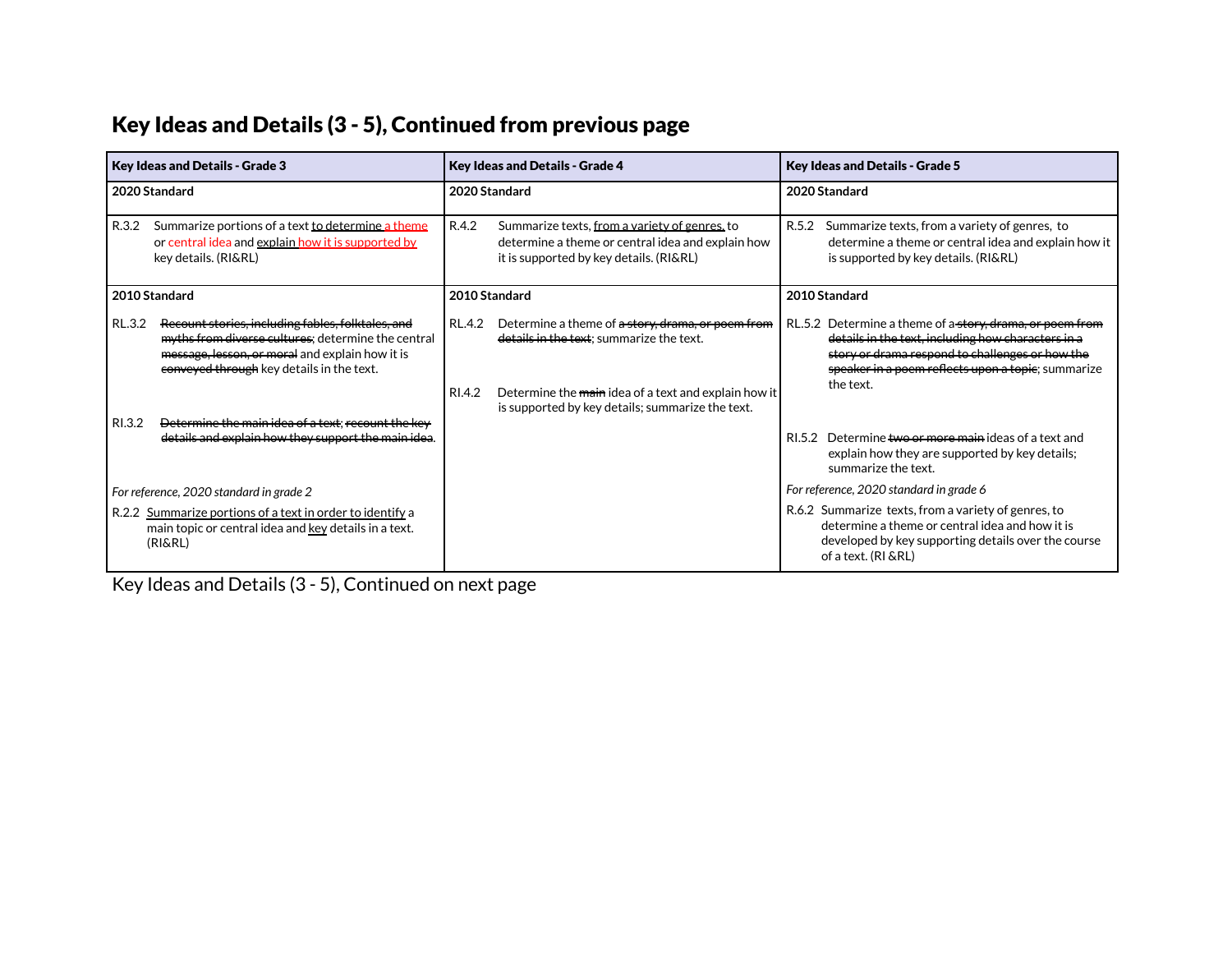# Key Ideas and Details (3 - 5), Continued from previous page

| Key Ideas and Details - Grade 3 | Key Ideas and Details - Grade 4 | Key Ideas and Details - Grade 5 |
|---|---|---|
| **2020 Standard** | **2020 Standard** | **2020 Standard** |
| R.3.2 Summarize portions of a text <u>to determine</u> <u>a theme</u> or central idea and <u>explain</u> <u>how it is supported by</u> key details. (RI&RL) | R.4.2 Summarize texts, <u>from a variety of genres,</u> to determine a theme or central idea and explain how it is supported by key details. (RI&RL) | R.5.2 Summarize texts, from a variety of genres, to determine a theme or central idea and explain how it is supported by key details. (RI&RL) |
| **2010 Standard** | **2010 Standard** | **2010 Standard** |
| RL.3.2 ~~Recount stories, including fables, folktales, and myths from diverse cultures~~; determine the central ~~message, lesson, or moral~~ and explain how it is ~~conveyed through~~ key details in the text.<br><br>RI.3.2 ~~Determine the main idea of a text~~; ~~recount the key details and explain how they support the main idea~~.<br><br>*For reference, 2020 standard in grade 2*<br><br>R.2.2 <u>Summarize portions of a text in order to identify</u> a main topic or central idea and <u>key</u> details in a text. (RI&RL) | RL.4.2 Determine a theme of ~~a story, drama, or poem from details in the text~~; summarize the text.<br><br>RI.4.2 Determine the ~~main~~ idea of a text and explain how it is supported by key details; summarize the text. | RL.5.2 Determine a theme of a ~~story, drama, or poem from details in the text, including how characters in a story or drama respond to challenges or how the speaker in a poem reflects upon a topic~~; summarize the text.<br><br>RI.5.2 Determine ~~two or more main~~ ideas of a text and explain how they are supported by key details; summarize the text.<br><br>*For reference, 2020 standard in grade 6*<br><br>R.6.2 Summarize texts, from a variety of genres, to determine a theme or central idea and how it is developed by key supporting details over the course of a text. (RI &RL) |

Key Ideas and Details (3 - 5), Continued on next page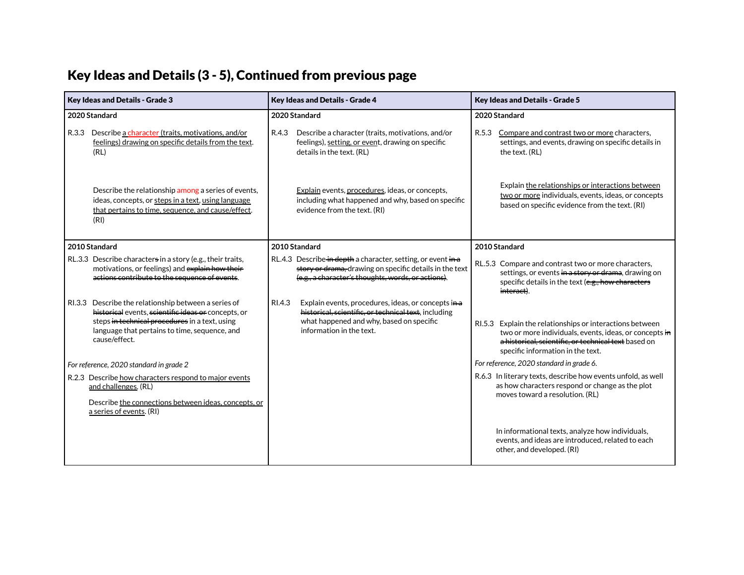## Key Ideas and Details (3 - 5), Continued from previous page

| Key Ideas and Details - Grade 3 | Key Ideas and Details - Grade 4 | Key Ideas and Details - Grade 5 |
|---|---|---|
| **2020 Standard**<br><br>R.3.3 Describe a character (traits, motivations, and/or feelings) drawing on specific details from the text. (RL)<br><br>Describe the relationship among a series of events, ideas, concepts, or steps in a text, using language that pertains to time, sequence, and cause/effect. (RI) | **2020 Standard**<br><br>R.4.3 Describe a character (traits, motivations, and/or feelings), setting, or event, drawing on specific details in the text. (RL)<br><br>Explain events, procedures, ideas, or concepts, including what happened and why, based on specific evidence from the text. (RI) | **2020 Standard**<br><br>R.5.3 Compare and contrast two or more characters, settings, and events, drawing on specific details in the text. (RL)<br><br>Explain the relationships or interactions between two or more individuals, events, ideas, or concepts based on specific evidence from the text. (RI) |
| **2010 Standard**<br><br>RL.3.3 Describe characters ~~s~~ in a story (e.g., their traits, motivations, or feelings) and ~~explain how their actions contribute to the sequence of events~~.<br><br>RI.3.3 Describe the relationship between a series of ~~historical~~ events, ~~scientific ideas or~~ concepts, or steps ~~in technical procedures~~ in a text, using language that pertains to time, sequence, and cause/effect.<br><br>*For reference, 2020 standard in grade 2*<br><br>R.2.3 Describe how characters respond to major events and challenges. (RL)<br><br>Describe the connections between ideas, concepts, or a series of events. (RI) | **2010 Standard**<br><br>RL.4.3 Describe ~~in depth~~ a character, setting, or event ~~in a story or drama,~~ drawing on specific details in the text ~~(e.g., a character's thoughts, words, or actions)~~.<br><br>RI.4.3 Explain events, procedures, ideas, or concepts i~~n a historical, scientific, or technical text~~, including what happened and why, based on specific information in the text. | **2010 Standard**<br><br>RL.5.3 Compare and contrast two or more characters, settings, or events ~~in a story or drama~~, drawing on specific details in the text (~~e.g., how characters interact~~).<br><br>RI.5.3 Explain the relationships or interactions between two or more individuals, events, ideas, or concepts ~~in a historical, scientific, or technical text~~ based on specific information in the text.<br><br>*For reference, 2020 standard in grade 6.*<br><br>R.6.3 In literary texts, describe how events unfold, as well as how characters respond or change as the plot moves toward a resolution. (RL)<br><br>In informational texts, analyze how individuals, events, and ideas are introduced, related to each other, and developed. (RI) |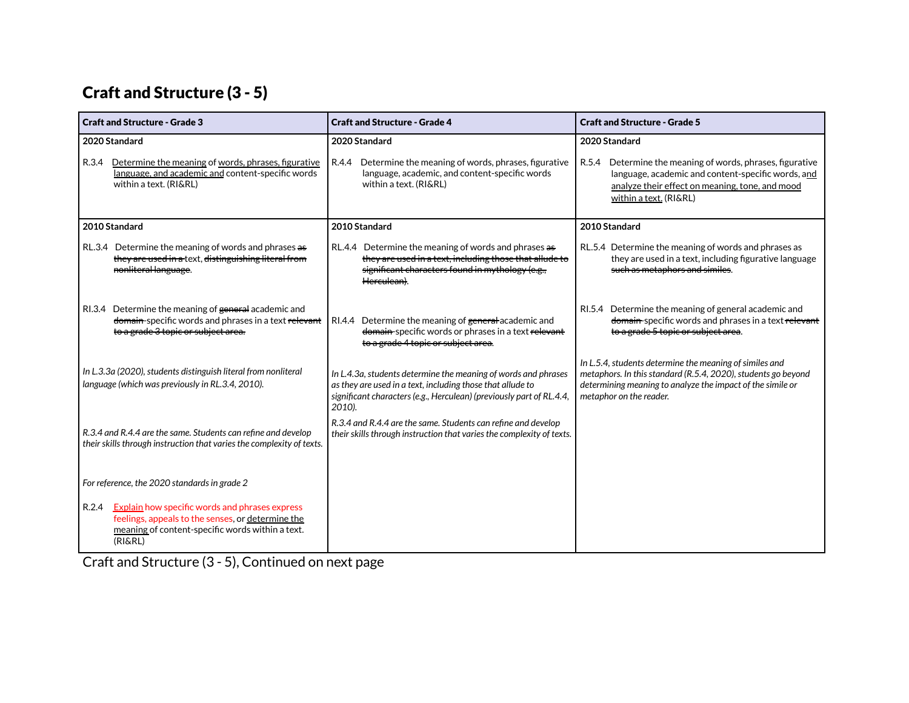# Craft and Structure (3 - 5)

| Craft and Structure - Grade 3 | Craft and Structure - Grade 4 | Craft and Structure - Grade 5 |
|---|---|---|
| **2020 Standard**<br><br>R.3.4 <u>Determine the meaning</u> of <u>words, phrases, figurative language, and academic and</u> content-specific words within a text. (RI&RL) | **2020 Standard**<br><br>R.4.4 Determine the meaning of words, phrases, figurative language, academic, and content-specific words within a text. (RI&RL) | **2020 Standard**<br><br>R.5.4 Determine the meaning of words, phrases, figurative language, academic and content-specific words, <u>and analyze their effect on meaning, tone, and mood within a text.</u> (RI&RL) |
| **2010 Standard**<br><br>RL.3.4 Determine the meaning of words and phrases ~~as they are used in a~~ text, ~~distinguishing literal from nonliteral language~~.<br><br>RI.3.4 Determine the meaning of ~~general~~ academic and ~~domain~~-specific words and phrases in a text ~~relevant to a grade 3 topic or subject area.~~<br><br>*In L.3.3a (2020), students distinguish literal from nonliteral language (which was previously in RL.3.4, 2010).*<br><br>*R.3.4 and R.4.4 are the same. Students can refine and develop their skills through instruction that varies the complexity of texts.*<br><br>*For reference, the 2020 standards in grade 2*<br><br>R.2.4 <u>Explain</u> how specific words and phrases express feelings, appeals to the senses, or <u>determine the meaning</u> of content-specific words within a text. (RI&RL) | **2010 Standard**<br><br>RL.4.4 Determine the meaning of words and phrases ~~as they are used in a text, including those that allude to significant characters found in mythology (e.g., Herculean)~~.<br><br>RI.4.4 Determine the meaning of ~~general~~ academic and ~~domain~~-specific words or phrases in a text ~~relevant to a grade 4 topic or subject area~~.<br><br>*In L.4.3a, students determine the meaning of words and phrases as they are used in a text, including those that allude to significant characters (e.g., Herculean) (previously part of RL.4.4, 2010).*<br><br>*R.3.4 and R.4.4 are the same. Students can refine and develop their skills through instruction that varies the complexity of texts.* | **2010 Standard**<br><br>RL.5.4 Determine the meaning of words and phrases as they are used in a text, including figurative language ~~such as metaphors and similes~~.<br><br>RI.5.4 Determine the meaning of general academic and ~~domain~~-specific words and phrases in a text ~~relevant to a grade 5 topic or subject area~~.<br><br>*In L.5.4, students determine the meaning of similes and metaphors. In this standard (R.5.4, 2020), students go beyond determining meaning to analyze the impact of the simile or metaphor on the reader.* |

Craft and Structure (3 - 5), Continued on next page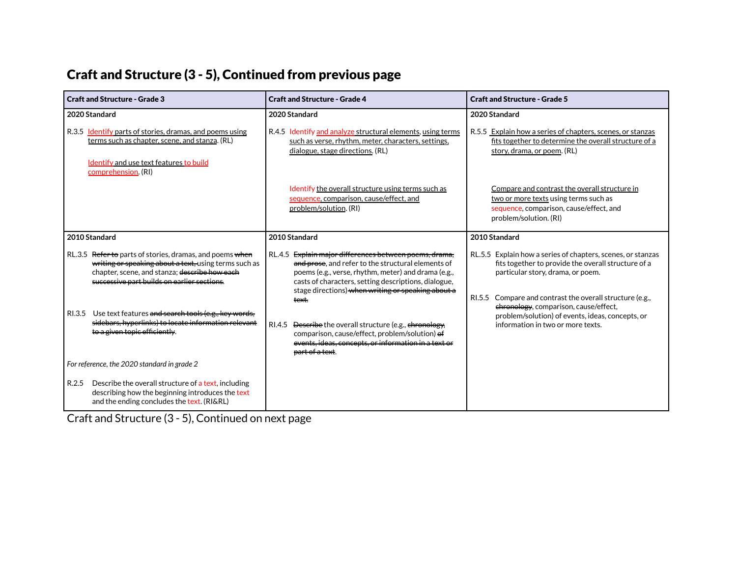## Craft and Structure (3 - 5), Continued from previous page

| Craft and Structure - Grade 3 | Craft and Structure - Grade 4 | Craft and Structure - Grade 5 |
|---|---|---|
| **2020 Standard**<br><br>R.3.5 Identify parts of stories, dramas, and poems using terms such as chapter, scene, and stanza. (RL)<br><br>Identify and use text features to build comprehension. (RI) | **2020 Standard**<br><br>R.4.5 Identify and analyze structural elements, using terms such as verse, rhythm, meter, characters, settings, dialogue, stage directions. (RL)<br><br>Identify the overall structure using terms such as sequence, comparison, cause/effect, and problem/solution. (RI) | **2020 Standard**<br><br>R.5.5 Explain how a series of chapters, scenes, or stanzas fits together to determine the overall structure of a story, drama, or poem. (RL)<br><br>Compare and contrast the overall structure in two or more texts using terms such as sequence, comparison, cause/effect, and problem/solution. (RI) |
| **2010 Standard**<br><br>RL.3.5 ~~Refer to~~ parts of stories, dramas, and poems ~~when writing or speaking about a text,~~ using terms such as chapter, scene, and stanza; ~~describe how each successive part builds on earlier sections.~~<br><br>RI.3.5 Use text features ~~and search tools (e.g., key words, sidebars, hyperlinks) to locate information relevant to a given topic efficiently~~.<br><br>*For reference, the 2020 standard in grade 2*<br><br>R.2.5 Describe the overall structure of a text, including describing how the beginning introduces the text and the ending concludes the text. (RI&RL) | **2010 Standard**<br><br>RL.4.5 ~~Explain major differences between poems, drama, and prose~~, and refer to the structural elements of poems (e.g., verse, rhythm, meter) and drama (e.g., casts of characters, setting descriptions, dialogue, stage directions) ~~when writing or speaking about a text.~~<br><br>RI.4.5 ~~Describe~~ the overall structure (e.g., ~~chronology,~~ comparison, cause/effect, problem/solution) ~~of events, ideas, concepts, or information in a text or part of a text~~. | **2010 Standard**<br><br>RL.5.5 Explain how a series of chapters, scenes, or stanzas fits together to provide the overall structure of a particular story, drama, or poem.<br><br>RI.5.5 Compare and contrast the overall structure (e.g., ~~chronology~~, comparison, cause/effect, problem/solution) of events, ideas, concepts, or information in two or more texts. |

Craft and Structure (3 - 5), Continued on next page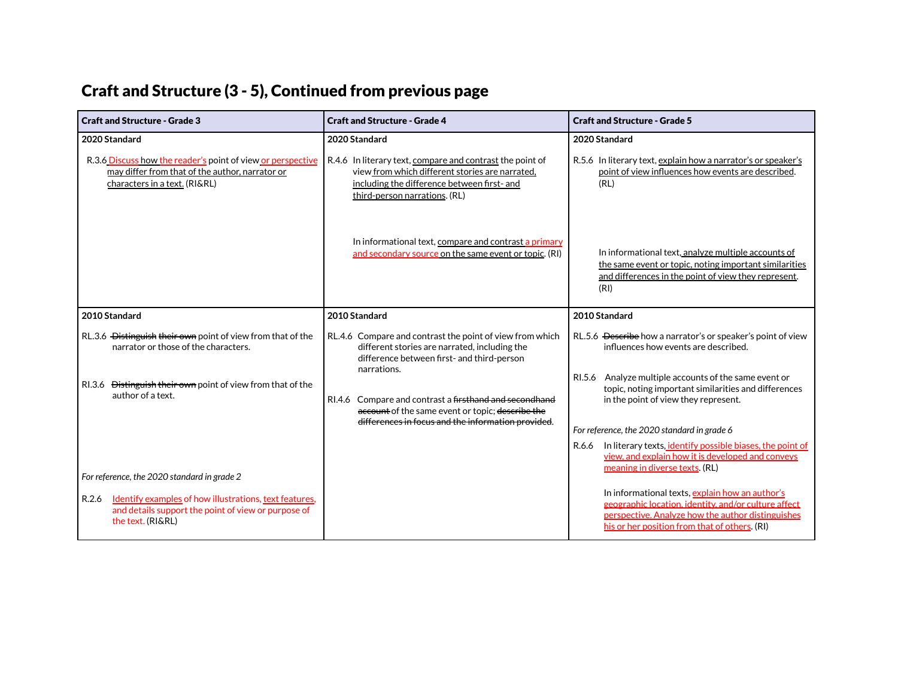## Craft and Structure (3 - 5), Continued from previous page

| Craft and Structure - Grade 3 | Craft and Structure - Grade 4 | Craft and Structure - Grade 5 |
|---|---|---|
| **2020 Standard**<br><br>R.3.6 Discuss how the reader's point of view or perspective may differ from that of the author, narrator or characters in a text. (RI&RL) | **2020 Standard**<br><br>R.4.6 In literary text, compare and contrast the point of view from which different stories are narrated, including the difference between first- and third-person narrations. (RL)<br><br>In informational text, compare and contrast a primary and secondary source on the same event or topic. (RI) | **2020 Standard**<br><br>R.5.6 In literary text, explain how a narrator's or speaker's point of view influences how events are described. (RL)<br><br>In informational text, analyze multiple accounts of the same event or topic, noting important similarities and differences in the point of view they represent. (RI) |
| **2010 Standard**<br><br>RL.3.6 ~~Distinguish their own~~ point of view from that of the narrator or those of the characters.<br><br>RI.3.6 ~~Distinguish their own~~ point of view from that of the author of a text.<br><br>*For reference, the 2020 standard in grade 2*<br><br>R.2.6 Identify examples of how illustrations, text features, and details support the point of view or purpose of the text. (RI&RL) | **2010 Standard**<br><br>RL.4.6 Compare and contrast the point of view from which different stories are narrated, including the difference between first- and third-person narrations.<br><br>RI.4.6 Compare and contrast a ~~firsthand and secondhand account~~ of the same event or topic; ~~describe the differences in focus and the information provided~~. | **2010 Standard**<br><br>RL.5.6 ~~Describe~~ how a narrator's or speaker's point of view influences how events are described.<br><br>RI.5.6 Analyze multiple accounts of the same event or topic, noting important similarities and differences in the point of view they represent.<br><br>*For reference, the 2020 standard in grade 6*<br><br>R.6.6 In literary texts, identify possible biases, the point of view, and explain how it is developed and conveys meaning in diverse texts. (RL)<br><br>In informational texts, explain how an author's geographic location, identity, and/or culture affect perspective. Analyze how the author distinguishes his or her position from that of others. (RI) |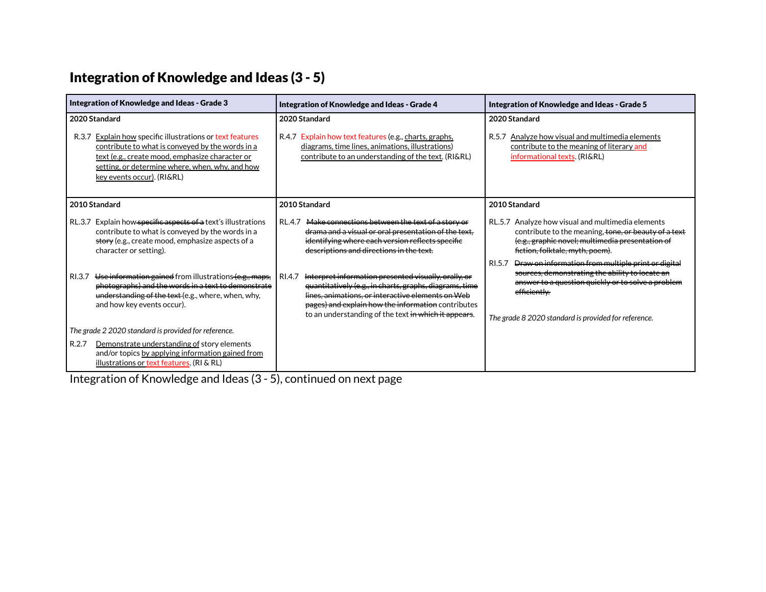# Integration of Knowledge and Ideas (3 - 5)

| Integration of Knowledge and Ideas - Grade 3 | Integration of Knowledge and Ideas - Grade 4 | Integration of Knowledge and Ideas - Grade 5 |
|---|---|---|
| **2020 Standard**<br><br>R.3.7 Explain how specific illustrations or text features contribute to what is conveyed by the words in a text (e.g., create mood, emphasize character or setting, or determine where, when, why, and how key events occur). (RI&RL) | **2020 Standard**<br><br>R.4.7 Explain how text features (e.g., charts, graphs, diagrams, time lines, animations, illustrations) contribute to an understanding of the text. (RI&RL) | **2020 Standard**<br><br>R.5.7 Analyze how visual and multimedia elements contribute to the meaning of literary and informational texts. (RI&RL) |
| **2010 Standard**<br><br>RL.3.7 Explain how ~~specific aspects of a~~ text's illustrations contribute to what is conveyed by the words in a ~~story~~ (e.g., create mood, emphasize aspects of a character or setting).<br><br>RI.3.7 ~~Use information gained~~ from illustrations ~~(e.g., maps, photographs) and the words in a text to demonstrate understanding of the text~~ (e.g., where, when, why, and how key events occur).<br><br>*The grade 2 2020 standard is provided for reference.*<br><br>R.2.7 Demonstrate understanding of story elements and/or topics by applying information gained from illustrations or text features. (RI & RL) | **2010 Standard**<br><br>RL.4.7 ~~Make connections between the text of a story or drama and a visual or oral presentation of the text, identifying where each version reflects specific descriptions and directions in the text.~~<br><br>RI.4.7 ~~Interpret information presented visually, orally, or quantitatively (e.g., in charts, graphs, diagrams, time lines, animations, or interactive elements on Web pages) and explain how the information~~ contributes to an understanding of the text ~~in which it appears~~. | **2010 Standard**<br><br>RL.5.7 Analyze how visual and multimedia elements contribute to the meaning, ~~tone, or beauty of a text (e.g., graphic novel; multimedia presentation of fiction, folktale, myth, poem)~~.<br><br>RI.5.7 ~~Draw on information from multiple print or digital sources, demonstrating the ability to locate an answer to a question quickly or to solve a problem efficiently.~~<br><br>*The grade 8 2020 standard is provided for reference.* |

Integration of Knowledge and Ideas (3 - 5), continued on next page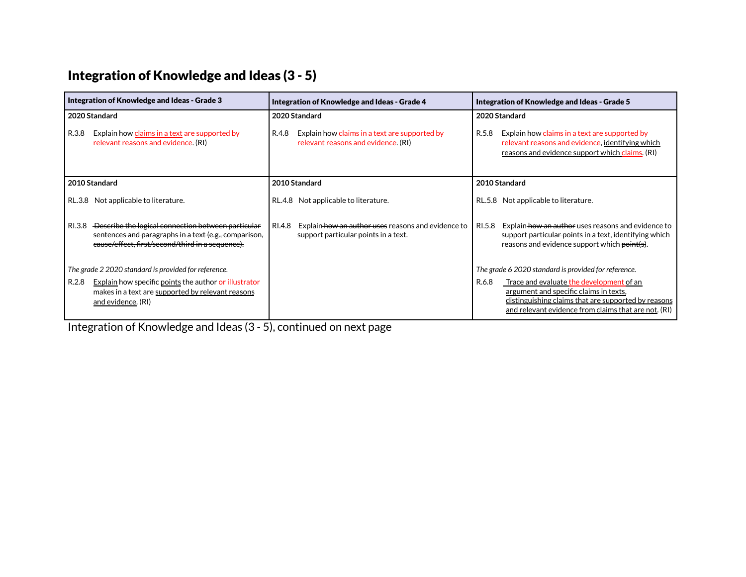## Integration of Knowledge and Ideas (3 - 5)

| Integration of Knowledge and Ideas - Grade 3 | Integration of Knowledge and Ideas - Grade 4 | Integration of Knowledge and Ideas - Grade 5 |
|---|---|---|
| **2020 Standard**<br><br>R.3.8 Explain how claims in a text are supported by relevant reasons and evidence. (RI) | **2020 Standard**<br><br>R.4.8 Explain how claims in a text are supported by relevant reasons and evidence. (RI) | **2020 Standard**<br><br>R.5.8 Explain how claims in a text are supported by relevant reasons and evidence, identifying which reasons and evidence support which claims. (RI) |
| **2010 Standard**<br><br>RL.3.8 Not applicable to literature.<br><br>RI.3.8 ~~Describe the logical connection between particular sentences and paragraphs in a text (e.g., comparison, cause/effect, first/second/third in a sequence).~~<br><br>*The grade 2 2020 standard is provided for reference.*<br><br>R.2.8 Explain how specific points the author or illustrator makes in a text are supported by relevant reasons and evidence. (RI) | **2010 Standard**<br><br>RL.4.8 Not applicable to literature.<br><br>RI.4.8 Explain ~~how an author uses~~ reasons and evidence to support ~~particular points~~ in a text. | **2010 Standard**<br><br>RL.5.8 Not applicable to literature.<br><br>RI.5.8 Explain ~~how an author~~ uses reasons and evidence to support ~~particular points~~ in a text, identifying which reasons and evidence support which ~~point(s)~~.<br><br>*The grade 6 2020 standard is provided for reference.*<br><br>R.6.8 Trace and evaluate the development of an argument and specific claims in texts, distinguishing claims that are supported by reasons and relevant evidence from claims that are not. (RI) |

Integration of Knowledge and Ideas (3 - 5), continued on next page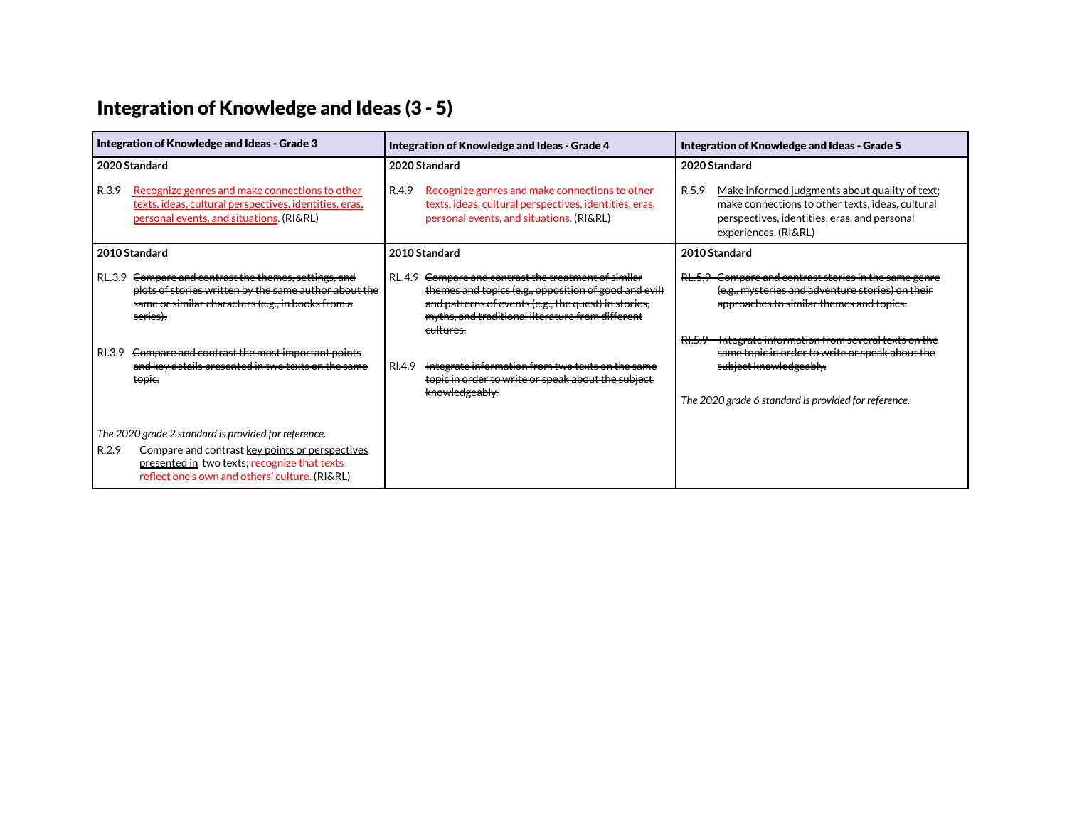# Integration of Knowledge and Ideas (3 - 5)

| Integration of Knowledge and Ideas - Grade 3 | Integration of Knowledge and Ideas - Grade 4 | Integration of Knowledge and Ideas - Grade 5 |
|---|---|---|
| **2020 Standard**<br><br>R.3.9 Recognize genres and make connections to other texts, ideas, cultural perspectives, identities, eras, personal events, and situations. (RI&RL) | **2020 Standard**<br><br>R.4.9 Recognize genres and make connections to other texts, ideas, cultural perspectives, identities, eras, personal events, and situations. (RI&RL) | **2020 Standard**<br><br>R.5.9 Make informed judgments about quality of text; make connections to other texts, ideas, cultural perspectives, identities, eras, and personal experiences. (RI&RL) |
| **2010 Standard**<br><br>RL.3.9 ~~Compare and contrast the themes, settings, and plots of stories written by the same author about the same or similar characters (e.g., in books from a series).~~<br><br>RI.3.9 ~~Compare and contrast the most important points and key details presented in two texts on the same topic.~~<br><br>*The 2020 grade 2 standard is provided for reference.*<br>R.2.9 Compare and contrast key points or perspectives presented in two texts; recognize that texts reflect one's own and others' culture. (RI&RL) | **2010 Standard**<br><br>RL.4.9 ~~Compare and contrast the treatment of similar themes and topics (e.g., opposition of good and evil) and patterns of events (e.g., the quest) in stories, myths, and traditional literature from different cultures.~~<br><br>RI.4.9 ~~Integrate information from two texts on the same topic in order to write or speak about the subject knowledgeably.~~ | **2010 Standard**<br><br>~~RL.5.9 Compare and contrast stories in the same genre (e.g., mysteries and adventure stories) on their approaches to similar themes and topics.~~<br><br>~~RI.5.9 Integrate information from several texts on the same topic in order to write or speak about the subject knowledgeably.~~<br><br>*The 2020 grade 6 standard is provided for reference.* |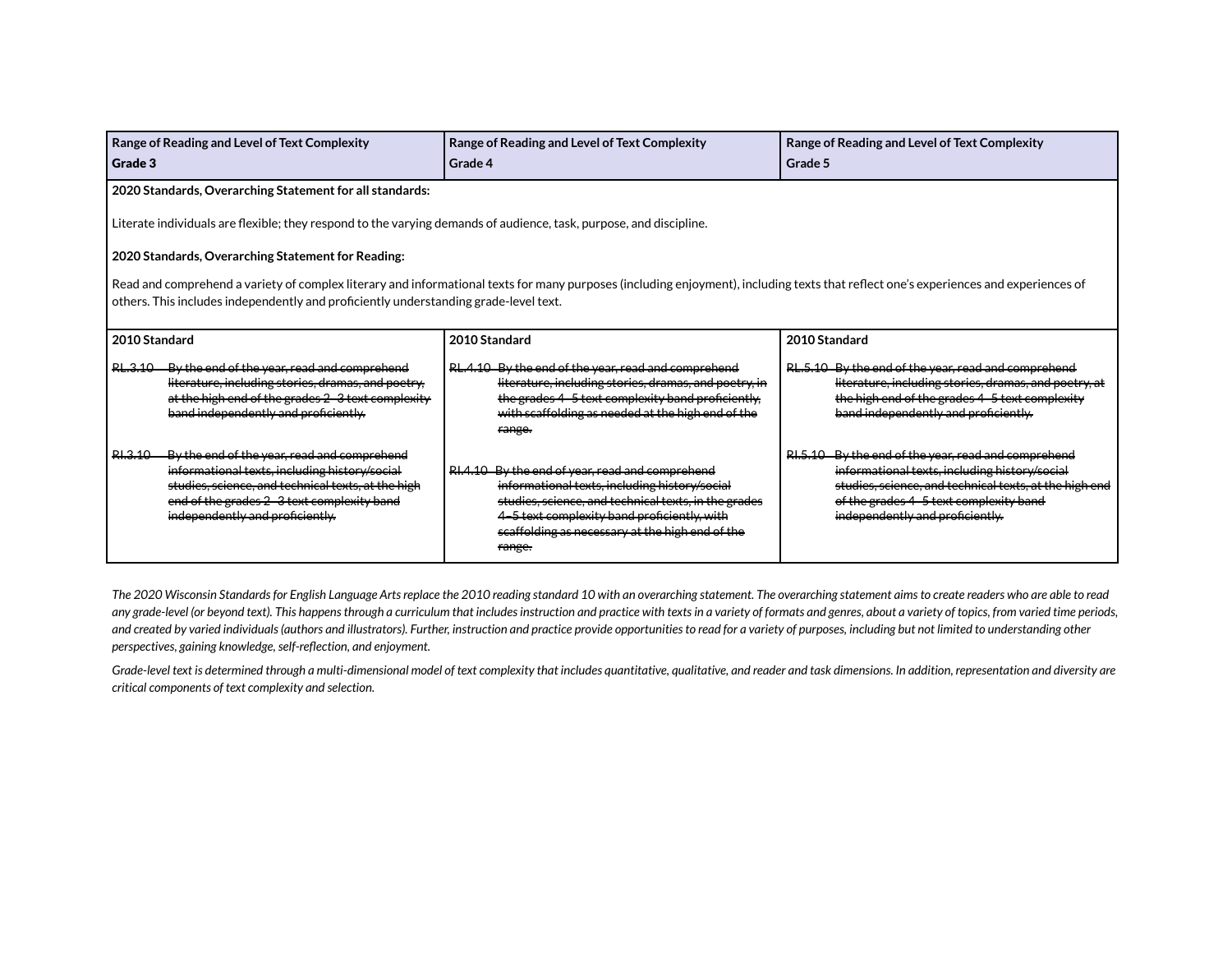| Range of Reading and Level of Text Complexity<br>Grade 3 | Range of Reading and Level of Text Complexity<br>Grade 4 | Range of Reading and Level of Text Complexity<br>Grade 5 |
|---|---|---|
| **2020 Standards, Overarching Statement for all standards:**<br><br>Literate individuals are flexible; they respond to the varying demands of audience, task, purpose, and discipline.<br><br>**2020 Standards, Overarching Statement for Reading:**<br><br>Read and comprehend a variety of complex literary and informational texts for many purposes (including enjoyment), including texts that reflect one's experiences and experiences of others. This includes independently and proficiently understanding grade-level text. | | |
| **2010 Standard**<br><br>~~RL.3.10 By the end of the year, read and comprehend literature, including stories, dramas, and poetry, at the high end of the grades 2–3 text complexity band independently and proficiently.~~<br><br>~~RI.3.10 By the end of the year, read and comprehend informational texts, including history/social studies, science, and technical texts, at the high end of the grades 2–3 text complexity band independently and proficiently.~~ | **2010 Standard**<br><br>~~RL.4.10 By the end of the year, read and comprehend literature, including stories, dramas, and poetry, in the grades 4–5 text complexity band proficiently, with scaffolding as needed at the high end of the range.~~<br><br>~~RI.4.10 By the end of year, read and comprehend informational texts, including history/social studies, science, and technical texts, in the grades 4–5 text complexity band proficiently, with scaffolding as necessary at the high end of the range.~~ | **2010 Standard**<br><br>~~RL.5.10 By the end of the year, read and comprehend literature, including stories, dramas, and poetry, at the high end of the grades 4–5 text complexity band independently and proficiently.~~<br><br>~~RI.5.10 By the end of the year, read and comprehend informational texts, including history/social studies, science, and technical texts, at the high end of the grades 4–5 text complexity band independently and proficiently.~~ |

*The 2020 Wisconsin Standards for English Language Arts replace the 2010 reading standard 10 with an overarching statement. The overarching statement aims to create readers who are able to read any grade-level (or beyond text). This happens through a curriculum that includes instruction and practice with texts in a variety of formats and genres, about a variety of topics, from varied time periods, and created by varied individuals (authors and illustrators). Further, instruction and practice provide opportunities to read for a variety of purposes, including but not limited to understanding other perspectives, gaining knowledge, self-reflection, and enjoyment.*

*Grade-level text is determined through a multi-dimensional model of text complexity that includes quantitative, qualitative, and reader and task dimensions. In addition, representation and diversity are critical components of text complexity and selection.*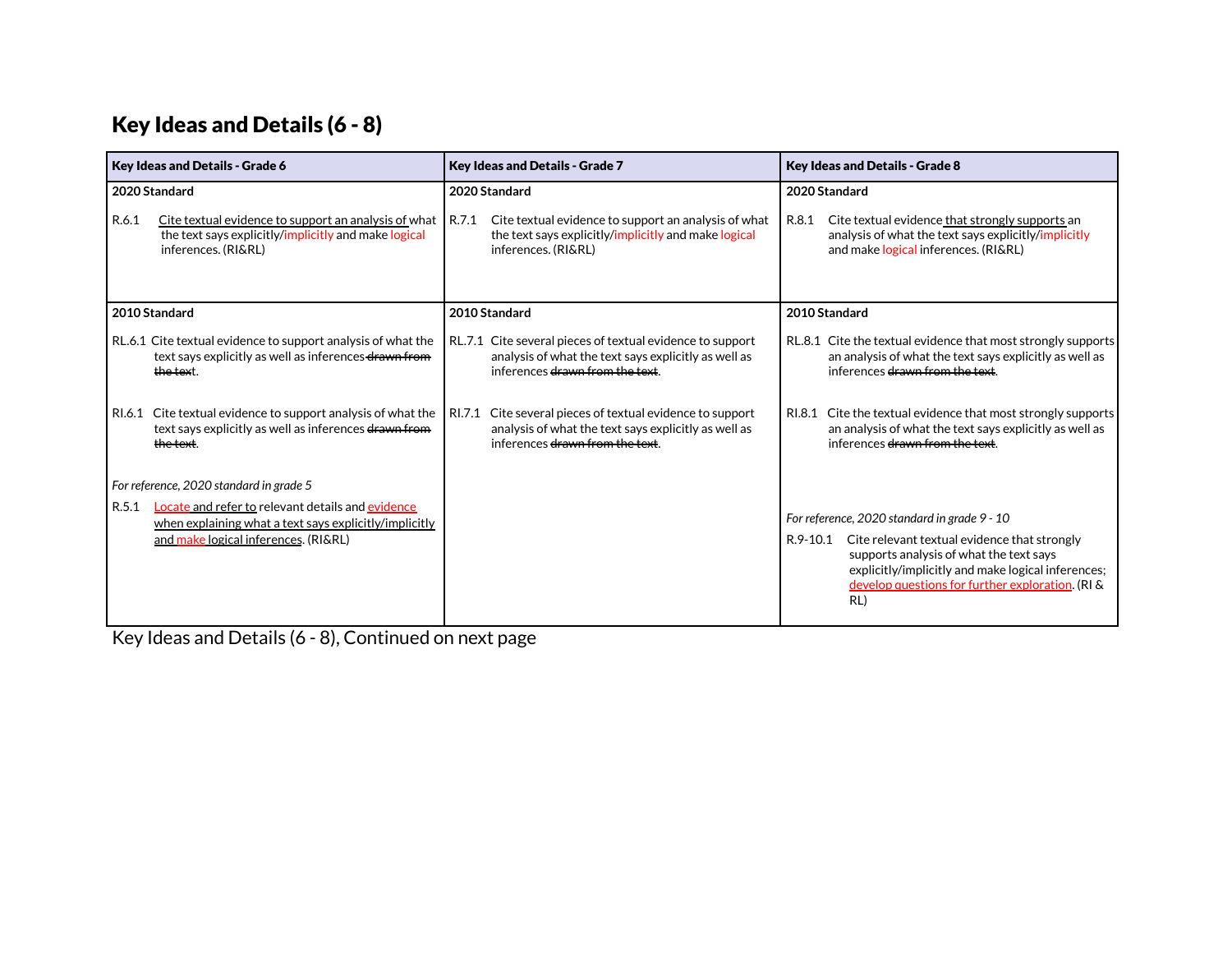## Key Ideas and Details (6 - 8)

| Key Ideas and Details - Grade 6 | Key Ideas and Details - Grade 7 | Key Ideas and Details - Grade 8 |
|---|---|---|
| **2020 Standard**<br><br>R.6.1 Cite textual evidence to support an analysis of what the text says explicitly/implicitly and make logical inferences. (RI&RL) | **2020 Standard**<br><br>R.7.1 Cite textual evidence to support an analysis of what the text says explicitly/implicitly and make logical inferences. (RI&RL) | **2020 Standard**<br><br>R.8.1 Cite textual evidence that strongly supports an analysis of what the text says explicitly/implicitly and make logical inferences. (RI&RL) |
| **2010 Standard**<br><br>RL.6.1 Cite textual evidence to support analysis of what the text says explicitly as well as inferences ~~drawn from the text~~.<br><br>RI.6.1 Cite textual evidence to support analysis of what the text says explicitly as well as inferences ~~drawn from the text~~.<br><br>*For reference, 2020 standard in grade 5*<br><br>R.5.1 Locate and refer to relevant details and evidence when explaining what a text says explicitly/implicitly and make logical inferences. (RI&RL) | **2010 Standard**<br><br>RL.7.1 Cite several pieces of textual evidence to support analysis of what the text says explicitly as well as inferences ~~drawn from the text~~.<br><br>RI.7.1 Cite several pieces of textual evidence to support analysis of what the text says explicitly as well as inferences ~~drawn from the text~~. | **2010 Standard**<br><br>RL.8.1 Cite the textual evidence that most strongly supports an analysis of what the text says explicitly as well as inferences ~~drawn from the text~~.<br><br>RI.8.1 Cite the textual evidence that most strongly supports an analysis of what the text says explicitly as well as inferences ~~drawn from the text~~.<br><br>*For reference, 2020 standard in grade 9 - 10*<br><br>R.9-10.1 Cite relevant textual evidence that strongly supports analysis of what the text says explicitly/implicitly and make logical inferences; develop questions for further exploration. (RI & RL) |

Key Ideas and Details (6 - 8), Continued on next page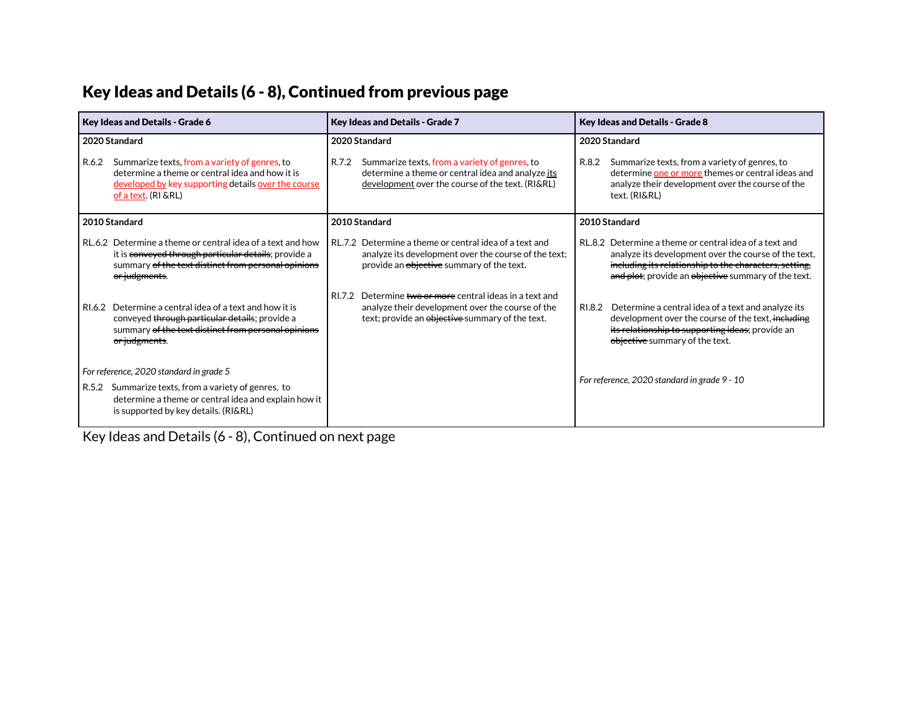## Key Ideas and Details (6 - 8), Continued from previous page

| Key Ideas and Details - Grade 6 | Key Ideas and Details - Grade 7 | Key Ideas and Details - Grade 8 |
|---|---|---|
| **2020 Standard**<br><br>R.6.2 Summarize texts, from a variety of genres, to determine a theme or central idea and how it is developed by key supporting details over the course of a text. (RI &RL) | **2020 Standard**<br><br>R.7.2 Summarize texts, from a variety of genres, to determine a theme or central idea and analyze its development over the course of the text. (RI&RL) | **2020 Standard**<br><br>R.8.2 Summarize texts, from a variety of genres, to determine one or more themes or central ideas and analyze their development over the course of the text. (RI&RL) |
| **2010 Standard**<br><br>RL.6.2 Determine a theme or central idea of a text and how it is ~~conveyed through particular details~~; provide a summary ~~of the text distinct from personal opinions or judgments~~.<br><br>RI.6.2 Determine a central idea of a text and how it is conveyed ~~through particular details~~; provide a summary ~~of the text distinct from personal opinions or judgments~~.<br><br>*For reference, 2020 standard in grade 5*<br><br>R.5.2 Summarize texts, from a variety of genres, to determine a theme or central idea and explain how it is supported by key details. (RI&RL) | **2010 Standard**<br><br>RL.7.2 Determine a theme or central idea of a text and analyze its development over the course of the text; provide an ~~objective~~ summary of the text.<br><br>RI.7.2 Determine ~~two or more~~ central ideas in a text and analyze their development over the course of the text; provide an ~~objective~~ summary of the text. | **2010 Standard**<br><br>RL.8.2 Determine a theme or central idea of a text and analyze its development over the course of the text, ~~including its relationship to the characters, setting, and plot~~; provide an ~~objective~~ summary of the text.<br><br>RI.8.2 Determine a central idea of a text and analyze its development over the course of the text, ~~including its relationship to supporting ideas~~; provide an ~~objective~~ summary of the text.<br><br>*For reference, 2020 standard in grade 9 - 10* |

Key Ideas and Details (6 - 8), Continued on next page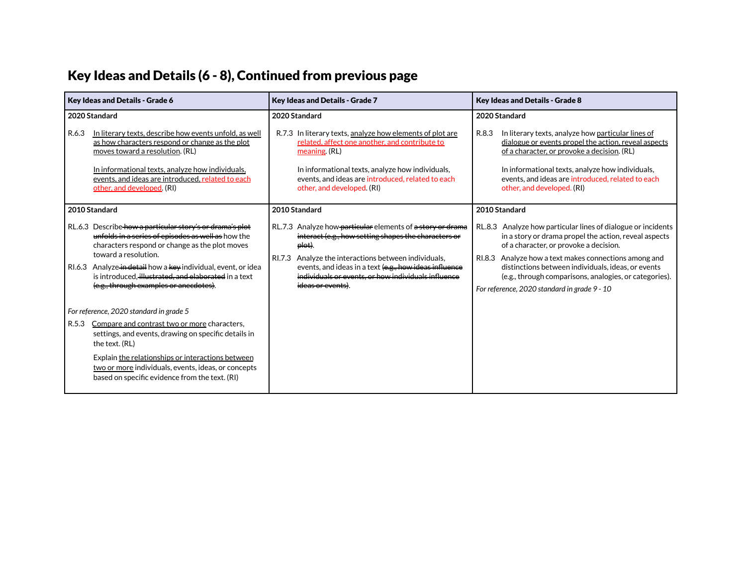## Key Ideas and Details (6 - 8), Continued from previous page

| Key Ideas and Details - Grade 6 | Key Ideas and Details - Grade 7 | Key Ideas and Details - Grade 8 |
|---|---|---|
| **2020 Standard**<br><br>R.6.3 In literary texts, describe how events unfold, as well as how characters respond or change as the plot moves toward a resolution. (RL)<br><br>In informational texts, analyze how individuals, events, and ideas are introduced, related to each other, and developed. (RI) | **2020 Standard**<br><br>R.7.3 In literary texts, analyze how elements of plot are related, affect one another, and contribute to meaning. (RL)<br><br>In informational texts, analyze how individuals, events, and ideas are introduced, related to each other, and developed. (RI) | **2020 Standard**<br><br>R.8.3 In literary texts, analyze how particular lines of dialogue or events propel the action, reveal aspects of a character, or provoke a decision. (RL)<br><br>In informational texts, analyze how individuals, events, and ideas are introduced, related to each other, and developed. (RI) |
| **2010 Standard**<br><br>RL.6.3 Describe ~~how a particular story's or drama's plot unfolds in a series of episodes as well as~~ how the characters respond or change as the plot moves toward a resolution.<br><br>RI.6.3 Analyze ~~in detail~~ how a ~~key~~ individual, event, or idea is introduced, ~~illustrated, and elaborated~~ in a text ~~(e.g., through examples or anecdotes)~~.<br><br>*For reference, 2020 standard in grade 5*<br><br>R.5.3 Compare and contrast two or more characters, settings, and events, drawing on specific details in the text. (RL)<br><br>Explain the relationships or interactions between two or more individuals, events, ideas, or concepts based on specific evidence from the text. (RI) | **2010 Standard**<br><br>RL.7.3 Analyze how ~~particular~~ elements of ~~a story or drama~~ ~~interact (e.g., how setting shapes the characters or plot)~~.<br><br>RI.7.3 Analyze the interactions between individuals, events, and ideas in a text ~~(e.g., how ideas influence individuals or events, or how individuals influence ideas or events)~~. | **2010 Standard**<br><br>RL.8.3 Analyze how particular lines of dialogue or incidents in a story or drama propel the action, reveal aspects of a character, or provoke a decision.<br><br>RI.8.3 Analyze how a text makes connections among and distinctions between individuals, ideas, or events (e.g., through comparisons, analogies, or categories).<br><br>*For reference, 2020 standard in grade 9 - 10* |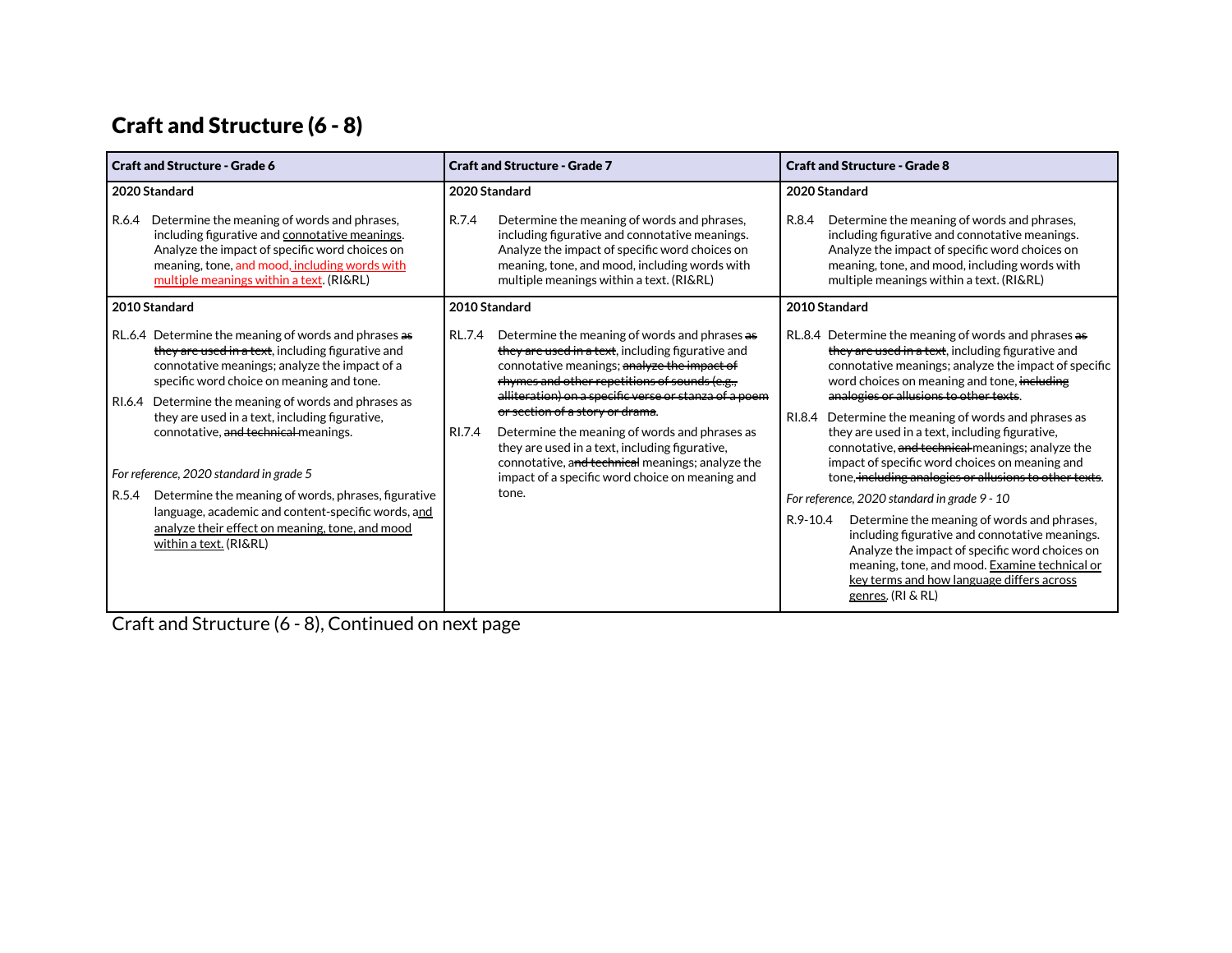# Craft and Structure (6 - 8)

| Craft and Structure - Grade 6 | Craft and Structure - Grade 7 | Craft and Structure - Grade 8 |
|---|---|---|
| **2020 Standard**<br><br>R.6.4 Determine the meaning of words and phrases, including figurative and <u>connotative meanings</u>. Analyze the impact of specific word choices on meaning, tone, and mood<u>, including words with multiple meanings within a text</u>. (RI&RL) | **2020 Standard**<br><br>R.7.4 Determine the meaning of words and phrases, including figurative and connotative meanings. Analyze the impact of specific word choices on meaning, tone, and mood, including words with multiple meanings within a text. (RI&RL) | **2020 Standard**<br><br>R.8.4 Determine the meaning of words and phrases, including figurative and connotative meanings. Analyze the impact of specific word choices on meaning, tone, and mood, including words with multiple meanings within a text. (RI&RL) |
| **2010 Standard**<br><br>RL.6.4 Determine the meaning of words and phrases ~~as they are used in a text~~, including figurative and connotative meanings; analyze the impact of a specific word choice on meaning and tone.<br><br>RI.6.4 Determine the meaning of words and phrases as they are used in a text, including figurative, connotative, ~~and technical~~ meanings.<br><br>*For reference, 2020 standard in grade 5*<br><br>R.5.4 Determine the meaning of words, phrases, figurative language, academic and content-specific words, <u>and analyze their effect on meaning, tone, and mood within a text.</u> (RI&RL) | **2010 Standard**<br><br>RL.7.4 Determine the meaning of words and phrases ~~as they are used in a text~~, including figurative and connotative meanings; ~~analyze the impact of rhymes and other repetitions of sounds (e.g., alliteration) on a specific verse or stanza of a poem or section of a story or drama~~.<br><br>RI.7.4 Determine the meaning of words and phrases as they are used in a text, including figurative, connotative, a~~nd technical~~ meanings; analyze the impact of a specific word choice on meaning and tone. | **2010 Standard**<br><br>RL.8.4 Determine the meaning of words and phrases ~~as they are used in a text~~, including figurative and connotative meanings; analyze the impact of specific word choices on meaning and tone, ~~including analogies or allusions to other texts~~.<br><br>RI.8.4 Determine the meaning of words and phrases as they are used in a text, including figurative, connotative, ~~and technical~~ meanings; analyze the impact of specific word choices on meaning and tone~~, including analogies or allusions to other texts~~.<br><br>*For reference, 2020 standard in grade 9 - 10*<br><br>R.9-10.4 Determine the meaning of words and phrases, including figurative and connotative meanings. Analyze the impact of specific word choices on meaning, tone, and mood. <u>Examine technical or key terms and how language differs across genres.</u> (RI & RL) |

Craft and Structure (6 - 8), Continued on next page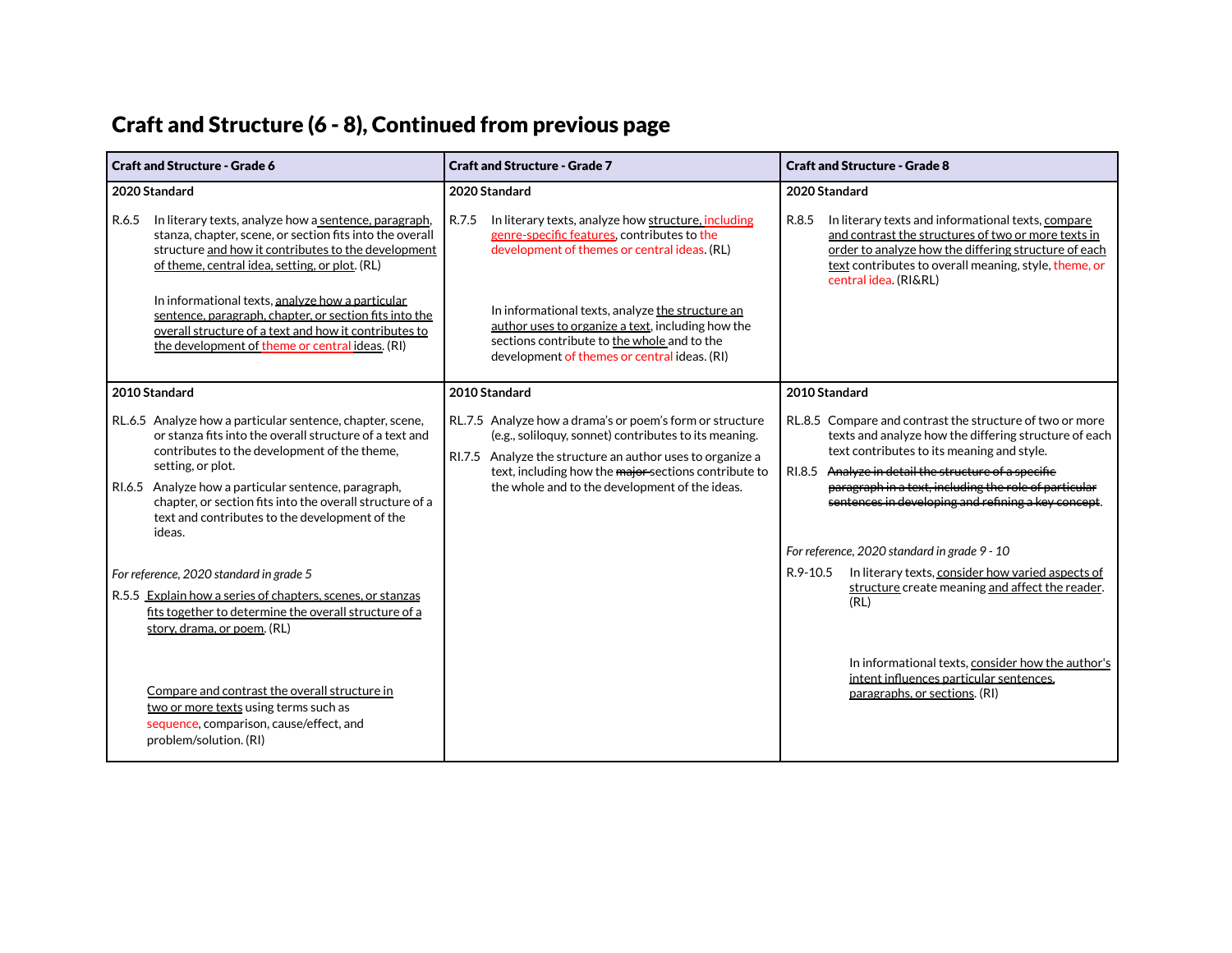## Craft and Structure (6 - 8), Continued from previous page

| Craft and Structure - Grade 6 | Craft and Structure - Grade 7 | Craft and Structure - Grade 8 |
|---|---|---|
| **2020 Standard**<br><br>R.6.5 In literary texts, analyze how a sentence, paragraph, stanza, chapter, scene, or section fits into the overall structure and how it contributes to the development of theme, central idea, setting, or plot. (RL)<br><br>In informational texts, analyze how a particular sentence, paragraph, chapter, or section fits into the overall structure of a text and how it contributes to the development of theme or central ideas. (RI) | **2020 Standard**<br><br>R.7.5 In literary texts, analyze how structure, including genre-specific features, contributes to the development of themes or central ideas. (RL)<br><br>In informational texts, analyze the structure an author uses to organize a text, including how the sections contribute to the whole and to the development of themes or central ideas. (RI) | **2020 Standard**<br><br>R.8.5 In literary texts and informational texts, compare and contrast the structures of two or more texts in order to analyze how the differing structure of each text contributes to overall meaning, style, theme, or central idea. (RI&RL) |
| **2010 Standard**<br><br>RL.6.5 Analyze how a particular sentence, chapter, scene, or stanza fits into the overall structure of a text and contributes to the development of the theme, setting, or plot.<br><br>RI.6.5 Analyze how a particular sentence, paragraph, chapter, or section fits into the overall structure of a text and contributes to the development of the ideas.<br><br>*For reference, 2020 standard in grade 5*<br><br>R.5.5 Explain how a series of chapters, scenes, or stanzas fits together to determine the overall structure of a story, drama, or poem. (RL)<br><br>Compare and contrast the overall structure in two or more texts using terms such as sequence, comparison, cause/effect, and problem/solution. (RI) | **2010 Standard**<br><br>RL.7.5 Analyze how a drama's or poem's form or structure (e.g., soliloquy, sonnet) contributes to its meaning.<br><br>RI.7.5 Analyze the structure an author uses to organize a text, including how the ~~major~~ sections contribute to the whole and to the development of the ideas. | **2010 Standard**<br><br>RL.8.5 Compare and contrast the structure of two or more texts and analyze how the differing structure of each text contributes to its meaning and style.<br><br>RI.8.5 ~~Analyze in detail the structure of a specific paragraph in a text, including the role of particular sentences in developing and refining a key concept.~~<br><br>*For reference, 2020 standard in grade 9 - 10*<br><br>R.9-10.5 In literary texts, consider how varied aspects of structure create meaning and affect the reader. (RL)<br><br>In informational texts, consider how the author's intent influences particular sentences, paragraphs, or sections. (RI) |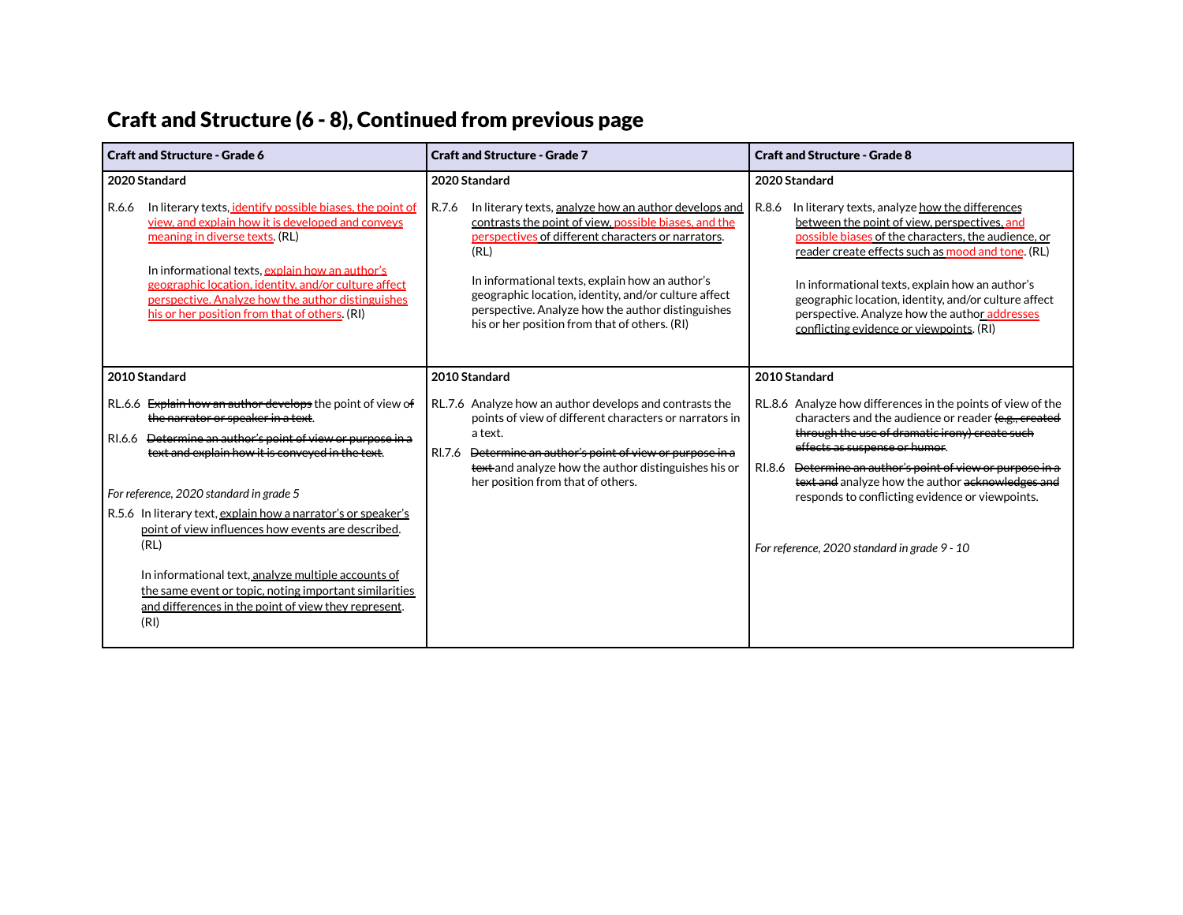## Craft and Structure (6 - 8), Continued from previous page

| Craft and Structure - Grade 6 | Craft and Structure - Grade 7 | Craft and Structure - Grade 8 |
|---|---|---|
| **2020 Standard**<br><br>R.6.6 In literary texts, identify possible biases, the point of view, and explain how it is developed and conveys meaning in diverse texts. (RL)<br><br>In informational texts, explain how an author's geographic location, identity, and/or culture affect perspective. Analyze how the author distinguishes his or her position from that of others. (RI) | **2020 Standard**<br><br>R.7.6 In literary texts, analyze how an author develops and contrasts the point of view, possible biases, and the perspectives of different characters or narrators. (RL)<br><br>In informational texts, explain how an author's geographic location, identity, and/or culture affect perspective. Analyze how the author distinguishes his or her position from that of others. (RI) | **2020 Standard**<br><br>R.8.6 In literary texts, analyze how the differences between the point of view, perspectives, and possible biases of the characters, the audience, or reader create effects such as mood and tone. (RL)<br><br>In informational texts, explain how an author's geographic location, identity, and/or culture affect perspective. Analyze how the author addresses conflicting evidence or viewpoints. (RI) |
| **2010 Standard**<br><br>RL.6.6 ~~Explain how an author develops~~ the point of view ~~of the narrator or speaker in a text~~.<br><br>RI.6.6 ~~Determine an author's point of view or purpose in a text and explain how it is conveyed in the text~~.<br><br>*For reference, 2020 standard in grade 5*<br><br>R.5.6 In literary text, explain how a narrator's or speaker's point of view influences how events are described. (RL)<br><br>In informational text, analyze multiple accounts of the same event or topic, noting important similarities and differences in the point of view they represent. (RI) | **2010 Standard**<br><br>RL.7.6 Analyze how an author develops and contrasts the points of view of different characters or narrators in a text.<br><br>RI.7.6 ~~Determine an author's point of view or purpose in a text~~ and analyze how the author distinguishes his or her position from that of others. | **2010 Standard**<br><br>RL.8.6 Analyze how differences in the points of view of the characters and the audience or reader ~~(e.g., created through the use of dramatic irony) create such effects as suspense or humor~~.<br><br>RI.8.6 ~~Determine an author's point of view or purpose in a text and~~ analyze how the author ~~acknowledges and~~ responds to conflicting evidence or viewpoints.<br><br>*For reference, 2020 standard in grade 9 - 10* |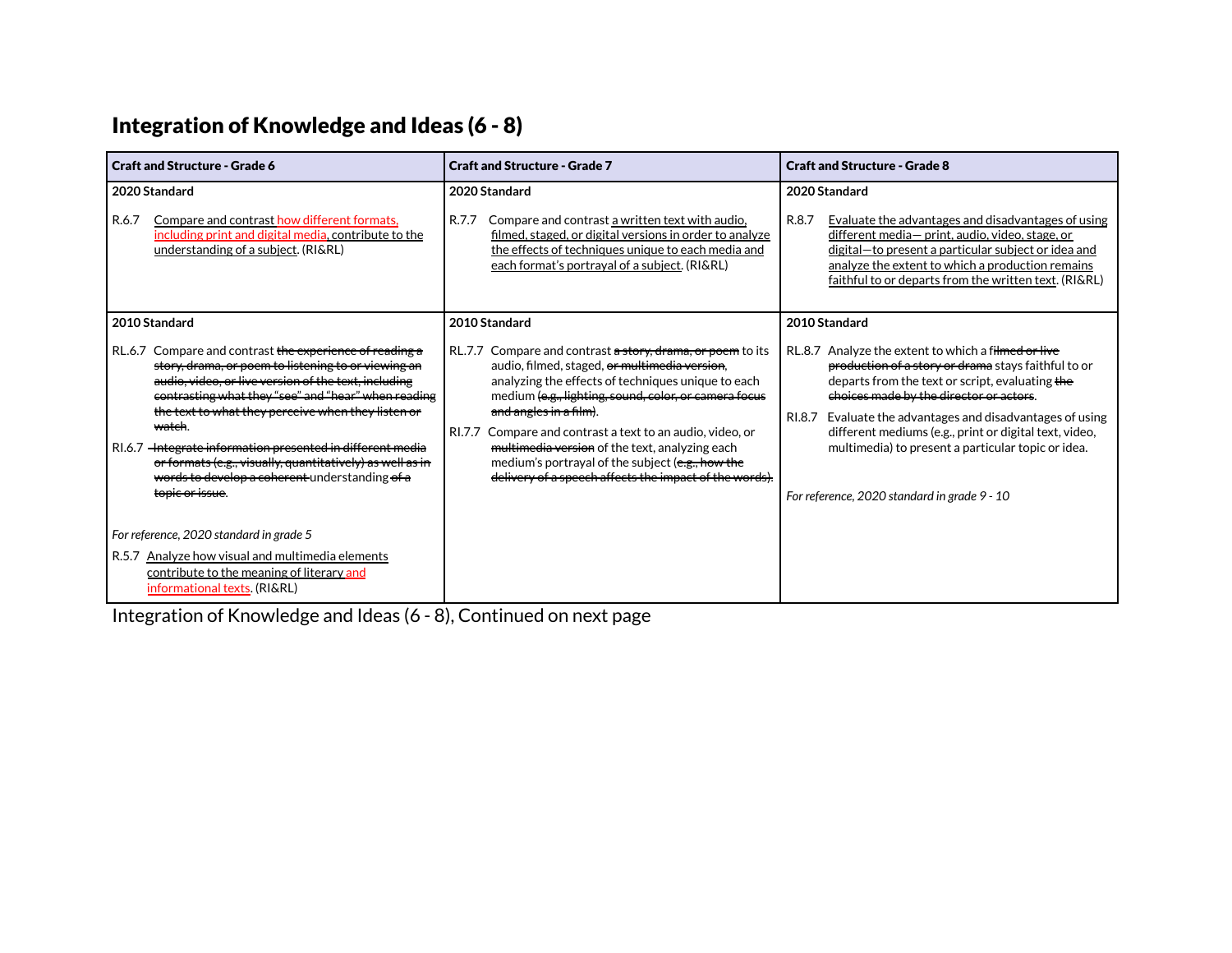## Integration of Knowledge and Ideas (6 - 8)

| Craft and Structure - Grade 6 | Craft and Structure - Grade 7 | Craft and Structure - Grade 8 |
|---|---|---|
| **2020 Standard**<br><br>R.6.7 Compare and contrast how different formats, including print and digital media, contribute to the understanding of a subject. (RI&RL) | **2020 Standard**<br><br>R.7.7 Compare and contrast a written text with audio, filmed, staged, or digital versions in order to analyze the effects of techniques unique to each media and each format's portrayal of a subject. (RI&RL) | **2020 Standard**<br><br>R.8.7 Evaluate the advantages and disadvantages of using different media— print, audio, video, stage, or digital—to present a particular subject or idea and analyze the extent to which a production remains faithful to or departs from the written text. (RI&RL) |
| **2010 Standard**<br><br>RL.6.7 Compare and contrast ~~the experience of reading a story, drama, or poem to listening to or viewing an audio, video, or live version of the text, including contrasting what they "see" and "hear" when reading the text to what they perceive when they listen or watch~~.<br><br>RI.6.7 ~~Integrate information presented in different media or formats (e.g., visually, quantitatively) as well as in words to develop a coherent~~ understanding ~~of a topic or issue~~.<br><br>*For reference, 2020 standard in grade 5*<br><br>R.5.7 Analyze how visual and multimedia elements contribute to the meaning of literary and informational texts. (RI&RL) | **2010 Standard**<br><br>RL.7.7 Compare and contrast ~~a story, drama, or poem~~ to its audio, filmed, staged, ~~or multimedia version~~, analyzing the effects of techniques unique to each medium ~~(e.g., lighting, sound, color, or camera focus and angles in a film)~~.<br><br>RI.7.7 Compare and contrast a text to an audio, video, or ~~multimedia version~~ of the text, analyzing each medium's portrayal of the subject (~~e.g., how the delivery of a speech affects the impact of the words~~). | **2010 Standard**<br><br>RL.8.7 Analyze the extent to which a fi~~lmed or live production of a story or drama~~ stays faithful to or departs from the text or script, evaluating ~~the choices made by the director or actors~~.<br><br>RI.8.7 Evaluate the advantages and disadvantages of using different mediums (e.g., print or digital text, video, multimedia) to present a particular topic or idea.<br><br>*For reference, 2020 standard in grade 9 - 10* |

Integration of Knowledge and Ideas (6 - 8), Continued on next page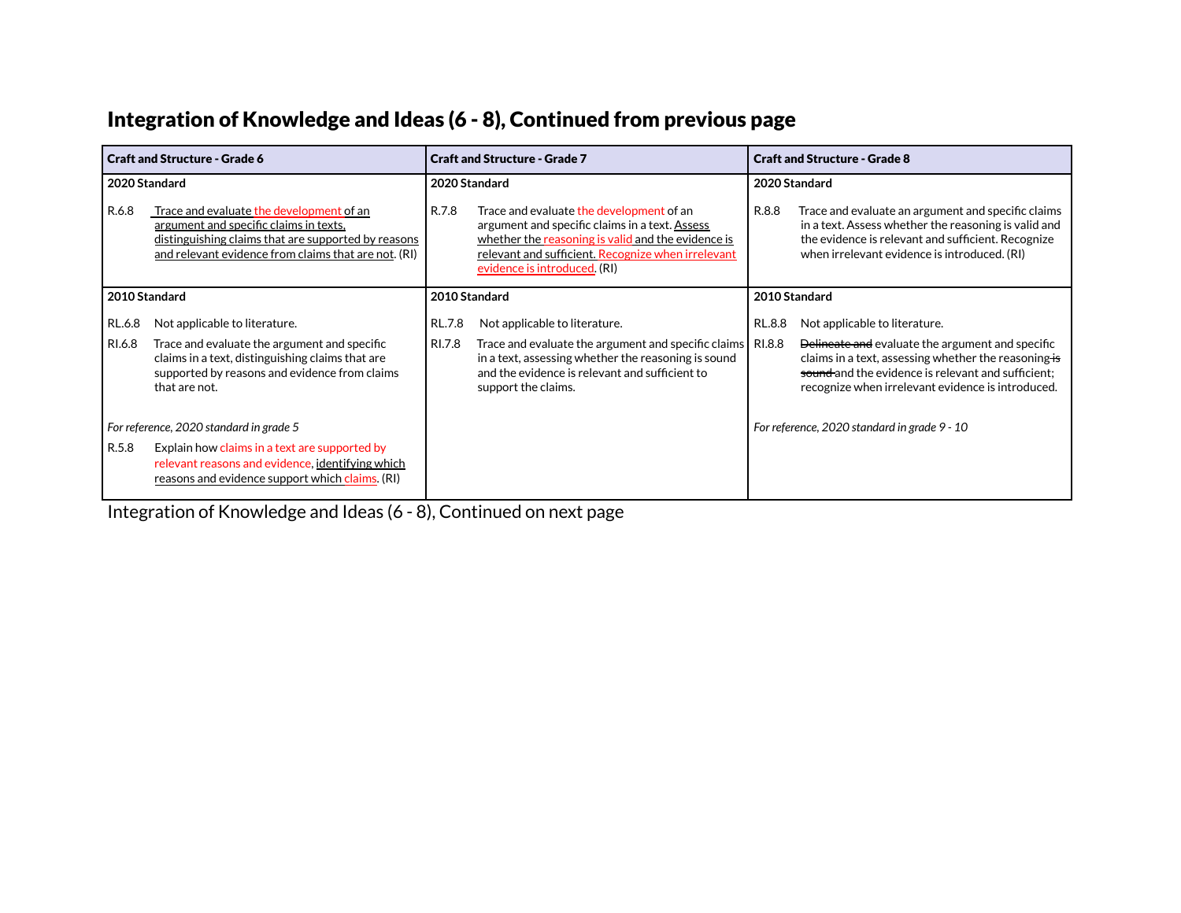## Integration of Knowledge and Ideas (6 - 8), Continued from previous page

| Craft and Structure - Grade 6 | Craft and Structure - Grade 7 | Craft and Structure - Grade 8 |
|---|---|---|
| **2020 Standard**<br><br>R.6.8 Trace and evaluate the development of an argument and specific claims in texts, distinguishing claims that are supported by reasons and relevant evidence from claims that are not. (RI) | **2020 Standard**<br><br>R.7.8 Trace and evaluate the development of an argument and specific claims in a text. Assess whether the reasoning is valid and the evidence is relevant and sufficient. Recognize when irrelevant evidence is introduced. (RI) | **2020 Standard**<br><br>R.8.8 Trace and evaluate an argument and specific claims in a text. Assess whether the reasoning is valid and the evidence is relevant and sufficient. Recognize when irrelevant evidence is introduced. (RI) |
| **2010 Standard**<br><br>RL.6.8 Not applicable to literature.<br><br>RI.6.8 Trace and evaluate the argument and specific claims in a text, distinguishing claims that are supported by reasons and evidence from claims that are not.<br><br>*For reference, 2020 standard in grade 5*<br><br>R.5.8 Explain how claims in a text are supported by relevant reasons and evidence, identifying which reasons and evidence support which claims. (RI) | **2010 Standard**<br><br>RL.7.8 Not applicable to literature.<br><br>RI.7.8 Trace and evaluate the argument and specific claims in a text, assessing whether the reasoning is sound and the evidence is relevant and sufficient to support the claims. | **2010 Standard**<br><br>RL.8.8 Not applicable to literature.<br><br>RI.8.8 ~~Delineate and~~ evaluate the argument and specific claims in a text, assessing whether the reasoning ~~is sound~~ and the evidence is relevant and sufficient; recognize when irrelevant evidence is introduced.<br><br>*For reference, 2020 standard in grade 9 - 10* |

Integration of Knowledge and Ideas (6 - 8), Continued on next page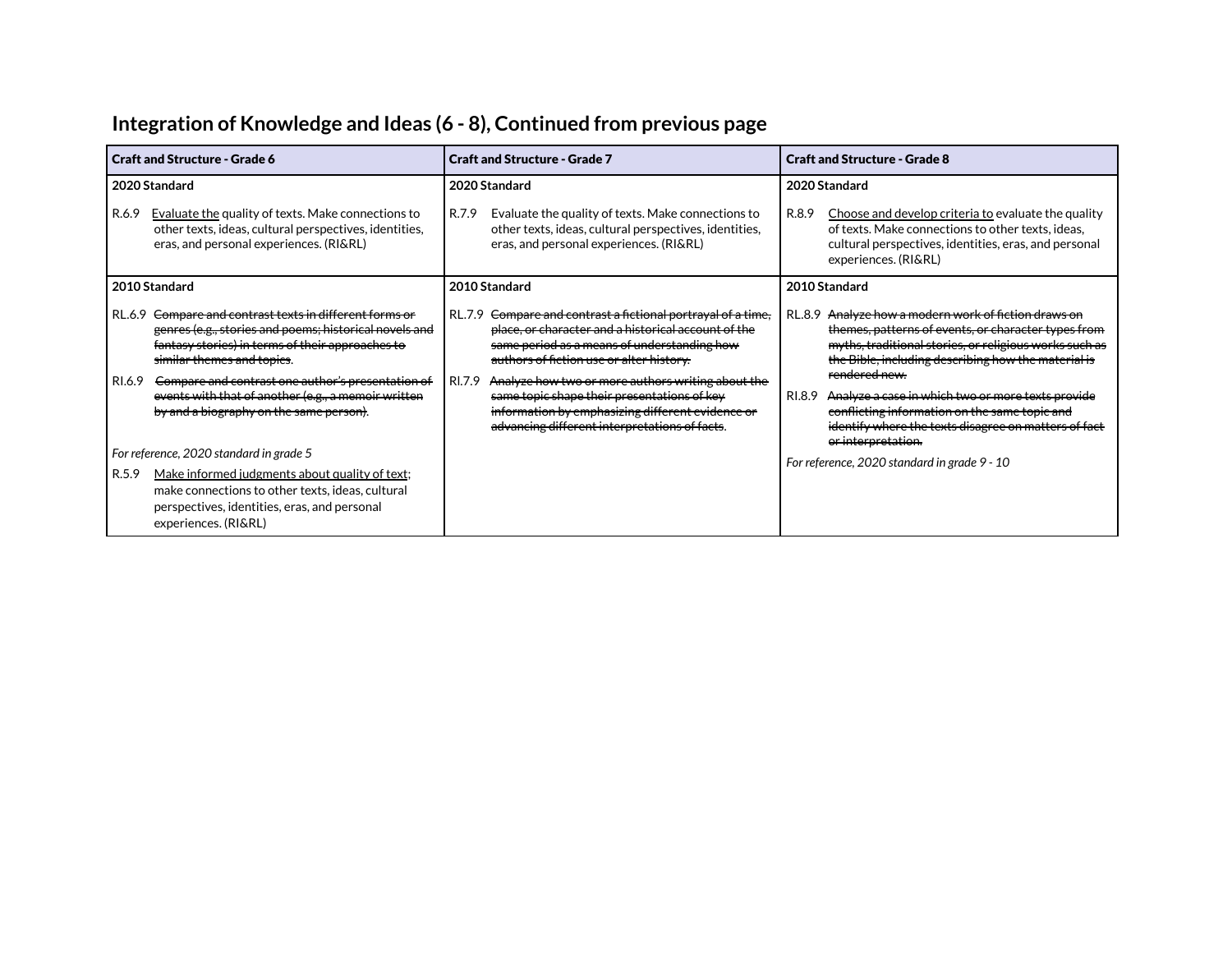## Integration of Knowledge and Ideas (6 - 8), Continued from previous page

| Craft and Structure - Grade 6 | Craft and Structure - Grade 7 | Craft and Structure - Grade 8 |
|---|---|---|
| **2020 Standard**<br><br>R.6.9 <u>Evaluate the</u> quality of texts. Make connections to other texts, ideas, cultural perspectives, identities, eras, and personal experiences. (RI&RL) | **2020 Standard**<br><br>R.7.9 Evaluate the quality of texts. Make connections to other texts, ideas, cultural perspectives, identities, eras, and personal experiences. (RI&RL) | **2020 Standard**<br><br>R.8.9 <u>Choose and develop criteria to</u> evaluate the quality of texts. Make connections to other texts, ideas, cultural perspectives, identities, eras, and personal experiences. (RI&RL) |
| **2010 Standard**<br><br>RL.6.9 ~~Compare and contrast texts in different forms or genres (e.g., stories and poems; historical novels and fantasy stories) in terms of their approaches to similar themes and topics~~.<br><br>RI.6.9 ~~Compare and contrast one author's presentation of events with that of another (e.g., a memoir written by and a biography on the same person)~~.<br><br>*For reference, 2020 standard in grade 5*<br><br>R.5.9 <u>Make informed judgments about quality of text</u>; make connections to other texts, ideas, cultural perspectives, identities, eras, and personal experiences. (RI&RL) | **2010 Standard**<br><br>RL.7.9 ~~Compare and contrast a fictional portrayal of a time, place, or character and a historical account of the same period as a means of understanding how authors of fiction use or alter history.~~<br><br>RI.7.9 ~~Analyze how two or more authors writing about the same topic shape their presentations of key information by emphasizing different evidence or advancing different interpretations of facts~~. | **2010 Standard**<br><br>RL.8.9 ~~Analyze how a modern work of fiction draws on themes, patterns of events, or character types from myths, traditional stories, or religious works such as the Bible, including describing how the material is rendered new.~~<br><br>RI.8.9 ~~Analyze a case in which two or more texts provide conflicting information on the same topic and identify where the texts disagree on matters of fact or interpretation.~~<br><br>*For reference, 2020 standard in grade 9 - 10* |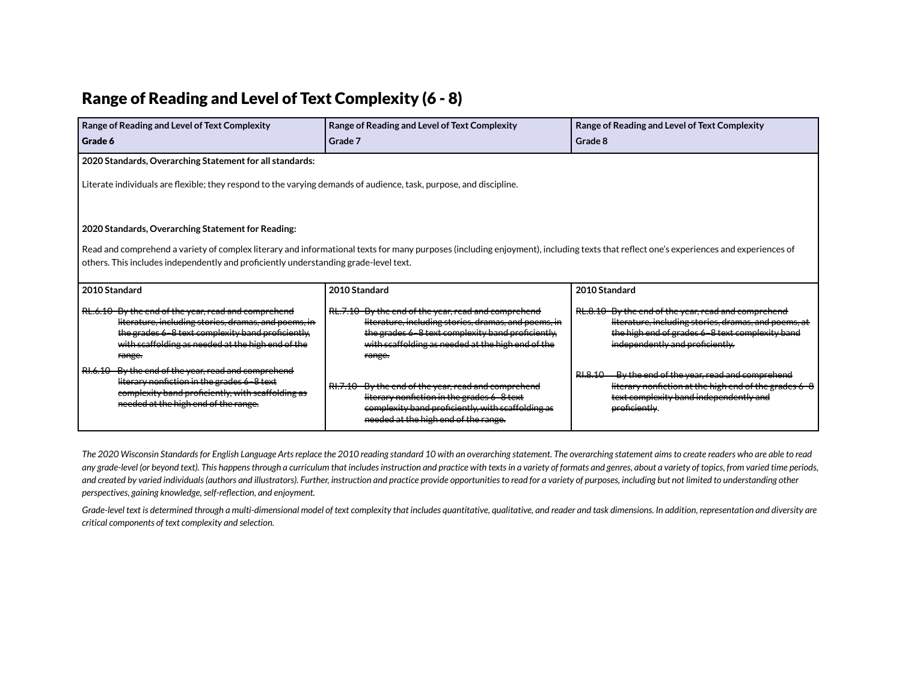## Range of Reading and Level of Text Complexity (6 - 8)

| Range of Reading and Level of Text Complexity<br>Grade 6 | Range of Reading and Level of Text Complexity<br>Grade 7 | Range of Reading and Level of Text Complexity<br>Grade 8 |
|---|---|---|
| **2020 Standards, Overarching Statement for all standards:**<br><br>Literate individuals are flexible; they respond to the varying demands of audience, task, purpose, and discipline.<br><br>**2020 Standards, Overarching Statement for Reading:**<br><br>Read and comprehend a variety of complex literary and informational texts for many purposes (including enjoyment), including texts that reflect one's experiences and experiences of others. This includes independently and proficiently understanding grade-level text. | | |
| **2010 Standard**<br><br>~~RL.6.10 By the end of the year, read and comprehend literature, including stories, dramas, and poems, in the grades 6–8 text complexity band proficiently, with scaffolding as needed at the high end of the range.~~<br><br>~~RI.6.10 By the end of the year, read and comprehend literary nonfiction in the grades 6–8 text complexity band proficiently, with scaffolding as needed at the high end of the range.~~ | **2010 Standard**<br><br>~~RL.7.10 By the end of the year, read and comprehend literature, including stories, dramas, and poems, in the grades 6–8 text complexity band proficiently, with scaffolding as needed at the high end of the range.~~<br><br>~~RI.7.10 By the end of the year, read and comprehend literary nonfiction in the grades 6–8 text complexity band proficiently, with scaffolding as needed at the high end of the range.~~ | **2010 Standard**<br><br>~~RL.8.10 By the end of the year, read and comprehend literature, including stories, dramas, and poems, at the high end of grades 6–8 text complexity band independently and proficiently.~~<br><br>~~RI.8.10 By the end of the year, read and comprehend literary nonfiction at the high end of the grades 6–8 text complexity band independently and proficiently.~~ |

*The 2020 Wisconsin Standards for English Language Arts replace the 2010 reading standard 10 with an overarching statement. The overarching statement aims to create readers who are able to read any grade-level (or beyond text). This happens through a curriculum that includes instruction and practice with texts in a variety of formats and genres, about a variety of topics, from varied time periods, and created by varied individuals (authors and illustrators). Further, instruction and practice provide opportunities to read for a variety of purposes, including but not limited to understanding other perspectives, gaining knowledge, self-reflection, and enjoyment.*

*Grade-level text is determined through a multi-dimensional model of text complexity that includes quantitative, qualitative, and reader and task dimensions. In addition, representation and diversity are critical components of text complexity and selection.*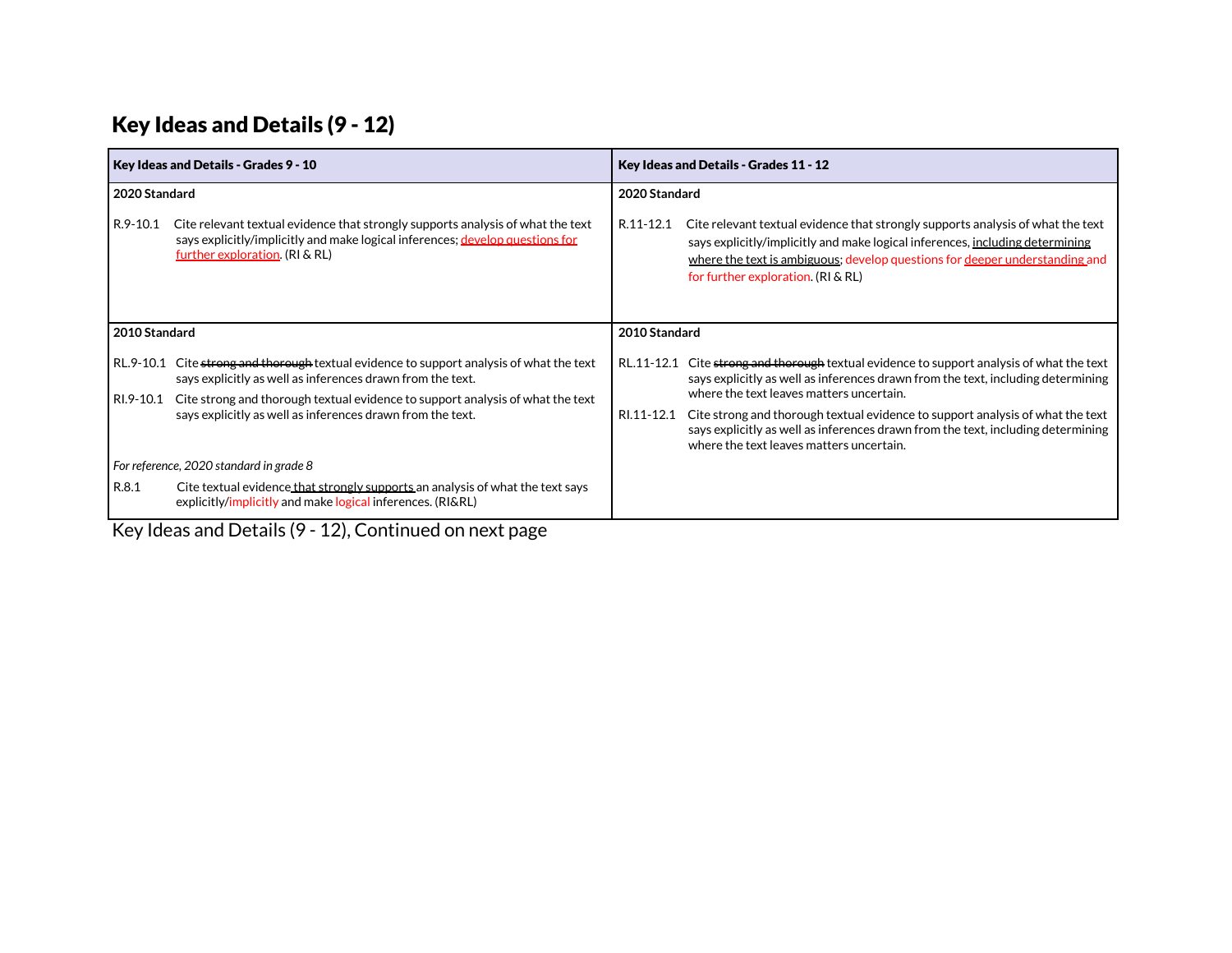## Key Ideas and Details (9 - 12)

| Key Ideas and Details - Grades 9 - 10 | Key Ideas and Details - Grades 11 - 12 |
|---|---|
| **2020 Standard**<br><br>R.9-10.1 Cite relevant textual evidence that strongly supports analysis of what the text says explicitly/implicitly and make logical inferences; develop questions for further exploration. (RI & RL) | **2020 Standard**<br><br>R.11-12.1 Cite relevant textual evidence that strongly supports analysis of what the text says explicitly/implicitly and make logical inferences, including determining where the text is ambiguous; develop questions for deeper understanding and for further exploration. (RI & RL) |
| **2010 Standard**<br><br>RL.9-10.1 Cite ~~strong and thorough~~ textual evidence to support analysis of what the text says explicitly as well as inferences drawn from the text.<br><br>RI.9-10.1 Cite strong and thorough textual evidence to support analysis of what the text says explicitly as well as inferences drawn from the text.<br><br>*For reference, 2020 standard in grade 8*<br><br>R.8.1 Cite textual evidence that strongly supports an analysis of what the text says explicitly/implicitly and make logical inferences. (RI&RL) | **2010 Standard**<br><br>RL.11-12.1 Cite ~~strong and thorough~~ textual evidence to support analysis of what the text says explicitly as well as inferences drawn from the text, including determining where the text leaves matters uncertain.<br><br>RI.11-12.1 Cite strong and thorough textual evidence to support analysis of what the text says explicitly as well as inferences drawn from the text, including determining where the text leaves matters uncertain. |

Key Ideas and Details (9 - 12), Continued on next page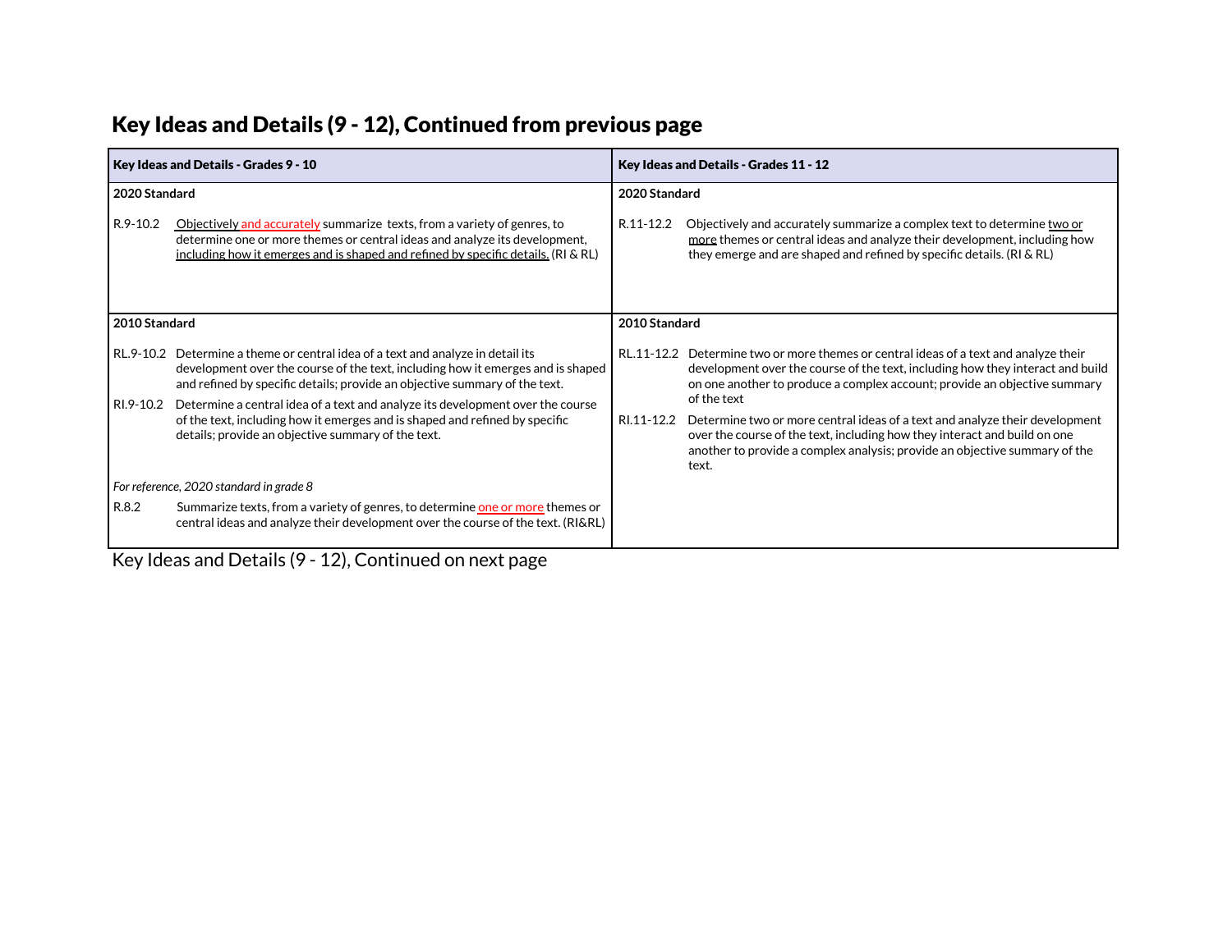## Key Ideas and Details (9 - 12), Continued from previous page

| Key Ideas and Details - Grades 9 - 10 | Key Ideas and Details - Grades 11 - 12 |
|---|---|
| **2020 Standard**<br><br>R.9-10.2 Objectively and accurately summarize texts, from a variety of genres, to determine one or more themes or central ideas and analyze its development, including how it emerges and is shaped and refined by specific details. (RI & RL) | **2020 Standard**<br><br>R.11-12.2 Objectively and accurately summarize a complex text to determine two or more themes or central ideas and analyze their development, including how they emerge and are shaped and refined by specific details. (RI & RL) |
| **2010 Standard**<br><br>RL.9-10.2 Determine a theme or central idea of a text and analyze in detail its development over the course of the text, including how it emerges and is shaped and refined by specific details; provide an objective summary of the text.<br><br>RI.9-10.2 Determine a central idea of a text and analyze its development over the course of the text, including how it emerges and is shaped and refined by specific details; provide an objective summary of the text.<br><br>*For reference, 2020 standard in grade 8*<br><br>R.8.2 Summarize texts, from a variety of genres, to determine one or more themes or central ideas and analyze their development over the course of the text. (RI&RL) | **2010 Standard**<br><br>RL.11-12.2 Determine two or more themes or central ideas of a text and analyze their development over the course of the text, including how they interact and build on one another to produce a complex account; provide an objective summary of the text<br><br>RI.11-12.2 Determine two or more central ideas of a text and analyze their development over the course of the text, including how they interact and build on one another to provide a complex analysis; provide an objective summary of the text. |

Key Ideas and Details (9 - 12), Continued on next page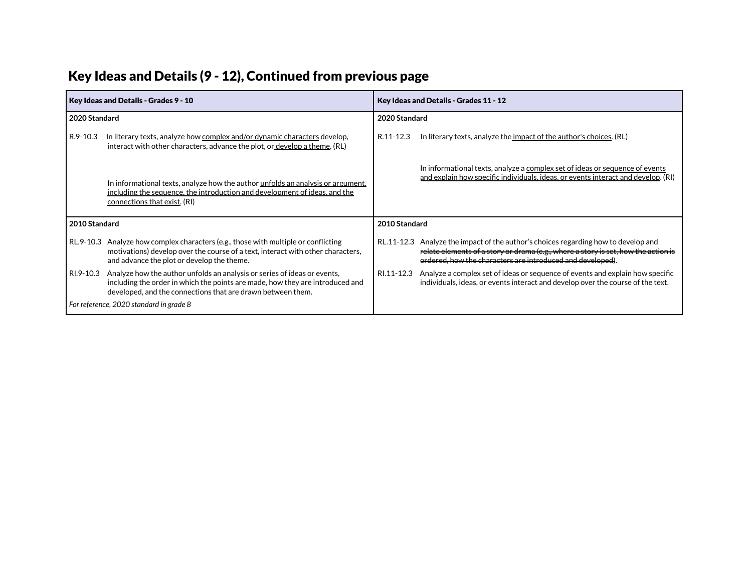## Key Ideas and Details (9 - 12), Continued from previous page

| Key Ideas and Details - Grades 9 - 10 | Key Ideas and Details - Grades 11 - 12 |
|---|---|
| **2020 Standard**<br><br>R.9-10.3 In literary texts, analyze how <u>complex and/or dynamic characters</u> develop, interact with other characters, advance the plot, or <u>develop a theme</u>. (RL)<br><br>In informational texts, analyze how the author <u>unfolds an analysis or argument, including the sequence, the introduction and development of ideas, and the connections that exist</u>. (RI) | **2020 Standard**<br><br>R.11-12.3 In literary texts, analyze the <u>impact of the author's choices</u>. (RL)<br><br>In informational texts, analyze a <u>complex set of ideas or sequence of events and explain how specific individuals, ideas, or events interact and develop</u>. (RI) |
| **2010 Standard**<br><br>RL.9-10.3 Analyze how complex characters (e.g., those with multiple or conflicting motivations) develop over the course of a text, interact with other characters, and advance the plot or develop the theme.<br><br>RI.9-10.3 Analyze how the author unfolds an analysis or series of ideas or events, including the order in which the points are made, how they are introduced and developed, and the connections that are drawn between them.<br><br>*For reference, 2020 standard in grade 8* | **2010 Standard**<br><br>RL.11-12.3 Analyze the impact of the author's choices regarding how to develop and ~~relate elements of a story or drama (e.g., where a story is set, how the action is ordered, how the characters are introduced and developed)~~.<br><br>RI.11-12.3 Analyze a complex set of ideas or sequence of events and explain how specific individuals, ideas, or events interact and develop over the course of the text. |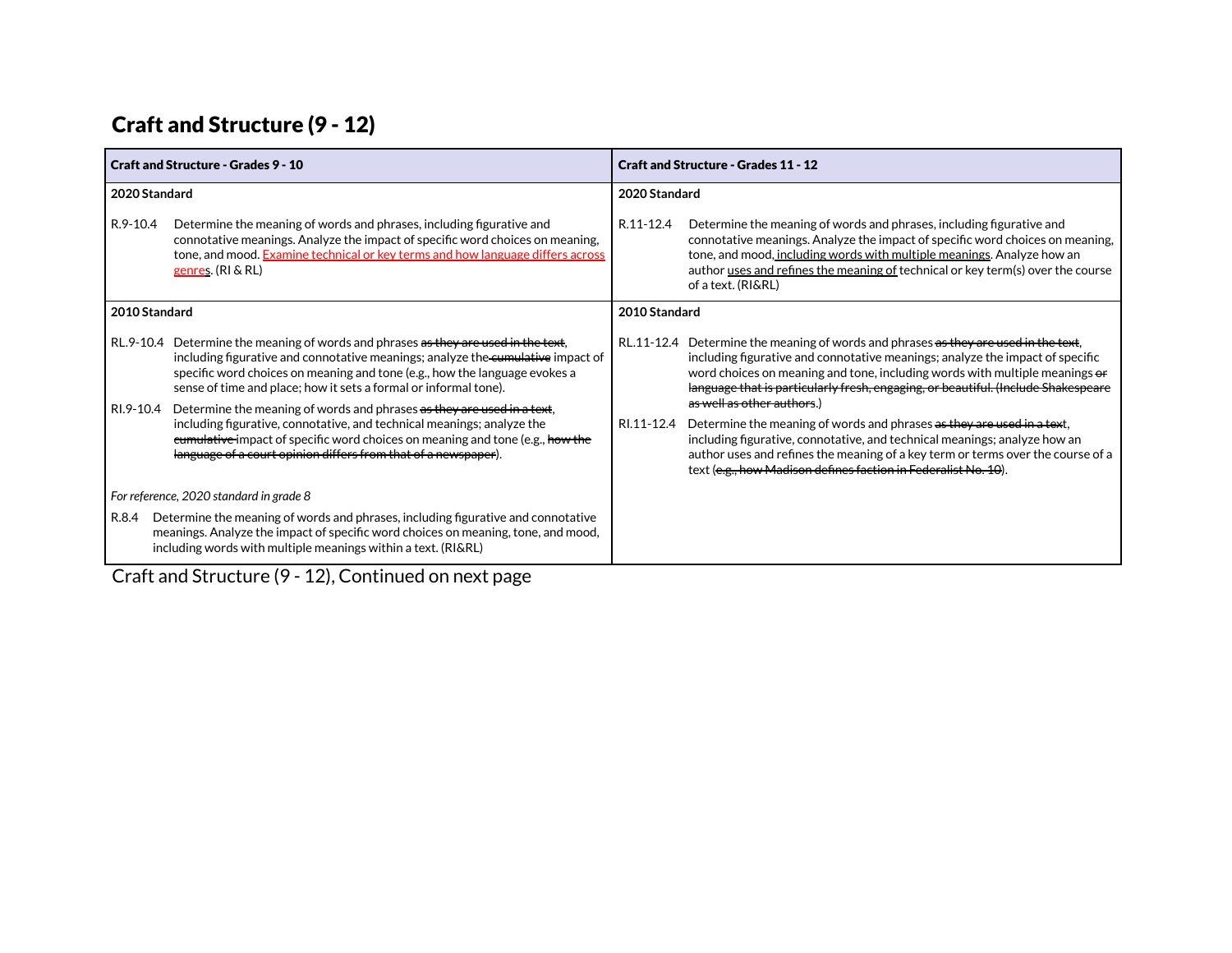## Craft and Structure (9 - 12)

| Craft and Structure - Grades 9 - 10 | Craft and Structure - Grades 11 - 12 |
|---|---|
| **2020 Standard**<br><br>R.9-10.4 Determine the meaning of words and phrases, including figurative and connotative meanings. Analyze the impact of specific word choices on meaning, tone, and mood. <u>Examine technical or key terms and how language differs across genres</u>. (RI & RL) | **2020 Standard**<br><br>R.11-12.4 Determine the meaning of words and phrases, including figurative and connotative meanings. Analyze the impact of specific word choices on meaning, tone, and mood<u>, including words with multiple meanings</u>. Analyze how an author <u>uses and refines the meaning of</u> technical or key term(s) over the course of a text. (RI&RL) |
| **2010 Standard**<br><br>RL.9-10.4 Determine the meaning of words and phrases ~~as they are used in the text~~, including figurative and connotative meanings; analyze the ~~cumulative~~ impact of specific word choices on meaning and tone (e.g., how the language evokes a sense of time and place; how it sets a formal or informal tone).<br><br>RI.9-10.4 Determine the meaning of words and phrases ~~as they are used in a text~~, including figurative, connotative, and technical meanings; analyze the ~~cumulative~~ impact of specific word choices on meaning and tone (e.g., ~~how the language of a court opinion differs from that of a newspaper~~).<br><br>*For reference, 2020 standard in grade 8*<br><br>R.8.4 Determine the meaning of words and phrases, including figurative and connotative meanings. Analyze the impact of specific word choices on meaning, tone, and mood, including words with multiple meanings within a text. (RI&RL) | **2010 Standard**<br><br>RL.11-12.4 Determine the meaning of words and phrases ~~as they are used in the text~~, including figurative and connotative meanings; analyze the impact of specific word choices on meaning and tone, including words with multiple meanings ~~or language that is particularly fresh, engaging, or beautiful. (Include Shakespeare as well as other authors.~~)<br><br>RI.11-12.4 Determine the meaning of words and phrases ~~as they are used in a text~~, including figurative, connotative, and technical meanings; analyze how an author uses and refines the meaning of a key term or terms over the course of a text (~~e.g., how Madison defines faction in Federalist No. 10~~). |

Craft and Structure (9 - 12), Continued on next page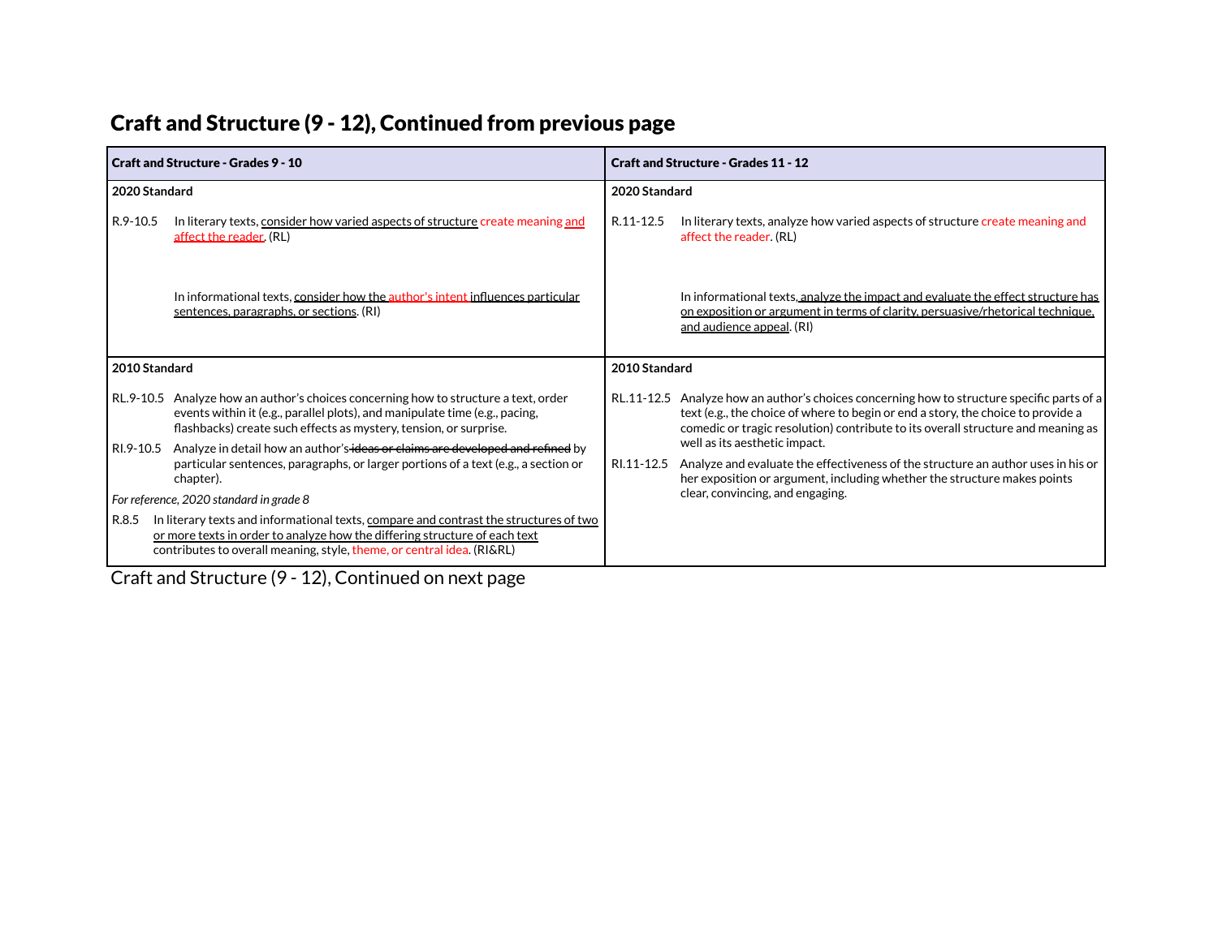# Craft and Structure (9 - 12), Continued from previous page

| Craft and Structure - Grades 9 - 10 | Craft and Structure - Grades 11 - 12 |
|---|---|
| **2020 Standard** | **2020 Standard** |
| R.9-10.5 In literary texts, consider how varied aspects of structure create meaning and affect the reader. (RL)<br><br>In informational texts, consider how the author's intent influences particular sentences, paragraphs, or sections. (RI) | R.11-12.5 In literary texts, analyze how varied aspects of structure create meaning and affect the reader. (RL)<br><br>In informational texts, analyze the impact and evaluate the effect structure has on exposition or argument in terms of clarity, persuasive/rhetorical technique, and audience appeal. (RI) |
| **2010 Standard** | **2010 Standard** |
| RL.9-10.5 Analyze how an author's choices concerning how to structure a text, order events within it (e.g., parallel plots), and manipulate time (e.g., pacing, flashbacks) create such effects as mystery, tension, or surprise.<br><br>RI.9-10.5 Analyze in detail how an author's ~~ideas or claims are developed and refined~~ by particular sentences, paragraphs, or larger portions of a text (e.g., a section or chapter).<br><br>*For reference, 2020 standard in grade 8*<br><br>R.8.5 In literary texts and informational texts, compare and contrast the structures of two or more texts in order to analyze how the differing structure of each text contributes to overall meaning, style, theme, or central idea. (RI&RL) | RL.11-12.5 Analyze how an author's choices concerning how to structure specific parts of a text (e.g., the choice of where to begin or end a story, the choice to provide a comedic or tragic resolution) contribute to its overall structure and meaning as well as its aesthetic impact.<br><br>RI.11-12.5 Analyze and evaluate the effectiveness of the structure an author uses in his or her exposition or argument, including whether the structure makes points clear, convincing, and engaging. |

Craft and Structure (9 - 12), Continued on next page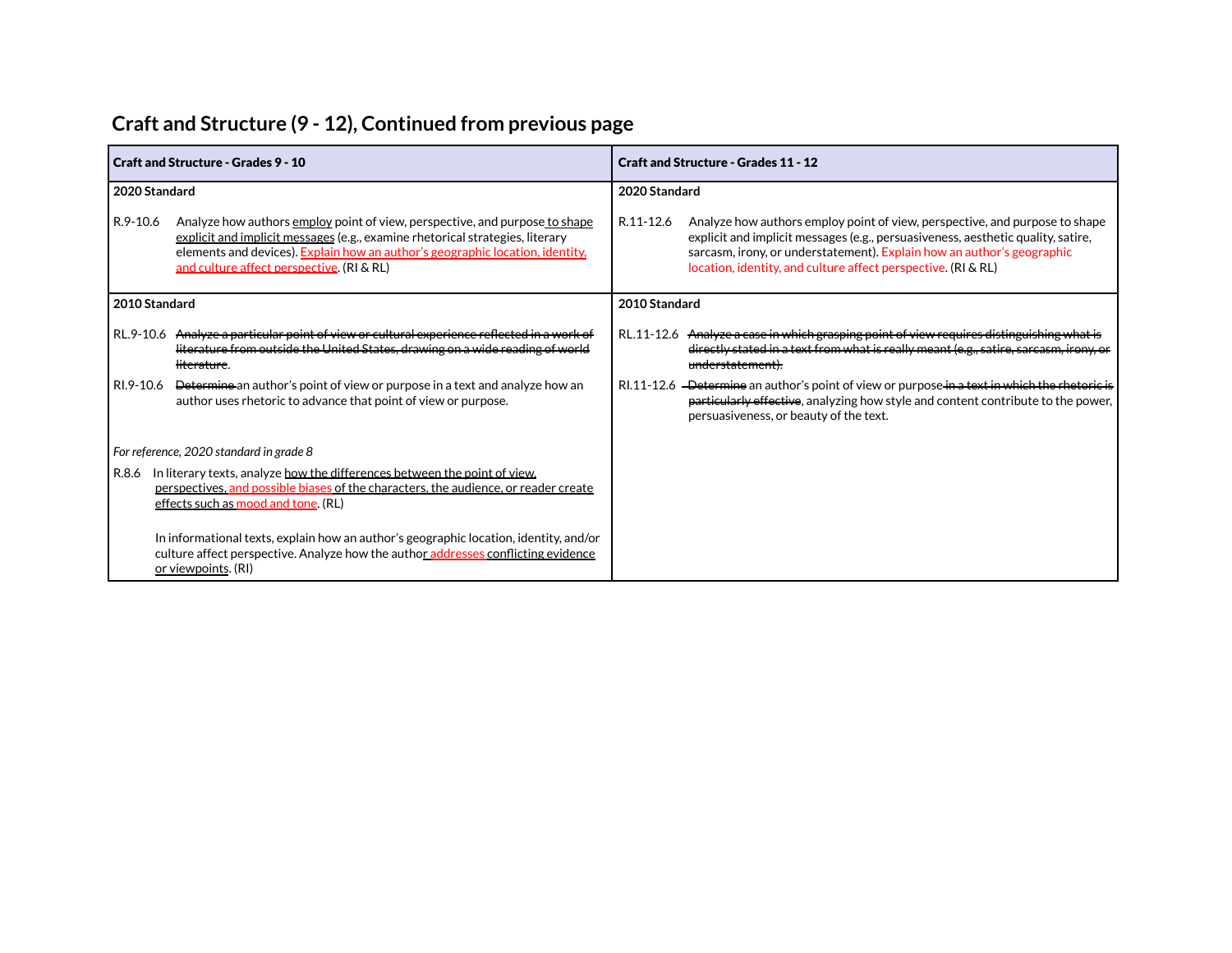## Craft and Structure (9 - 12), Continued from previous page

| Craft and Structure - Grades 9 - 10 | Craft and Structure - Grades 11 - 12 |
|---|---|
| **2020 Standard**<br><br>R.9-10.6 Analyze how authors <u>employ</u> point of view, perspective, and purpose <u>to shape explicit and implicit messages</u> (e.g., examine rhetorical strategies, literary elements and devices). <u>Explain how an author's geographic location, identity, and culture affect perspective</u>. (RI & RL) | **2020 Standard**<br><br>R.11-12.6 Analyze how authors employ point of view, perspective, and purpose to shape explicit and implicit messages (e.g., persuasiveness, aesthetic quality, satire, sarcasm, irony, or understatement). Explain how an author's geographic location, identity, and culture affect perspective. (RI & RL) |
| **2010 Standard**<br><br>RL.9-10.6 ~~Analyze a particular point of view or cultural experience reflected in a work of literature from outside the United States, drawing on a wide reading of world literature~~.<br><br>RI.9-10.6 ~~Determine~~ an author's point of view or purpose in a text and analyze how an author uses rhetoric to advance that point of view or purpose.<br><br>*For reference, 2020 standard in grade 8*<br><br>R.8.6 In literary texts, analyze <u>how the differences between the point of view, perspectives, and possible biases of the characters, the audience, or reader create effects such as mood and tone</u>. (RL)<br><br>In informational texts, explain how an author's geographic location, identity, and/or culture affect perspective. Analyze how the author <u>addresses conflicting evidence or viewpoints</u>. (RI) | **2010 Standard**<br><br>RL.11-12.6 ~~Analyze a case in which grasping point of view requires distinguishing what is directly stated in a text from what is really meant (e.g., satire, sarcasm, irony, or understatement).~~<br><br>RI.11-12.6 ~~Determine~~ an author's point of view or purpose ~~in a text in which the rhetoric is particularly effective~~, analyzing how style and content contribute to the power, persuasiveness, or beauty of the text. |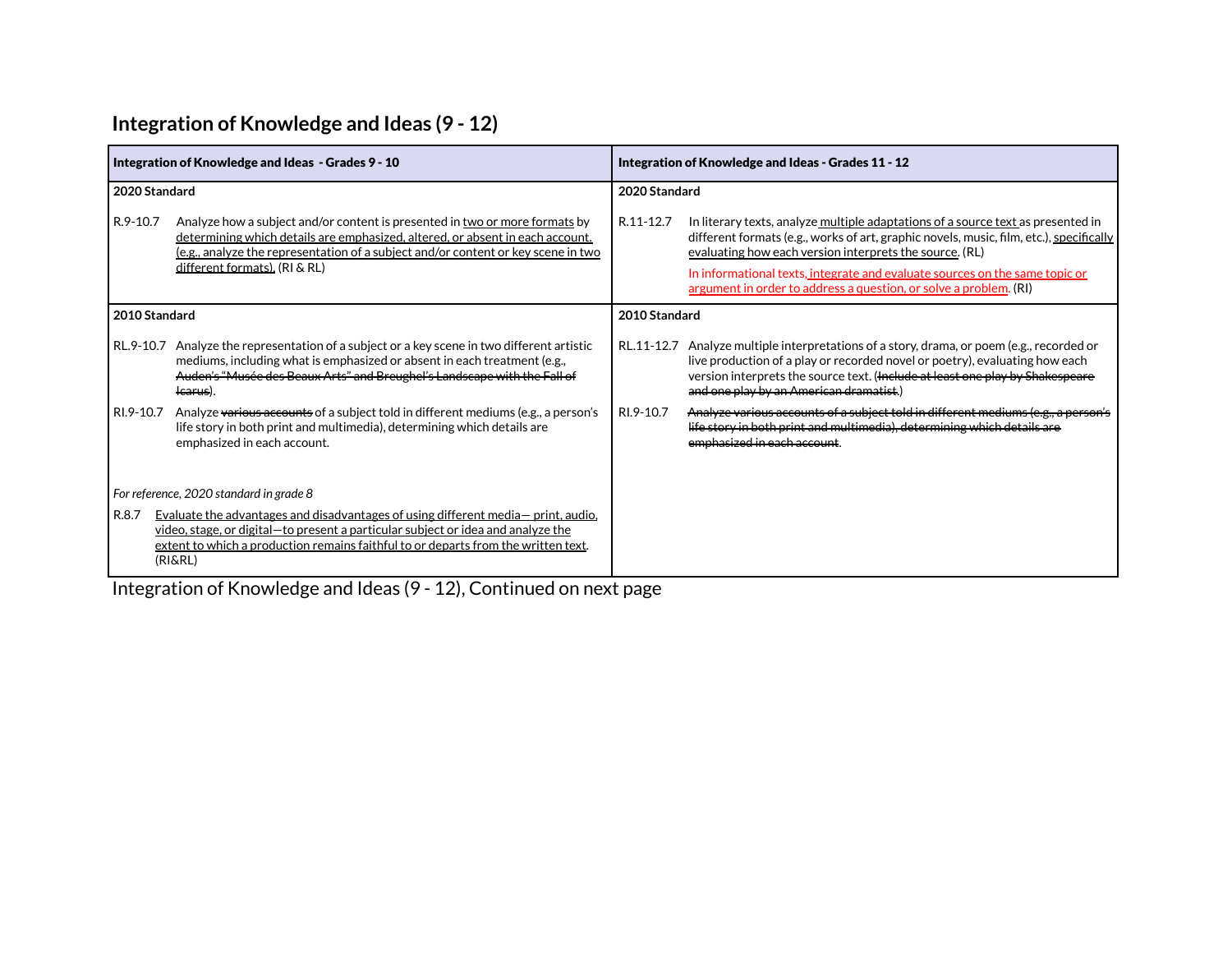## Integration of Knowledge and Ideas (9 - 12)

| Integration of Knowledge and Ideas - Grades 9 - 10 | Integration of Knowledge and Ideas - Grades 11 - 12 |
|---|---|
| **2020 Standard**<br><br>R.9-10.7 Analyze how a subject and/or content is presented in <u>two or more formats</u> by <u>determining which details are emphasized, altered, or absent in each account. (e.g., analyze the representation of a subject and/or content or key scene in two different formats).</u> (RI & RL) | **2020 Standard**<br><br>R.11-12.7 In literary texts, analyze <u>multiple adaptations of a source text</u> as presented in different formats (e.g., works of art, graphic novels, music, film, etc.), <u>specifically evaluating how each version interprets the source.</u> (RL)<br><br>In informational texts, <u>integrate and evaluate sources on the same topic or argument in order to address a question, or solve a problem</u>. (RI) |
| **2010 Standard**<br><br>RL.9-10.7 Analyze the representation of a subject or a key scene in two different artistic mediums, including what is emphasized or absent in each treatment (e.g., ~~Auden's "Musée des Beaux Arts" and Breughel's Landscape with the Fall of Icarus~~).<br><br>RI.9-10.7 Analyze ~~various accounts~~ of a subject told in different mediums (e.g., a person's life story in both print and multimedia), determining which details are emphasized in each account.<br><br>*For reference, 2020 standard in grade 8*<br><br>R.8.7 <u>Evaluate the advantages and disadvantages of using different media— print, audio, video, stage, or digital—to present a particular subject or idea and analyze the extent to which a production remains faithful to or departs from the written text</u>. (RI&RL) | **2010 Standard**<br><br>RL.11-12.7 Analyze multiple interpretations of a story, drama, or poem (e.g., recorded or live production of a play or recorded novel or poetry), evaluating how each version interprets the source text. (~~Include at least one play by Shakespeare and one play by an American dramatist.~~)<br><br>RI.9-10.7 ~~Analyze various accounts of a subject told in different mediums (e.g., a person's life story in both print and multimedia), determining which details are emphasized in each account~~. |

Integration of Knowledge and Ideas (9 - 12), Continued on next page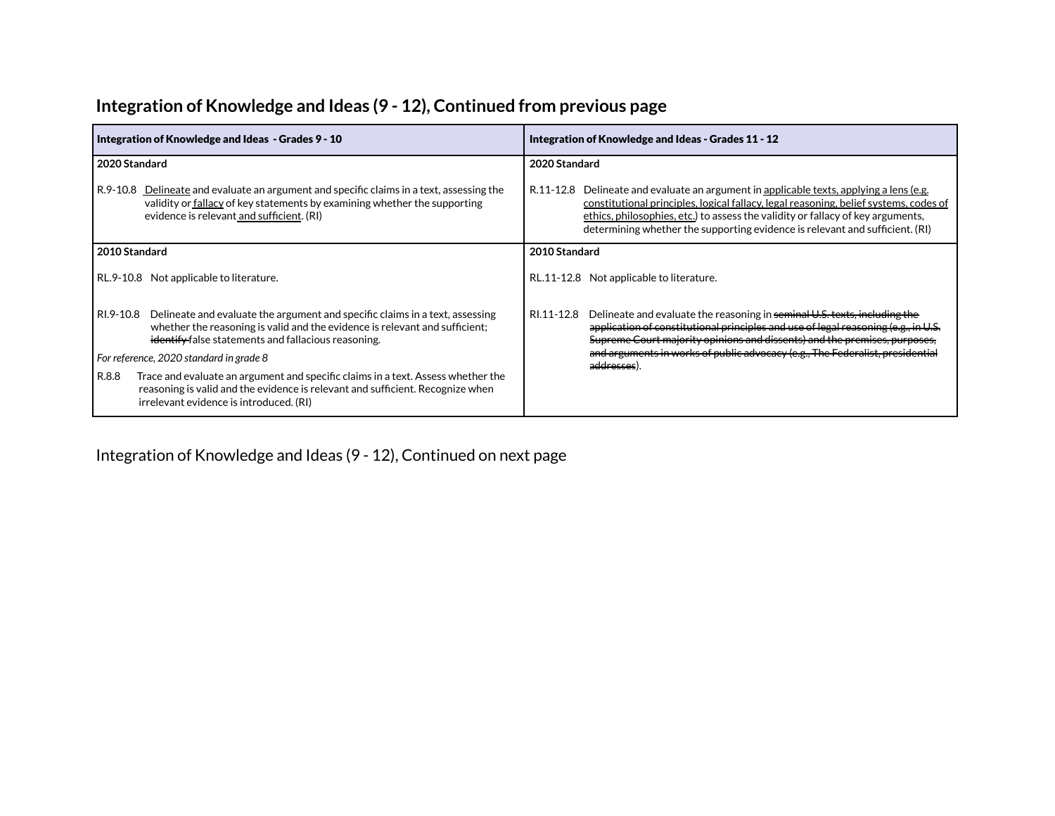## Integration of Knowledge and Ideas (9 - 12), Continued from previous page

| Integration of Knowledge and Ideas - Grades 9 - 10 | Integration of Knowledge and Ideas - Grades 11 - 12 |
|---|---|
| **2020 Standard**<br><br>R.9-10.8 <u>Delineate</u> and evaluate an argument and specific claims in a text, assessing the validity or <u>fallacy</u> of key statements by examining whether the supporting evidence is relevant <u>and sufficient</u>. (RI) | **2020 Standard**<br><br>R.11-12.8 Delineate and evaluate an argument in <u>applicable texts, applying a lens (e.g. constitutional principles, logical fallacy, legal reasoning, belief systems, codes of ethics, philosophies, etc.</u>) to assess the validity or fallacy of key arguments, determining whether the supporting evidence is relevant and sufficient. (RI) |
| **2010 Standard**<br><br>RL.9-10.8 Not applicable to literature.<br><br>RI.9-10.8 Delineate and evaluate the argument and specific claims in a text, assessing whether the reasoning is valid and the evidence is relevant and sufficient; ~~identify~~ false statements and fallacious reasoning.<br><br>*For reference, 2020 standard in grade 8*<br><br>R.8.8 Trace and evaluate an argument and specific claims in a text. Assess whether the reasoning is valid and the evidence is relevant and sufficient. Recognize when irrelevant evidence is introduced. (RI) | **2010 Standard**<br><br>RL.11-12.8 Not applicable to literature.<br><br>RI.11-12.8 Delineate and evaluate the reasoning in ~~seminal U.S. texts, including the application of constitutional principles and use of legal reasoning (e.g., in U.S. Supreme Court majority opinions and dissents) and the premises, purposes, and arguments in works of public advocacy (e.g., The Federalist, presidential addresses~~). |

Integration of Knowledge and Ideas (9 - 12), Continued on next page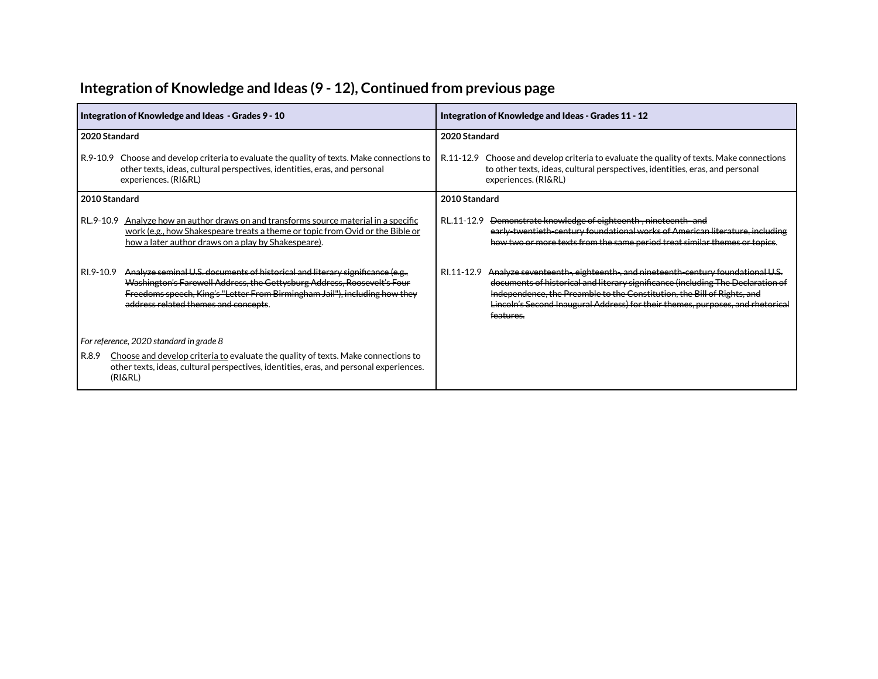## Integration of Knowledge and Ideas (9 - 12), Continued from previous page

| Integration of Knowledge and Ideas - Grades 9 - 10 | Integration of Knowledge and Ideas - Grades 11 - 12 |
|---|---|
| **2020 Standard**<br><br>R.9-10.9 Choose and develop criteria to evaluate the quality of texts. Make connections to other texts, ideas, cultural perspectives, identities, eras, and personal experiences. (RI&RL) | **2020 Standard**<br><br>R.11-12.9 Choose and develop criteria to evaluate the quality of texts. Make connections to other texts, ideas, cultural perspectives, identities, eras, and personal experiences. (RI&RL) |
| **2010 Standard**<br><br>RL.9-10.9 <u>Analyze how an author draws on and transforms source material in a specific work (e.g., how Shakespeare treats a theme or topic from Ovid or the Bible or how a later author draws on a play by Shakespeare)</u>.<br><br>RI.9-10.9 ~~Analyze seminal U.S. documents of historical and literary significance (e.g., Washington's Farewell Address, the Gettysburg Address, Roosevelt's Four Freedoms speech, King's "Letter From Birmingham Jail"), including how they address related themes and concepts~~.<br><br>*For reference, 2020 standard in grade 8*<br><br>R.8.9 <u>Choose and develop criteria to</u> evaluate the quality of texts. Make connections to other texts, ideas, cultural perspectives, identities, eras, and personal experiences. (RI&RL) | **2010 Standard**<br><br>RL.11-12.9 ~~Demonstrate knowledge of eighteenth-, nineteenth- and early-twentieth-century foundational works of American literature, including how two or more texts from the same period treat similar themes or topics~~.<br><br>RI.11-12.9 ~~Analyze seventeenth-, eighteenth-, and nineteenth-century foundational U.S. documents of historical and literary significance (including The Declaration of Independence, the Preamble to the Constitution, the Bill of Rights, and Lincoln's Second Inaugural Address) for their themes, purposes, and rhetorical features.~~ |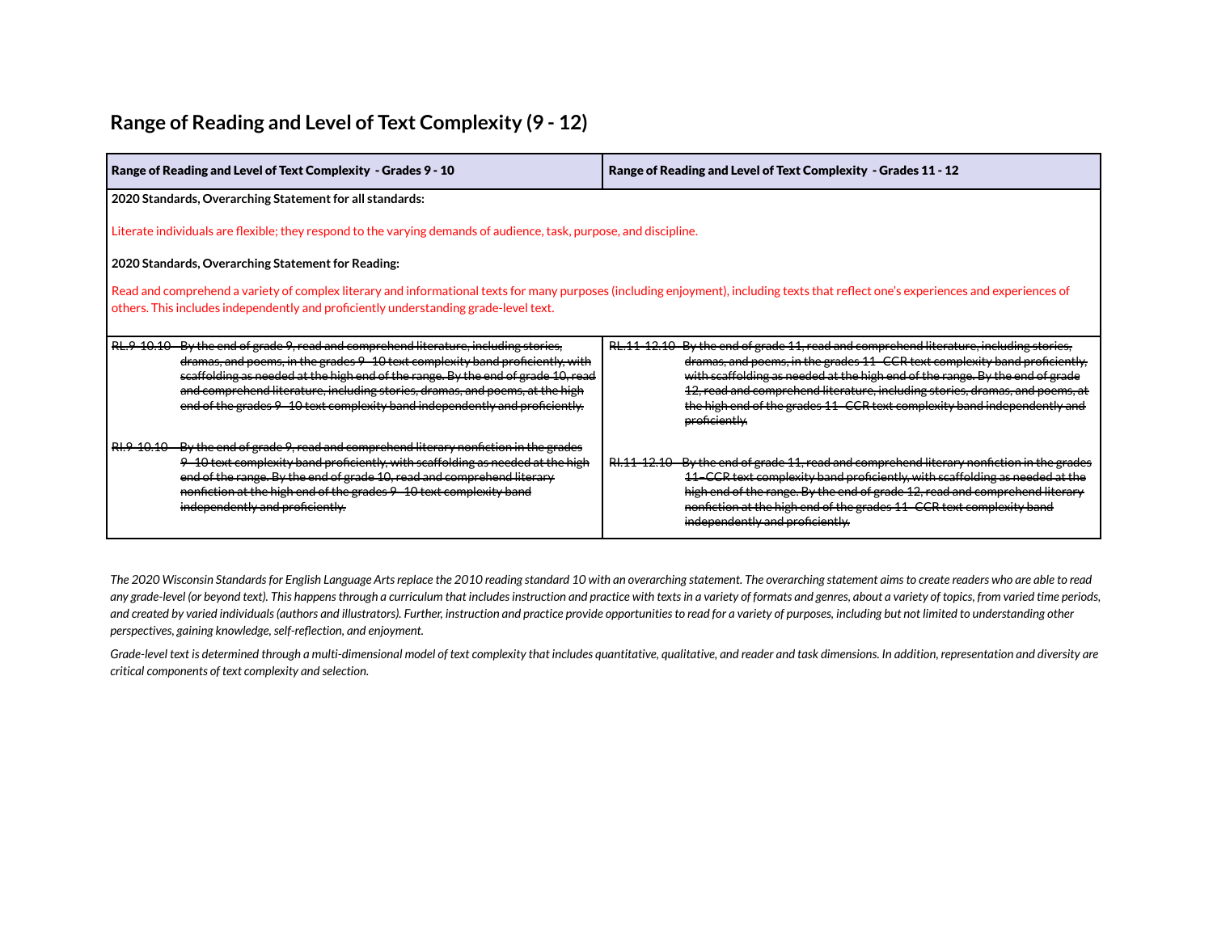## Range of Reading and Level of Text Complexity (9 - 12)

| Range of Reading and Level of Text Complexity - Grades 9 - 10 | Range of Reading and Level of Text Complexity - Grades 11 - 12 |
|---|---|
| **2020 Standards, Overarching Statement for all standards:**<br><br>Literate individuals are flexible; they respond to the varying demands of audience, task, purpose, and discipline.<br><br>**2020 Standards, Overarching Statement for Reading:**<br><br>Read and comprehend a variety of complex literary and informational texts for many purposes (including enjoyment), including texts that reflect one's experiences and experiences of others. This includes independently and proficiently understanding grade-level text. | |
| ~~RL.9-10.10 By the end of grade 9, read and comprehend literature, including stories, dramas, and poems, in the grades 9–10 text complexity band proficiently, with scaffolding as needed at the high end of the range. By the end of grade 10, read and comprehend literature, including stories, dramas, and poems, at the high end of the grades 9–10 text complexity band independently and proficiently.~~<br><br>~~RI.9-10.10 By the end of grade 9, read and comprehend literary nonfiction in the grades 9–10 text complexity band proficiently, with scaffolding as needed at the high end of the range. By the end of grade 10, read and comprehend literary nonfiction at the high end of the grades 9–10 text complexity band independently and proficiently.~~ | ~~RL.11-12.10 By the end of grade 11, read and comprehend literature, including stories, dramas, and poems, in the grades 11–CCR text complexity band proficiently, with scaffolding as needed at the high end of the range. By the end of grade 12, read and comprehend literature, including stories, dramas, and poems, at the high end of the grades 11–CCR text complexity band independently and proficiently.~~<br><br>~~RI.11-12.10 By the end of grade 11, read and comprehend literary nonfiction in the grades 11–CCR text complexity band proficiently, with scaffolding as needed at the high end of the range. By the end of grade 12, read and comprehend literary nonfiction at the high end of the grades 11–CCR text complexity band independently and proficiently.~~ |

*The 2020 Wisconsin Standards for English Language Arts replace the 2010 reading standard 10 with an overarching statement. The overarching statement aims to create readers who are able to read any grade-level (or beyond text). This happens through a curriculum that includes instruction and practice with texts in a variety of formats and genres, about a variety of topics, from varied time periods, and created by varied individuals (authors and illustrators). Further, instruction and practice provide opportunities to read for a variety of purposes, including but not limited to understanding other perspectives, gaining knowledge, self-reflection, and enjoyment.*

*Grade-level text is determined through a multi-dimensional model of text complexity that includes quantitative, qualitative, and reader and task dimensions. In addition, representation and diversity are critical components of text complexity and selection.*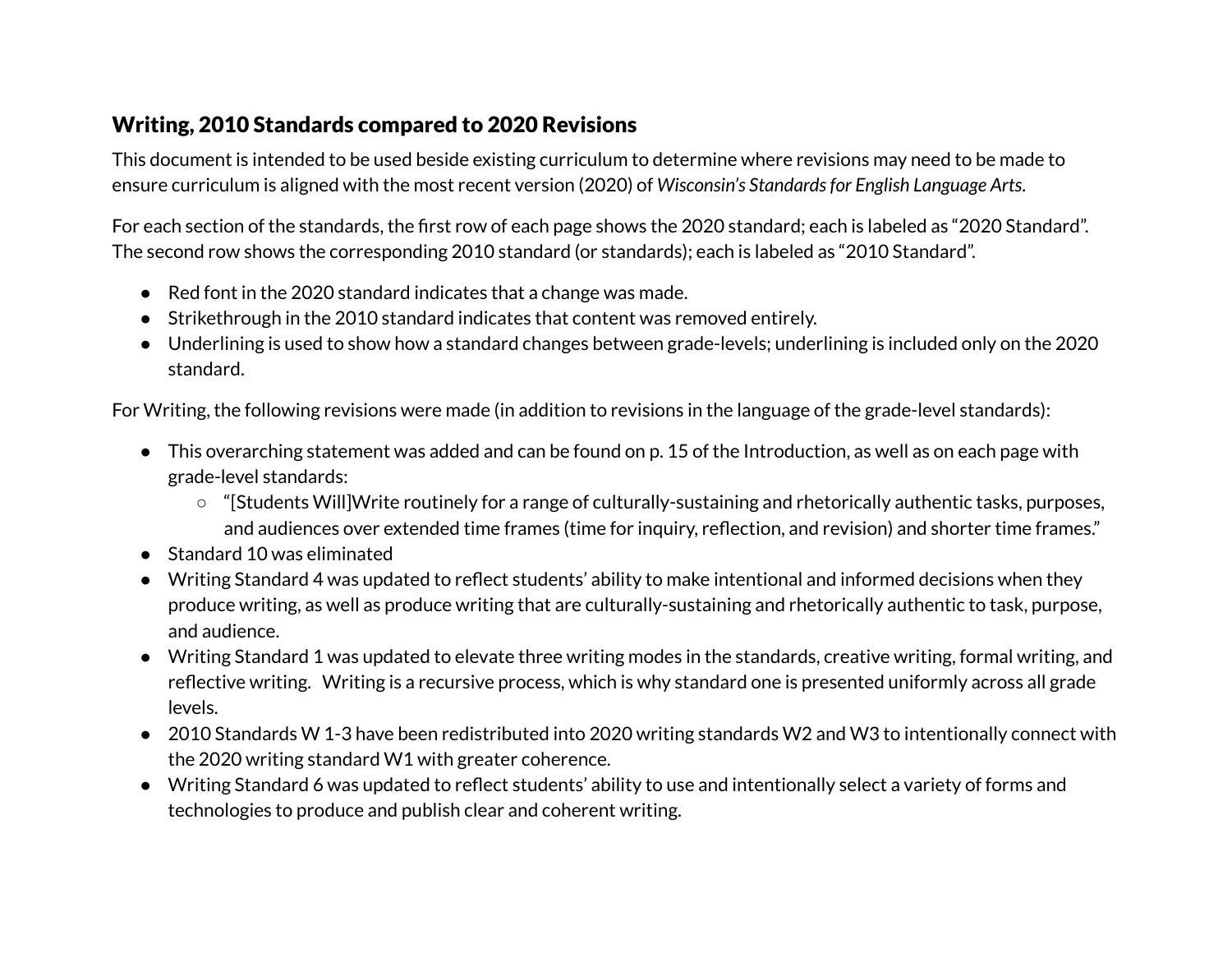## Writing, 2010 Standards compared to 2020 Revisions

This document is intended to be used beside existing curriculum to determine where revisions may need to be made to ensure curriculum is aligned with the most recent version (2020) of *Wisconsin's Standards for English Language Arts*.

For each section of the standards, the first row of each page shows the 2020 standard; each is labeled as "2020 Standard". The second row shows the corresponding 2010 standard (or standards); each is labeled as "2010 Standard".

- Red font in the 2020 standard indicates that a change was made.
- Strikethrough in the 2010 standard indicates that content was removed entirely.
- Underlining is used to show how a standard changes between grade-levels; underlining is included only on the 2020 standard.

For Writing, the following revisions were made (in addition to revisions in the language of the grade-level standards):

- This overarching statement was added and can be found on p. 15 of the Introduction, as well as on each page with grade-level standards:
  - "[Students Will]Write routinely for a range of culturally-sustaining and rhetorically authentic tasks, purposes, and audiences over extended time frames (time for inquiry, reflection, and revision) and shorter time frames."
- Standard 10 was eliminated
- Writing Standard 4 was updated to reflect students' ability to make intentional and informed decisions when they produce writing, as well as produce writing that are culturally-sustaining and rhetorically authentic to task, purpose, and audience.
- Writing Standard 1 was updated to elevate three writing modes in the standards, creative writing, formal writing, and reflective writing. Writing is a recursive process, which is why standard one is presented uniformly across all grade levels.
- 2010 Standards W 1-3 have been redistributed into 2020 writing standards W2 and W3 to intentionally connect with the 2020 writing standard W1 with greater coherence.
- Writing Standard 6 was updated to reflect students' ability to use and intentionally select a variety of forms and technologies to produce and publish clear and coherent writing.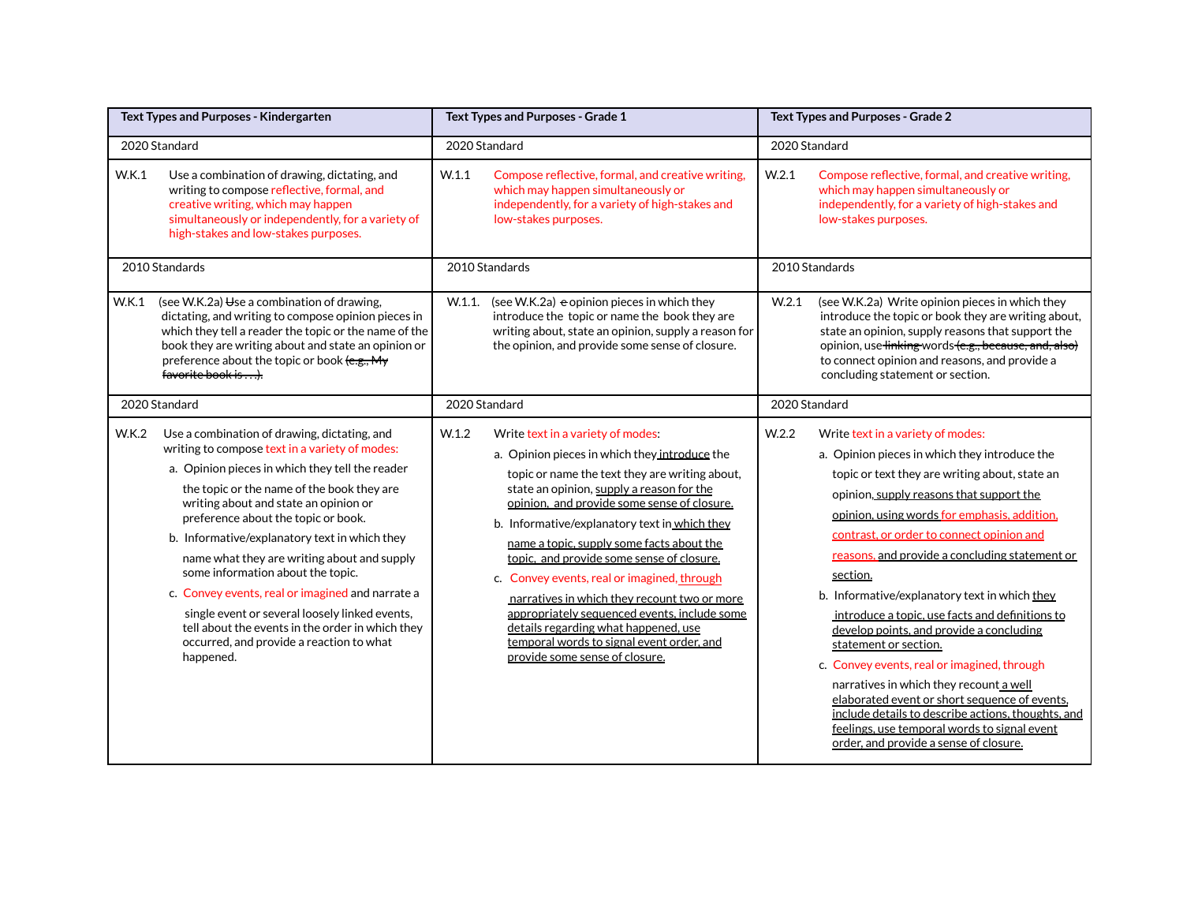| Text Types and Purposes - Kindergarten | Text Types and Purposes - Grade 1 | Text Types and Purposes - Grade 2 |
|---|---|---|
| 2020 Standard | 2020 Standard | 2020 Standard |
| W.K.1 Use a combination of drawing, dictating, and writing to compose reflective, formal, and creative writing, which may happen simultaneously or independently, for a variety of high-stakes and low-stakes purposes. | W.1.1 Compose reflective, formal, and creative writing, which may happen simultaneously or independently, for a variety of high-stakes and low-stakes purposes. | W.2.1 Compose reflective, formal, and creative writing, which may happen simultaneously or independently, for a variety of high-stakes and low-stakes purposes. |
| 2010 Standards | 2010 Standards | 2010 Standards |
| W.K.1 (see W.K.2a) ~~U~~se a combination of drawing, dictating, and writing to compose opinion pieces in which they tell a reader the topic or the name of the book they are writing about and state an opinion or preference about the topic or book ~~(e.g., My favorite book is . . .)~~. | W.1.1. (see W.K.2a) ~~e~~ opinion pieces in which they introduce the topic or name the book they are writing about, state an opinion, supply a reason for the opinion, and provide some sense of closure. | W.2.1 (see W.K.2a) Write opinion pieces in which they introduce the topic or book they are writing about, state an opinion, supply reasons that support the opinion, use ~~linking~~ words ~~(e.g., because, and, also)~~ to connect opinion and reasons, and provide a concluding statement or section. |
| 2020 Standard | 2020 Standard | 2020 Standard |
| W.K.2 Use a combination of drawing, dictating, and writing to compose text in a variety of modes:<br>a. Opinion pieces in which they tell the reader the topic or the name of the book they are writing about and state an opinion or preference about the topic or book.<br>b. Informative/explanatory text in which they name what they are writing about and supply some information about the topic.<br>c. Convey events, real or imagined and narrate a single event or several loosely linked events, tell about the events in the order in which they occurred, and provide a reaction to what happened. | W.1.2 Write text in a variety of modes:<br>a. Opinion pieces in which they <u>introduce</u> the topic or name the text they are writing about, state an opinion, <u>supply a reason for the opinion, and provide some sense of closure.</u><br>b. Informative/explanatory text in <u>which they name a topic, supply some facts about the topic, and provide some sense of closure.</u><br>c. Convey events, real or imagined, <u>through narratives in which they recount two or more appropriately sequenced events, include some details regarding what happened, use temporal words to signal event order, and provide some sense of closure.</u> | W.2.2 Write text in a variety of modes:<br>a. Opinion pieces in which they introduce the topic or text they are writing about, state an opinion<u>, supply reasons that support the opinion, using words for emphasis, addition, contrast, or order to connect opinion and reasons, and provide a concluding statement or section.</u><br>b. Informative/explanatory text in which <u>they introduce a topic, use facts and definitions to develop points, and provide a concluding statement or section.</u><br>c. Convey events, real or imagined, through narratives in which they recount <u>a well elaborated event or short sequence of events, include details to describe actions, thoughts, and feelings, use temporal words to signal event order, and provide a sense of closure.</u> |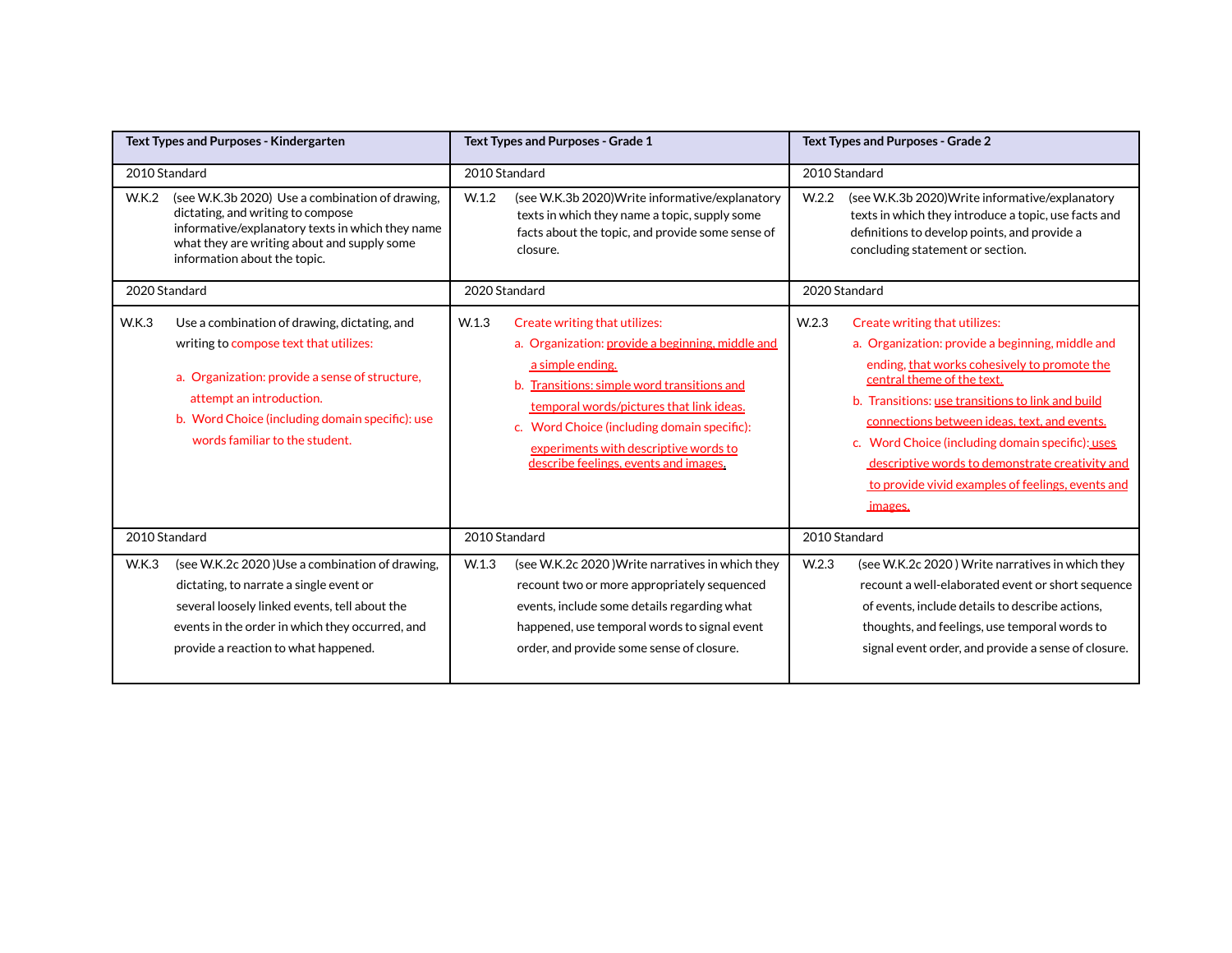| Text Types and Purposes - Kindergarten | Text Types and Purposes - Grade 1 | Text Types and Purposes - Grade 2 |
|---|---|---|
| 2010 Standard | 2010 Standard | 2010 Standard |
| W.K.2 (see W.K.3b 2020) Use a combination of drawing, dictating, and writing to compose informative/explanatory texts in which they name what they are writing about and supply some information about the topic. | W.1.2 (see W.K.3b 2020)Write informative/explanatory texts in which they name a topic, supply some facts about the topic, and provide some sense of closure. | W.2.2 (see W.K.3b 2020)Write informative/explanatory texts in which they introduce a topic, use facts and definitions to develop points, and provide a concluding statement or section. |
| 2020 Standard | 2020 Standard | 2020 Standard |
| W.K.3 Use a combination of drawing, dictating, and writing to compose text that utilizes:<br>a. Organization: provide a sense of structure, attempt an introduction.<br>b. Word Choice (including domain specific): use words familiar to the student. | W.1.3 Create writing that utilizes:<br>a. Organization: provide a beginning, middle and a simple ending.<br>b. Transitions: simple word transitions and temporal words/pictures that link ideas.<br>c. Word Choice (including domain specific): experiments with descriptive words to describe feelings, events and images. | W.2.3 Create writing that utilizes:<br>a. Organization: provide a beginning, middle and ending, that works cohesively to promote the central theme of the text.<br>b. Transitions: use transitions to link and build connections between ideas, text, and events.<br>c. Word Choice (including domain specific): uses descriptive words to demonstrate creativity and to provide vivid examples of feelings, events and images. |
| 2010 Standard | 2010 Standard | 2010 Standard |
| W.K.3 (see W.K.2c 2020 )Use a combination of drawing, dictating, to narrate a single event or several loosely linked events, tell about the events in the order in which they occurred, and provide a reaction to what happened. | W.1.3 (see W.K.2c 2020 )Write narratives in which they recount two or more appropriately sequenced events, include some details regarding what happened, use temporal words to signal event order, and provide some sense of closure. | W.2.3 (see W.K.2c 2020 ) Write narratives in which they recount a well-elaborated event or short sequence of events, include details to describe actions, thoughts, and feelings, use temporal words to signal event order, and provide a sense of closure. |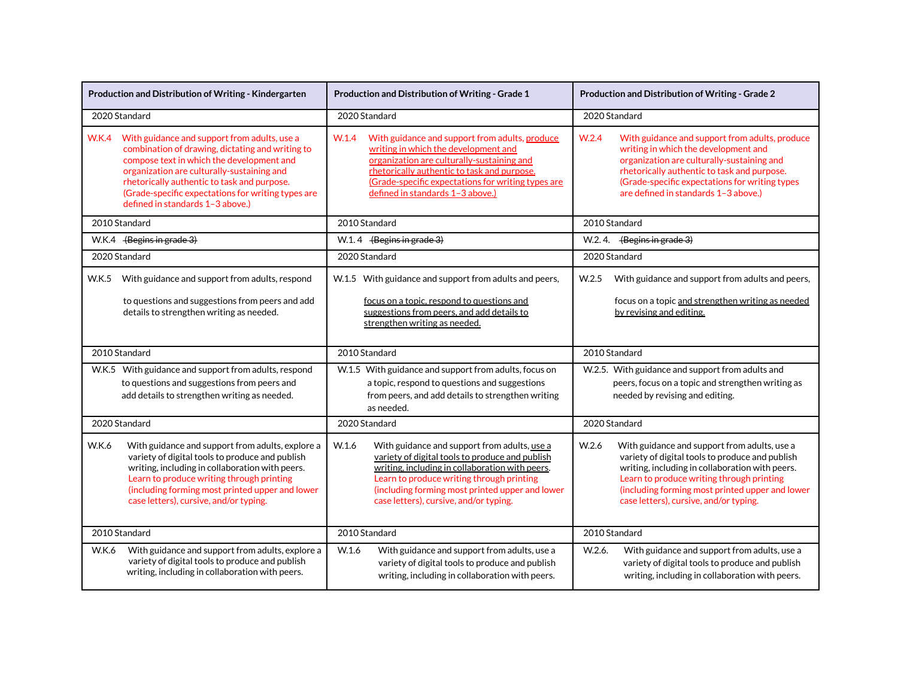| Production and Distribution of Writing - Kindergarten | Production and Distribution of Writing - Grade 1 | Production and Distribution of Writing - Grade 2 |
|---|---|---|
| 2020 Standard | 2020 Standard | 2020 Standard |
| W.K.4 With guidance and support from adults, use a combination of drawing, dictating and writing to compose text in which the development and organization are culturally-sustaining and rhetorically authentic to task and purpose. (Grade-specific expectations for writing types are defined in standards 1–3 above.) | W.1.4 With guidance and support from adults, <u>produce writing in which the development and organization are culturally-sustaining and rhetorically authentic to task and purpose. (Grade-specific expectations for writing types are defined in standards 1–3 above.)</u> | W.2.4 With guidance and support from adults, produce writing in which the development and organization are culturally-sustaining and rhetorically authentic to task and purpose. (Grade-specific expectations for writing types are defined in standards 1–3 above.) |
| 2010 Standard | 2010 Standard | 2010 Standard |
| W.K.4 ~~(Begins in grade 3)~~ | W.1. 4 ~~(Begins in grade 3)~~ | W.2. 4. ~~(Begins in grade 3)~~ |
| 2020 Standard | 2020 Standard | 2020 Standard |
| W.K.5 With guidance and support from adults, respond to questions and suggestions from peers and add details to strengthen writing as needed. | W.1.5 With guidance and support from adults and peers, <u>focus on a topic, respond to questions and suggestions from peers, and add details to strengthen writing as needed.</u> | W.2.5 With guidance and support from adults and peers, focus on a topic <u>and strengthen writing as needed by revising and editing.</u> |
| 2010 Standard | 2010 Standard | 2010 Standard |
| W.K.5 With guidance and support from adults, respond to questions and suggestions from peers and add details to strengthen writing as needed. | W.1.5 With guidance and support from adults, focus on a topic, respond to questions and suggestions from peers, and add details to strengthen writing as needed. | W.2.5. With guidance and support from adults and peers, focus on a topic and strengthen writing as needed by revising and editing. |
| 2020 Standard | 2020 Standard | 2020 Standard |
| W.K.6 With guidance and support from adults, explore a variety of digital tools to produce and publish writing, including in collaboration with peers. Learn to produce writing through printing (including forming most printed upper and lower case letters), cursive, and/or typing. | W.1.6 With guidance and support from adults, <u>use a variety of digital tools to produce and publish writing, including in collaboration with peers</u>. Learn to produce writing through printing (including forming most printed upper and lower case letters), cursive, and/or typing. | W.2.6 With guidance and support from adults, use a variety of digital tools to produce and publish writing, including in collaboration with peers. Learn to produce writing through printing (including forming most printed upper and lower case letters), cursive, and/or typing. |
| 2010 Standard | 2010 Standard | 2010 Standard |
| W.K.6 With guidance and support from adults, explore a variety of digital tools to produce and publish writing, including in collaboration with peers. | W.1.6 With guidance and support from adults, use a variety of digital tools to produce and publish writing, including in collaboration with peers. | W.2.6. With guidance and support from adults, use a variety of digital tools to produce and publish writing, including in collaboration with peers. |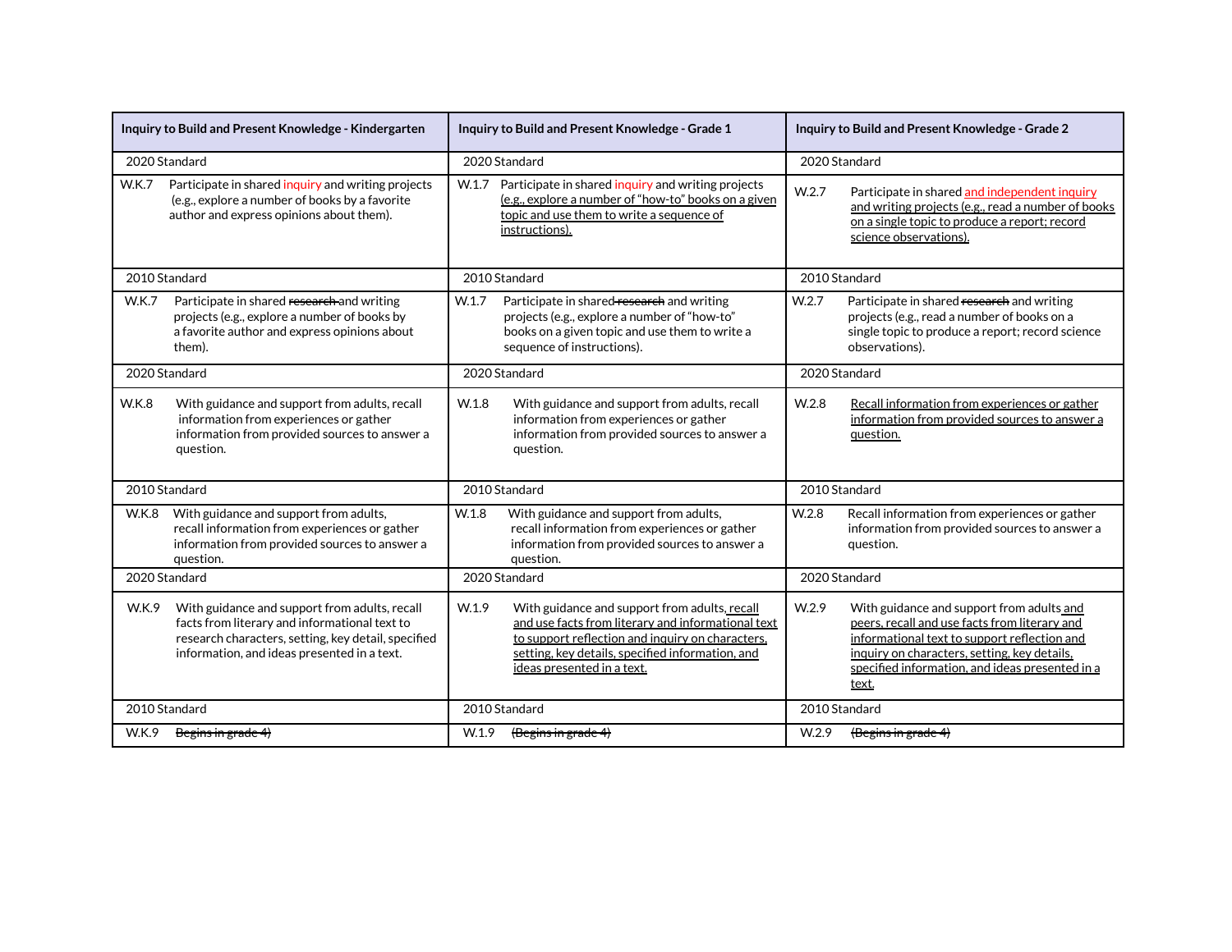| Inquiry to Build and Present Knowledge - Kindergarten | Inquiry to Build and Present Knowledge - Grade 1 | Inquiry to Build and Present Knowledge - Grade 2 |
|---|---|---|
| 2020 Standard | 2020 Standard | 2020 Standard |
| W.K.7 Participate in shared inquiry and writing projects (e.g., explore a number of books by a favorite author and express opinions about them). | W.1.7 Participate in shared inquiry and writing projects <u>(e.g., explore a number of "how-to" books on a given topic and use them to write a sequence of instructions).</u> | W.2.7 Participate in shared <u>and independent inquiry and writing projects (e.g., read a number of books on a single topic to produce a report; record science observations).</u> |
| 2010 Standard | 2010 Standard | 2010 Standard |
| W.K.7 Participate in shared ~~research~~ and writing projects (e.g., explore a number of books by a favorite author and express opinions about them). | W.1.7 Participate in shared ~~research~~ and writing projects (e.g., explore a number of "how-to" books on a given topic and use them to write a sequence of instructions). | W.2.7 Participate in shared ~~research~~ and writing projects (e.g., read a number of books on a single topic to produce a report; record science observations). |
| 2020 Standard | 2020 Standard | 2020 Standard |
| W.K.8 With guidance and support from adults, recall information from experiences or gather information from provided sources to answer a question. | W.1.8 With guidance and support from adults, recall information from experiences or gather information from provided sources to answer a question. | W.2.8 <u>Recall information from experiences or gather information from provided sources to answer a question.</u> |
| 2010 Standard | 2010 Standard | 2010 Standard |
| W.K.8 With guidance and support from adults, recall information from experiences or gather information from provided sources to answer a question. | W.1.8 With guidance and support from adults, recall information from experiences or gather information from provided sources to answer a question. | W.2.8 Recall information from experiences or gather information from provided sources to answer a question. |
| 2020 Standard | 2020 Standard | 2020 Standard |
| W.K.9 With guidance and support from adults, recall facts from literary and informational text to research characters, setting, key detail, specified information, and ideas presented in a text. | W.1.9 With guidance and support from adults<u>, recall and use facts from literary and informational text to support reflection and inquiry on characters, setting, key details, specified information, and ideas presented in a text.</u> | W.2.9 With guidance and support from adults <u>and peers, recall and use facts from literary and informational text to support reflection and inquiry on characters, setting, key details, specified information, and ideas presented in a text.</u> |
| 2010 Standard | 2010 Standard | 2010 Standard |
| W.K.9 ~~Begins in grade 4)~~ | W.1.9 ~~(Begins in grade 4)~~ | W.2.9 ~~(Begins in grade 4)~~ |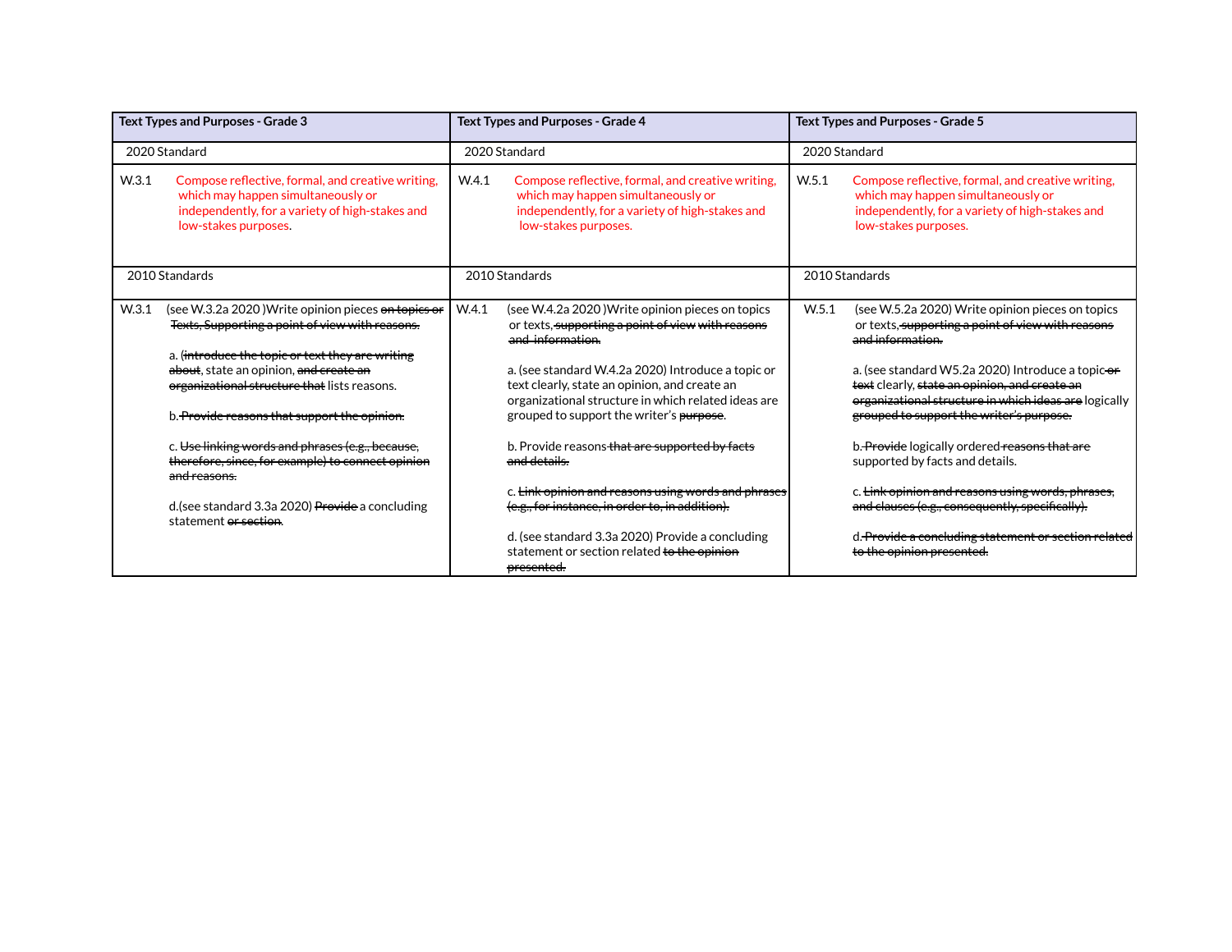| Text Types and Purposes - Grade 3 | Text Types and Purposes - Grade 4 | Text Types and Purposes - Grade 5 |
|---|---|---|
| 2020 Standard | 2020 Standard | 2020 Standard |
| W.3.1 Compose reflective, formal, and creative writing, which may happen simultaneously or independently, for a variety of high-stakes and low-stakes purposes. | W.4.1 Compose reflective, formal, and creative writing, which may happen simultaneously or independently, for a variety of high-stakes and low-stakes purposes. | W.5.1 Compose reflective, formal, and creative writing, which may happen simultaneously or independently, for a variety of high-stakes and low-stakes purposes. |
| 2010 Standards | 2010 Standards | 2010 Standards |
| W.3.1 (see W.3.2a 2020 )Write opinion pieces ~~on topics or Texts, Supporting a point of view with reasons.~~<br><br>a. (~~introduce the topic or text they are writing about~~, state an opinion, ~~and create an organizational structure that~~ lists reasons.<br><br>b. ~~Provide reasons that support the opinion.~~<br><br>c. ~~Use linking words and phrases (e.g., because, therefore, since, for example) to connect opinion and reasons.~~<br><br>d.(see standard 3.3a 2020) ~~Provide~~ a concluding statement ~~or section~~. | W.4.1 (see W.4.2a 2020 )Write opinion pieces on topics or texts, ~~supporting a point of view with reasons and information.~~<br><br>a. (see standard W.4.2a 2020) Introduce a topic or text clearly, state an opinion, and create an organizational structure in which related ideas are grouped to support the writer's ~~purpose~~.<br><br>b. Provide reasons ~~that are supported by facts and details.~~<br><br>c. ~~Link opinion and reasons using words and phrases (e.g., for instance, in order to, in addition).~~<br><br>d. (see standard 3.3a 2020) Provide a concluding statement or section related ~~to the opinion presented.~~ | W.5.1 (see W.5.2a 2020) Write opinion pieces on topics or texts, ~~supporting a point of view with reasons and information.~~<br><br>a. (see standard W5.2a 2020) Introduce a topic ~~or text~~ clearly, ~~state an opinion, and create an organizational structure in which ideas are~~ logically ~~grouped to support the writer's purpose.~~<br><br>b. ~~Provide~~ logically ordered ~~reasons that are~~ supported by facts and details.<br><br>c. ~~Link opinion and reasons using words, phrases, and clauses (e.g., consequently, specifically).~~<br><br>d. ~~Provide a concluding statement or section related to the opinion presented.~~ |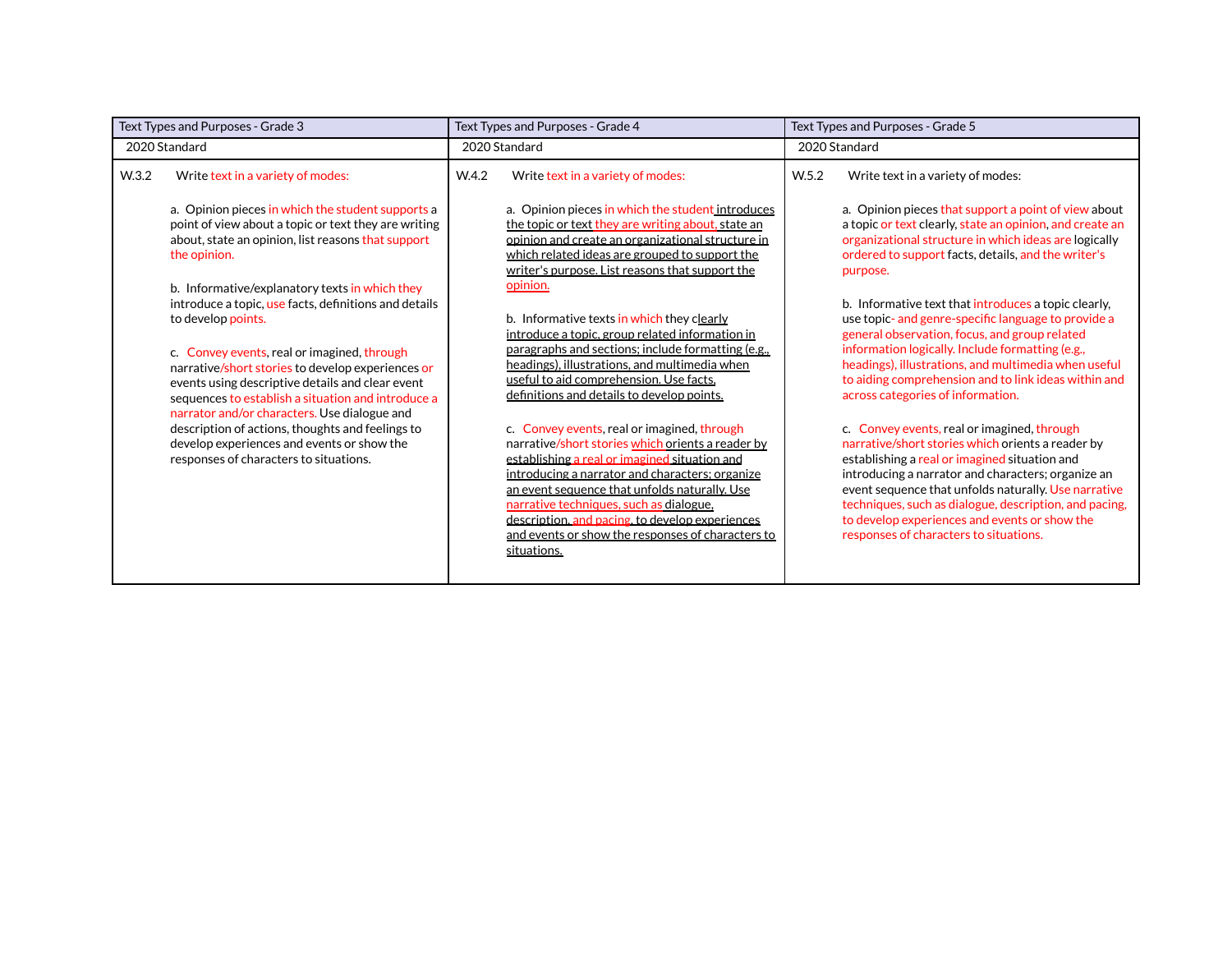| Text Types and Purposes - Grade 3 | Text Types and Purposes - Grade 4 | Text Types and Purposes - Grade 5 |
| --- | --- | --- |
| 2020 Standard | 2020 Standard | 2020 Standard |
| W.3.2 Write text in a variety of modes:<br><br>a. Opinion pieces in which the student supports a point of view about a topic or text they are writing about, state an opinion, list reasons that support the opinion.<br><br>b. Informative/explanatory texts in which they introduce a topic, use facts, definitions and details to develop points.<br><br>c. Convey events, real or imagined, through narrative/short stories to develop experiences or events using descriptive details and clear event sequences to establish a situation and introduce a narrator and/or characters. Use dialogue and description of actions, thoughts and feelings to develop experiences and events or show the responses of characters to situations. | W.4.2 Write text in a variety of modes:<br><br>a. Opinion pieces in which the student introduces the topic or text they are writing about, state an opinion and create an organizational structure in which related ideas are grouped to support the writer's purpose. List reasons that support the opinion.<br><br>b. Informative texts in which they clearly introduce a topic, group related information in paragraphs and sections; include formatting (e.g., headings), illustrations, and multimedia when useful to aid comprehension. Use facts, definitions and details to develop points.<br><br>c. Convey events, real or imagined, through narrative/short stories which orients a reader by establishing a real or imagined situation and introducing a narrator and characters; organize an event sequence that unfolds naturally. Use narrative techniques, such as dialogue, description, and pacing, to develop experiences and events or show the responses of characters to situations. | W.5.2 Write text in a variety of modes:<br><br>a. Opinion pieces that support a point of view about a topic or text clearly, state an opinion, and create an organizational structure in which ideas are logically ordered to support facts, details, and the writer's purpose.<br><br>b. Informative text that introduces a topic clearly, use topic- and genre-specific language to provide a general observation, focus, and group related information logically. Include formatting (e.g., headings), illustrations, and multimedia when useful to aiding comprehension and to link ideas within and across categories of information.<br><br>c. Convey events, real or imagined, through narrative/short stories which orients a reader by establishing a real or imagined situation and introducing a narrator and characters; organize an event sequence that unfolds naturally. Use narrative techniques, such as dialogue, description, and pacing, to develop experiences and events or show the responses of characters to situations. |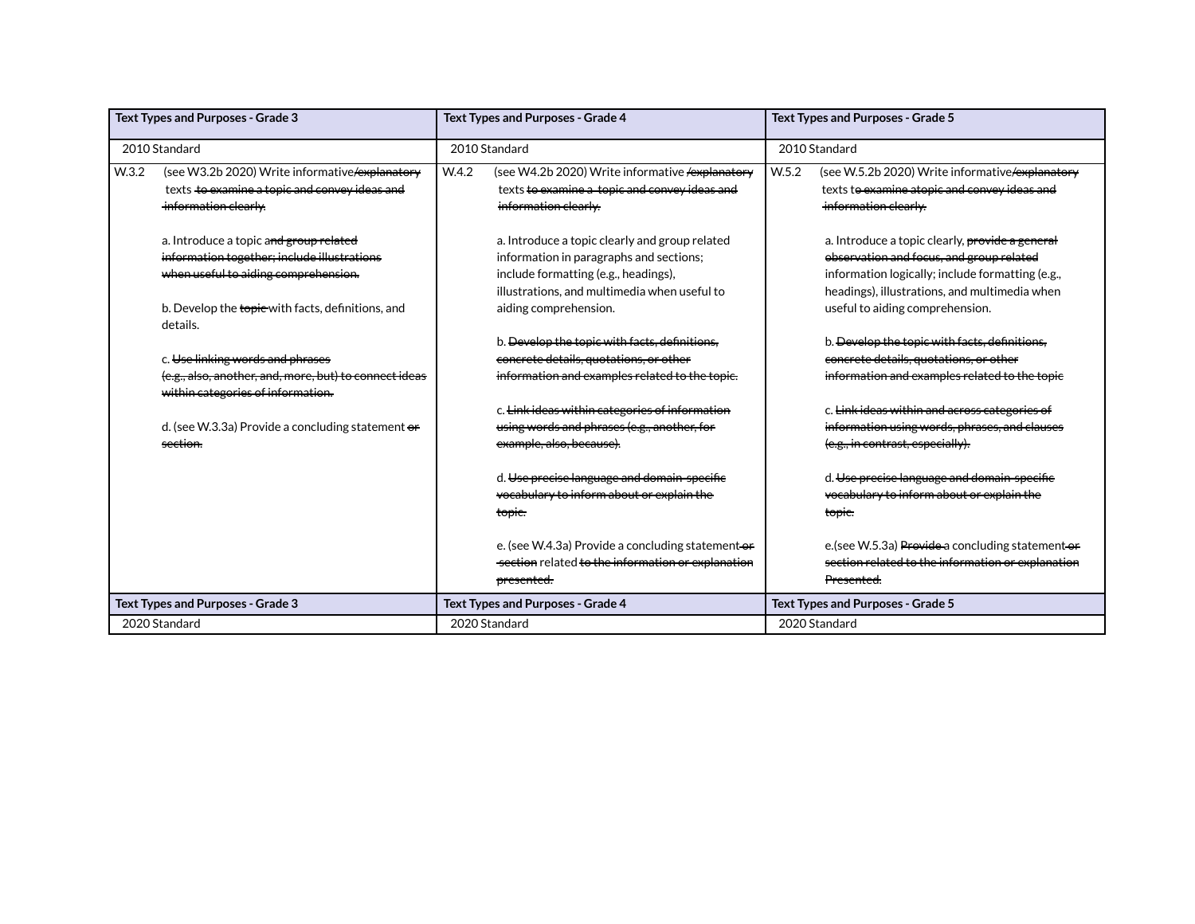| Text Types and Purposes - Grade 3 | Text Types and Purposes - Grade 4 | Text Types and Purposes - Grade 5 |
|---|---|---|
| 2010 Standard | 2010 Standard | 2010 Standard |
| W.3.2 (see W3.2b 2020) Write informative~~/explanatory~~ texts ~~to examine a topic and convey ideas and information clearly.~~<br><br>a. Introduce a topic a~~nd group related information together; include illustrations when useful to aiding comprehension.~~<br><br>b. Develop the ~~topic~~ with facts, definitions, and details.<br><br>c. ~~Use linking words and phrases (e.g., also, another, and, more, but) to connect ideas within categories of information.~~<br><br>d. (see W.3.3a) Provide a concluding statement ~~or section.~~ | W.4.2 (see W4.2b 2020) Write informative ~~/explanatory~~ texts ~~to examine a topic and convey ideas and information clearly.~~<br><br>a. Introduce a topic clearly and group related information in paragraphs and sections; include formatting (e.g., headings), illustrations, and multimedia when useful to aiding comprehension.<br><br>b. ~~Develop the topic with facts, definitions, concrete details, quotations, or other information and examples related to the topic.~~<br><br>c. ~~Link ideas within categories of information using words and phrases (e.g., another, for example, also, because).~~<br><br>d. ~~Use precise language and domain-specific vocabulary to inform about or explain the topic.~~<br><br>e. (see W.4.3a) Provide a concluding statement ~~or section~~ related ~~to the information or explanation presented.~~ | W.5.2 (see W.5.2b 2020) Write informative~~/explanatory~~ texts t~~o examine atopic and convey ideas and information clearly.~~<br><br>a. Introduce a topic clearly, ~~provide a general observation and focus, and group related~~ information logically; include formatting (e.g., headings), illustrations, and multimedia when useful to aiding comprehension.<br><br>b. ~~Develop the topic with facts, definitions, concrete details, quotations, or other information and examples related to the topic~~<br><br>c. ~~Link ideas within and across categories of information using words, phrases, and clauses (e.g., in contrast, especially).~~<br><br>d. ~~Use precise language and domain-specific vocabulary to inform about or explain the topic.~~<br><br>e.(see W.5.3a) ~~Provide~~ a concluding statement ~~or section related to the information or explanation Presented.~~ |
| **Text Types and Purposes - Grade 3** | **Text Types and Purposes - Grade 4** | **Text Types and Purposes - Grade 5** |
| 2020 Standard | 2020 Standard | 2020 Standard |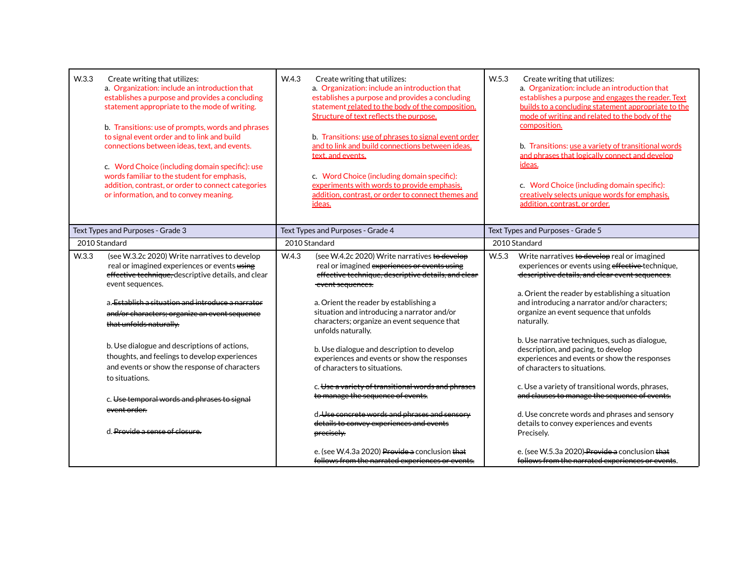| W.3.3 | W.4.3 | W.5.3 |
|---|---|---|
| W.3.3 Create writing that utilizes:<br>a. Organization: include an introduction that establishes a purpose and provides a concluding statement appropriate to the mode of writing.<br><br>b. Transitions: use of prompts, words and phrases to signal event order and to link and build connections between ideas, text, and events.<br><br>c. Word Choice (including domain specific): use words familiar to the student for emphasis, addition, contrast, or order to connect categories or information, and to convey meaning. | W.4.3 Create writing that utilizes:<br>a. Organization: include an introduction that establishes a purpose and provides a concluding statement related to the body of the composition. Structure of text reflects the purpose.<br><br>b. Transitions: use of phrases to signal event order and to link and build connections between ideas, text, and events.<br><br>c. Word Choice (including domain specific): experiments with words to provide emphasis, addition, contrast, or order to connect themes and ideas. | W.5.3 Create writing that utilizes:<br>a. Organization: include an introduction that establishes a purpose and engages the reader. Text builds to a concluding statement appropriate to the mode of writing and related to the body of the composition.<br><br>b. Transitions: use a variety of transitional words and phrases that logically connect and develop ideas.<br><br>c. Word Choice (including domain specific): creatively selects unique words for emphasis, addition, contrast, or order. |
| **Text Types and Purposes - Grade 3** | **Text Types and Purposes - Grade 4** | **Text Types and Purposes - Grade 5** |
| 2010 Standard | 2010 Standard | 2010 Standard |
| W.3.3 (see W.3.2c 2020) Write narratives to develop real or imagined experiences or events ~~using effective technique,~~ descriptive details, and clear event sequences.<br><br>a. ~~Establish a situation and introduce a narrator and/or characters; organize an event sequence that unfolds naturally.~~<br><br>b. Use dialogue and descriptions of actions, thoughts, and feelings to develop experiences and events or show the response of characters to situations.<br><br>c. ~~Use temporal words and phrases to signal event order.~~<br><br>d. ~~Provide a sense of closure.~~ | W.4.3 (see W.4.2c 2020) Write narratives ~~to develop~~ real or imagined ~~experiences or events using effective technique, descriptive details, and clear event sequences.~~<br><br>a. Orient the reader by establishing a situation and introducing a narrator and/or characters; organize an event sequence that unfolds naturally.<br><br>b. Use dialogue and description to develop experiences and events or show the responses of characters to situations.<br><br>c. ~~Use a variety of transitional words and phrases to manage the sequence of events.~~<br><br>d. ~~Use concrete words and phrases and sensory details to convey experiences and events precisely.~~<br><br>e. (see W.4.3a 2020) ~~Provide a~~ conclusion ~~that follows from the narrated experiences or events.~~ | W.5.3 Write narratives ~~to develop~~ real or imagined experiences or events using ~~effective~~ technique, ~~descriptive details, and clear event sequences.~~<br><br>a. Orient the reader by establishing a situation and introducing a narrator and/or characters; organize an event sequence that unfolds naturally.<br><br>b. Use narrative techniques, such as dialogue, description, and pacing, to develop experiences and events or show the responses of characters to situations.<br><br>c. Use a variety of transitional words, phrases, ~~and clauses to manage the sequence of events.~~<br><br>d. Use concrete words and phrases and sensory details to convey experiences and events Precisely.<br><br>e. (see W.5.3a 2020) ~~Provide a~~ conclusion ~~that follows from the narrated experiences or events~~. |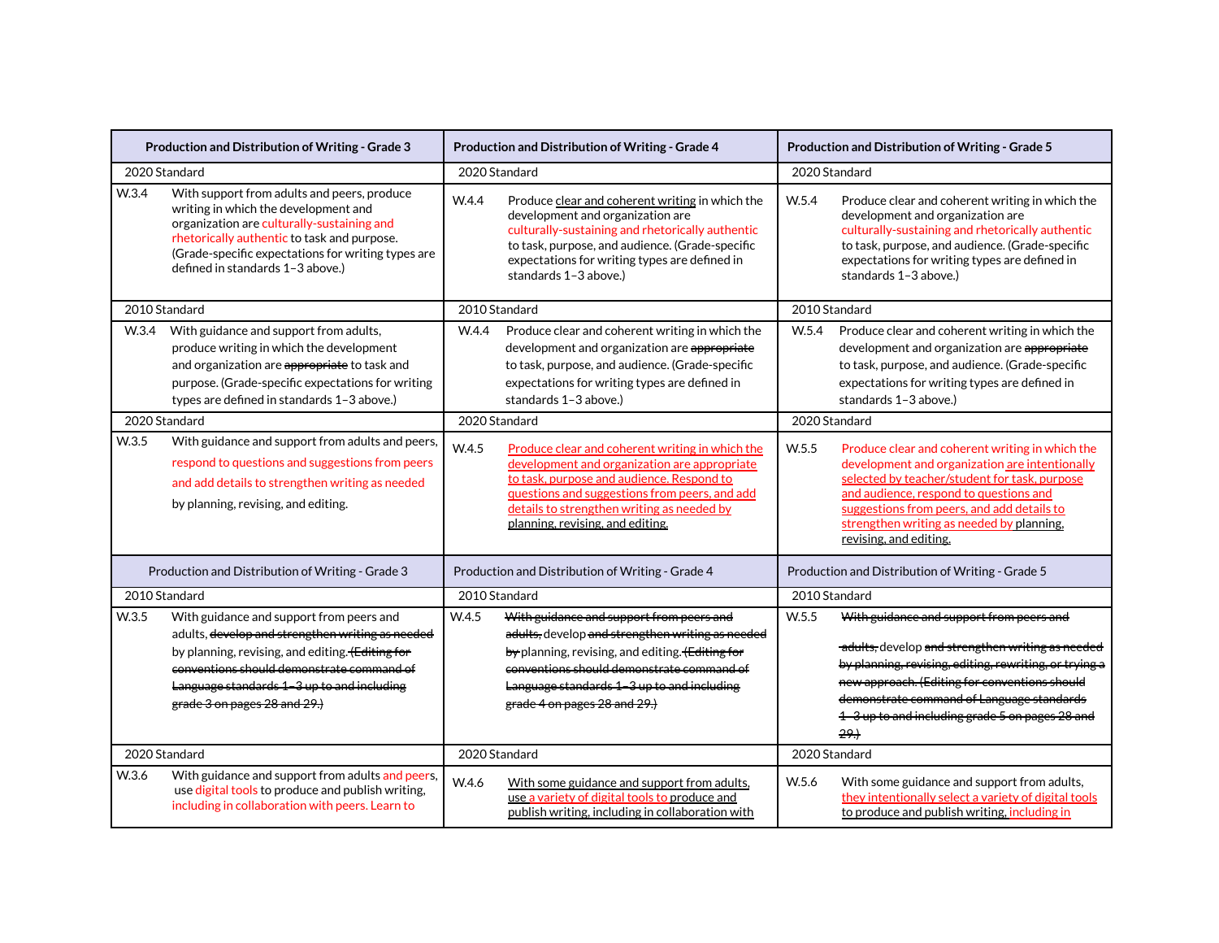| Production and Distribution of Writing - Grade 3 | Production and Distribution of Writing - Grade 4 | Production and Distribution of Writing - Grade 5 |
|---|---|---|
| 2020 Standard | 2020 Standard | 2020 Standard |
| W.3.4 With support from adults and peers, produce writing in which the development and organization are culturally-sustaining and rhetorically authentic to task and purpose. (Grade-specific expectations for writing types are defined in standards 1–3 above.) | W.4.4 Produce clear and coherent writing in which the development and organization are culturally-sustaining and rhetorically authentic to task, purpose, and audience. (Grade-specific expectations for writing types are defined in standards 1–3 above.) | W.5.4 Produce clear and coherent writing in which the development and organization are culturally-sustaining and rhetorically authentic to task, purpose, and audience. (Grade-specific expectations for writing types are defined in standards 1–3 above.) |
| 2010 Standard | 2010 Standard | 2010 Standard |
| W.3.4 With guidance and support from adults, produce writing in which the development and organization are ~~appropriate~~ to task and purpose. (Grade-specific expectations for writing types are defined in standards 1–3 above.) | W.4.4 Produce clear and coherent writing in which the development and organization are ~~appropriate~~ to task, purpose, and audience. (Grade-specific expectations for writing types are defined in standards 1–3 above.) | W.5.4 Produce clear and coherent writing in which the development and organization are ~~appropriate~~ to task, purpose, and audience. (Grade-specific expectations for writing types are defined in standards 1–3 above.) |
| 2020 Standard | 2020 Standard | 2020 Standard |
| W.3.5 With guidance and support from adults and peers, respond to questions and suggestions from peers and add details to strengthen writing as needed by planning, revising, and editing. | W.4.5 Produce clear and coherent writing in which the development and organization are appropriate to task, purpose and audience. Respond to questions and suggestions from peers, and add details to strengthen writing as needed by planning, revising, and editing. | W.5.5 Produce clear and coherent writing in which the development and organization are intentionally selected by teacher/student for task, purpose and audience, respond to questions and suggestions from peers, and add details to strengthen writing as needed by planning, revising, and editing. |
| Production and Distribution of Writing - Grade 3 | Production and Distribution of Writing - Grade 4 | Production and Distribution of Writing - Grade 5 |
| 2010 Standard | 2010 Standard | 2010 Standard |
| W.3.5 With guidance and support from peers and adults, ~~develop and strengthen writing as needed~~ by planning, revising, and editing. ~~(Editing for conventions should demonstrate command of Language standards 1–3 up to and including grade 3 on pages 28 and 29.)~~ | W.4.5 ~~With guidance and support from peers and adults,~~ develop ~~and strengthen writing as needed by~~ planning, revising, and editing. ~~(Editing for conventions should demonstrate command of Language standards 1–3 up to and including grade 4 on pages 28 and 29.)~~ | W.5.5 ~~With guidance and support from peers and adults,~~ develop ~~and strengthen writing as needed by planning, revising, editing, rewriting, or trying a new approach. (Editing for conventions should demonstrate command of Language standards 1–3 up to and including grade 5 on pages 28 and 29.)~~ |
| 2020 Standard | 2020 Standard | 2020 Standard |
| W.3.6 With guidance and support from adults and peers, use digital tools to produce and publish writing, including in collaboration with peers. Learn to | W.4.6 With some guidance and support from adults, use a variety of digital tools to produce and publish writing, including in collaboration with | W.5.6 With some guidance and support from adults, they intentionally select a variety of digital tools to produce and publish writing, including in |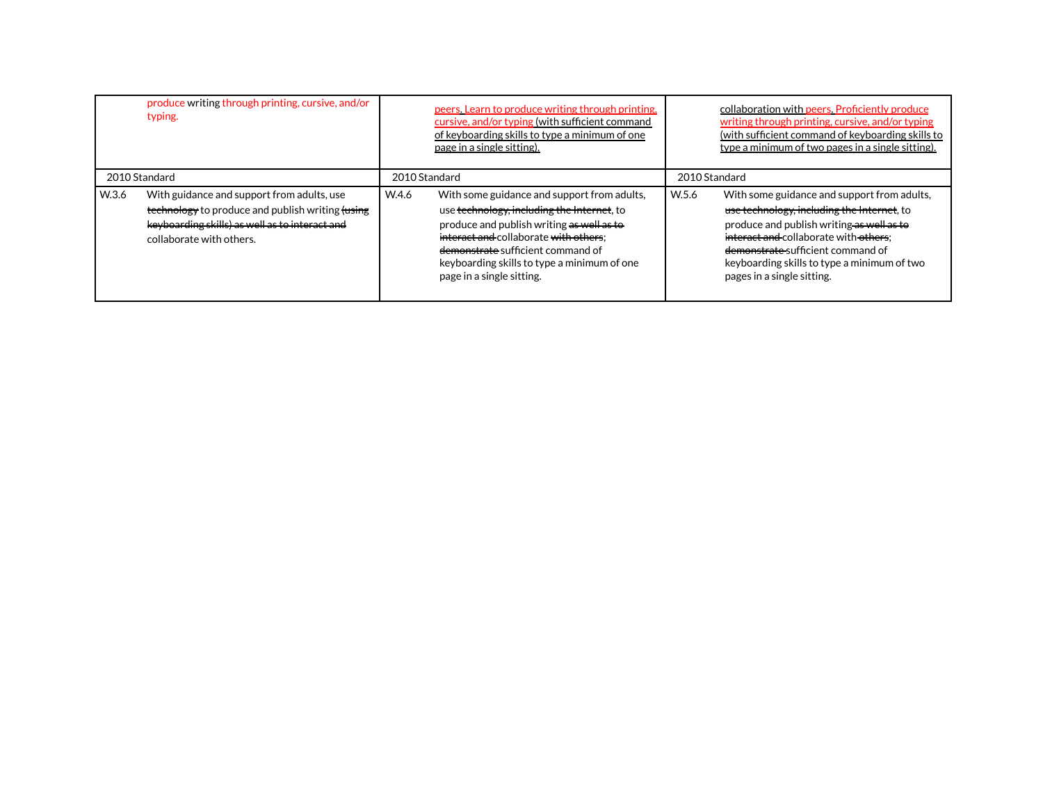| produce writing through printing, cursive, and/or typing. | peers. Learn to produce writing through printing, cursive, and/or typing (with sufficient command of keyboarding skills to type a minimum of one page in a single sitting). | collaboration with peers. Proficiently produce writing through printing, cursive, and/or typing (with sufficient command of keyboarding skills to type a minimum of two pages in a single sitting). |
|---|---|---|
| 2010 Standard | 2010 Standard | 2010 Standard |
| W.3.6 With guidance and support from adults, use ~~technology~~ to produce and publish writing ~~(using keyboarding skills) as well as to interact and~~ collaborate with others. | W.4.6 With some guidance and support from adults, use ~~technology, including the Internet~~, to produce and publish writing ~~as well as to interact and~~ collaborate ~~with others~~; ~~demonstrate~~ sufficient command of keyboarding skills to type a minimum of one page in a single sitting. | W.5.6 With some guidance and support from adults, ~~use technology, including the Internet~~, to produce and publish writing ~~as well as to interact and~~ collaborate with ~~others~~; ~~demonstrate~~ sufficient command of keyboarding skills to type a minimum of two pages in a single sitting. |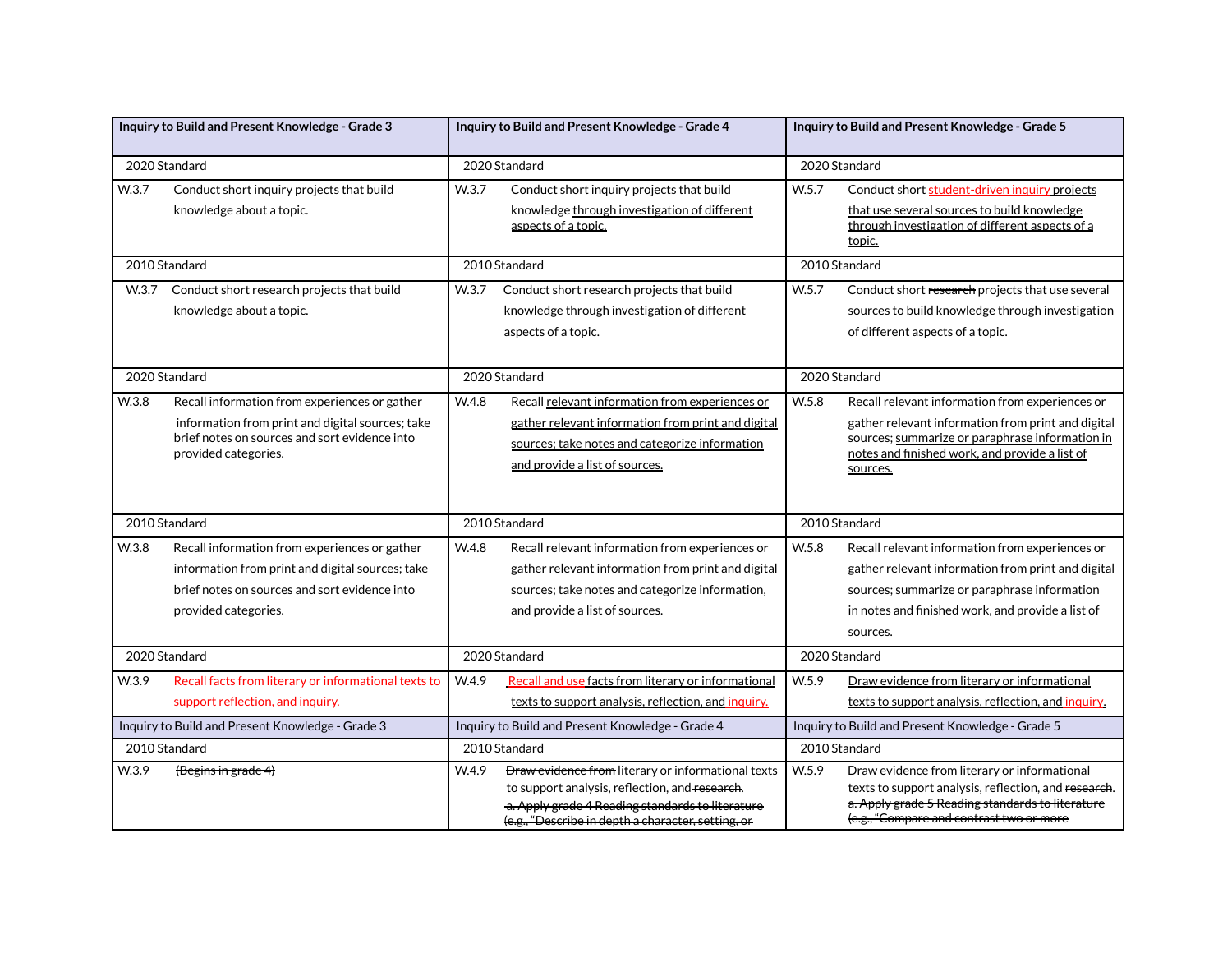| Inquiry to Build and Present Knowledge - Grade 3 | Inquiry to Build and Present Knowledge - Grade 4 | Inquiry to Build and Present Knowledge - Grade 5 |
|---|---|---|
| 2020 Standard | 2020 Standard | 2020 Standard |
| W.3.7 Conduct short inquiry projects that build knowledge about a topic. | W.3.7 Conduct short inquiry projects that build knowledge through investigation of different aspects of a topic. | W.5.7 Conduct short student-driven inquiry projects that use several sources to build knowledge through investigation of different aspects of a topic. |
| 2010 Standard | 2010 Standard | 2010 Standard |
| W.3.7 Conduct short research projects that build knowledge about a topic. | W.3.7 Conduct short research projects that build knowledge through investigation of different aspects of a topic. | W.5.7 Conduct short ~~research~~ projects that use several sources to build knowledge through investigation of different aspects of a topic. |
| 2020 Standard | 2020 Standard | 2020 Standard |
| W.3.8 Recall information from experiences or gather information from print and digital sources; take brief notes on sources and sort evidence into provided categories. | W.4.8 Recall relevant information from experiences or gather relevant information from print and digital sources; take notes and categorize information and provide a list of sources. | W.5.8 Recall relevant information from experiences or gather relevant information from print and digital sources; summarize or paraphrase information in notes and finished work, and provide a list of sources. |
| 2010 Standard | 2010 Standard | 2010 Standard |
| W.3.8 Recall information from experiences or gather information from print and digital sources; take brief notes on sources and sort evidence into provided categories. | W.4.8 Recall relevant information from experiences or gather relevant information from print and digital sources; take notes and categorize information, and provide a list of sources. | W.5.8 Recall relevant information from experiences or gather relevant information from print and digital sources; summarize or paraphrase information in notes and finished work, and provide a list of sources. |
| 2020 Standard | 2020 Standard | 2020 Standard |
| W.3.9 Recall facts from literary or informational texts to support reflection, and inquiry. | W.4.9 Recall and use facts from literary or informational texts to support analysis, reflection, and inquiry. | W.5.9 Draw evidence from literary or informational texts to support analysis, reflection, and inquiry. |
| Inquiry to Build and Present Knowledge - Grade 3 | Inquiry to Build and Present Knowledge - Grade 4 | Inquiry to Build and Present Knowledge - Grade 5 |
| 2010 Standard | 2010 Standard | 2010 Standard |
| W.3.9 ~~(Begins in grade 4)~~ | W.4.9 ~~Draw evidence from~~ literary or informational texts to support analysis, reflection, and ~~research~~. ~~a. Apply grade 4 Reading standards to literature (e.g., "Describe in depth a character, setting, or~~ | W.5.9 Draw evidence from literary or informational texts to support analysis, reflection, and ~~research~~. ~~a. Apply grade 5 Reading standards to literature (e.g., "Compare and contrast two or more~~ |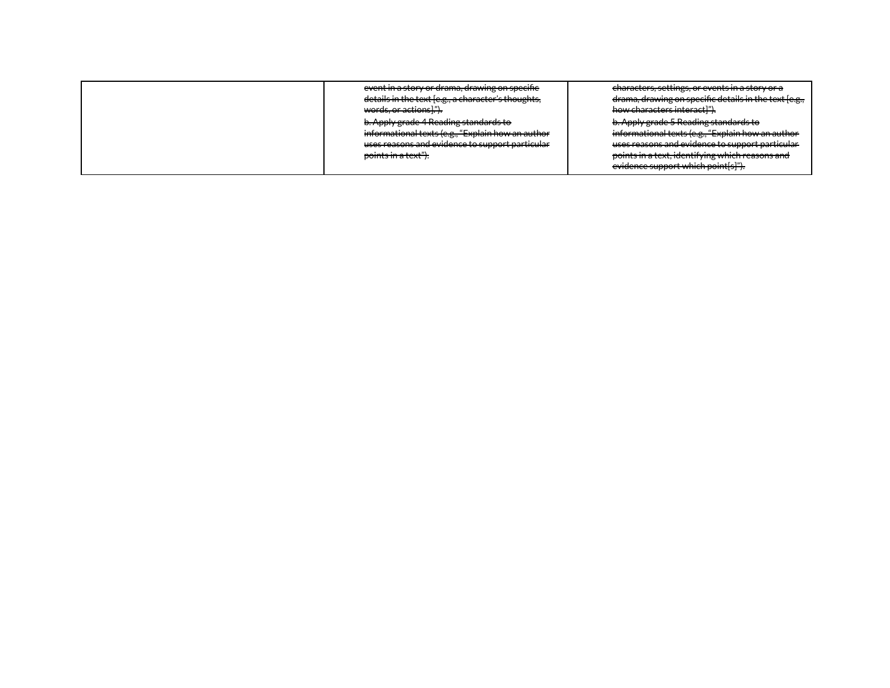|  |  |  |
|---|---|---|
|  | ~~event in a story or drama, drawing on specific details in the text [e.g., a character's thoughts, words, or actions].").~~<br>~~b. Apply grade 4 Reading standards to informational texts (e.g., "Explain how an author uses reasons and evidence to support particular points in a text").~~ | ~~characters, settings, or events in a story or a drama, drawing on specific details in the text [e.g., how characters interact]").~~<br>~~b. Apply grade 5 Reading standards to informational texts (e.g., "Explain how an author uses reasons and evidence to support particular points in a text, identifying which reasons and evidence support which point[s]").~~ |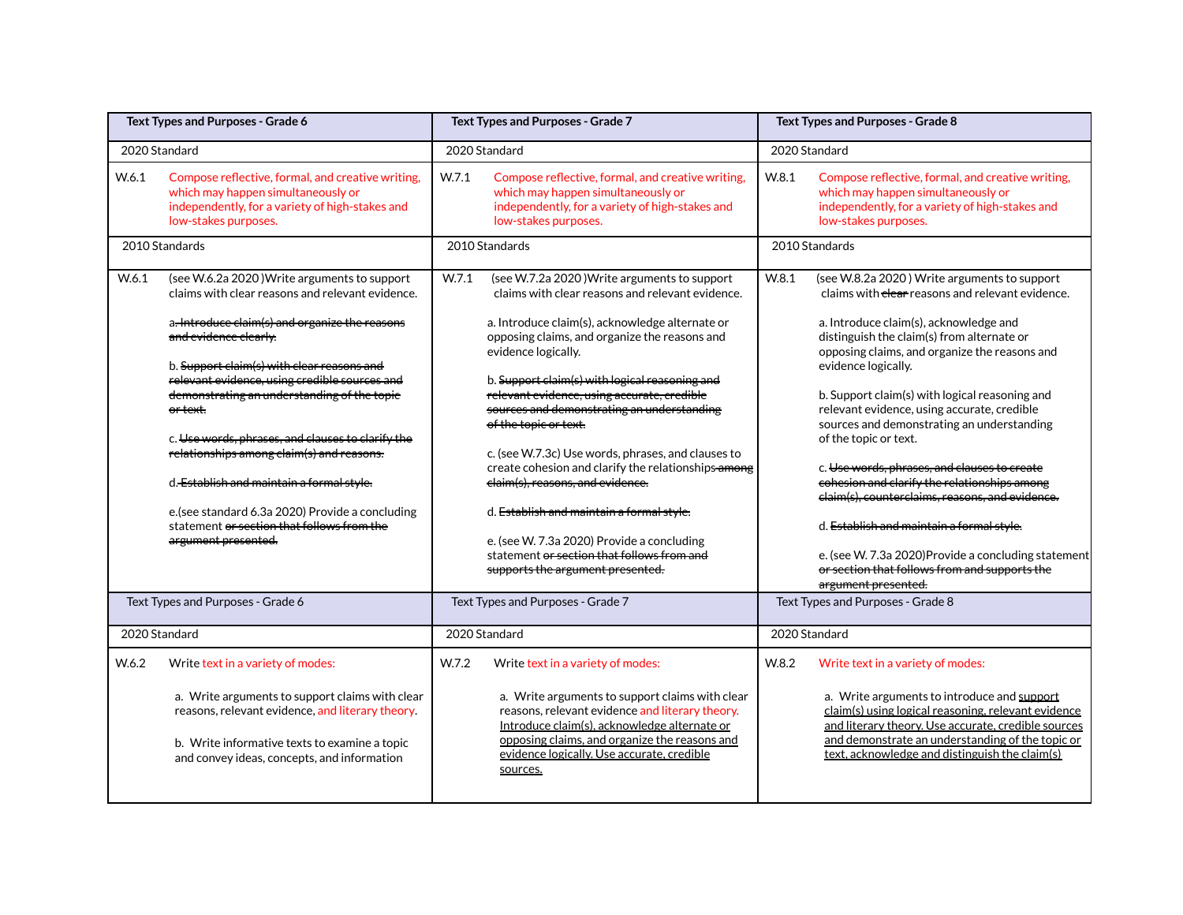| Text Types and Purposes - Grade 6 | Text Types and Purposes - Grade 7 | Text Types and Purposes - Grade 8 |
|---|---|---|
| 2020 Standard | 2020 Standard | 2020 Standard |
| W.6.1 Compose reflective, formal, and creative writing, which may happen simultaneously or independently, for a variety of high-stakes and low-stakes purposes. | W.7.1 Compose reflective, formal, and creative writing, which may happen simultaneously or independently, for a variety of high-stakes and low-stakes purposes. | W.8.1 Compose reflective, formal, and creative writing, which may happen simultaneously or independently, for a variety of high-stakes and low-stakes purposes. |
| 2010 Standards | 2010 Standards | 2010 Standards |
| W.6.1 (see W.6.2a 2020 )Write arguments to support claims with clear reasons and relevant evidence.<br><br>a. ~~Introduce claim(s) and organize the reasons and evidence clearly.~~<br><br>b. ~~Support claim(s) with clear reasons and relevant evidence, using credible sources and demonstrating an understanding of the topic or text.~~<br><br>c. ~~Use words, phrases, and clauses to clarify the relationships among claim(s) and reasons.~~<br><br>d. ~~Establish and maintain a formal style.~~<br><br>e.(see standard 6.3a 2020) Provide a concluding statement ~~or section that follows from the argument presented.~~ | W.7.1 (see W.7.2a 2020 )Write arguments to support claims with clear reasons and relevant evidence.<br><br>a. Introduce claim(s), acknowledge alternate or opposing claims, and organize the reasons and evidence logically.<br><br>b. ~~Support claim(s) with logical reasoning and relevant evidence, using accurate, credible sources and demonstrating an understanding of the topic or text.~~<br><br>c. (see W.7.3c) Use words, phrases, and clauses to create cohesion and clarify the relationships ~~among claim(s), reasons, and evidence.~~<br><br>d. ~~Establish and maintain a formal style.~~<br><br>e. (see W. 7.3a 2020) Provide a concluding statement ~~or section that follows from and supports the argument presented.~~ | W.8.1 (see W.8.2a 2020 ) Write arguments to support claims with ~~clear~~ reasons and relevant evidence.<br><br>a. Introduce claim(s), acknowledge and distinguish the claim(s) from alternate or opposing claims, and organize the reasons and evidence logically.<br><br>b. Support claim(s) with logical reasoning and relevant evidence, using accurate, credible sources and demonstrating an understanding of the topic or text.<br><br>c. ~~Use words, phrases, and clauses to create cohesion and clarify the relationships among claim(s), counterclaims, reasons, and evidence.~~<br><br>d. ~~Establish and maintain a formal style.~~<br><br>e. (see W. 7.3a 2020)Provide a concluding statement ~~or section that follows from and supports the argument presented.~~ |
| Text Types and Purposes - Grade 6 | Text Types and Purposes - Grade 7 | Text Types and Purposes - Grade 8 |
| 2020 Standard | 2020 Standard | 2020 Standard |
| W.6.2 Write text in a variety of modes:<br><br>a. Write arguments to support claims with clear reasons, relevant evidence, and literary theory.<br><br>b. Write informative texts to examine a topic and convey ideas, concepts, and information | W.7.2 Write text in a variety of modes:<br><br>a. Write arguments to support claims with clear reasons, relevant evidence and literary theory. <u>Introduce claim(s), acknowledge alternate or opposing claims, and organize the reasons and evidence logically. Use accurate, credible sources.</u> | W.8.2 Write text in a variety of modes:<br><br>a. Write arguments to introduce and <u>support claim(s) using logical reasoning, relevant evidence and literary theory. Use accurate, credible sources and demonstrate an understanding of the topic or text, acknowledge and distinguish the claim(s)</u> |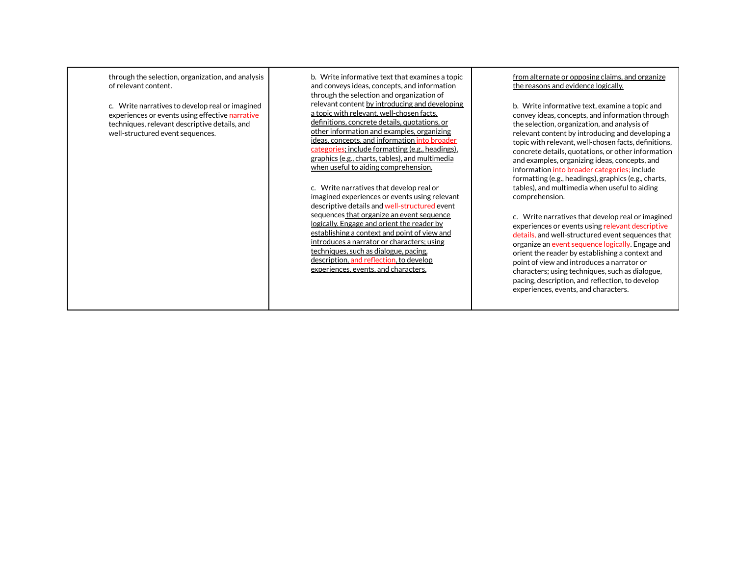| | | |
|---|---|---|
| through the selection, organization, and analysis of relevant content.<br><br>c. Write narratives to develop real or imagined experiences or events using effective narrative techniques, relevant descriptive details, and well-structured event sequences. | b. Write informative text that examines a topic and conveys ideas, concepts, and information through the selection and organization of relevant content by introducing and developing a topic with relevant, well-chosen facts, definitions, concrete details, quotations, or other information and examples, organizing ideas, concepts, and information into broader categories; include formatting (e.g., headings), graphics (e.g., charts, tables), and multimedia when useful to aiding comprehension.<br><br>c. Write narratives that develop real or imagined experiences or events using relevant descriptive details and well-structured event sequences that organize an event sequence logically. Engage and orient the reader by establishing a context and point of view and introduces a narrator or characters; using techniques, such as dialogue, pacing, description, and reflection, to develop experiences, events, and characters. | from alternate or opposing claims, and organize the reasons and evidence logically.<br><br>b. Write informative text, examine a topic and convey ideas, concepts, and information through the selection, organization, and analysis of relevant content by introducing and developing a topic with relevant, well-chosen facts, definitions, concrete details, quotations, or other information and examples, organizing ideas, concepts, and information into broader categories; include formatting (e.g., headings), graphics (e.g., charts, tables), and multimedia when useful to aiding comprehension.<br><br>c. Write narratives that develop real or imagined experiences or events using relevant descriptive details, and well-structured event sequences that organize an event sequence logically. Engage and orient the reader by establishing a context and point of view and introduces a narrator or characters; using techniques, such as dialogue, pacing, description, and reflection, to develop experiences, events, and characters. |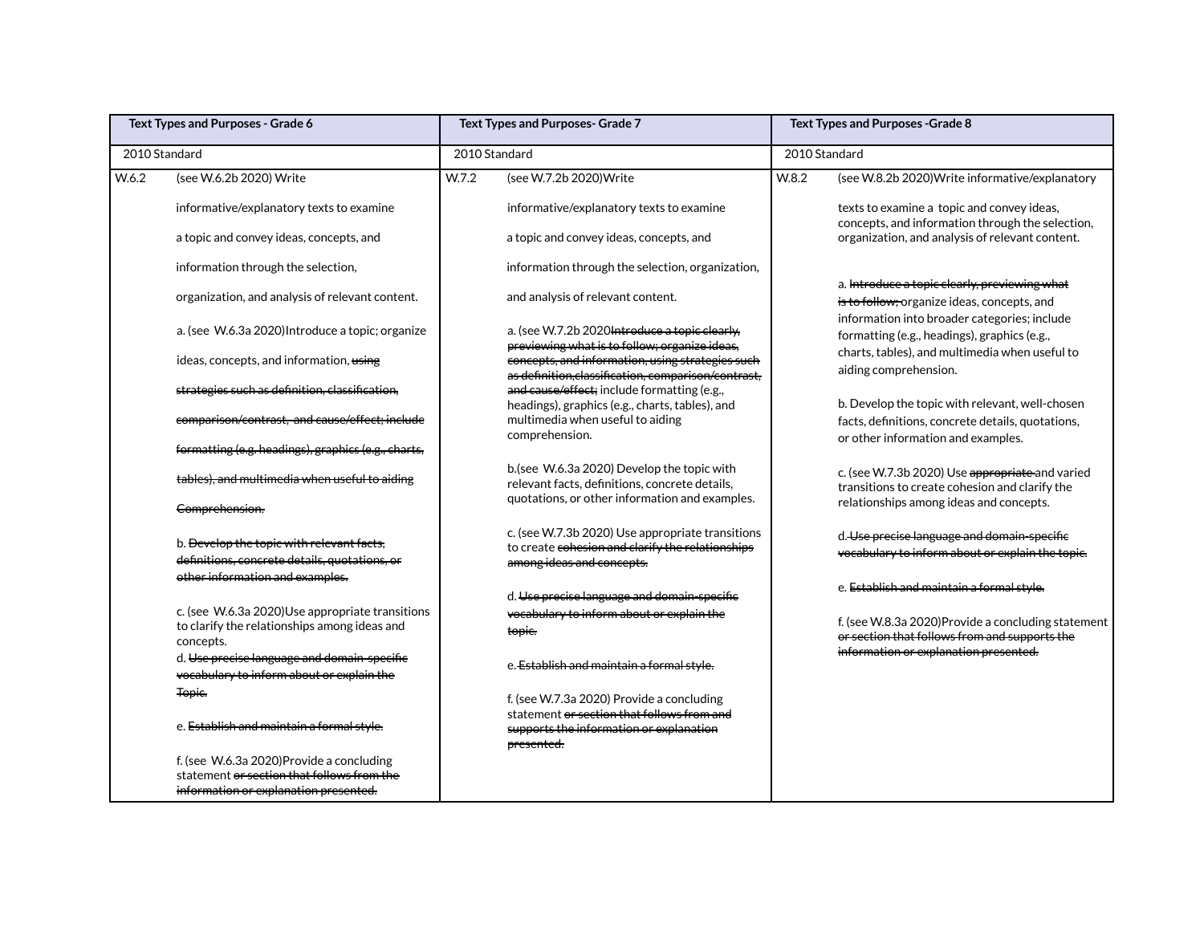| Text Types and Purposes - Grade 6 | Text Types and Purposes- Grade 7 | Text Types and Purposes -Grade 8 |
| --- | --- | --- |
| 2010 Standard | 2010 Standard | 2010 Standard |
| W.6.2 (see W.6.2b 2020) Write informative/explanatory texts to examine a topic and convey ideas, concepts, and information through the selection, organization, and analysis of relevant content.<br><br>a. (see W.6.3a 2020)Introduce a topic; organize ideas, concepts, and information, ~~using strategies such as definition, classification, comparison/contrast, and cause/effect; include formatting (e.g. headings), graphics (e.g., charts, tables), and multimedia when useful to aiding Comprehension.~~<br><br>b. ~~Develop the topic with relevant facts, definitions, concrete details, quotations, or other information and examples.~~<br><br>c. (see W.6.3a 2020)Use appropriate transitions to clarify the relationships among ideas and concepts.<br>d. ~~Use precise language and domain-specific vocabulary to inform about or explain the Topic.~~<br><br>e. ~~Establish and maintain a formal style.~~<br><br>f. (see W.6.3a 2020)Provide a concluding statement ~~or section that follows from the information or explanation presented.~~ | W.7.2 (see W.7.2b 2020)Write informative/explanatory texts to examine a topic and convey ideas, concepts, and information through the selection, organization, and analysis of relevant content.<br><br>a. (see W.7.2b 2020~~Introduce a topic clearly, previewing what is to follow; organize ideas, concepts, and information, using strategies such as definition,classification, comparison/contrast, and cause/effect;~~ include formatting (e.g., headings), graphics (e.g., charts, tables), and multimedia when useful to aiding comprehension.<br><br>b.(see W.6.3a 2020) Develop the topic with relevant facts, definitions, concrete details, quotations, or other information and examples.<br><br>c. (see W.7.3b 2020) Use appropriate transitions to create ~~cohesion and clarify the relationships among ideas and concepts.~~<br><br>d. ~~Use precise language and domain-specific vocabulary to inform about or explain the topic.~~<br><br>e. ~~Establish and maintain a formal style.~~<br><br>f. (see W.7.3a 2020) Provide a concluding statement ~~or section that follows from and supports the information or explanation presented.~~ | W.8.2 (see W.8.2b 2020)Write informative/explanatory texts to examine a topic and convey ideas, concepts, and information through the selection, organization, and analysis of relevant content.<br><br>a. ~~Introduce a topic clearly, previewing what is to follow;~~ organize ideas, concepts, and information into broader categories; include formatting (e.g., headings), graphics (e.g., charts, tables), and multimedia when useful to aiding comprehension.<br><br>b. Develop the topic with relevant, well-chosen facts, definitions, concrete details, quotations, or other information and examples.<br><br>c. (see W.7.3b 2020) Use ~~appropriate~~ and varied transitions to create cohesion and clarify the relationships among ideas and concepts.<br><br>d. ~~Use precise language and domain-specific vocabulary to inform about or explain the topic.~~<br><br>e. ~~Establish and maintain a formal style.~~<br><br>f. (see W.8.3a 2020)Provide a concluding statement ~~or section that follows from and supports the information or explanation presented.~~ |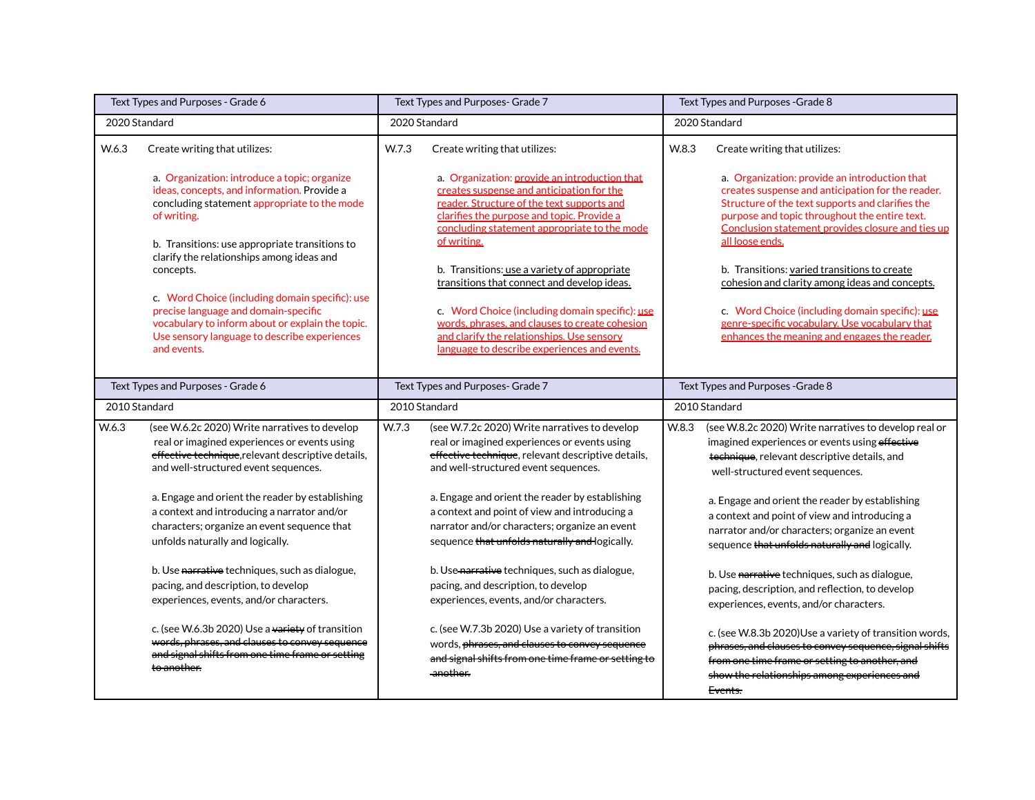| Text Types and Purposes - Grade 6 | Text Types and Purposes- Grade 7 | Text Types and Purposes -Grade 8 |
|---|---|---|
| 2020 Standard | 2020 Standard | 2020 Standard |
| W.6.3 Create writing that utilizes:<br><br>a. Organization: introduce a topic; organize ideas, concepts, and information. Provide a concluding statement appropriate to the mode of writing.<br><br>b. Transitions: use appropriate transitions to clarify the relationships among ideas and concepts.<br><br>c. Word Choice (including domain specific): use precise language and domain-specific vocabulary to inform about or explain the topic. Use sensory language to describe experiences and events. | W.7.3 Create writing that utilizes:<br><br>a. Organization: provide an introduction that creates suspense and anticipation for the reader. Structure of the text supports and clarifies the purpose and topic. Provide a concluding statement appropriate to the mode of writing.<br><br>b. Transitions: use a variety of appropriate transitions that connect and develop ideas.<br><br>c. Word Choice (including domain specific): use words, phrases, and clauses to create cohesion and clarify the relationships. Use sensory language to describe experiences and events. | W.8.3 Create writing that utilizes:<br><br>a. Organization: provide an introduction that creates suspense and anticipation for the reader. Structure of the text supports and clarifies the purpose and topic throughout the entire text. Conclusion statement provides closure and ties up all loose ends.<br><br>b. Transitions: varied transitions to create cohesion and clarity among ideas and concepts.<br><br>c. Word Choice (including domain specific): use genre-specific vocabulary. Use vocabulary that enhances the meaning and engages the reader. |
| **Text Types and Purposes - Grade 6** | **Text Types and Purposes- Grade 7** | **Text Types and Purposes -Grade 8** |
| 2010 Standard | 2010 Standard | 2010 Standard |
| W.6.3 (see W.6.2c 2020) Write narratives to develop real or imagined experiences or events using ~~effective technique~~, relevant descriptive details, and well-structured event sequences.<br><br>a. Engage and orient the reader by establishing a context and introducing a narrator and/or characters; organize an event sequence that unfolds naturally and logically.<br><br>b. Use ~~narrative~~ techniques, such as dialogue, pacing, and description, to develop experiences, events, and/or characters.<br><br>c. (see W.6.3b 2020) Use a ~~variety~~ of transition ~~words, phrases, and clauses to convey sequence and signal shifts from one time frame or setting to another.~~ | W.7.3 (see W.7.2c 2020) Write narratives to develop real or imagined experiences or events using ~~effective technique~~, relevant descriptive details, and well-structured event sequences.<br><br>a. Engage and orient the reader by establishing a context and point of view and introducing a narrator and/or characters; organize an event sequence ~~that unfolds naturally and~~ logically.<br><br>b. Use ~~narrative~~ techniques, such as dialogue, pacing, and description, to develop experiences, events, and/or characters.<br><br>c. (see W.7.3b 2020) Use a variety of transition words, ~~phrases, and clauses to convey sequence and signal shifts from one time frame or setting to another.~~ | W.8.3 (see W.8.2c 2020) Write narratives to develop real or imagined experiences or events using ~~effective technique~~, relevant descriptive details, and well-structured event sequences.<br><br>a. Engage and orient the reader by establishing a context and point of view and introducing a narrator and/or characters; organize an event sequence ~~that unfolds naturally and~~ logically.<br><br>b. Use ~~narrative~~ techniques, such as dialogue, pacing, description, and reflection, to develop experiences, events, and/or characters.<br><br>c. (see W.8.3b 2020)Use a variety of transition words, ~~phrases, and clauses to convey sequence, signal shifts from one time frame or setting to another, and show the relationships among experiences and Events.~~ |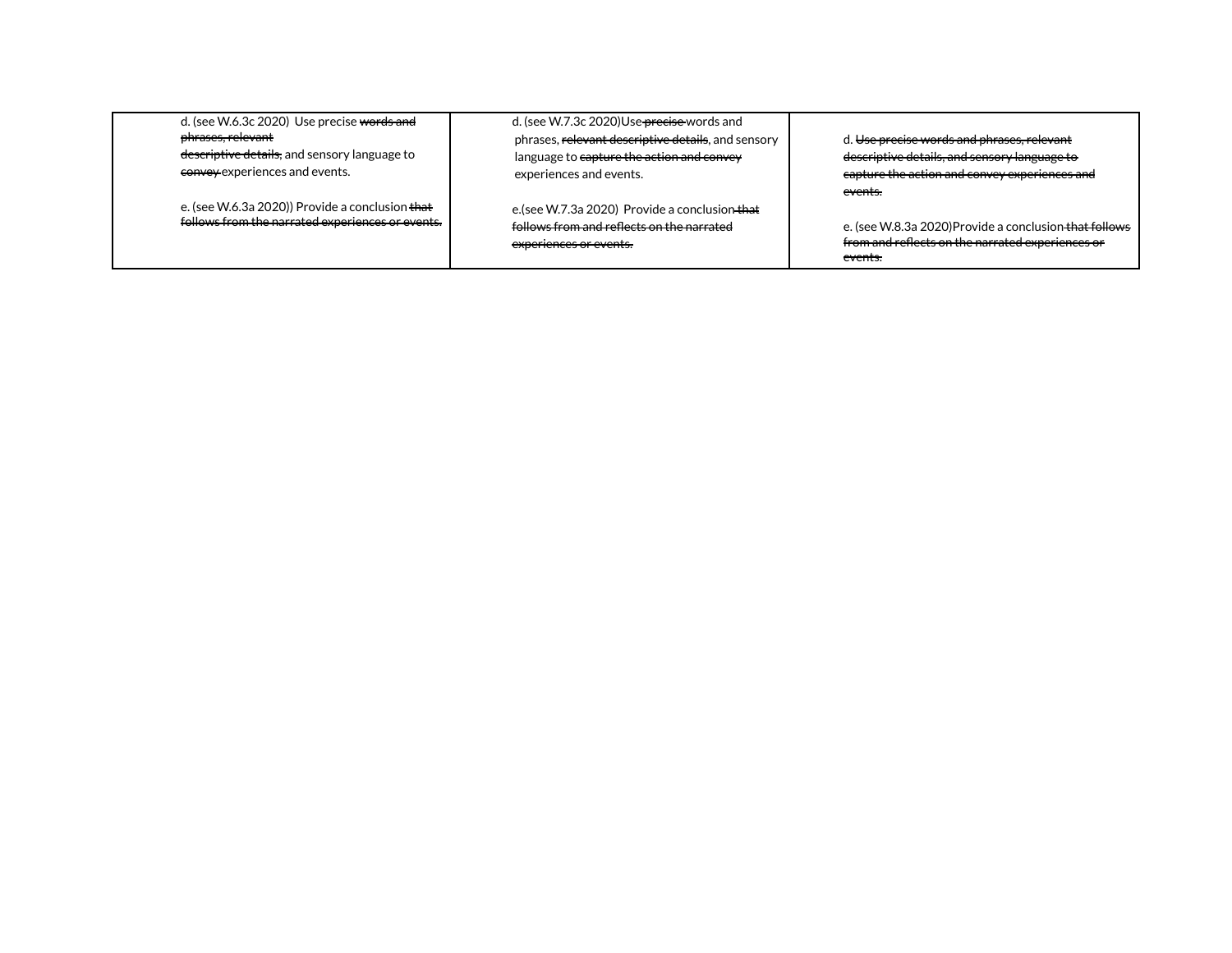| | | |
|---|---|---|
| d. (see W.6.3c 2020) Use precise ~~words and phrases, relevant descriptive details,~~ and sensory language to ~~convey~~ experiences and events.<br><br>e. (see W.6.3a 2020)) Provide a conclusion ~~that follows from the narrated experiences or events.~~ | d. (see W.7.3c 2020)Use ~~precise~~ words and phrases, ~~relevant descriptive details~~, and sensory language to ~~capture the action and convey~~ experiences and events.<br><br>e.(see W.7.3a 2020) Provide a conclusion ~~that follows from and reflects on the narrated experiences or events.~~ | d. ~~Use precise words and phrases, relevant descriptive details, and sensory language to capture the action and convey experiences and events.~~<br><br>e. (see W.8.3a 2020)Provide a conclusion ~~that follows from and reflects on the narrated experiences or events.~~ |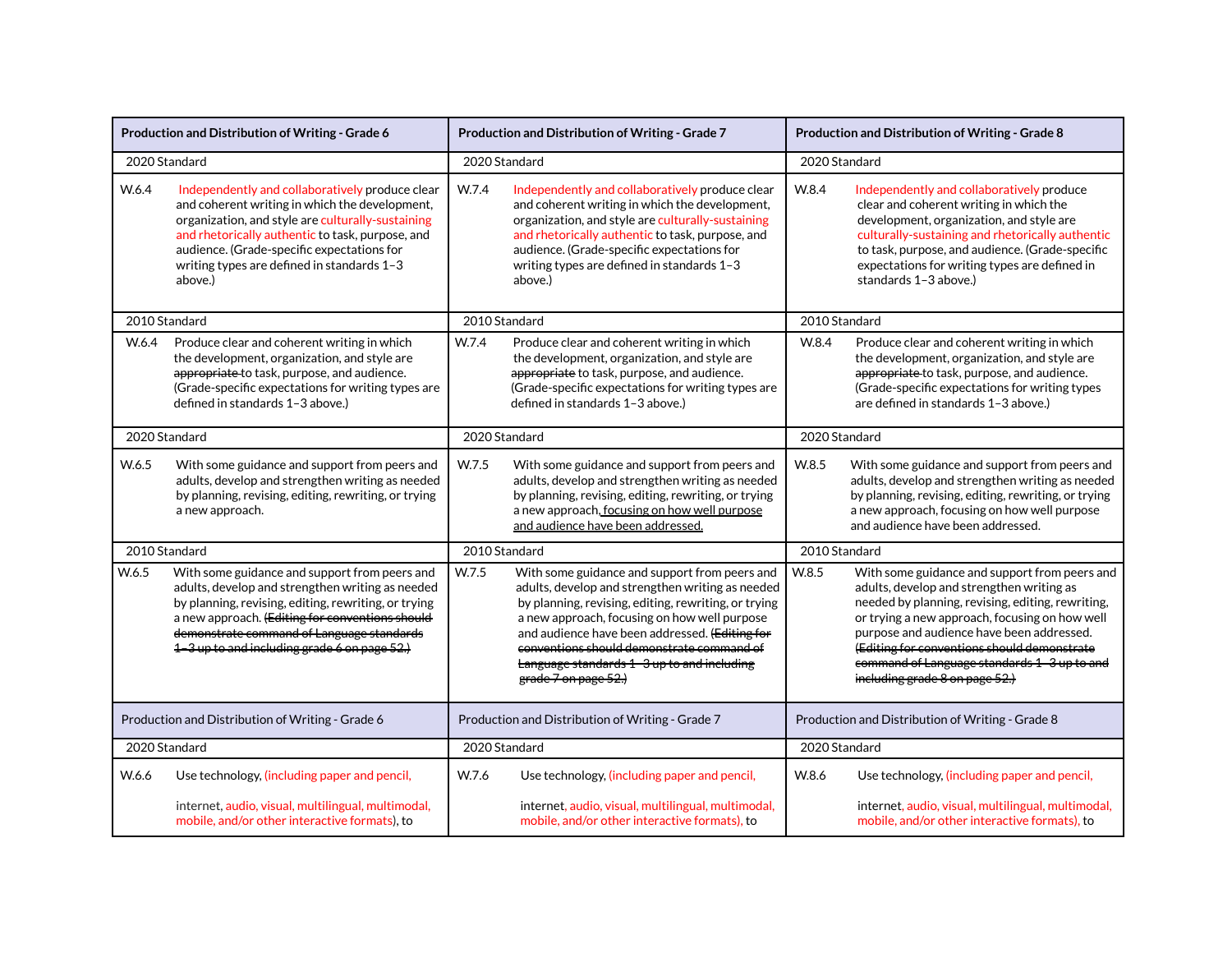| Production and Distribution of Writing - Grade 6 | Production and Distribution of Writing - Grade 7 | Production and Distribution of Writing - Grade 8 |
|---|---|---|
| 2020 Standard | 2020 Standard | 2020 Standard |
| W.6.4 Independently and collaboratively produce clear and coherent writing in which the development, organization, and style are culturally-sustaining and rhetorically authentic to task, purpose, and audience. (Grade-specific expectations for writing types are defined in standards 1–3 above.) | W.7.4 Independently and collaboratively produce clear and coherent writing in which the development, organization, and style are culturally-sustaining and rhetorically authentic to task, purpose, and audience. (Grade-specific expectations for writing types are defined in standards 1–3 above.) | W.8.4 Independently and collaboratively produce clear and coherent writing in which the development, organization, and style are culturally-sustaining and rhetorically authentic to task, purpose, and audience. (Grade-specific expectations for writing types are defined in standards 1–3 above.) |
| 2010 Standard | 2010 Standard | 2010 Standard |
| W.6.4 Produce clear and coherent writing in which the development, organization, and style are ~~appropriate~~ to task, purpose, and audience. (Grade-specific expectations for writing types are defined in standards 1–3 above.) | W.7.4 Produce clear and coherent writing in which the development, organization, and style are ~~appropriate~~ to task, purpose, and audience. (Grade-specific expectations for writing types are defined in standards 1–3 above.) | W.8.4 Produce clear and coherent writing in which the development, organization, and style are ~~appropriate~~ to task, purpose, and audience. (Grade-specific expectations for writing types are defined in standards 1–3 above.) |
| 2020 Standard | 2020 Standard | 2020 Standard |
| W.6.5 With some guidance and support from peers and adults, develop and strengthen writing as needed by planning, revising, editing, rewriting, or trying a new approach. | W.7.5 With some guidance and support from peers and adults, develop and strengthen writing as needed by planning, revising, editing, rewriting, or trying a new approach, <u>focusing on how well purpose and audience have been addressed.</u> | W.8.5 With some guidance and support from peers and adults, develop and strengthen writing as needed by planning, revising, editing, rewriting, or trying a new approach, focusing on how well purpose and audience have been addressed. |
| 2010 Standard | 2010 Standard | 2010 Standard |
| W.6.5 With some guidance and support from peers and adults, develop and strengthen writing as needed by planning, revising, editing, rewriting, or trying a new approach. ~~(Editing for conventions should demonstrate command of Language standards 1–3 up to and including grade 6 on page 52.)~~ | W.7.5 With some guidance and support from peers and adults, develop and strengthen writing as needed by planning, revising, editing, rewriting, or trying a new approach, focusing on how well purpose and audience have been addressed. ~~(Editing for conventions should demonstrate command of Language standards 1–3 up to and including grade 7 on page 52.)~~ | W.8.5 With some guidance and support from peers and adults, develop and strengthen writing as needed by planning, revising, editing, rewriting, or trying a new approach, focusing on how well purpose and audience have been addressed. ~~(Editing for conventions should demonstrate command of Language standards 1–3 up to and including grade 8 on page 52.)~~ |
| Production and Distribution of Writing - Grade 6 | Production and Distribution of Writing - Grade 7 | Production and Distribution of Writing - Grade 8 |
| 2020 Standard | 2020 Standard | 2020 Standard |
| W.6.6 Use technology, (including paper and pencil, internet, audio, visual, multilingual, multimodal, mobile, and/or other interactive formats), to | W.7.6 Use technology, (including paper and pencil, internet, audio, visual, multilingual, multimodal, mobile, and/or other interactive formats), to | W.8.6 Use technology, (including paper and pencil, internet, audio, visual, multilingual, multimodal, mobile, and/or other interactive formats), to |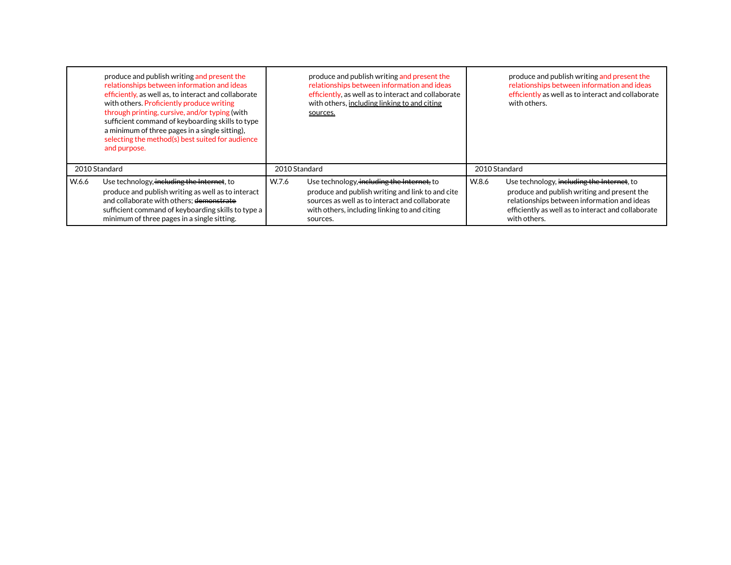| | | |
|---|---|---|
| produce and publish writing and present the relationships between information and ideas efficiently, as well as, to interact and collaborate with others. Proficiently produce writing through printing, cursive, and/or typing (with sufficient command of keyboarding skills to type a minimum of three pages in a single sitting), selecting the method(s) best suited for audience and purpose. | produce and publish writing and present the relationships between information and ideas efficiently, as well as to interact and collaborate with others, <u>including linking to and citing sources.</u> | produce and publish writing and present the relationships between information and ideas efficiently as well as to interact and collaborate with others. |
| 2010 Standard | 2010 Standard | 2010 Standard |
| W.6.6 Use technology, ~~including the Internet~~, to produce and publish writing as well as to interact and collaborate with others; ~~demonstrate~~ sufficient command of keyboarding skills to type a minimum of three pages in a single sitting. | W.7.6 Use technology, ~~including the Internet,~~ to produce and publish writing and link to and cite sources as well as to interact and collaborate with others, including linking to and citing sources. | W.8.6 Use technology, ~~including the Internet~~, to produce and publish writing and present the relationships between information and ideas efficiently as well as to interact and collaborate with others. |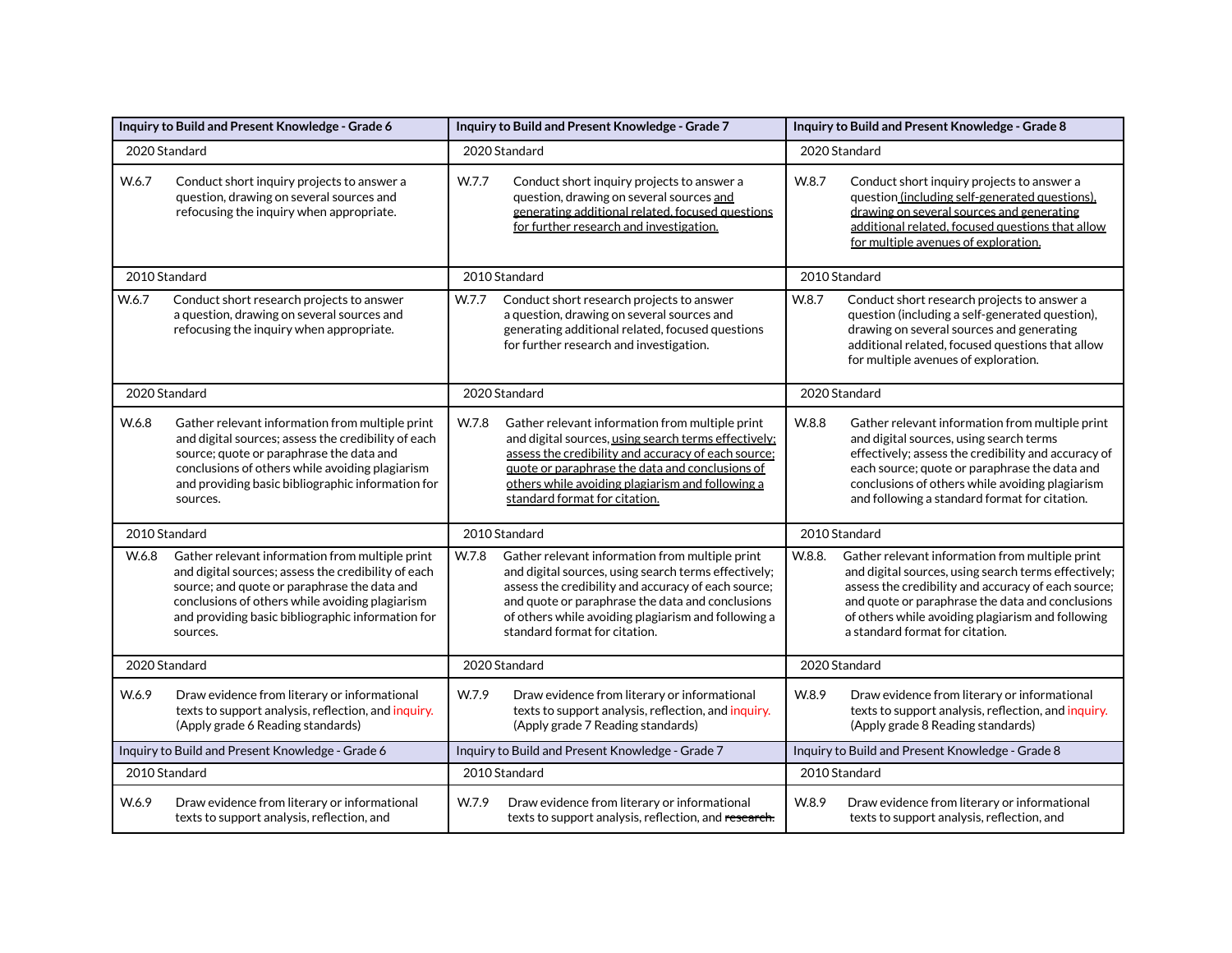| Inquiry to Build and Present Knowledge - Grade 6 | Inquiry to Build and Present Knowledge - Grade 7 | Inquiry to Build and Present Knowledge - Grade 8 |
|---|---|---|
| 2020 Standard | 2020 Standard | 2020 Standard |
| W.6.7 Conduct short inquiry projects to answer a question, drawing on several sources and refocusing the inquiry when appropriate. | W.7.7 Conduct short inquiry projects to answer a question, drawing on several sources <u>and generating additional related, focused questions for further research and investigation.</u> | W.8.7 Conduct short inquiry projects to answer a question <u>(including self-generated questions), drawing on several sources and generating additional related, focused questions that allow for multiple avenues of exploration.</u> |
| 2010 Standard | 2010 Standard | 2010 Standard |
| W.6.7 Conduct short research projects to answer a question, drawing on several sources and refocusing the inquiry when appropriate. | W.7.7 Conduct short research projects to answer a question, drawing on several sources and generating additional related, focused questions for further research and investigation. | W.8.7 Conduct short research projects to answer a question (including a self-generated question), drawing on several sources and generating additional related, focused questions that allow for multiple avenues of exploration. |
| 2020 Standard | 2020 Standard | 2020 Standard |
| W.6.8 Gather relevant information from multiple print and digital sources; assess the credibility of each source; quote or paraphrase the data and conclusions of others while avoiding plagiarism and providing basic bibliographic information for sources. | W.7.8 Gather relevant information from multiple print and digital sources, <u>using search terms effectively; assess the credibility and accuracy of each source; quote or paraphrase the data and conclusions of others while avoiding plagiarism and following a standard format for citation.</u> | W.8.8 Gather relevant information from multiple print and digital sources, using search terms effectively; assess the credibility and accuracy of each source; quote or paraphrase the data and conclusions of others while avoiding plagiarism and following a standard format for citation. |
| 2010 Standard | 2010 Standard | 2010 Standard |
| W.6.8 Gather relevant information from multiple print and digital sources; assess the credibility of each source; and quote or paraphrase the data and conclusions of others while avoiding plagiarism and providing basic bibliographic information for sources. | W.7.8 Gather relevant information from multiple print and digital sources, using search terms effectively; assess the credibility and accuracy of each source; and quote or paraphrase the data and conclusions of others while avoiding plagiarism and following a standard format for citation. | W.8.8. Gather relevant information from multiple print and digital sources, using search terms effectively; assess the credibility and accuracy of each source; and quote or paraphrase the data and conclusions of others while avoiding plagiarism and following a standard format for citation. |
| 2020 Standard | 2020 Standard | 2020 Standard |
| W.6.9 Draw evidence from literary or informational texts to support analysis, reflection, and inquiry. (Apply grade 6 Reading standards) | W.7.9 Draw evidence from literary or informational texts to support analysis, reflection, and inquiry. (Apply grade 7 Reading standards) | W.8.9 Draw evidence from literary or informational texts to support analysis, reflection, and inquiry. (Apply grade 8 Reading standards) |
| Inquiry to Build and Present Knowledge - Grade 6 | Inquiry to Build and Present Knowledge - Grade 7 | Inquiry to Build and Present Knowledge - Grade 8 |
| 2010 Standard | 2010 Standard | 2010 Standard |
| W.6.9 Draw evidence from literary or informational texts to support analysis, reflection, and | W.7.9 Draw evidence from literary or informational texts to support analysis, reflection, and ~~research.~~ | W.8.9 Draw evidence from literary or informational texts to support analysis, reflection, and |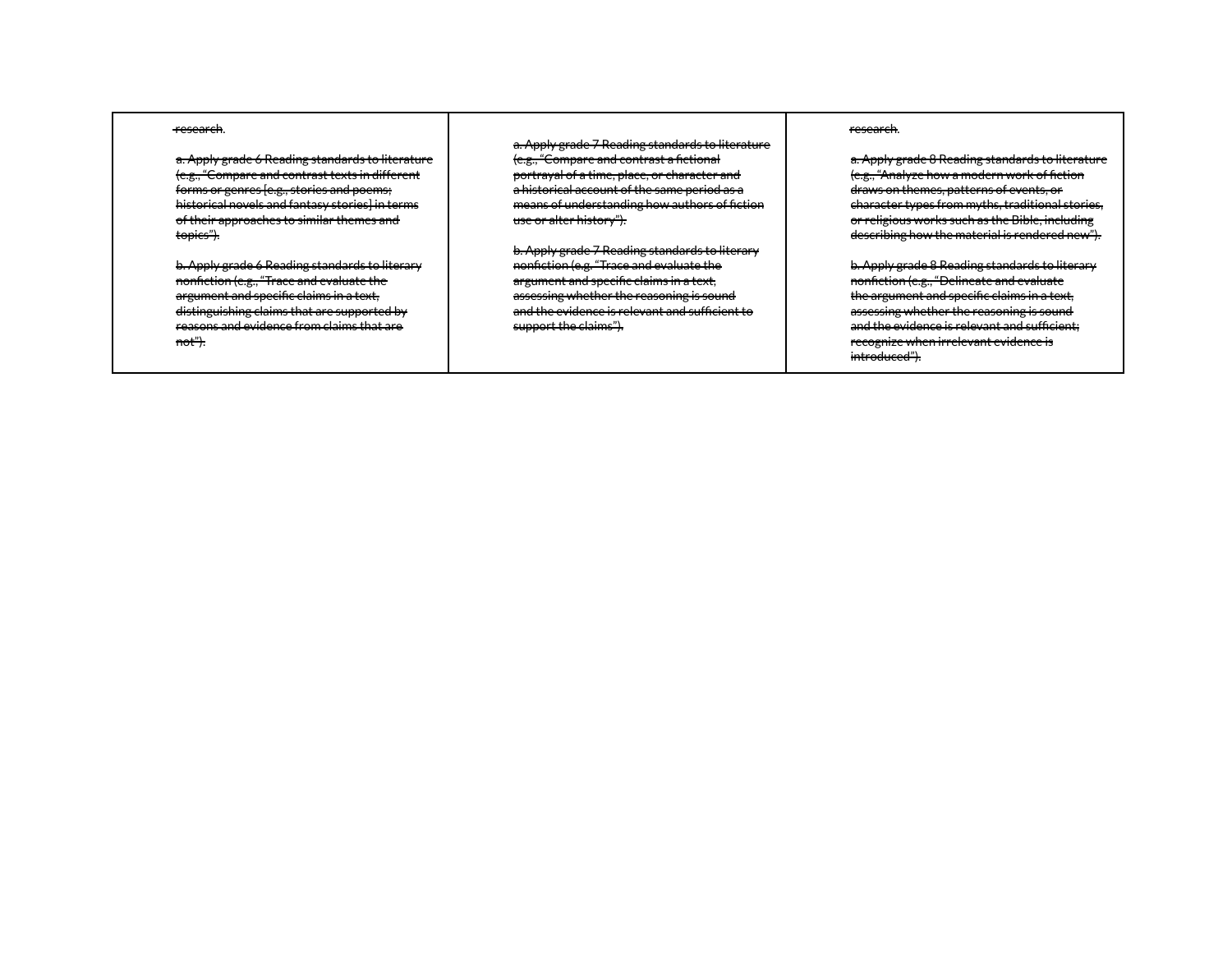| ~~research~~.<br><br>~~a. Apply grade 6 Reading standards to literature (e.g., "Compare and contrast texts in different forms or genres [e.g., stories and poems; historical novels and fantasy stories] in terms of their approaches to similar themes and topics").~~<br><br>~~b. Apply grade 6 Reading standards to literary nonfiction (e.g., "Trace and evaluate the argument and specific claims in a text, distinguishing claims that are supported by reasons and evidence from claims that are not").~~ | ~~a. Apply grade 7 Reading standards to literature (e.g., "Compare and contrast a fictional portrayal of a time, place, or character and a historical account of the same period as a means of understanding how authors of fiction use or alter history").~~<br><br>~~b. Apply grade 7 Reading standards to literary nonfiction (e.g. "Trace and evaluate the argument and specific claims in a text, assessing whether the reasoning is sound and the evidence is relevant and sufficient to support the claims").~~ | ~~research~~.<br><br>~~a. Apply grade 8 Reading standards to literature (e.g., "Analyze how a modern work of fiction draws on themes, patterns of events, or character types from myths, traditional stories, or religious works such as the Bible, including describing how the material is rendered new").~~<br><br>~~b. Apply grade 8 Reading standards to literary nonfiction (e.g., "Delineate and evaluate the argument and specific claims in a text, assessing whether the reasoning is sound and the evidence is relevant and sufficient; recognize when irrelevant evidence is introduced").~~ |
| --- | --- | --- |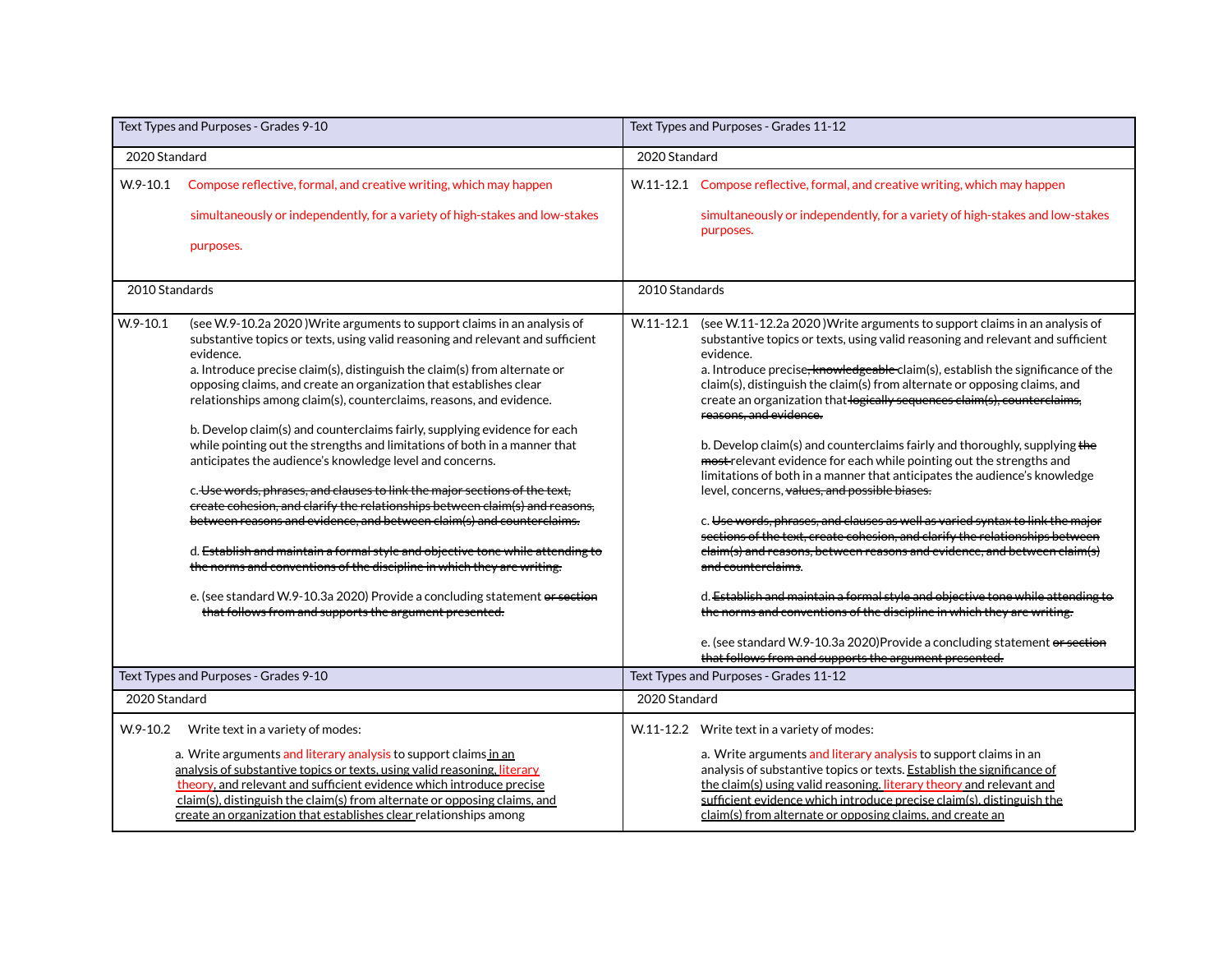| Text Types and Purposes - Grades 9-10 | Text Types and Purposes - Grades 11-12 |
|---|---|
| 2020 Standard | 2020 Standard |
| W.9-10.1 Compose reflective, formal, and creative writing, which may happen simultaneously or independently, for a variety of high-stakes and low-stakes purposes. | W.11-12.1 Compose reflective, formal, and creative writing, which may happen simultaneously or independently, for a variety of high-stakes and low-stakes purposes. |
| 2010 Standards | 2010 Standards |
| W.9-10.1 (see W.9-10.2a 2020 )Write arguments to support claims in an analysis of substantive topics or texts, using valid reasoning and relevant and sufficient evidence.<br>a. Introduce precise claim(s), distinguish the claim(s) from alternate or opposing claims, and create an organization that establishes clear relationships among claim(s), counterclaims, reasons, and evidence.<br>b. Develop claim(s) and counterclaims fairly, supplying evidence for each while pointing out the strengths and limitations of both in a manner that anticipates the audience's knowledge level and concerns.<br>c. ~~Use words, phrases, and clauses to link the major sections of the text, create cohesion, and clarify the relationships between claim(s) and reasons, between reasons and evidence, and between claim(s) and counterclaims.~~<br>d. ~~Establish and maintain a formal style and objective tone while attending to the norms and conventions of the discipline in which they are writing.~~<br>e. (see standard W.9-10.3a 2020) Provide a concluding statement ~~or section that follows from and supports the argument presented.~~ | W.11-12.1 (see W.11-12.2a 2020 )Write arguments to support claims in an analysis of substantive topics or texts, using valid reasoning and relevant and sufficient evidence.<br>a. Introduce precise~~, knowledgeable~~ claim(s), establish the significance of the claim(s), distinguish the claim(s) from alternate or opposing claims, and create an organization that ~~logically sequences claim(s), counterclaims, reasons, and evidence.~~<br>b. Develop claim(s) and counterclaims fairly and thoroughly, supplying ~~the most~~ relevant evidence for each while pointing out the strengths and limitations of both in a manner that anticipates the audience's knowledge level, concerns, ~~values, and possible biases.~~<br>c. ~~Use words, phrases, and clauses as well as varied syntax to link the major sections of the text, create cohesion, and clarify the relationships between claim(s) and reasons, between reasons and evidence, and between claim(s) and counterclaims.~~<br>d. ~~Establish and maintain a formal style and objective tone while attending to the norms and conventions of the discipline in which they are writing.~~<br>e. (see standard W.9-10.3a 2020)Provide a concluding statement ~~or section that follows from and supports the argument presented.~~ |

| Text Types and Purposes - Grades 9-10 | Text Types and Purposes - Grades 11-12 |
|---|---|
| 2020 Standard | 2020 Standard |
| W.9-10.2 Write text in a variety of modes:<br>a. Write arguments and literary analysis to support claims in an analysis of substantive topics or texts, using valid reasoning, literary theory, and relevant and sufficient evidence which introduce precise claim(s), distinguish the claim(s) from alternate or opposing claims, and create an organization that establishes clear relationships among | W.11-12.2 Write text in a variety of modes:<br>a. Write arguments and literary analysis to support claims in an analysis of substantive topics or texts. Establish the significance of the claim(s) using valid reasoning, literary theory and relevant and sufficient evidence which introduce precise claim(s), distinguish the claim(s) from alternate or opposing claims, and create an |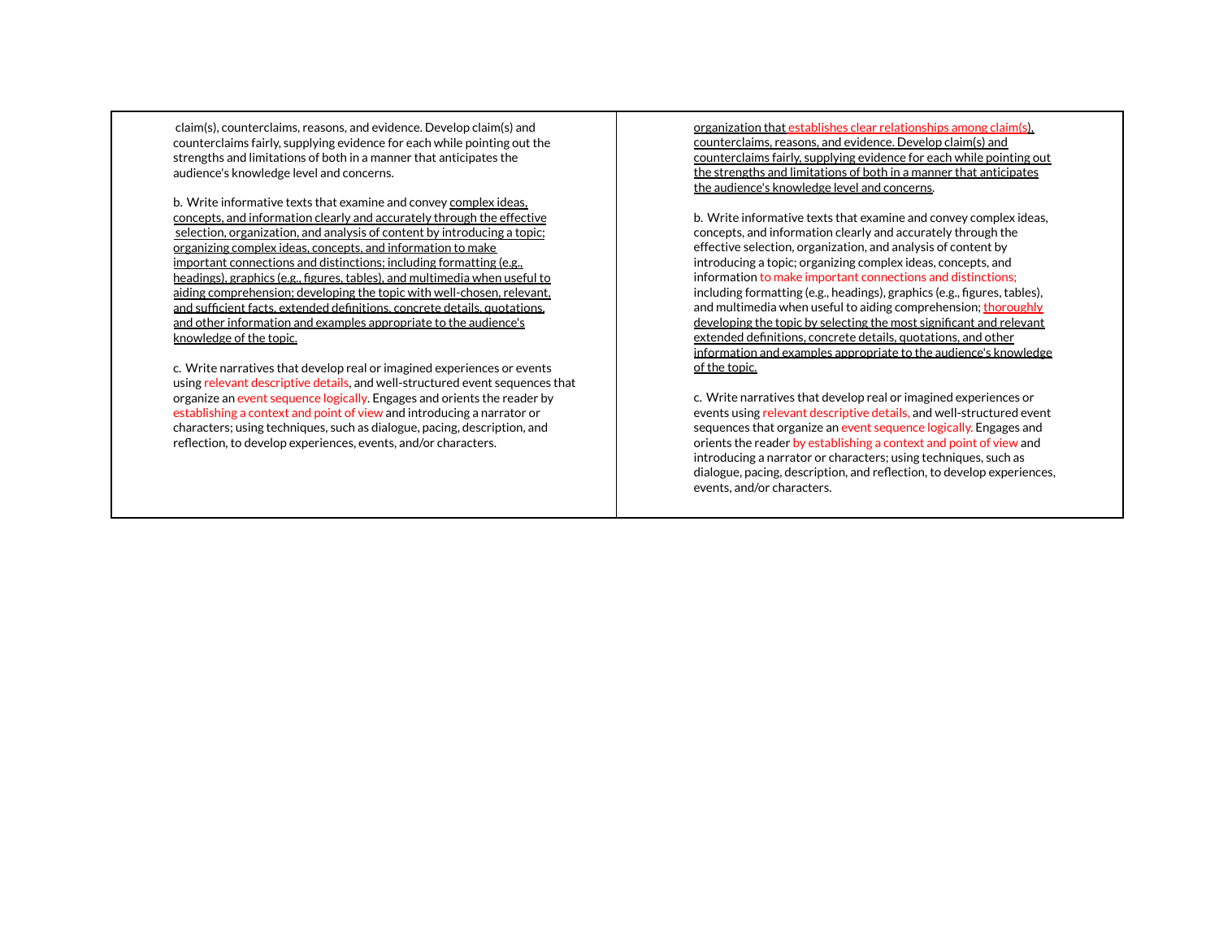| | |
|---|---|
| claim(s), counterclaims, reasons, and evidence. Develop claim(s) and counterclaims fairly, supplying evidence for each while pointing out the strengths and limitations of both in a manner that anticipates the audience's knowledge level and concerns.<br><br>b. Write informative texts that examine and convey complex ideas, concepts, and information clearly and accurately through the effective selection, organization, and analysis of content by introducing a topic; organizing complex ideas, concepts, and information to make important connections and distinctions; including formatting (e.g., headings), graphics (e.g., figures, tables), and multimedia when useful to aiding comprehension; developing the topic with well-chosen, relevant, and sufficient facts, extended definitions, concrete details, quotations, and other information and examples appropriate to the audience's knowledge of the topic.<br><br>c. Write narratives that develop real or imagined experiences or events using relevant descriptive details, and well-structured event sequences that organize an event sequence logically. Engages and orients the reader by establishing a context and point of view and introducing a narrator or characters; using techniques, such as dialogue, pacing, description, and reflection, to develop experiences, events, and/or characters. | organization that establishes clear relationships among claim(s), counterclaims, reasons, and evidence. Develop claim(s) and counterclaims fairly, supplying evidence for each while pointing out the strengths and limitations of both in a manner that anticipates the audience's knowledge level and concerns.<br><br>b. Write informative texts that examine and convey complex ideas, concepts, and information clearly and accurately through the effective selection, organization, and analysis of content by introducing a topic; organizing complex ideas, concepts, and information to make important connections and distinctions; including formatting (e.g., headings), graphics (e.g., figures, tables), and multimedia when useful to aiding comprehension; thoroughly developing the topic by selecting the most significant and relevant extended definitions, concrete details, quotations, and other information and examples appropriate to the audience's knowledge of the topic.<br><br>c. Write narratives that develop real or imagined experiences or events using relevant descriptive details, and well-structured event sequences that organize an event sequence logically. Engages and orients the reader by establishing a context and point of view and introducing a narrator or characters; using techniques, such as dialogue, pacing, description, and reflection, to develop experiences, events, and/or characters. |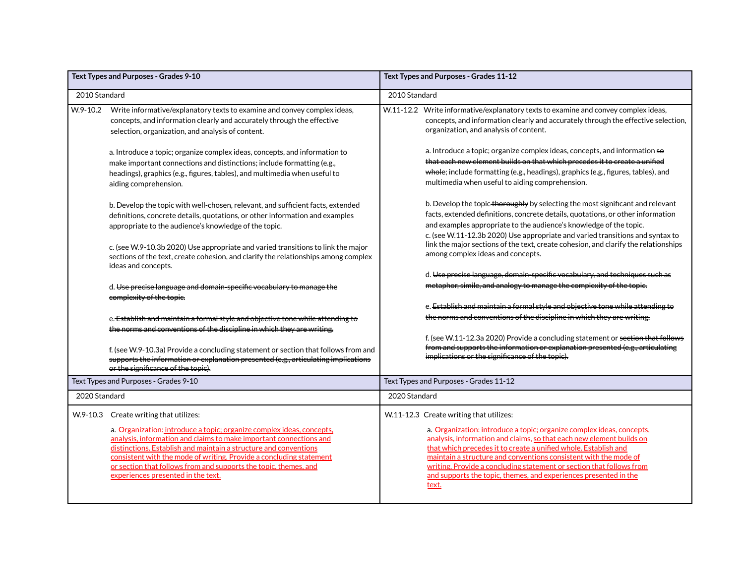| Text Types and Purposes - Grades 9-10 | Text Types and Purposes - Grades 11-12 |
|---|---|
| 2010 Standard | 2010 Standard |
| W.9-10.2 Write informative/explanatory texts to examine and convey complex ideas, concepts, and information clearly and accurately through the effective selection, organization, and analysis of content.<br><br>a. Introduce a topic; organize complex ideas, concepts, and information to make important connections and distinctions; include formatting (e.g., headings), graphics (e.g., figures, tables), and multimedia when useful to aiding comprehension.<br><br>b. Develop the topic with well-chosen, relevant, and sufficient facts, extended definitions, concrete details, quotations, or other information and examples appropriate to the audience's knowledge of the topic.<br><br>c. (see W.9-10.3b 2020) Use appropriate and varied transitions to link the major sections of the text, create cohesion, and clarify the relationships among complex ideas and concepts.<br><br>d. ~~Use precise language and domain-specific vocabulary to manage the complexity of the topic.~~<br><br>e. ~~Establish and maintain a formal style and objective tone while attending to the norms and conventions of the discipline in which they are writing.~~<br><br>f. (see W.9-10.3a) Provide a concluding statement or section that follows from and ~~supports the information or explanation presented (e.g., articulating implications or the significance of the topic).~~ | W.11-12.2 Write informative/explanatory texts to examine and convey complex ideas, concepts, and information clearly and accurately through the effective selection, organization, and analysis of content.<br><br>a. Introduce a topic; organize complex ideas, concepts, and information ~~so that each new element builds on that which precedes it to create a unified whole~~; include formatting (e.g., headings), graphics (e.g., figures, tables), and multimedia when useful to aiding comprehension.<br><br>b. Develop the topic ~~thoroughly~~ by selecting the most significant and relevant facts, extended definitions, concrete details, quotations, or other information and examples appropriate to the audience's knowledge of the topic.<br>c. (see W.11-12.3b 2020) Use appropriate and varied transitions and syntax to link the major sections of the text, create cohesion, and clarify the relationships among complex ideas and concepts.<br><br>d. ~~Use precise language, domain-specific vocabulary, and techniques such as metaphor, simile, and analogy to manage the complexity of the topic.~~<br><br>e. ~~Establish and maintain a formal style and objective tone while attending to the norms and conventions of the discipline in which they are writing.~~<br><br>f. (see W.11-12.3a 2020) Provide a concluding statement or ~~section that follows from and supports the information or explanation presented (e.g., articulating implications or the significance of the topic).~~ |
| Text Types and Purposes - Grades 9-10 | Text Types and Purposes - Grades 11-12 |
| 2020 Standard | 2020 Standard |
| W.9-10.3 Create writing that utilizes:<br><br>a. Organization: introduce a topic; organize complex ideas, concepts, analysis, information and claims to make important connections and distinctions. Establish and maintain a structure and conventions consistent with the mode of writing. Provide a concluding statement or section that follows from and supports the topic, themes, and experiences presented in the text. | W.11-12.3 Create writing that utilizes:<br><br>a. Organization: introduce a topic; organize complex ideas, concepts, analysis, information and claims, so that each new element builds on that which precedes it to create a unified whole. Establish and maintain a structure and conventions consistent with the mode of writing. Provide a concluding statement or section that follows from and supports the topic, themes, and experiences presented in the text. |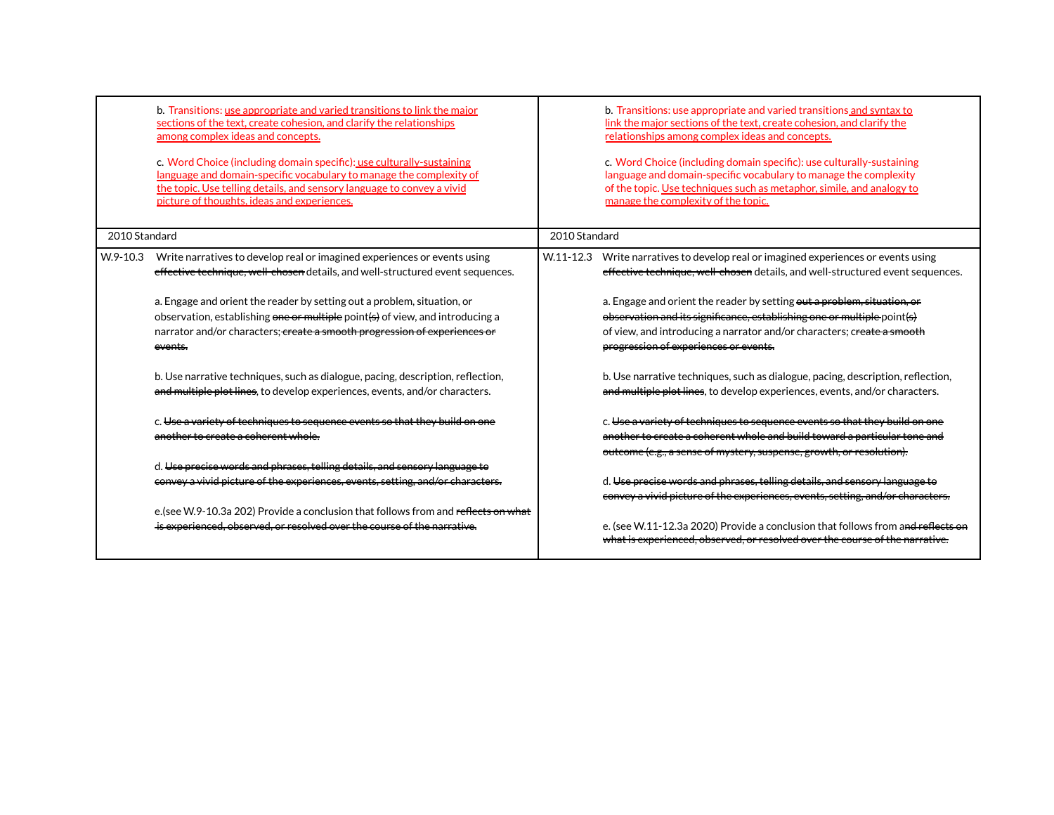| | |
|---|---|
| b. Transitions: <u>use appropriate and varied transitions to link the major sections of the text, create cohesion, and clarify the relationships among complex ideas and concepts.</u><br><br>c. Word Choice (including domain specific): <u>use culturally-sustaining language and domain-specific vocabulary to manage the complexity of the topic. Use telling details, and sensory language to convey a vivid picture of thoughts, ideas and experiences.</u> | b. Transitions: use appropriate and varied transitions <u>and syntax to link the major sections of the text, create cohesion, and clarify the relationships among complex ideas and concepts.</u><br><br>c. Word Choice (including domain specific): use culturally-sustaining language and domain-specific vocabulary to manage the complexity of the topic. <u>Use techniques such as metaphor, simile, and analogy to manage the complexity of the topic.</u> |
| 2010 Standard | 2010 Standard |
| W.9-10.3 Write narratives to develop real or imagined experiences or events using ~~effective technique, well-chosen~~ details, and well-structured event sequences.<br><br>a. Engage and orient the reader by setting out a problem, situation, or observation, establishing ~~one or multiple~~ point~~(s)~~ of view, and introducing a narrator and/or characters; ~~create a smooth progression of experiences or events.~~<br><br>b. Use narrative techniques, such as dialogue, pacing, description, reflection, ~~and multiple plot lines,~~ to develop experiences, events, and/or characters.<br><br>c. ~~Use a variety of techniques to sequence events so that they build on one another to create a coherent whole.~~<br><br>d. ~~Use precise words and phrases, telling details, and sensory language to convey a vivid picture of the experiences, events, setting, and/or characters.~~<br><br>e.(see W.9-10.3a 202) Provide a conclusion that follows from and ~~reflects on what is experienced, observed, or resolved over the course of the narrative.~~ | W.11-12.3 Write narratives to develop real or imagined experiences or events using ~~effective technique, well-chosen~~ details, and well-structured event sequences.<br><br>a. Engage and orient the reader by setting ~~out a problem, situation, or observation and its significance, establishing one or multiple~~ point~~(s)~~ of view, and introducing a narrator and/or characters; ~~create a smooth progression of experiences or events.~~<br><br>b. Use narrative techniques, such as dialogue, pacing, description, reflection, ~~and multiple plot lines~~, to develop experiences, events, and/or characters.<br><br>c. ~~Use a variety of techniques to sequence events so that they build on one another to create a coherent whole and build toward a particular tone and outcome (e.g., a sense of mystery, suspense, growth, or resolution).~~<br><br>d. ~~Use precise words and phrases, telling details, and sensory language to convey a vivid picture of the experiences, events, setting, and/or characters.~~<br><br>e. (see W.11-12.3a 2020) Provide a conclusion that follows from a~~nd reflects on what is experienced, observed, or resolved over the course of the narrative.~~ |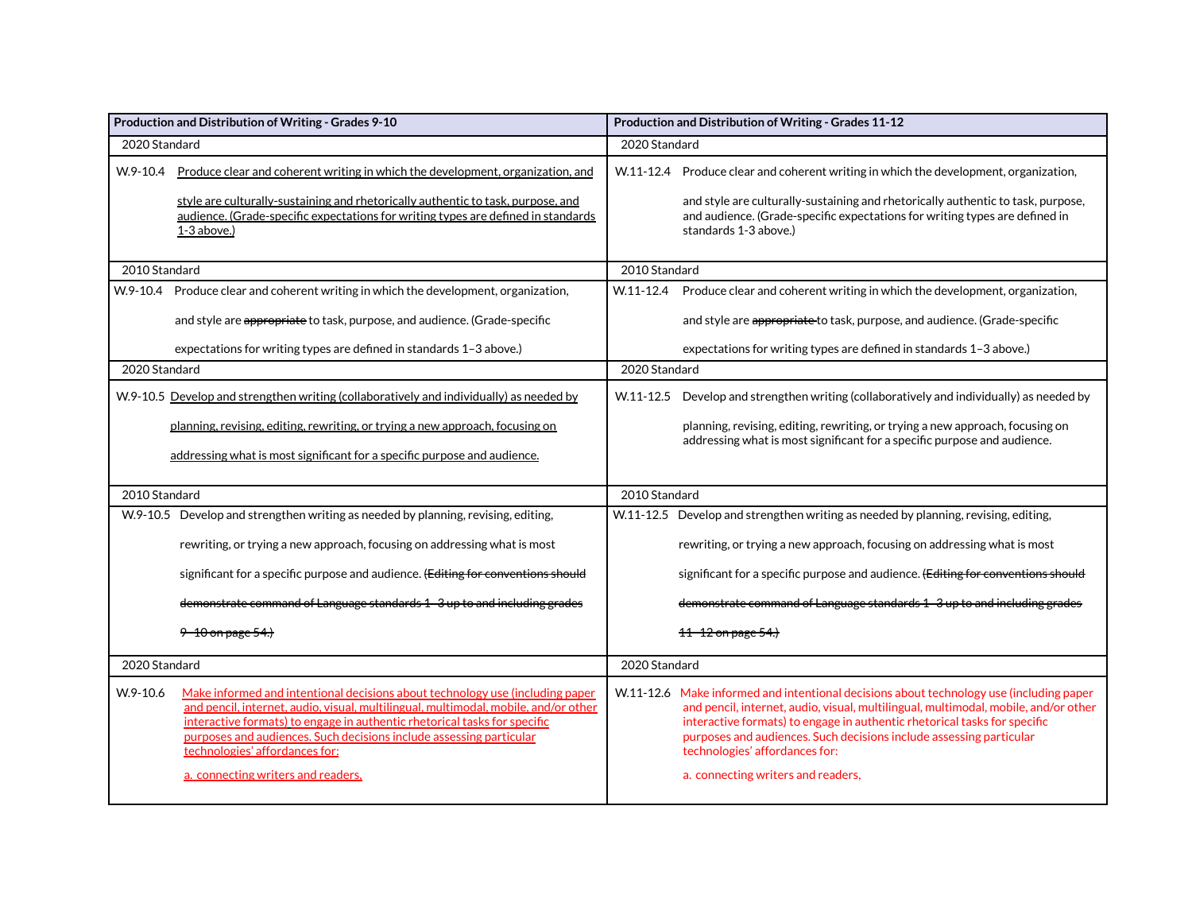| Production and Distribution of Writing - Grades 9-10 | Production and Distribution of Writing - Grades 11-12 |
|---|---|
| 2020 Standard | 2020 Standard |
| W.9-10.4 Produce clear and coherent writing in which the development, organization, and style are culturally-sustaining and rhetorically authentic to task, purpose, and audience. (Grade-specific expectations for writing types are defined in standards 1-3 above.) | W.11-12.4 Produce clear and coherent writing in which the development, organization, and style are culturally-sustaining and rhetorically authentic to task, purpose, and audience. (Grade-specific expectations for writing types are defined in standards 1-3 above.) |
| 2010 Standard | 2010 Standard |
| W.9-10.4 Produce clear and coherent writing in which the development, organization, and style are ~~appropriate~~ to task, purpose, and audience. (Grade-specific expectations for writing types are defined in standards 1–3 above.) | W.11-12.4 Produce clear and coherent writing in which the development, organization, and style are ~~appropriate~~ to task, purpose, and audience. (Grade-specific expectations for writing types are defined in standards 1–3 above.) |
| 2020 Standard | 2020 Standard |
| W.9-10.5 Develop and strengthen writing (collaboratively and individually) as needed by planning, revising, editing, rewriting, or trying a new approach, focusing on addressing what is most significant for a specific purpose and audience. | W.11-12.5 Develop and strengthen writing (collaboratively and individually) as needed by planning, revising, editing, rewriting, or trying a new approach, focusing on addressing what is most significant for a specific purpose and audience. |
| 2010 Standard | 2010 Standard |
| W.9-10.5 Develop and strengthen writing as needed by planning, revising, editing, rewriting, or trying a new approach, focusing on addressing what is most significant for a specific purpose and audience. ~~(Editing for conventions should demonstrate command of Language standards 1–3 up to and including grades 9–10 on page 54.)~~ | W.11-12.5 Develop and strengthen writing as needed by planning, revising, editing, rewriting, or trying a new approach, focusing on addressing what is most significant for a specific purpose and audience. ~~(Editing for conventions should demonstrate command of Language standards 1–3 up to and including grades 11–12 on page 54.)~~ |
| 2020 Standard | 2020 Standard |
| W.9-10.6 Make informed and intentional decisions about technology use (including paper and pencil, internet, audio, visual, multilingual, multimodal, mobile, and/or other interactive formats) to engage in authentic rhetorical tasks for specific purposes and audiences. Such decisions include assessing particular technologies' affordances for:<br>a. connecting writers and readers, | W.11-12.6 Make informed and intentional decisions about technology use (including paper and pencil, internet, audio, visual, multilingual, multimodal, mobile, and/or other interactive formats) to engage in authentic rhetorical tasks for specific purposes and audiences. Such decisions include assessing particular technologies' affordances for:<br>a. connecting writers and readers, |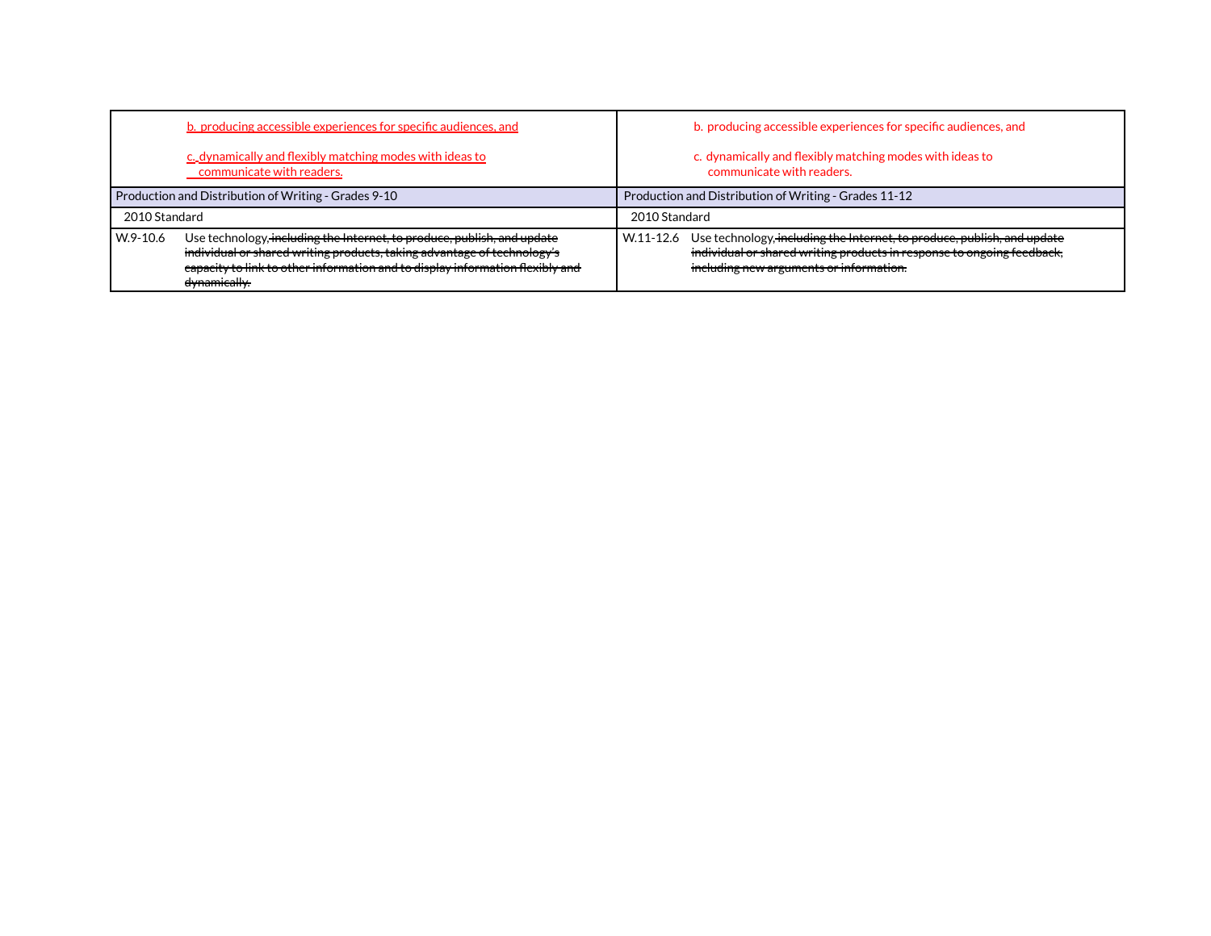| | |
|---|---|
| b. producing accessible experiences for specific audiences, and<br><br>c. dynamically and flexibly matching modes with ideas to communicate with readers. | b. producing accessible experiences for specific audiences, and<br><br>c. dynamically and flexibly matching modes with ideas to communicate with readers. |
| Production and Distribution of Writing - Grades 9-10 | Production and Distribution of Writing - Grades 11-12 |
| 2010 Standard | 2010 Standard |
| W.9-10.6 Use technology, ~~including the Internet, to produce, publish, and update individual or shared writing products, taking advantage of technology's capacity to link to other information and to display information flexibly and dynamically.~~ | W.11-12.6 Use technology, ~~including the Internet, to produce, publish, and update individual or shared writing products in response to ongoing feedback, including new arguments or information.~~ |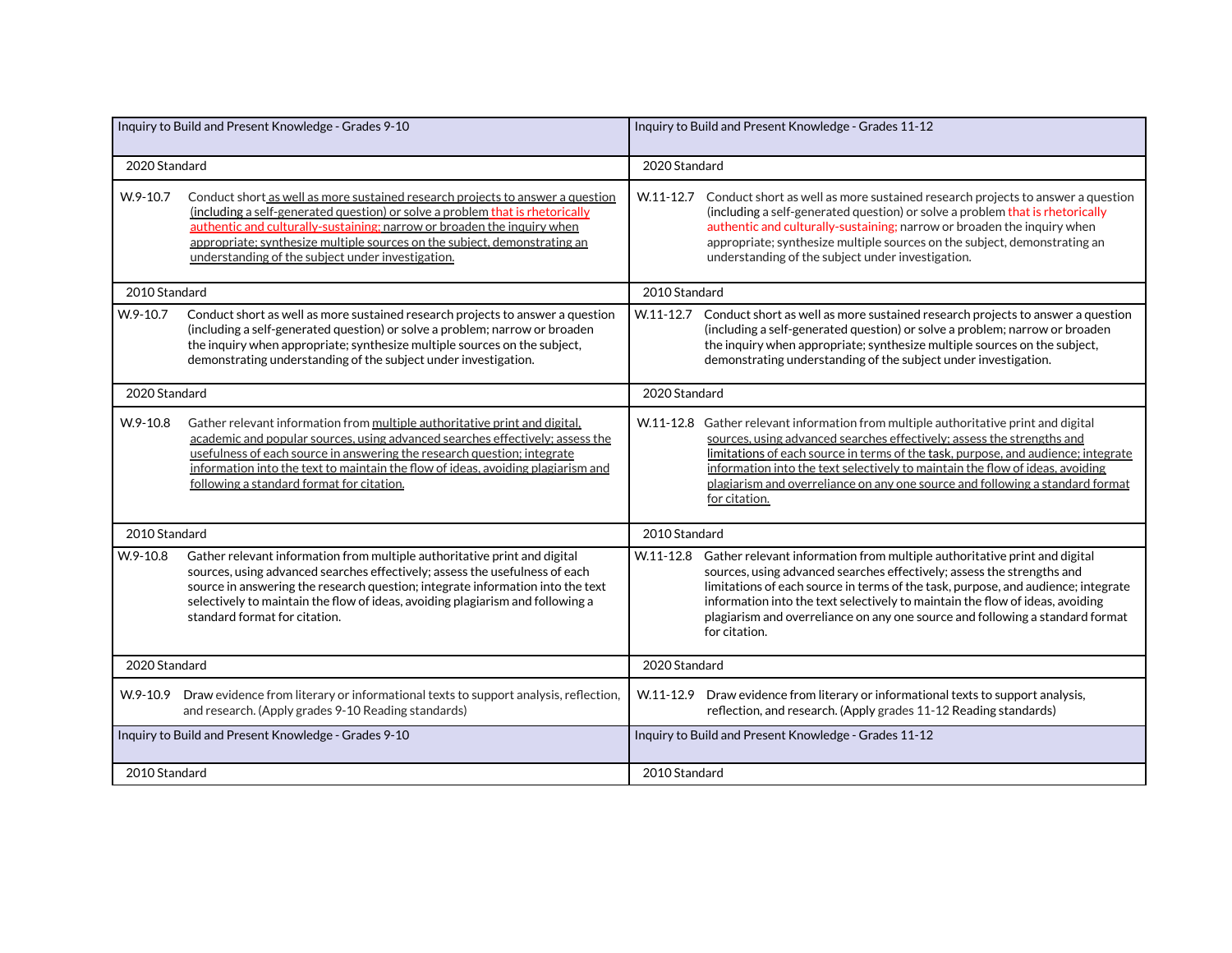| Inquiry to Build and Present Knowledge - Grades 9-10 | Inquiry to Build and Present Knowledge - Grades 11-12 |
|---|---|
| 2020 Standard | 2020 Standard |
| W.9-10.7 Conduct short as well as more sustained research projects to answer a question (including a self-generated question) or solve a problem that is rhetorically authentic and culturally-sustaining; narrow or broaden the inquiry when appropriate; synthesize multiple sources on the subject, demonstrating an understanding of the subject under investigation. | W.11-12.7 Conduct short as well as more sustained research projects to answer a question (including a self-generated question) or solve a problem that is rhetorically authentic and culturally-sustaining; narrow or broaden the inquiry when appropriate; synthesize multiple sources on the subject, demonstrating an understanding of the subject under investigation. |
| 2010 Standard | 2010 Standard |
| W.9-10.7 Conduct short as well as more sustained research projects to answer a question (including a self-generated question) or solve a problem; narrow or broaden the inquiry when appropriate; synthesize multiple sources on the subject, demonstrating understanding of the subject under investigation. | W.11-12.7 Conduct short as well as more sustained research projects to answer a question (including a self-generated question) or solve a problem; narrow or broaden the inquiry when appropriate; synthesize multiple sources on the subject, demonstrating understanding of the subject under investigation. |
| 2020 Standard | 2020 Standard |
| W.9-10.8 Gather relevant information from multiple authoritative print and digital, academic and popular sources, using advanced searches effectively; assess the usefulness of each source in answering the research question; integrate information into the text to maintain the flow of ideas, avoiding plagiarism and following a standard format for citation. | W.11-12.8 Gather relevant information from multiple authoritative print and digital sources, using advanced searches effectively; assess the strengths and limitations of each source in terms of the task, purpose, and audience; integrate information into the text selectively to maintain the flow of ideas, avoiding plagiarism and overreliance on any one source and following a standard format for citation. |
| 2010 Standard | 2010 Standard |
| W.9-10.8 Gather relevant information from multiple authoritative print and digital sources, using advanced searches effectively; assess the usefulness of each source in answering the research question; integrate information into the text selectively to maintain the flow of ideas, avoiding plagiarism and following a standard format for citation. | W.11-12.8 Gather relevant information from multiple authoritative print and digital sources, using advanced searches effectively; assess the strengths and limitations of each source in terms of the task, purpose, and audience; integrate information into the text selectively to maintain the flow of ideas, avoiding plagiarism and overreliance on any one source and following a standard format for citation. |
| 2020 Standard | 2020 Standard |
| W.9-10.9 Draw evidence from literary or informational texts to support analysis, reflection, and research. (Apply grades 9-10 Reading standards) | W.11-12.9 Draw evidence from literary or informational texts to support analysis, reflection, and research. (Apply grades 11-12 Reading standards) |
| Inquiry to Build and Present Knowledge - Grades 9-10 | Inquiry to Build and Present Knowledge - Grades 11-12 |
| 2010 Standard | 2010 Standard |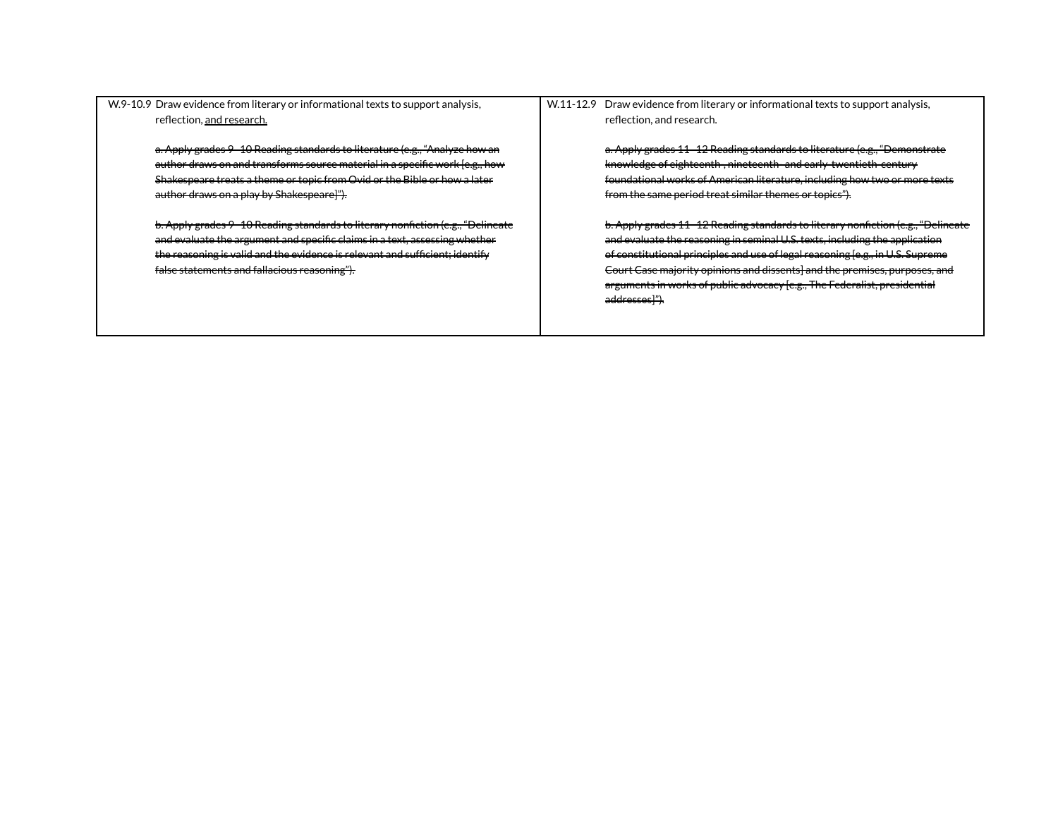| W.9-10.9 Draw evidence from literary or informational texts to support analysis, reflection, <u>and research.</u><br><br>~~a. Apply grades 9–10 Reading standards to literature (e.g., "Analyze how an author draws on and transforms source material in a specific work [e.g., how Shakespeare treats a theme or topic from Ovid or the Bible or how a later author draws on a play by Shakespeare]").~~<br><br>~~b. Apply grades 9–10 Reading standards to literary nonfiction (e.g., "Delineate and evaluate the argument and specific claims in a text, assessing whether the reasoning is valid and the evidence is relevant and sufficient; identify false statements and fallacious reasoning").~~ | W.11-12.9 Draw evidence from literary or informational texts to support analysis, reflection, and research.<br><br>~~a. Apply grades 11–12 Reading standards to literature (e.g., "Demonstrate knowledge of eighteenth-, nineteenth- and early-twentieth-century foundational works of American literature, including how two or more texts from the same period treat similar themes or topics").~~<br><br>~~b. Apply grades 11–12 Reading standards to literary nonfiction (e.g., "Delineate and evaluate the reasoning in seminal U.S. texts, including the application of constitutional principles and use of legal reasoning [e.g., in U.S. Supreme Court Case majority opinions and dissents] and the premises, purposes, and arguments in works of public advocacy [e.g., The Federalist, presidential addresses]").~~ |
|---|---|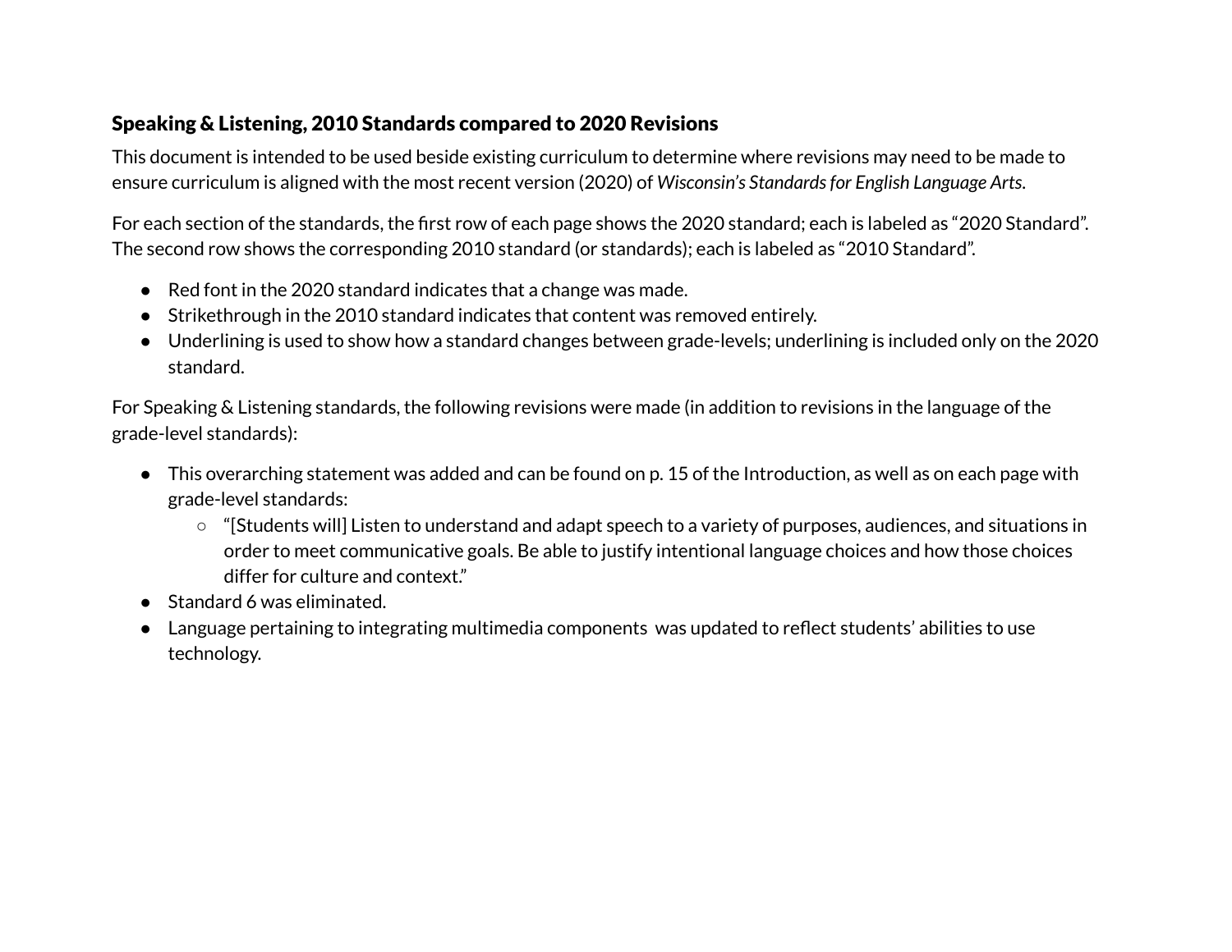## Speaking & Listening, 2010 Standards compared to 2020 Revisions

This document is intended to be used beside existing curriculum to determine where revisions may need to be made to ensure curriculum is aligned with the most recent version (2020) of *Wisconsin's Standards for English Language Arts*.

For each section of the standards, the first row of each page shows the 2020 standard; each is labeled as "2020 Standard". The second row shows the corresponding 2010 standard (or standards); each is labeled as "2010 Standard".

- Red font in the 2020 standard indicates that a change was made.
- Strikethrough in the 2010 standard indicates that content was removed entirely.
- Underlining is used to show how a standard changes between grade-levels; underlining is included only on the 2020 standard.

For Speaking & Listening standards, the following revisions were made (in addition to revisions in the language of the grade-level standards):

- This overarching statement was added and can be found on p. 15 of the Introduction, as well as on each page with grade-level standards:
  - "[Students will] Listen to understand and adapt speech to a variety of purposes, audiences, and situations in order to meet communicative goals. Be able to justify intentional language choices and how those choices differ for culture and context."
- Standard 6 was eliminated.
- Language pertaining to integrating multimedia components was updated to reflect students' abilities to use technology.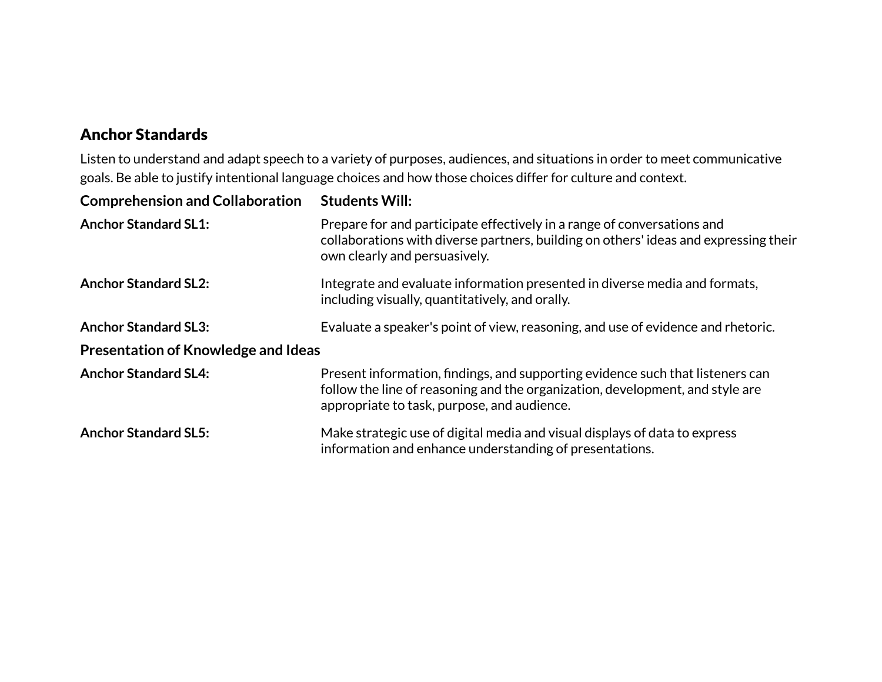## Anchor Standards

Listen to understand and adapt speech to a variety of purposes, audiences, and situations in order to meet communicative goals. Be able to justify intentional language choices and how those choices differ for culture and context.

| **Comprehension and Collaboration** | **Students Will:** |
|---|---|
| **Anchor Standard SL1:** | Prepare for and participate effectively in a range of conversations and collaborations with diverse partners, building on others' ideas and expressing their own clearly and persuasively. |
| **Anchor Standard SL2:** | Integrate and evaluate information presented in diverse media and formats, including visually, quantitatively, and orally. |
| **Anchor Standard SL3:** | Evaluate a speaker's point of view, reasoning, and use of evidence and rhetoric. |
| **Presentation of Knowledge and Ideas** | |
| **Anchor Standard SL4:** | Present information, findings, and supporting evidence such that listeners can follow the line of reasoning and the organization, development, and style are appropriate to task, purpose, and audience. |
| **Anchor Standard SL5:** | Make strategic use of digital media and visual displays of data to express information and enhance understanding of presentations. |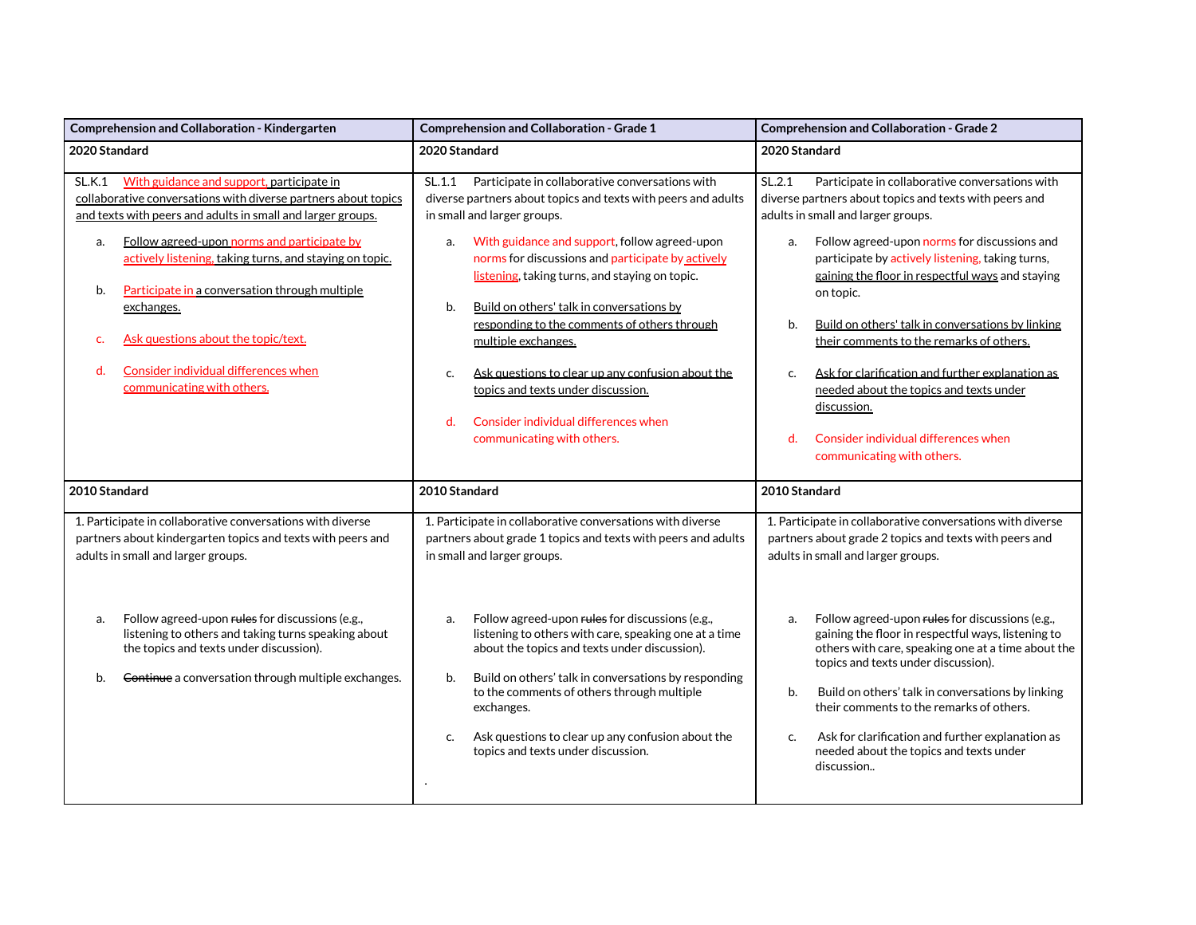| Comprehension and Collaboration - Kindergarten | Comprehension and Collaboration - Grade 1 | Comprehension and Collaboration - Grade 2 |
|---|---|---|
| **2020 Standard** | **2020 Standard** | **2020 Standard** |
| SL.K.1 With guidance and support, participate in collaborative conversations with diverse partners about topics and texts with peers and adults in small and larger groups.<br><br>a. Follow agreed-upon norms and participate by actively listening, taking turns, and staying on topic.<br><br>b. Participate in a conversation through multiple exchanges.<br><br>c. Ask questions about the topic/text.<br><br>d. Consider individual differences when communicating with others. | SL.1.1 Participate in collaborative conversations with diverse partners about topics and texts with peers and adults in small and larger groups.<br><br>a. With guidance and support, follow agreed-upon norms for discussions and participate by actively listening, taking turns, and staying on topic.<br><br>b. Build on others' talk in conversations by responding to the comments of others through multiple exchanges.<br><br>c. Ask questions to clear up any confusion about the topics and texts under discussion.<br><br>d. Consider individual differences when communicating with others. | SL.2.1 Participate in collaborative conversations with diverse partners about topics and texts with peers and adults in small and larger groups.<br><br>a. Follow agreed-upon norms for discussions and participate by actively listening, taking turns, gaining the floor in respectful ways and staying on topic.<br><br>b. Build on others' talk in conversations by linking their comments to the remarks of others.<br><br>c. Ask for clarification and further explanation as needed about the topics and texts under discussion.<br><br>d. Consider individual differences when communicating with others. |
| **2010 Standard** | **2010 Standard** | **2010 Standard** |
| 1. Participate in collaborative conversations with diverse partners about kindergarten topics and texts with peers and adults in small and larger groups.<br><br>a. Follow agreed-upon ~~rules~~ for discussions (e.g., listening to others and taking turns speaking about the topics and texts under discussion).<br><br>b. ~~Continue~~ a conversation through multiple exchanges. | 1. Participate in collaborative conversations with diverse partners about grade 1 topics and texts with peers and adults in small and larger groups.<br><br>a. Follow agreed-upon ~~rules~~ for discussions (e.g., listening to others with care, speaking one at a time about the topics and texts under discussion).<br><br>b. Build on others' talk in conversations by responding to the comments of others through multiple exchanges.<br><br>c. Ask questions to clear up any confusion about the topics and texts under discussion.<br><br>. | 1. Participate in collaborative conversations with diverse partners about grade 2 topics and texts with peers and adults in small and larger groups.<br><br>a. Follow agreed-upon ~~rules~~ for discussions (e.g., gaining the floor in respectful ways, listening to others with care, speaking one at a time about the topics and texts under discussion).<br><br>b. Build on others' talk in conversations by linking their comments to the remarks of others.<br><br>c. Ask for clarification and further explanation as needed about the topics and texts under discussion.. |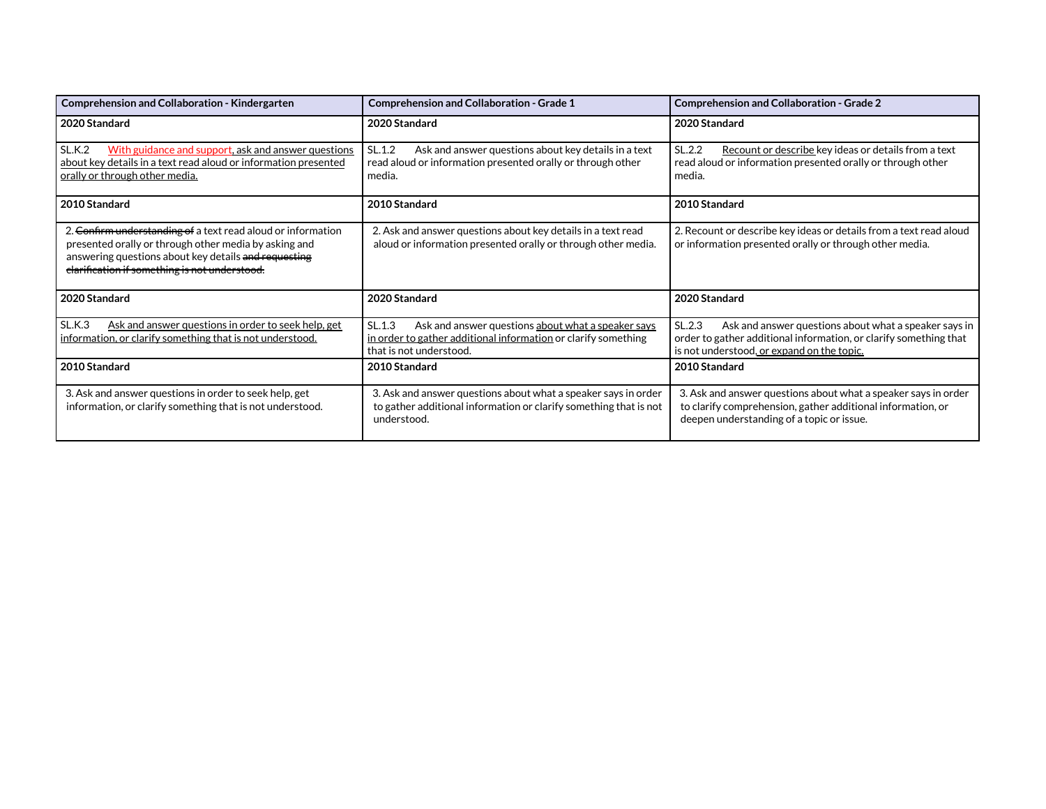| Comprehension and Collaboration - Kindergarten | Comprehension and Collaboration - Grade 1 | Comprehension and Collaboration - Grade 2 |
|---|---|---|
| **2020 Standard** | **2020 Standard** | **2020 Standard** |
| SL.K.2 <u>With guidance and support</u>, <u>ask and answer questions about key details in a text read aloud or information presented orally or through other media.</u> | SL.1.2 Ask and answer questions about key details in a text read aloud or information presented orally or through other media. | SL.2.2 <u>Recount or describe</u> key ideas or details from a text read aloud or information presented orally or through other media. |
| **2010 Standard** | **2010 Standard** | **2010 Standard** |
| 2. ~~Confirm understanding of~~ a text read aloud or information presented orally or through other media by asking and answering questions about key details ~~and requesting clarification if something is not understood.~~ | 2. Ask and answer questions about key details in a text read aloud or information presented orally or through other media. | 2. Recount or describe key ideas or details from a text read aloud or information presented orally or through other media. |
| **2020 Standard** | **2020 Standard** | **2020 Standard** |
| SL.K.3 <u>Ask and answer questions in order to seek help, get information, or clarify something that is not understood.</u> | SL.1.3 Ask and answer questions <u>about what a speaker says in order to gather additional information</u> or clarify something that is not understood. | SL.2.3 Ask and answer questions about what a speaker says in order to gather additional information, or clarify something that is not understood<u>, or expand on the topic.</u> |
| **2010 Standard** | **2010 Standard** | **2010 Standard** |
| 3. Ask and answer questions in order to seek help, get information, or clarify something that is not understood. | 3. Ask and answer questions about what a speaker says in order to gather additional information or clarify something that is not understood. | 3. Ask and answer questions about what a speaker says in order to clarify comprehension, gather additional information, or deepen understanding of a topic or issue. |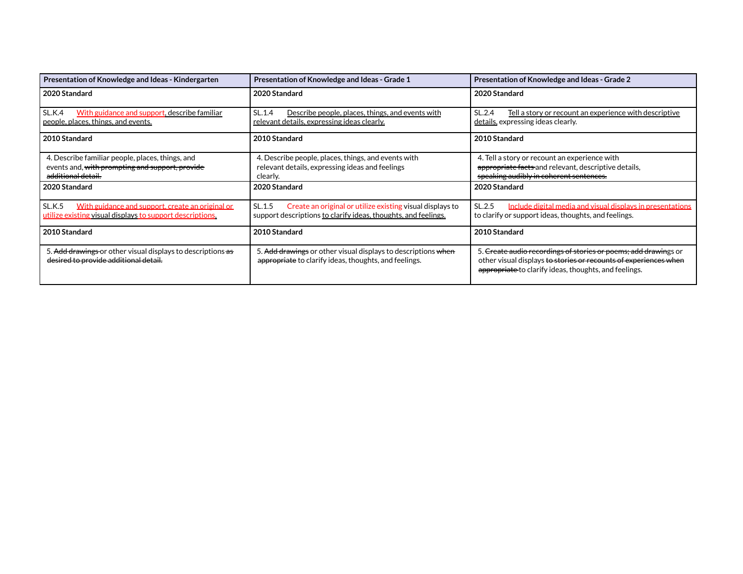| Presentation of Knowledge and Ideas - Kindergarten | Presentation of Knowledge and Ideas - Grade 1 | Presentation of Knowledge and Ideas - Grade 2 |
|---|---|---|
| **2020 Standard** | **2020 Standard** | **2020 Standard** |
| SL.K.4 With guidance and support, describe familiar people, places, things, and events. | SL.1.4 Describe people, places, things, and events with relevant details, expressing ideas clearly. | SL.2.4 Tell a story or recount an experience with descriptive details, expressing ideas clearly. |
| **2010 Standard** | **2010 Standard** | **2010 Standard** |
| 4. Describe familiar people, places, things, and events and, ~~with prompting and support, provide additional detail.~~ | 4. Describe people, places, things, and events with relevant details, expressing ideas and feelings clearly. | 4. Tell a story or recount an experience with ~~appropriate facts~~ and relevant, descriptive details, ~~speaking audibly in coherent sentences.~~ |
| **2020 Standard** | **2020 Standard** | **2020 Standard** |
| SL.K.5 With guidance and support, create an original or utilize existing visual displays to support descriptions. | SL.1.5 Create an original or utilize existing visual displays to support descriptions to clarify ideas, thoughts, and feelings. | SL.2.5 Include digital media and visual displays in presentations to clarify or support ideas, thoughts, and feelings. |
| **2010 Standard** | **2010 Standard** | **2010 Standard** |
| 5. ~~Add drawings~~ or other visual displays to descriptions ~~as desired to provide additional detail.~~ | 5. ~~Add drawings~~ or other visual displays to descriptions ~~when appropriate~~ to clarify ideas, thoughts, and feelings. | 5. ~~Create audio recordings of stories or poems; add drawing~~s or other visual displays ~~to stories or recounts of experiences when appropriate~~ to clarify ideas, thoughts, and feelings. |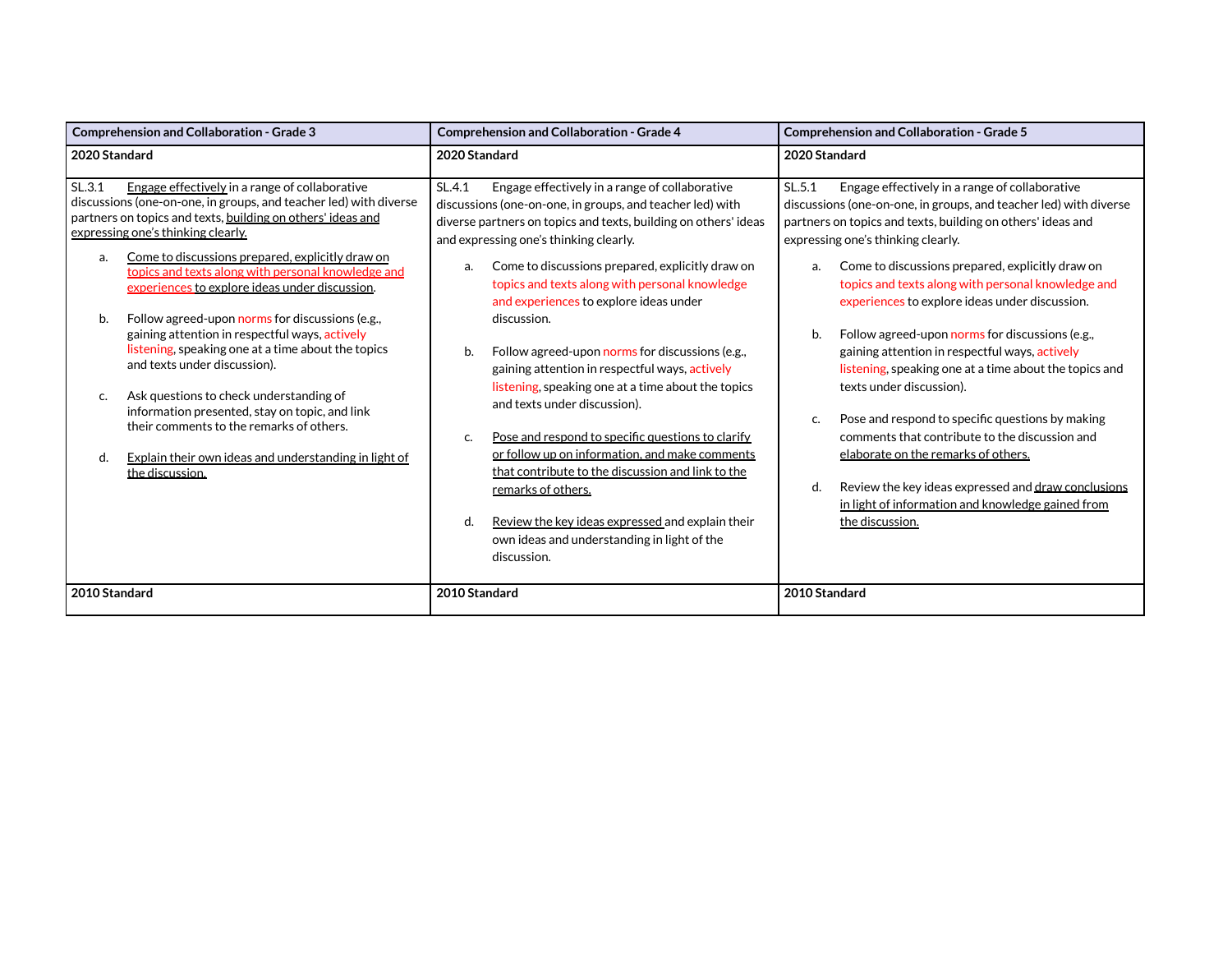| Comprehension and Collaboration - Grade 3 | Comprehension and Collaboration - Grade 4 | Comprehension and Collaboration - Grade 5 |
|---|---|---|
| **2020 Standard** | **2020 Standard** | **2020 Standard** |
| SL.3.1 Engage effectively in a range of collaborative discussions (one-on-one, in groups, and teacher led) with diverse partners on topics and texts, building on others' ideas and expressing one's thinking clearly.<br><br>a. Come to discussions prepared, explicitly draw on topics and texts along with personal knowledge and experiences to explore ideas under discussion.<br><br>b. Follow agreed-upon norms for discussions (e.g., gaining attention in respectful ways, actively listening, speaking one at a time about the topics and texts under discussion).<br><br>c. Ask questions to check understanding of information presented, stay on topic, and link their comments to the remarks of others.<br><br>d. Explain their own ideas and understanding in light of the discussion. | SL.4.1 Engage effectively in a range of collaborative discussions (one-on-one, in groups, and teacher led) with diverse partners on topics and texts, building on others' ideas and expressing one's thinking clearly.<br><br>a. Come to discussions prepared, explicitly draw on topics and texts along with personal knowledge and experiences to explore ideas under discussion.<br><br>b. Follow agreed-upon norms for discussions (e.g., gaining attention in respectful ways, actively listening, speaking one at a time about the topics and texts under discussion).<br><br>c. Pose and respond to specific questions to clarify or follow up on information, and make comments that contribute to the discussion and link to the remarks of others.<br><br>d. Review the key ideas expressed and explain their own ideas and understanding in light of the discussion. | SL.5.1 Engage effectively in a range of collaborative discussions (one-on-one, in groups, and teacher led) with diverse partners on topics and texts, building on others' ideas and expressing one's thinking clearly.<br><br>a. Come to discussions prepared, explicitly draw on topics and texts along with personal knowledge and experiences to explore ideas under discussion.<br><br>b. Follow agreed-upon norms for discussions (e.g., gaining attention in respectful ways, actively listening, speaking one at a time about the topics and texts under discussion).<br><br>c. Pose and respond to specific questions by making comments that contribute to the discussion and elaborate on the remarks of others.<br><br>d. Review the key ideas expressed and draw conclusions in light of information and knowledge gained from the discussion. |
| **2010 Standard** | **2010 Standard** | **2010 Standard** |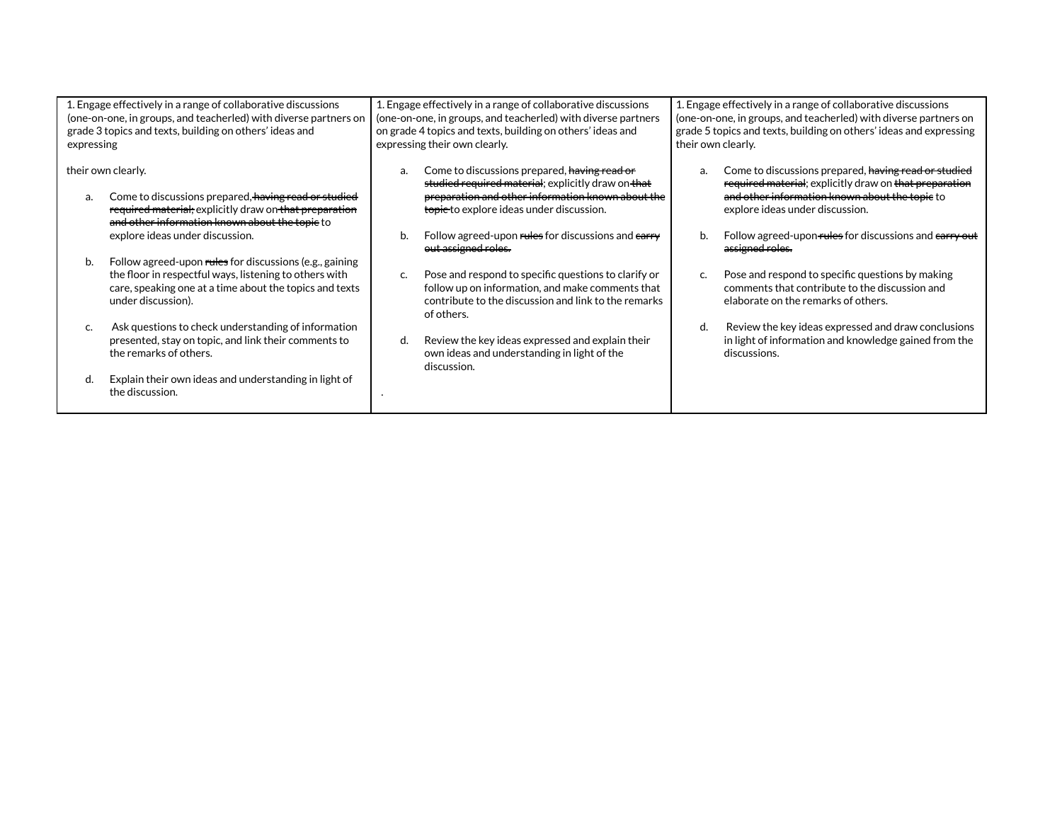| | | |
|---|---|---|
| 1. Engage effectively in a range of collaborative discussions (one-on-one, in groups, and teacherled) with diverse partners on grade 3 topics and texts, building on others' ideas and expressing<br><br>their own clearly.<br><br>a. Come to discussions prepared, ~~having read or studied required material;~~ explicitly draw on ~~that preparation and other information known about the topic~~ to explore ideas under discussion.<br><br>b. Follow agreed-upon ~~rules~~ for discussions (e.g., gaining the floor in respectful ways, listening to others with care, speaking one at a time about the topics and texts under discussion).<br><br>c. Ask questions to check understanding of information presented, stay on topic, and link their comments to the remarks of others.<br><br>d. Explain their own ideas and understanding in light of the discussion. | 1. Engage effectively in a range of collaborative discussions (one-on-one, in groups, and teacherled) with diverse partners on grade 4 topics and texts, building on others' ideas and expressing their own clearly.<br><br>a. Come to discussions prepared, ~~having read or studied required material~~; explicitly draw on ~~that preparation and other information known about the topic~~ to explore ideas under discussion.<br><br>b. Follow agreed-upon ~~rules~~ for discussions and ~~carry out assigned roles.~~<br><br>c. Pose and respond to specific questions to clarify or follow up on information, and make comments that contribute to the discussion and link to the remarks of others.<br><br>d. Review the key ideas expressed and explain their own ideas and understanding in light of the discussion.<br><br>. | 1. Engage effectively in a range of collaborative discussions (one-on-one, in groups, and teacherled) with diverse partners on grade 5 topics and texts, building on others' ideas and expressing their own clearly.<br><br>a. Come to discussions prepared, ~~having read or studied required material~~; explicitly draw on ~~that preparation and other information known about the topic~~ to explore ideas under discussion.<br><br>b. Follow agreed-upon ~~rules~~ for discussions and ~~carry out assigned roles.~~<br><br>c. Pose and respond to specific questions by making comments that contribute to the discussion and elaborate on the remarks of others.<br><br>d. Review the key ideas expressed and draw conclusions in light of information and knowledge gained from the discussions. |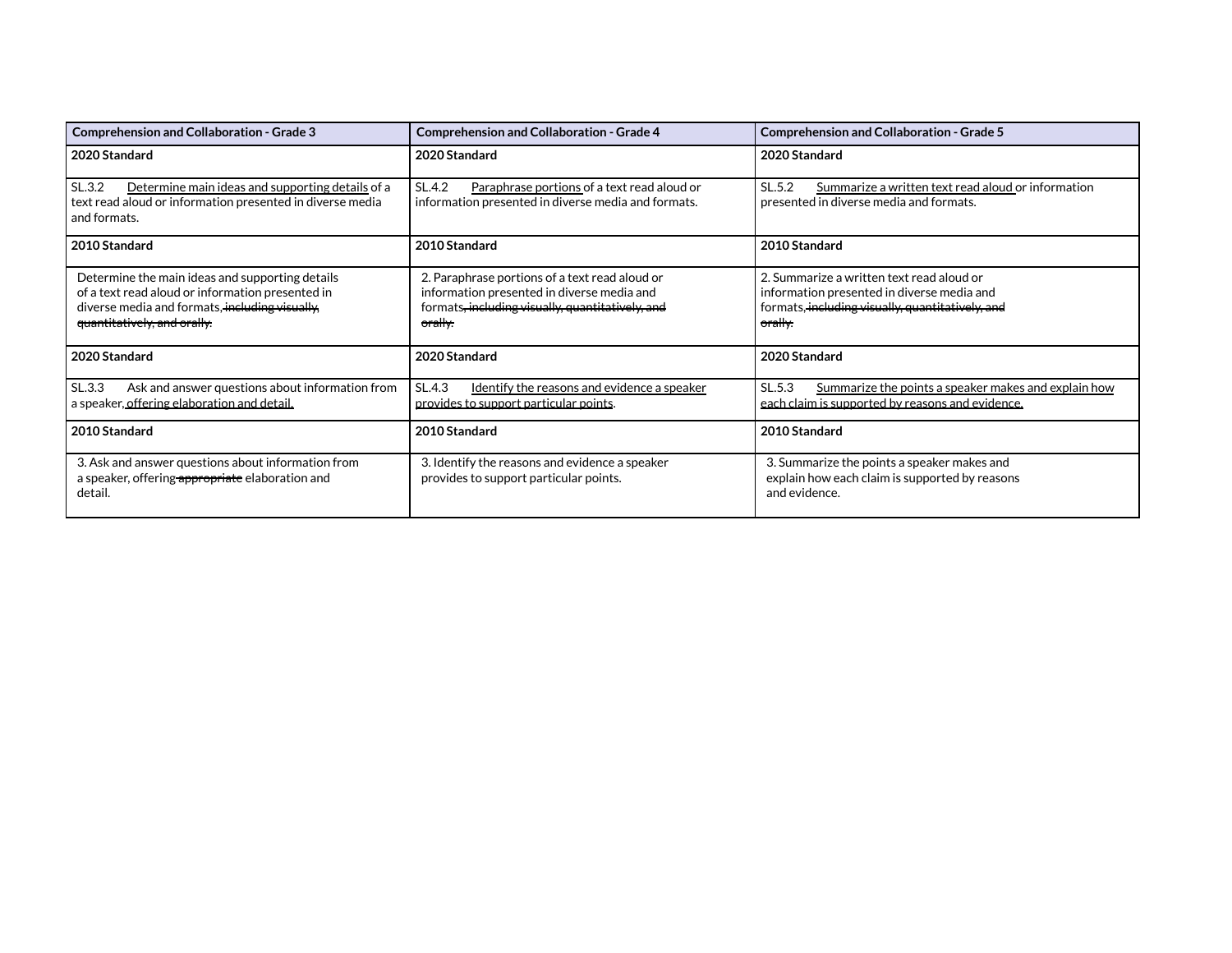| Comprehension and Collaboration - Grade 3 | Comprehension and Collaboration - Grade 4 | Comprehension and Collaboration - Grade 5 |
|---|---|---|
| **2020 Standard** | **2020 Standard** | **2020 Standard** |
| SL.3.2 Determine main ideas and supporting details of a text read aloud or information presented in diverse media and formats. | SL.4.2 Paraphrase portions of a text read aloud or information presented in diverse media and formats. | SL.5.2 Summarize a written text read aloud or information presented in diverse media and formats. |
| **2010 Standard** | **2010 Standard** | **2010 Standard** |
| Determine the main ideas and supporting details of a text read aloud or information presented in diverse media and formats, ~~including visually, quantitatively, and orally.~~ | 2. Paraphrase portions of a text read aloud or information presented in diverse media and formats~~, including visually, quantitatively, and orally.~~ | 2. Summarize a written text read aloud or information presented in diverse media and formats, ~~including visually, quantitatively, and orally.~~ |
| **2020 Standard** | **2020 Standard** | **2020 Standard** |
| SL.3.3 Ask and answer questions about information from a speaker, offering elaboration and detail. | SL.4.3 Identify the reasons and evidence a speaker provides to support particular points. | SL.5.3 Summarize the points a speaker makes and explain how each claim is supported by reasons and evidence. |
| **2010 Standard** | **2010 Standard** | **2010 Standard** |
| 3. Ask and answer questions about information from a speaker, offering ~~appropriate~~ elaboration and detail. | 3. Identify the reasons and evidence a speaker provides to support particular points. | 3. Summarize the points a speaker makes and explain how each claim is supported by reasons and evidence. |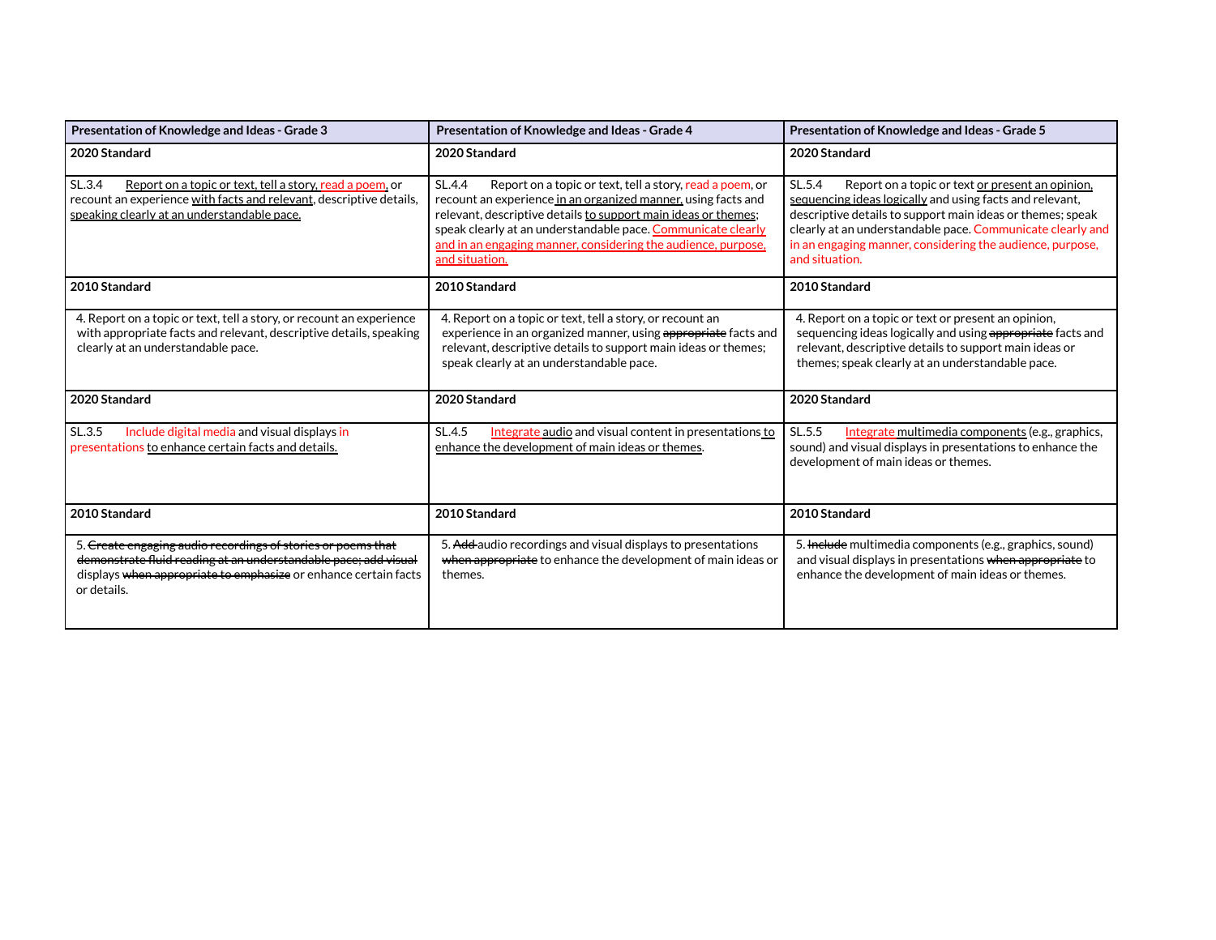| Presentation of Knowledge and Ideas - Grade 3 | Presentation of Knowledge and Ideas - Grade 4 | Presentation of Knowledge and Ideas - Grade 5 |
|---|---|---|
| **2020 Standard** | **2020 Standard** | **2020 Standard** |
| SL.3.4 Report on a topic or text, tell a story, read a poem, or recount an experience with facts and relevant, descriptive details, speaking clearly at an understandable pace. | SL.4.4 Report on a topic or text, tell a story, read a poem, or recount an experience in an organized manner, using facts and relevant, descriptive details to support main ideas or themes; speak clearly at an understandable pace. Communicate clearly and in an engaging manner, considering the audience, purpose, and situation. | SL.5.4 Report on a topic or text or present an opinion, sequencing ideas logically and using facts and relevant, descriptive details to support main ideas or themes; speak clearly at an understandable pace. Communicate clearly and in an engaging manner, considering the audience, purpose, and situation. |
| **2010 Standard** | **2010 Standard** | **2010 Standard** |
| 4. Report on a topic or text, tell a story, or recount an experience with appropriate facts and relevant, descriptive details, speaking clearly at an understandable pace. | 4. Report on a topic or text, tell a story, or recount an experience in an organized manner, using ~~appropriate~~ facts and relevant, descriptive details to support main ideas or themes; speak clearly at an understandable pace. | 4. Report on a topic or text or present an opinion, sequencing ideas logically and using ~~appropriate~~ facts and relevant, descriptive details to support main ideas or themes; speak clearly at an understandable pace. |
| **2020 Standard** | **2020 Standard** | **2020 Standard** |
| SL.3.5 Include digital media and visual displays in presentations to enhance certain facts and details. | SL.4.5 Integrate audio and visual content in presentations to enhance the development of main ideas or themes. | SL.5.5 Integrate multimedia components (e.g., graphics, sound) and visual displays in presentations to enhance the development of main ideas or themes. |
| **2010 Standard** | **2010 Standard** | **2010 Standard** |
| 5. ~~Create engaging audio recordings of stories or poems that demonstrate fluid reading at an understandable pace; add visual~~ displays ~~when appropriate to emphasize~~ or enhance certain facts or details. | 5. ~~Add~~ audio recordings and visual displays to presentations ~~when appropriate~~ to enhance the development of main ideas or themes. | 5. ~~Include~~ multimedia components (e.g., graphics, sound) and visual displays in presentations ~~when appropriate~~ to enhance the development of main ideas or themes. |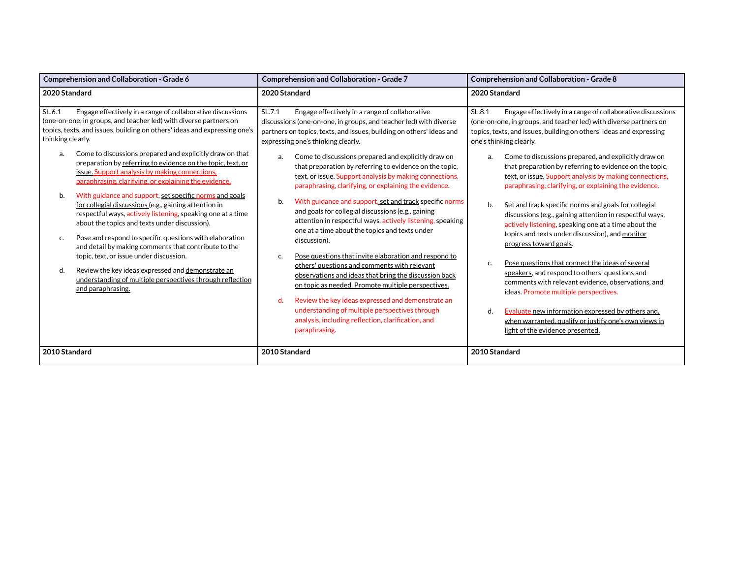| Comprehension and Collaboration - Grade 6 | Comprehension and Collaboration - Grade 7 | Comprehension and Collaboration - Grade 8 |
|---|---|---|
| **2020 Standard** | **2020 Standard** | **2020 Standard** |
| SL.6.1 Engage effectively in a range of collaborative discussions (one-on-one, in groups, and teacher led) with diverse partners on topics, texts, and issues, building on others' ideas and expressing one's thinking clearly.<br><br>a. Come to discussions prepared and explicitly draw on that preparation by referring to evidence on the topic, text, or issue. Support analysis by making connections, paraphrasing, clarifying, or explaining the evidence.<br><br>b. With guidance and support, set specific norms and goals for collegial discussions (e.g., gaining attention in respectful ways, actively listening, speaking one at a time about the topics and texts under discussion).<br><br>c. Pose and respond to specific questions with elaboration and detail by making comments that contribute to the topic, text, or issue under discussion.<br><br>d. Review the key ideas expressed and demonstrate an understanding of multiple perspectives through reflection and paraphrasing. | SL.7.1 Engage effectively in a range of collaborative discussions (one-on-one, in groups, and teacher led) with diverse partners on topics, texts, and issues, building on others' ideas and expressing one's thinking clearly.<br><br>a. Come to discussions prepared and explicitly draw on that preparation by referring to evidence on the topic, text, or issue. Support analysis by making connections, paraphrasing, clarifying, or explaining the evidence.<br><br>b. With guidance and support, set and track specific norms and goals for collegial discussions (e.g., gaining attention in respectful ways, actively listening, speaking one at a time about the topics and texts under discussion).<br><br>c. Pose questions that invite elaboration and respond to others' questions and comments with relevant observations and ideas that bring the discussion back on topic as needed. Promote multiple perspectives.<br><br>d. Review the key ideas expressed and demonstrate an understanding of multiple perspectives through analysis, including reflection, clarification, and paraphrasing. | SL.8.1 Engage effectively in a range of collaborative discussions (one-on-one, in groups, and teacher led) with diverse partners on topics, texts, and issues, building on others' ideas and expressing one's thinking clearly.<br><br>a. Come to discussions prepared, and explicitly draw on that preparation by referring to evidence on the topic, text, or issue. Support analysis by making connections, paraphrasing, clarifying, or explaining the evidence.<br><br>b. Set and track specific norms and goals for collegial discussions (e.g., gaining attention in respectful ways, actively listening, speaking one at a time about the topics and texts under discussion), and monitor progress toward goals.<br><br>c. Pose questions that connect the ideas of several speakers, and respond to others' questions and comments with relevant evidence, observations, and ideas. Promote multiple perspectives.<br><br>d. Evaluate new information expressed by others and, when warranted, qualify or justify one's own views in light of the evidence presented. |
| **2010 Standard** | **2010 Standard** | **2010 Standard** |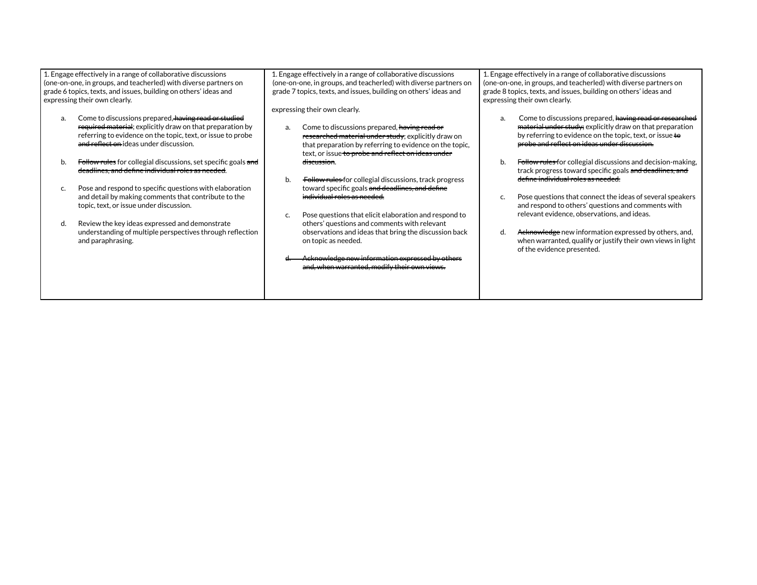| 1. Engage effectively in a range of collaborative discussions (one-on-one, in groups, and teacherled) with diverse partners on grade 6 topics, texts, and issues, building on others' ideas and expressing their own clearly.<br><br>a. Come to discussions prepared, ~~having read or studied required material~~; explicitly draw on that preparation by referring to evidence on the topic, text, or issue to probe ~~and reflect on~~ ideas under discussion.<br><br>b. ~~Follow rules~~ for collegial discussions, set specific goals ~~and deadlines, and define individual roles as needed~~.<br><br>c. Pose and respond to specific questions with elaboration and detail by making comments that contribute to the topic, text, or issue under discussion.<br><br>d. Review the key ideas expressed and demonstrate understanding of multiple perspectives through reflection and paraphrasing. | 1. Engage effectively in a range of collaborative discussions (one-on-one, in groups, and teacherled) with diverse partners on grade 7 topics, texts, and issues, building on others' ideas and<br><br>expressing their own clearly.<br><br>a. Come to discussions prepared, ~~having read or researched material under study~~; explicitly draw on that preparation by referring to evidence on the topic, text, or issue ~~to probe and reflect on ideas under discussion~~.<br><br>b. ~~Follow rules~~ for collegial discussions, track progress toward specific goals ~~and deadlines, and define individual roles as needed.~~<br><br>c. Pose questions that elicit elaboration and respond to others' questions and comments with relevant observations and ideas that bring the discussion back on topic as needed.<br><br>~~d. Acknowledge new information expressed by others and, when warranted, modify their own views.~~ | 1. Engage effectively in a range of collaborative discussions (one-on-one, in groups, and teacherled) with diverse partners on grade 8 topics, texts, and issues, building on others' ideas and expressing their own clearly.<br><br>a. Come to discussions prepared, ~~having read or researched material under study;~~ explicitly draw on that preparation by referring to evidence on the topic, text, or issue ~~to probe and reflect on ideas under discussion.~~<br><br>b. ~~Follow rules~~ for collegial discussions and decision-making, track progress toward specific goals ~~and deadlines, and define individual roles as needed.~~<br><br>c. Pose questions that connect the ideas of several speakers and respond to others' questions and comments with relevant evidence, observations, and ideas.<br><br>d. ~~Acknowledge~~ new information expressed by others, and, when warranted, qualify or justify their own views in light of the evidence presented. |
|---|---|---|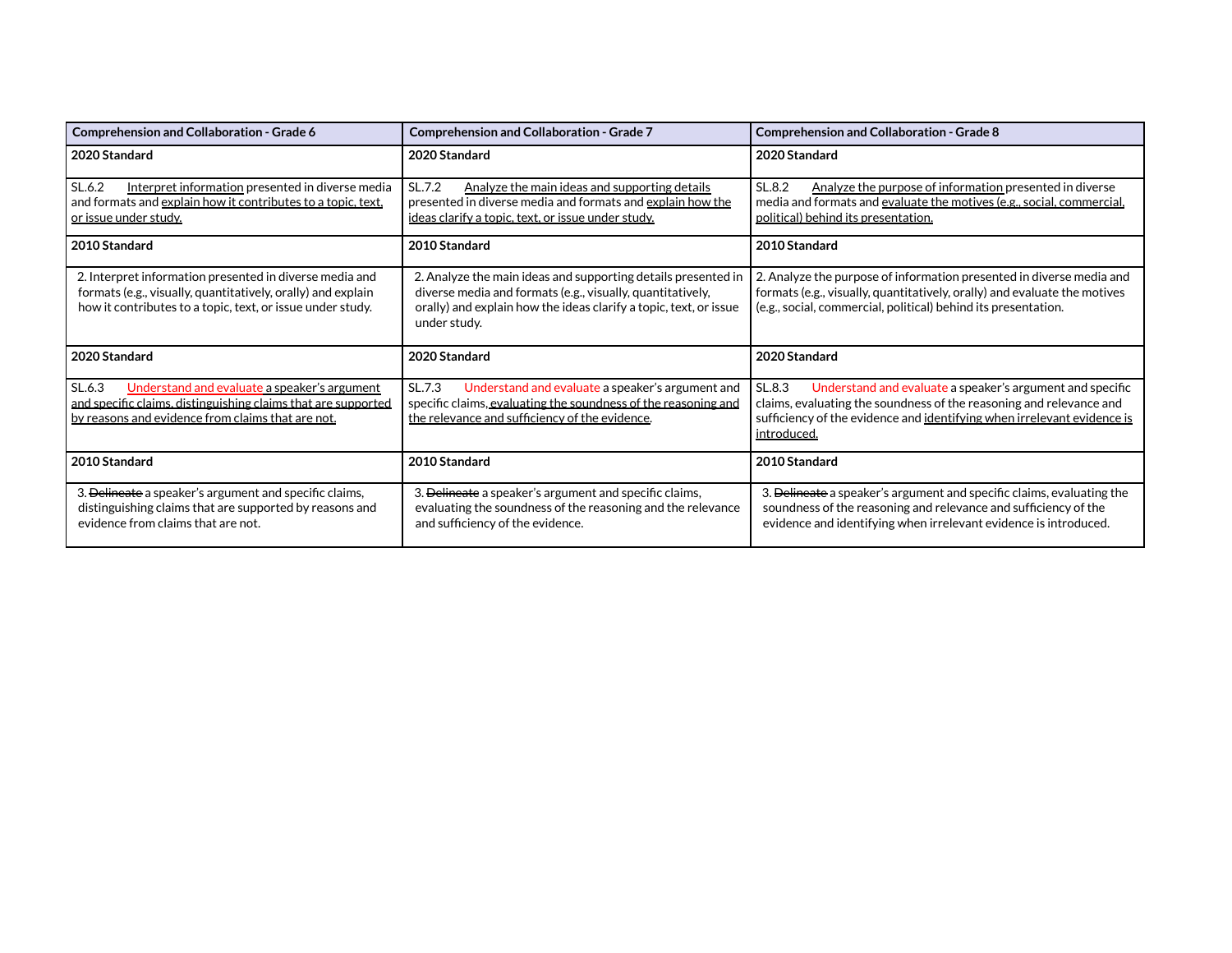| Comprehension and Collaboration - Grade 6 | Comprehension and Collaboration - Grade 7 | Comprehension and Collaboration - Grade 8 |
|---|---|---|
| **2020 Standard** | **2020 Standard** | **2020 Standard** |
| SL.6.2 Interpret information presented in diverse media and formats and explain how it contributes to a topic, text, or issue under study. | SL.7.2 Analyze the main ideas and supporting details presented in diverse media and formats and explain how the ideas clarify a topic, text, or issue under study. | SL.8.2 Analyze the purpose of information presented in diverse media and formats and evaluate the motives (e.g., social, commercial, political) behind its presentation. |
| **2010 Standard** | **2010 Standard** | **2010 Standard** |
| 2. Interpret information presented in diverse media and formats (e.g., visually, quantitatively, orally) and explain how it contributes to a topic, text, or issue under study. | 2. Analyze the main ideas and supporting details presented in diverse media and formats (e.g., visually, quantitatively, orally) and explain how the ideas clarify a topic, text, or issue under study. | 2. Analyze the purpose of information presented in diverse media and formats (e.g., visually, quantitatively, orally) and evaluate the motives (e.g., social, commercial, political) behind its presentation. |
| **2020 Standard** | **2020 Standard** | **2020 Standard** |
| SL.6.3 Understand and evaluate a speaker's argument and specific claims, distinguishing claims that are supported by reasons and evidence from claims that are not. | SL.7.3 Understand and evaluate a speaker's argument and specific claims, evaluating the soundness of the reasoning and the relevance and sufficiency of the evidence. | SL.8.3 Understand and evaluate a speaker's argument and specific claims, evaluating the soundness of the reasoning and relevance and sufficiency of the evidence and identifying when irrelevant evidence is introduced. |
| **2010 Standard** | **2010 Standard** | **2010 Standard** |
| 3. ~~Delineate~~ a speaker's argument and specific claims, distinguishing claims that are supported by reasons and evidence from claims that are not. | 3. ~~Delineate~~ a speaker's argument and specific claims, evaluating the soundness of the reasoning and the relevance and sufficiency of the evidence. | 3. ~~Delineate~~ a speaker's argument and specific claims, evaluating the soundness of the reasoning and relevance and sufficiency of the evidence and identifying when irrelevant evidence is introduced. |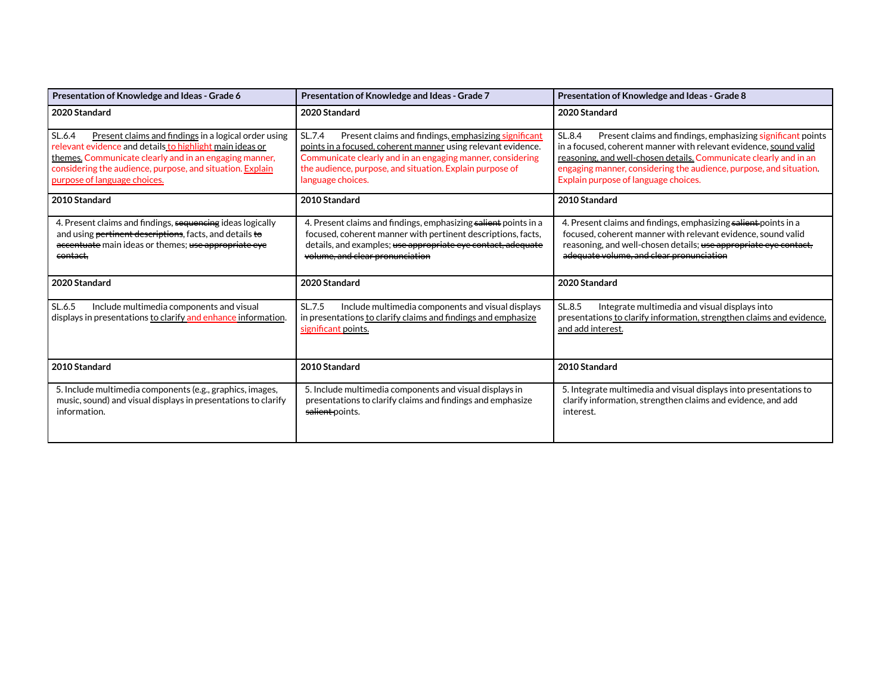| Presentation of Knowledge and Ideas - Grade 6 | Presentation of Knowledge and Ideas - Grade 7 | Presentation of Knowledge and Ideas - Grade 8 |
|---|---|---|
| **2020 Standard** | **2020 Standard** | **2020 Standard** |
| SL.6.4 Present claims and findings in a logical order using relevant evidence and details to highlight main ideas or themes. Communicate clearly and in an engaging manner, considering the audience, purpose, and situation. Explain purpose of language choices. | SL.7.4 Present claims and findings, emphasizing significant points in a focused, coherent manner using relevant evidence. Communicate clearly and in an engaging manner, considering the audience, purpose, and situation. Explain purpose of language choices. | SL.8.4 Present claims and findings, emphasizing significant points in a focused, coherent manner with relevant evidence, sound valid reasoning, and well-chosen details. Communicate clearly and in an engaging manner, considering the audience, purpose, and situation. Explain purpose of language choices. |
| **2010 Standard** | **2010 Standard** | **2010 Standard** |
| 4. Present claims and findings, ~~sequencing~~ ideas logically and using ~~pertinent descriptions~~, facts, and details ~~to accentuate~~ main ideas or themes; ~~use appropriate eye contact,~~ | 4. Present claims and findings, emphasizing ~~salient~~ points in a focused, coherent manner with pertinent descriptions, facts, details, and examples; ~~use appropriate eye contact, adequate volume, and clear pronunciation~~ | 4. Present claims and findings, emphasizing ~~salient~~ points in a focused, coherent manner with relevant evidence, sound valid reasoning, and well-chosen details; ~~use appropriate eye contact, adequate volume, and clear pronunciation~~ |
| **2020 Standard** | **2020 Standard** | **2020 Standard** |
| SL.6.5 Include multimedia components and visual displays in presentations to clarify and enhance information. | SL.7.5 Include multimedia components and visual displays in presentations to clarify claims and findings and emphasize significant points. | SL.8.5 Integrate multimedia and visual displays into presentations to clarify information, strengthen claims and evidence, and add interest. |
| **2010 Standard** | **2010 Standard** | **2010 Standard** |
| 5. Include multimedia components (e.g., graphics, images, music, sound) and visual displays in presentations to clarify information. | 5. Include multimedia components and visual displays in presentations to clarify claims and findings and emphasize ~~salient~~ points. | 5. Integrate multimedia and visual displays into presentations to clarify information, strengthen claims and evidence, and add interest. |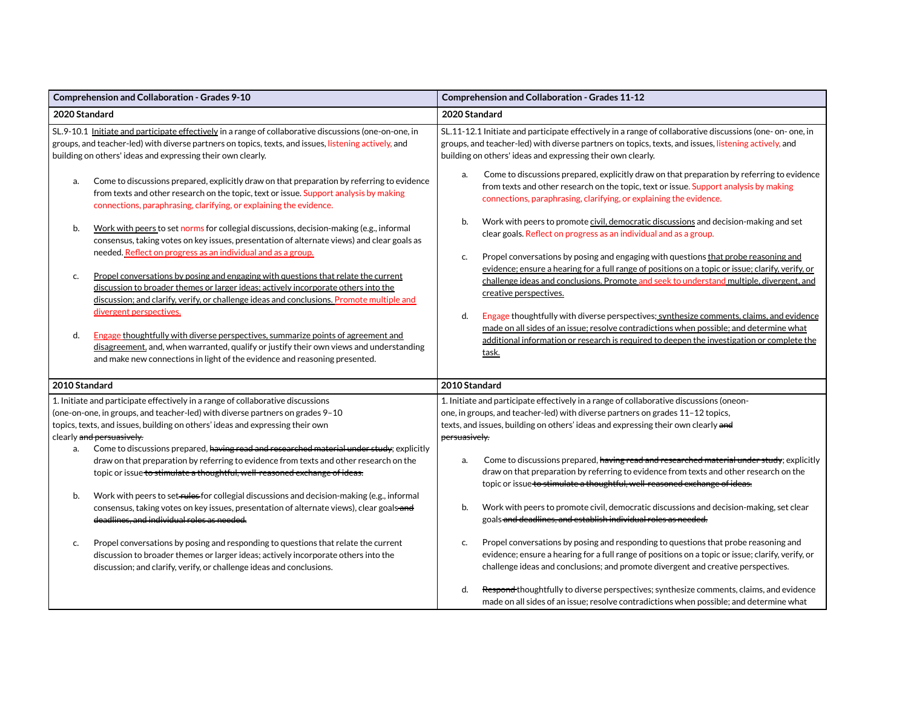| Comprehension and Collaboration - Grades 9-10 | Comprehension and Collaboration - Grades 11-12 |
|---|---|
| **2020 Standard** | **2020 Standard** |
| SL.9-10.1 Initiate and participate effectively in a range of collaborative discussions (one-on-one, in groups, and teacher-led) with diverse partners on topics, texts, and issues, listening actively, and building on others' ideas and expressing their own clearly.<br><br>a. Come to discussions prepared, explicitly draw on that preparation by referring to evidence from texts and other research on the topic, text or issue. Support analysis by making connections, paraphrasing, clarifying, or explaining the evidence.<br><br>b. Work with peers to set norms for collegial discussions, decision-making (e.g., informal consensus, taking votes on key issues, presentation of alternate views) and clear goals as needed. Reflect on progress as an individual and as a group.<br><br>c. Propel conversations by posing and engaging with questions that relate the current discussion to broader themes or larger ideas; actively incorporate others into the discussion; and clarify, verify, or challenge ideas and conclusions. Promote multiple and divergent perspectives.<br><br>d. Engage thoughtfully with diverse perspectives, summarize points of agreement and disagreement, and, when warranted, qualify or justify their own views and understanding and make new connections in light of the evidence and reasoning presented. | SL.11-12.1 Initiate and participate effectively in a range of collaborative discussions (one- on- one, in groups, and teacher-led) with diverse partners on topics, texts, and issues, listening actively, and building on others' ideas and expressing their own clearly.<br><br>a. Come to discussions prepared, explicitly draw on that preparation by referring to evidence from texts and other research on the topic, text or issue. Support analysis by making connections, paraphrasing, clarifying, or explaining the evidence.<br><br>b. Work with peers to promote civil, democratic discussions and decision-making and set clear goals. Reflect on progress as an individual and as a group.<br><br>c. Propel conversations by posing and engaging with questions that probe reasoning and evidence; ensure a hearing for a full range of positions on a topic or issue; clarify, verify, or challenge ideas and conclusions. Promote and seek to understand multiple, divergent, and creative perspectives.<br><br>d. Engage thoughtfully with diverse perspectives; synthesize comments, claims, and evidence made on all sides of an issue; resolve contradictions when possible; and determine what additional information or research is required to deepen the investigation or complete the task. |
| **2010 Standard** | **2010 Standard** |
| 1. Initiate and participate effectively in a range of collaborative discussions (one-on-one, in groups, and teacher-led) with diverse partners on grades 9–10 topics, texts, and issues, building on others' ideas and expressing their own clearly ~~and persuasively.~~<br><br>a. Come to discussions prepared, ~~having read and researched material under study~~; explicitly draw on that preparation by referring to evidence from texts and other research on the topic or issue ~~to stimulate a thoughtful, well-reasoned exchange of ideas.~~<br><br>b. Work with peers to set ~~rules~~ for collegial discussions and decision-making (e.g., informal consensus, taking votes on key issues, presentation of alternate views), clear goals ~~and deadlines, and individual roles as needed.~~<br><br>c. Propel conversations by posing and responding to questions that relate the current discussion to broader themes or larger ideas; actively incorporate others into the discussion; and clarify, verify, or challenge ideas and conclusions. | 1. Initiate and participate effectively in a range of collaborative discussions (oneon-one, in groups, and teacher-led) with diverse partners on grades 11–12 topics, texts, and issues, building on others' ideas and expressing their own clearly ~~and persuasively.~~<br><br>a. Come to discussions prepared, ~~having read and researched material under study~~; explicitly draw on that preparation by referring to evidence from texts and other research on the topic or issue ~~to stimulate a thoughtful, well-reasoned exchange of ideas.~~<br><br>b. Work with peers to promote civil, democratic discussions and decision-making, set clear goals ~~and deadlines, and establish individual roles as needed.~~<br><br>c. Propel conversations by posing and responding to questions that probe reasoning and evidence; ensure a hearing for a full range of positions on a topic or issue; clarify, verify, or challenge ideas and conclusions; and promote divergent and creative perspectives.<br><br>d. ~~Respond~~ thoughtfully to diverse perspectives; synthesize comments, claims, and evidence made on all sides of an issue; resolve contradictions when possible; and determine what |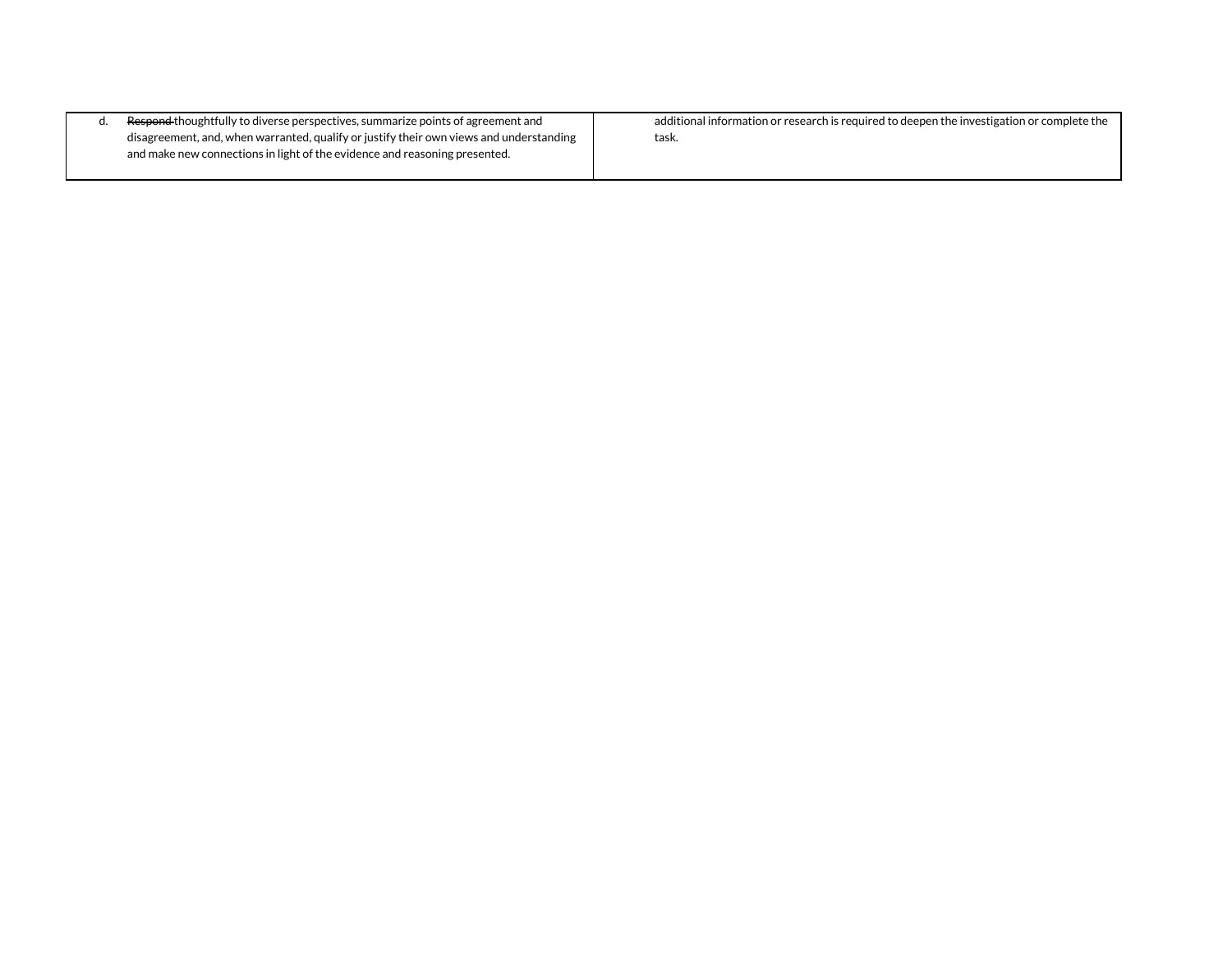| | |
|---|---|
| d. ~~Respond~~ thoughtfully to diverse perspectives, summarize points of agreement and disagreement, and, when warranted, qualify or justify their own views and understanding and make new connections in light of the evidence and reasoning presented. | additional information or research is required to deepen the investigation or complete the task. |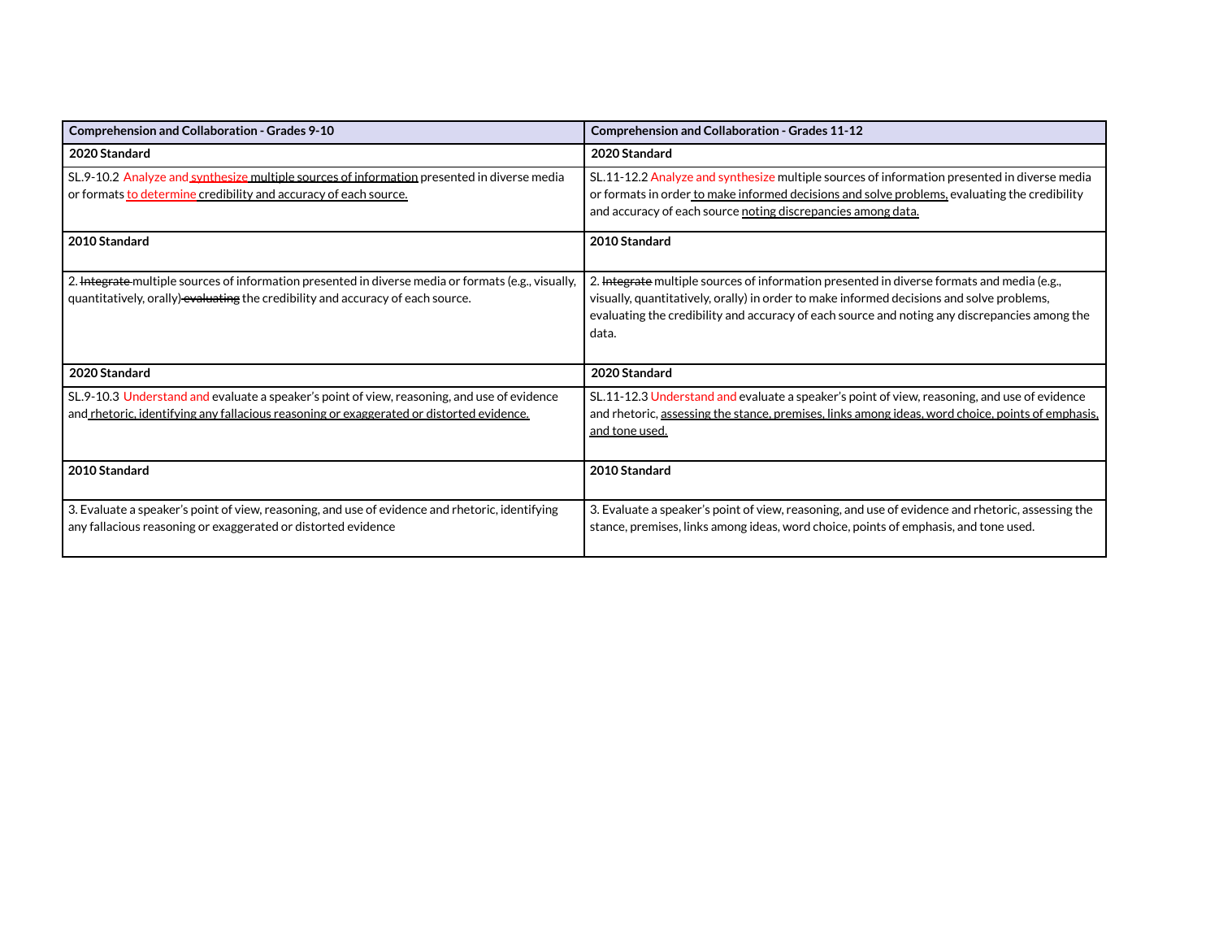| Comprehension and Collaboration - Grades 9-10 | Comprehension and Collaboration - Grades 11-12 |
|---|---|
| **2020 Standard** | **2020 Standard** |
| SL.9-10.2 Analyze and synthesize multiple sources of information presented in diverse media or formats to determine credibility and accuracy of each source. | SL.11-12.2 Analyze and synthesize multiple sources of information presented in diverse media or formats in order to make informed decisions and solve problems, evaluating the credibility and accuracy of each source noting discrepancies among data. |
| **2010 Standard** | **2010 Standard** |
| 2. ~~Integrate~~ multiple sources of information presented in diverse media or formats (e.g., visually, quantitatively, orally) ~~evaluating~~ the credibility and accuracy of each source. | 2. ~~Integrate~~ multiple sources of information presented in diverse formats and media (e.g., visually, quantitatively, orally) in order to make informed decisions and solve problems, evaluating the credibility and accuracy of each source and noting any discrepancies among the data. |
| **2020 Standard** | **2020 Standard** |
| SL.9-10.3 Understand and evaluate a speaker's point of view, reasoning, and use of evidence and rhetoric, identifying any fallacious reasoning or exaggerated or distorted evidence. | SL.11-12.3 Understand and evaluate a speaker's point of view, reasoning, and use of evidence and rhetoric, assessing the stance, premises, links among ideas, word choice, points of emphasis, and tone used. |
| **2010 Standard** | **2010 Standard** |
| 3. Evaluate a speaker's point of view, reasoning, and use of evidence and rhetoric, identifying any fallacious reasoning or exaggerated or distorted evidence | 3. Evaluate a speaker's point of view, reasoning, and use of evidence and rhetoric, assessing the stance, premises, links among ideas, word choice, points of emphasis, and tone used. |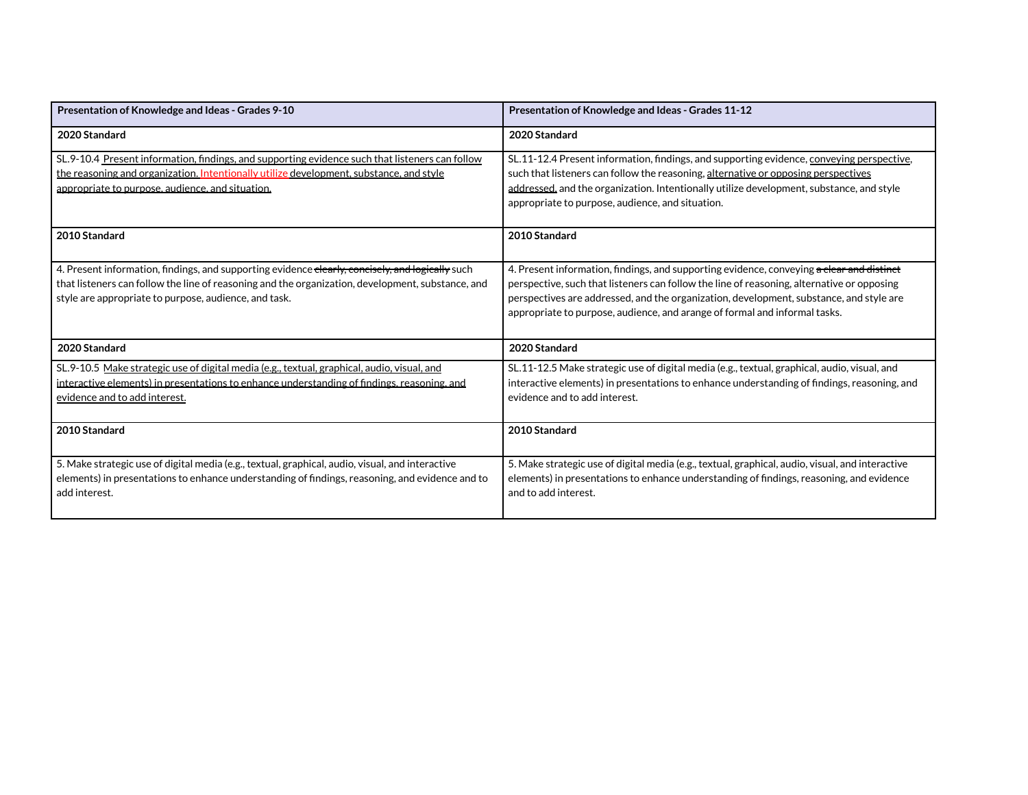| Presentation of Knowledge and Ideas - Grades 9-10 | Presentation of Knowledge and Ideas - Grades 11-12 |
|---|---|
| **2020 Standard** | **2020 Standard** |
| SL.9-10.4 <u>Present information, findings, and supporting evidence such that listeners can follow the reasoning and organization. Intentionally utilize development, substance, and style appropriate to purpose, audience, and situation.</u> | SL.11-12.4 Present information, findings, and supporting evidence, <u>conveying perspective</u>, such that listeners can follow the reasoning, <u>alternative or opposing perspectives addressed,</u> and the organization. Intentionally utilize development, substance, and style appropriate to purpose, audience, and situation. |
| **2010 Standard** | **2010 Standard** |
| 4. Present information, findings, and supporting evidence ~~clearly, concisely, and logically~~ such that listeners can follow the line of reasoning and the organization, development, substance, and style are appropriate to purpose, audience, and task. | 4. Present information, findings, and supporting evidence, conveying ~~a clear and distinct~~ perspective, such that listeners can follow the line of reasoning, alternative or opposing perspectives are addressed, and the organization, development, substance, and style are appropriate to purpose, audience, and arange of formal and informal tasks. |
| **2020 Standard** | **2020 Standard** |
| SL.9-10.5 <u>Make strategic use of digital media (e.g., textual, graphical, audio, visual, and interactive elements) in presentations to enhance understanding of findings, reasoning, and evidence and to add interest.</u> | SL.11-12.5 Make strategic use of digital media (e.g., textual, graphical, audio, visual, and interactive elements) in presentations to enhance understanding of findings, reasoning, and evidence and to add interest. |
| **2010 Standard** | **2010 Standard** |
| 5. Make strategic use of digital media (e.g., textual, graphical, audio, visual, and interactive elements) in presentations to enhance understanding of findings, reasoning, and evidence and to add interest. | 5. Make strategic use of digital media (e.g., textual, graphical, audio, visual, and interactive elements) in presentations to enhance understanding of findings, reasoning, and evidence and to add interest. |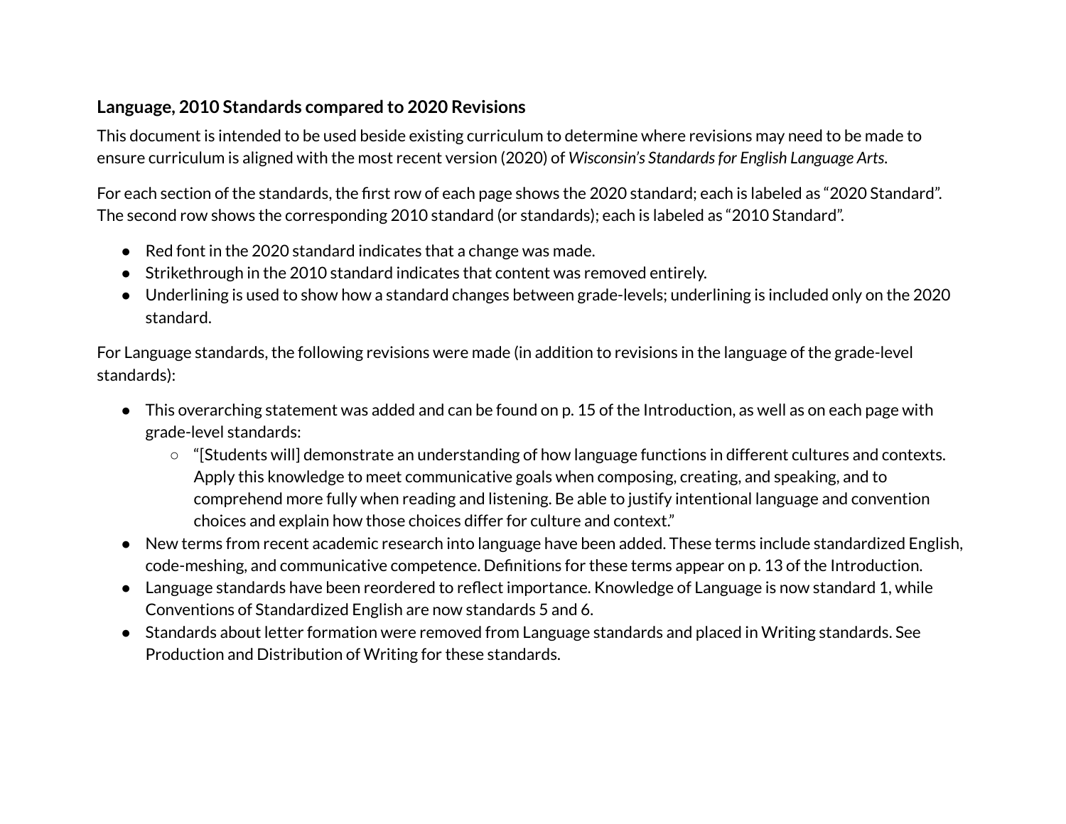## Language, 2010 Standards compared to 2020 Revisions

This document is intended to be used beside existing curriculum to determine where revisions may need to be made to ensure curriculum is aligned with the most recent version (2020) of *Wisconsin's Standards for English Language Arts*.

For each section of the standards, the first row of each page shows the 2020 standard; each is labeled as "2020 Standard". The second row shows the corresponding 2010 standard (or standards); each is labeled as "2010 Standard".

- Red font in the 2020 standard indicates that a change was made.
- Strikethrough in the 2010 standard indicates that content was removed entirely.
- Underlining is used to show how a standard changes between grade-levels; underlining is included only on the 2020 standard.

For Language standards, the following revisions were made (in addition to revisions in the language of the grade-level standards):

- This overarching statement was added and can be found on p. 15 of the Introduction, as well as on each page with grade-level standards:
  - "[Students will] demonstrate an understanding of how language functions in different cultures and contexts. Apply this knowledge to meet communicative goals when composing, creating, and speaking, and to comprehend more fully when reading and listening. Be able to justify intentional language and convention choices and explain how those choices differ for culture and context."
- New terms from recent academic research into language have been added. These terms include standardized English, code-meshing, and communicative competence. Definitions for these terms appear on p. 13 of the Introduction.
- Language standards have been reordered to reflect importance. Knowledge of Language is now standard 1, while Conventions of Standardized English are now standards 5 and 6.
- Standards about letter formation were removed from Language standards and placed in Writing standards. See Production and Distribution of Writing for these standards.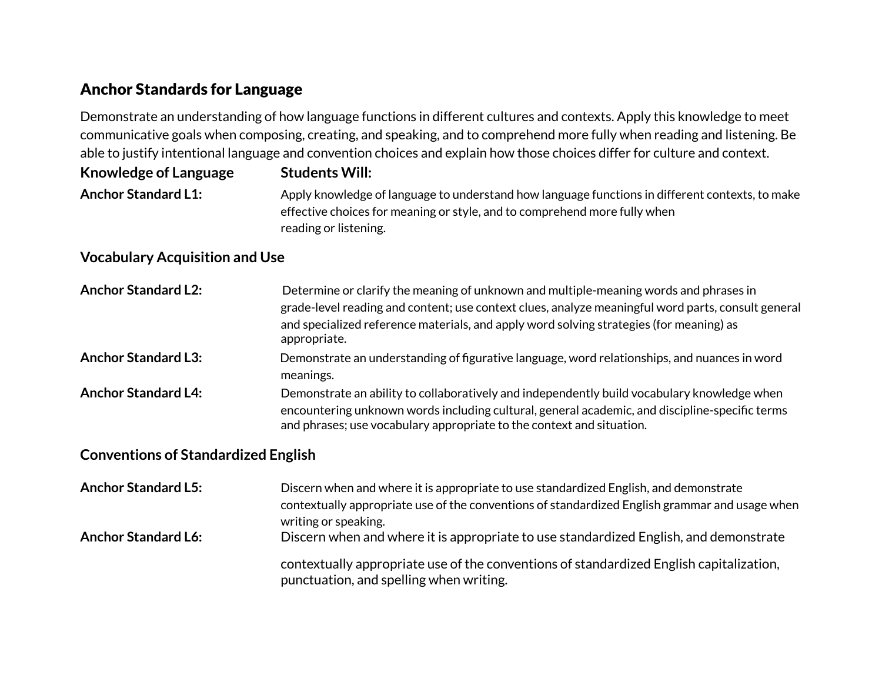## Anchor Standards for Language

Demonstrate an understanding of how language functions in different cultures and contexts. Apply this knowledge to meet communicative goals when composing, creating, and speaking, and to comprehend more fully when reading and listening. Be able to justify intentional language and convention choices and explain how those choices differ for culture and context.

| **Knowledge of Language** | **Students Will:** |
|---|---|
| **Anchor Standard L1:** | Apply knowledge of language to understand how language functions in different contexts, to make effective choices for meaning or style, and to comprehend more fully when reading or listening. |

### Vocabulary Acquisition and Use

| | |
|---|---|
| **Anchor Standard L2:** | Determine or clarify the meaning of unknown and multiple-meaning words and phrases in grade-level reading and content; use context clues, analyze meaningful word parts, consult general and specialized reference materials, and apply word solving strategies (for meaning) as appropriate. |
| **Anchor Standard L3:** | Demonstrate an understanding of figurative language, word relationships, and nuances in word meanings. |
| **Anchor Standard L4:** | Demonstrate an ability to collaboratively and independently build vocabulary knowledge when encountering unknown words including cultural, general academic, and discipline-specific terms and phrases; use vocabulary appropriate to the context and situation. |

### Conventions of Standardized English

| | |
|---|---|
| **Anchor Standard L5:** | Discern when and where it is appropriate to use standardized English, and demonstrate contextually appropriate use of the conventions of standardized English grammar and usage when writing or speaking. |
| **Anchor Standard L6:** | Discern when and where it is appropriate to use standardized English, and demonstrate contextually appropriate use of the conventions of standardized English capitalization, punctuation, and spelling when writing. |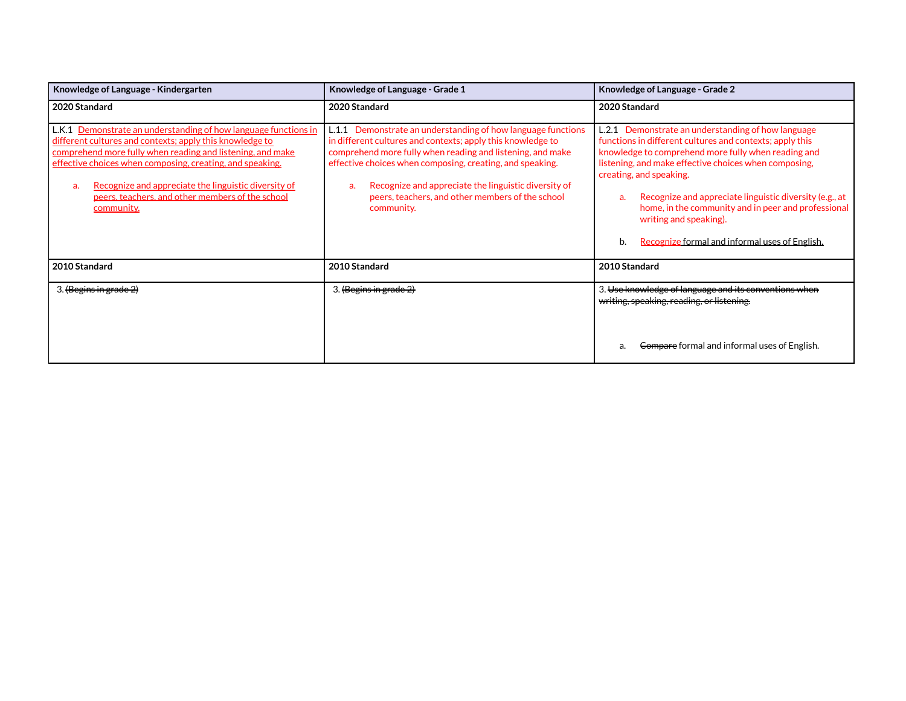| Knowledge of Language - Kindergarten | Knowledge of Language - Grade 1 | Knowledge of Language - Grade 2 |
|---|---|---|
| **2020 Standard** | **2020 Standard** | **2020 Standard** |
| L.K.1 Demonstrate an understanding of how language functions in different cultures and contexts; apply this knowledge to comprehend more fully when reading and listening, and make effective choices when composing, creating, and speaking.<br><br>a. Recognize and appreciate the linguistic diversity of peers, teachers, and other members of the school community. | L.1.1 Demonstrate an understanding of how language functions in different cultures and contexts; apply this knowledge to comprehend more fully when reading and listening, and make effective choices when composing, creating, and speaking.<br><br>a. Recognize and appreciate the linguistic diversity of peers, teachers, and other members of the school community. | L.2.1 Demonstrate an understanding of how language functions in different cultures and contexts; apply this knowledge to comprehend more fully when reading and listening, and make effective choices when composing, creating, and speaking.<br><br>a. Recognize and appreciate linguistic diversity (e.g., at home, in the community and in peer and professional writing and speaking).<br><br>b. Recognize formal and informal uses of English. |
| **2010 Standard** | **2010 Standard** | **2010 Standard** |
| 3. ~~(Begins in grade 2)~~ | 3. ~~(Begins in grade 2)~~ | 3. ~~Use knowledge of language and its conventions when writing, speaking, reading, or listening.~~<br><br>a. ~~Compare~~ formal and informal uses of English. |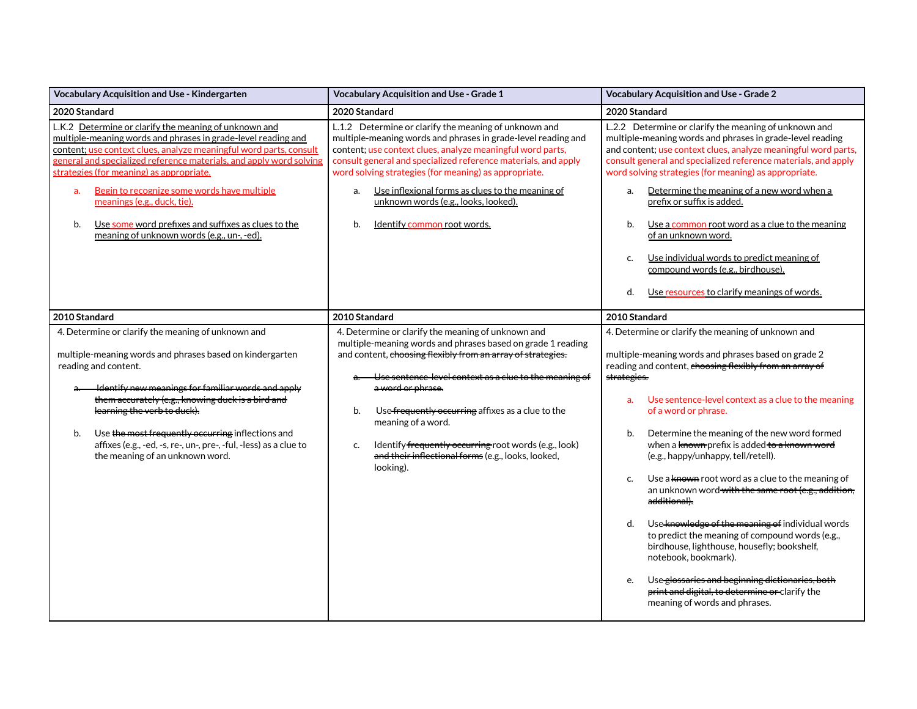| Vocabulary Acquisition and Use - Kindergarten | Vocabulary Acquisition and Use - Grade 1 | Vocabulary Acquisition and Use - Grade 2 |
|---|---|---|
| **2020 Standard** | **2020 Standard** | **2020 Standard** |
| L.K.2 Determine or clarify the meaning of unknown and multiple-meaning words and phrases in grade-level reading and content; use context clues, analyze meaningful word parts, consult general and specialized reference materials, and apply word solving strategies (for meaning) as appropriate.<br><br>a. Begin to recognize some words have multiple meanings (e.g., duck, tie).<br><br>b. Use some word prefixes and suffixes as clues to the meaning of unknown words (e.g., un-, -ed). | L.1.2 Determine or clarify the meaning of unknown and multiple-meaning words and phrases in grade-level reading and content; use context clues, analyze meaningful word parts, consult general and specialized reference materials, and apply word solving strategies (for meaning) as appropriate.<br><br>a. Use inflexional forms as clues to the meaning of unknown words (e.g., looks, looked).<br><br>b. Identify common root words. | L.2.2 Determine or clarify the meaning of unknown and multiple-meaning words and phrases in grade-level reading and content; use context clues, analyze meaningful word parts, consult general and specialized reference materials, and apply word solving strategies (for meaning) as appropriate.<br><br>a. Determine the meaning of a new word when a prefix or suffix is added.<br><br>b. Use a common root word as a clue to the meaning of an unknown word.<br><br>c. Use individual words to predict meaning of compound words (e.g., birdhouse).<br><br>d. Use resources to clarify meanings of words. |
| **2010 Standard** | **2010 Standard** | **2010 Standard** |
| 4. Determine or clarify the meaning of unknown and multiple-meaning words and phrases based on kindergarten reading and content.<br><br>a. ~~Identify new meanings for familiar words and apply them accurately (e.g., knowing duck is a bird and learning the verb to duck).~~<br><br>b. Use ~~the most frequently occurring~~ inflections and affixes (e.g., -ed, -s, re-, un-, pre-, -ful, -less) as a clue to the meaning of an unknown word. | 4. Determine or clarify the meaning of unknown and multiple-meaning words and phrases based on grade 1 reading and content, ~~choosing flexibly from an array of strategies.~~<br><br>a. ~~Use sentence-level context as a clue to the meaning of a word or phrase.~~<br><br>b. Use ~~frequently occurring~~ affixes as a clue to the meaning of a word.<br><br>c. Identify ~~frequently occurring~~ root words (e.g., look) ~~and their inflectional forms~~ (e.g., looks, looked, looking). | 4. Determine or clarify the meaning of unknown and multiple-meaning words and phrases based on grade 2 reading and content, ~~choosing flexibly from an array of strategies.~~<br><br>a. Use sentence-level context as a clue to the meaning of a word or phrase.<br><br>b. Determine the meaning of the new word formed when a ~~known~~ prefix is added ~~to a known word~~ (e.g., happy/unhappy, tell/retell).<br><br>c. Use a ~~known~~ root word as a clue to the meaning of an unknown word ~~with the same root (e.g., addition, additional).~~<br><br>d. Use ~~knowledge of the meaning of~~ individual words to predict the meaning of compound words (e.g., birdhouse, lighthouse, housefly; bookshelf, notebook, bookmark).<br><br>e. Use ~~glossaries and beginning dictionaries, both print and digital, to determine or~~ clarify the meaning of words and phrases. |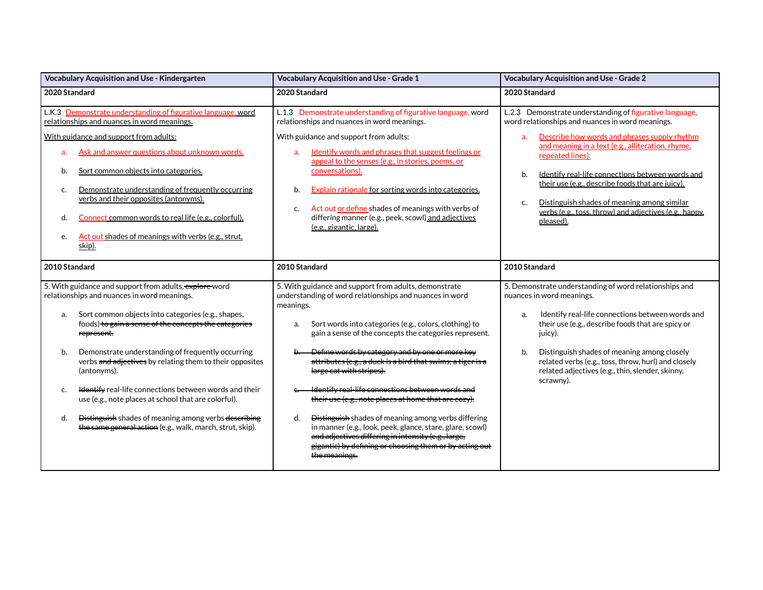| Vocabulary Acquisition and Use - Kindergarten | Vocabulary Acquisition and Use - Grade 1 | Vocabulary Acquisition and Use - Grade 2 |
|---|---|---|
| **2020 Standard** | **2020 Standard** | **2020 Standard** |
| L.K.3 Demonstrate understanding of figurative language, word relationships and nuances in word meanings.<br><br>With guidance and support from adults:<br><br>a. Ask and answer questions about unknown words.<br><br>b. Sort common objects into categories.<br><br>c. Demonstrate understanding of frequently occurring verbs and their opposites (antonyms).<br><br>d. Connect common words to real life (e.g., colorful).<br><br>e. Act out shades of meanings with verbs (e.g., strut, skip). | L.1.3 Demonstrate understanding of figurative language, word relationships and nuances in word meanings.<br><br>With guidance and support from adults:<br><br>a. Identify words and phrases that suggest feelings or appeal to the senses (e.g., in stories, poems, or conversations).<br><br>b. Explain rationale for sorting words into categories.<br><br>c. Act out or define shades of meanings with verbs of differing manner (e.g., peek, scowl) and adjectives (e.g., gigantic, large). | L.2.3 Demonstrate understanding of figurative language, word relationships and nuances in word meanings.<br><br>a. Describe how words and phrases supply rhythm and meaning in a text (e.g., alliteration, rhyme, repeated lines).<br><br>b. Identify real-life connections between words and their use (e.g., describe foods that are juicy).<br><br>c. Distinguish shades of meaning among similar verbs (e.g., toss, throw) and adjectives (e.g., happy, pleased). |
| **2010 Standard** | **2010 Standard** | **2010 Standard** |
| 5. With guidance and support from adults, ~~explore~~ word relationships and nuances in word meanings.<br><br>a. Sort common objects into categories (e.g., shapes, foods) ~~to gain a sense of the concepts the categories represent.~~<br><br>b. Demonstrate understanding of frequently occurring verbs ~~and adjectives~~ by relating them to their opposites (antonyms).<br><br>c. ~~Identify~~ real-life connections between words and their use (e.g., note places at school that are colorful).<br><br>d. ~~Distinguish~~ shades of meaning among verbs ~~describing the same general action~~ (e.g., walk, march, strut, skip). | 5. With guidance and support from adults, demonstrate understanding of word relationships and nuances in word meanings.<br><br>a. Sort words into categories (e.g., colors, clothing) to gain a sense of the concepts the categories represent.<br><br>~~b. Define words by category and by one or more key attributes (e.g., a duck is a bird that swims; a tiger is a large cat with stripes).~~<br><br>~~c. Identify real-life connections between words and their use (e.g., note places at home that are cozy).~~<br><br>d. ~~Distinguish~~ shades of meaning among verbs differing in manner (e.g., look, peek, glance, stare, glare, scowl) ~~and adjectives differing in intensity (e.g., large, gigantic) by defining or choosing them or by acting out the meanings.~~ | 5. Demonstrate understanding of word relationships and nuances in word meanings.<br><br>a. Identify real-life connections between words and their use (e.g., describe foods that are spicy or juicy).<br><br>b. Distinguish shades of meaning among closely related verbs (e.g., toss, throw, hurl) and closely related adjectives (e.g., thin, slender, skinny, scrawny). |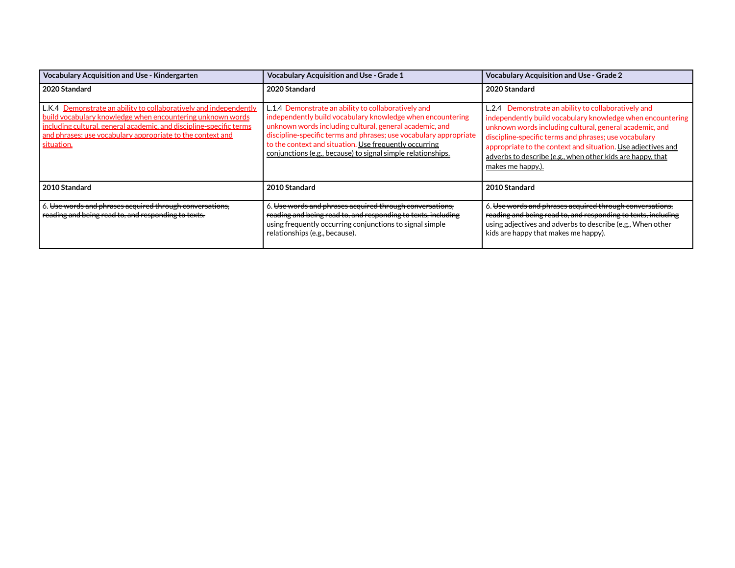| Vocabulary Acquisition and Use - Kindergarten | Vocabulary Acquisition and Use - Grade 1 | Vocabulary Acquisition and Use - Grade 2 |
|---|---|---|
| **2020 Standard** | **2020 Standard** | **2020 Standard** |
| L.K.4 Demonstrate an ability to collaboratively and independently build vocabulary knowledge when encountering unknown words including cultural, general academic, and discipline-specific terms and phrases; use vocabulary appropriate to the context and situation. | L.1.4 Demonstrate an ability to collaboratively and independently build vocabulary knowledge when encountering unknown words including cultural, general academic, and discipline-specific terms and phrases; use vocabulary appropriate to the context and situation. Use frequently occurring conjunctions (e.g., because) to signal simple relationships. | L.2.4 Demonstrate an ability to collaboratively and independently build vocabulary knowledge when encountering unknown words including cultural, general academic, and discipline-specific terms and phrases; use vocabulary appropriate to the context and situation. Use adjectives and adverbs to describe (e.g., when other kids are happy, that makes me happy.). |
| **2010 Standard** | **2010 Standard** | **2010 Standard** |
| 6. ~~Use words and phrases acquired through conversations, reading and being read to, and responding to texts.~~ | 6. ~~Use words and phrases acquired through conversations, reading and being read to, and responding to texts, including~~ using frequently occurring conjunctions to signal simple relationships (e.g., because). | 6. ~~Use words and phrases acquired through conversations, reading and being read to, and responding to texts, including~~ using adjectives and adverbs to describe (e.g., When other kids are happy that makes me happy). |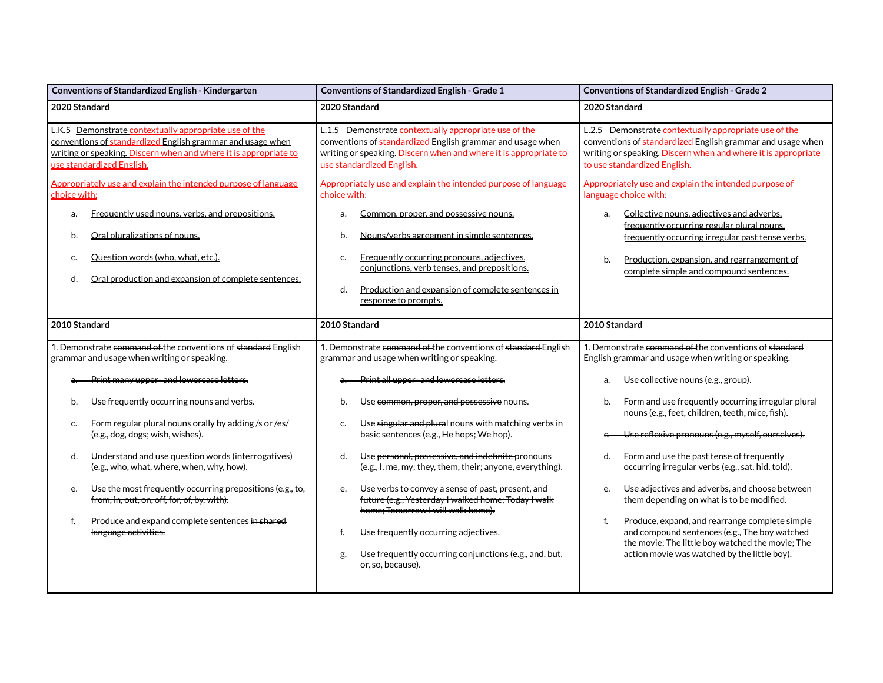| Conventions of Standardized English - Kindergarten | Conventions of Standardized English - Grade 1 | Conventions of Standardized English - Grade 2 |
|---|---|---|
| **2020 Standard** | **2020 Standard** | **2020 Standard** |
| L.K.5 Demonstrate contextually appropriate use of the conventions of standardized English grammar and usage when writing or speaking. Discern when and where it is appropriate to use standardized English.<br><br>Appropriately use and explain the intended purpose of language choice with:<br><br>a. Frequently used nouns, verbs, and prepositions.<br><br>b. Oral pluralizations of nouns.<br><br>c. Question words (who, what, etc.).<br><br>d. Oral production and expansion of complete sentences. | L.1.5 Demonstrate contextually appropriate use of the conventions of standardized English grammar and usage when writing or speaking. Discern when and where it is appropriate to use standardized English.<br><br>Appropriately use and explain the intended purpose of language choice with:<br><br>a. Common, proper, and possessive nouns.<br><br>b. Nouns/verbs agreement in simple sentences.<br><br>c. Frequently occurring pronouns, adjectives, conjunctions, verb tenses, and prepositions.<br><br>d. Production and expansion of complete sentences in response to prompts. | L.2.5 Demonstrate contextually appropriate use of the conventions of standardized English grammar and usage when writing or speaking. Discern when and where it is appropriate to use standardized English.<br><br>Appropriately use and explain the intended purpose of language choice with:<br><br>a. Collective nouns, adjectives and adverbs, frequently occurring regular plural nouns, frequently occurring irregular past tense verbs.<br><br>b. Production, expansion, and rearrangement of complete simple and compound sentences. |
| **2010 Standard** | **2010 Standard** | **2010 Standard** |
| 1. Demonstrate ~~command of~~ the conventions of ~~standard~~ English grammar and usage when writing or speaking.<br><br>~~a. Print many upper- and lowercase letters.~~<br><br>b. Use frequently occurring nouns and verbs.<br><br>c. Form regular plural nouns orally by adding /s or /es/ (e.g., dog, dogs; wish, wishes).<br><br>d. Understand and use question words (interrogatives) (e.g., who, what, where, when, why, how).<br><br>~~e. Use the most frequently occurring prepositions (e.g., to, from, in, out, on, off, for, of, by, with).~~<br><br>f. Produce and expand complete sentences ~~in shared language activities.~~ | 1. Demonstrate ~~command of~~ the conventions of ~~standard~~ English grammar and usage when writing or speaking.<br><br>~~a. Print all upper- and lowercase letters.~~<br><br>b. Use ~~common, proper, and possessive~~ nouns.<br><br>c. Use ~~singular and plural~~ nouns with matching verbs in basic sentences (e.g., He hops; We hop).<br><br>d. Use ~~personal, possessive, and indefinite~~ pronouns (e.g., I, me, my; they, them, their; anyone, everything).<br><br>~~e.~~ Use verbs ~~to convey a sense of past, present, and future (e.g., Yesterday I walked home; Today I walk home; Tomorrow I will walk home).~~<br><br>f. Use frequently occurring adjectives.<br><br>g. Use frequently occurring conjunctions (e.g., and, but, or, so, because). | 1. Demonstrate ~~command of~~ the conventions of ~~standard~~ English grammar and usage when writing or speaking.<br><br>a. Use collective nouns (e.g., group).<br><br>b. Form and use frequently occurring irregular plural nouns (e.g., feet, children, teeth, mice, fish).<br><br>~~c. Use reflexive pronouns (e.g., myself, ourselves).~~<br><br>d. Form and use the past tense of frequently occurring irregular verbs (e.g., sat, hid, told).<br><br>e. Use adjectives and adverbs, and choose between them depending on what is to be modified.<br><br>f. Produce, expand, and rearrange complete simple and compound sentences (e.g., The boy watched the movie; The little boy watched the movie; The action movie was watched by the little boy). |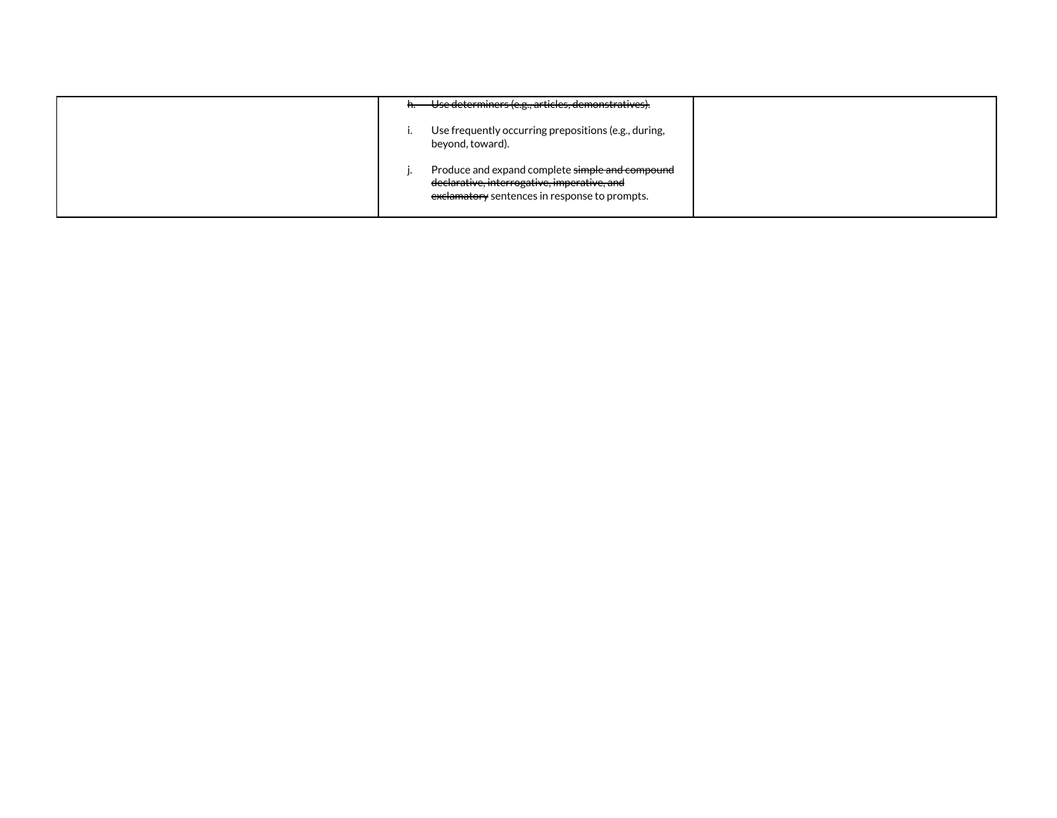| | | |
|---|---|---|
| | ~~h. Use determiners (e.g., articles, demonstratives).~~<br><br>i. Use frequently occurring prepositions (e.g., during, beyond, toward).<br><br>j. Produce and expand complete ~~simple and compound declarative, interrogative, imperative, and exclamatory~~ sentences in response to prompts. | |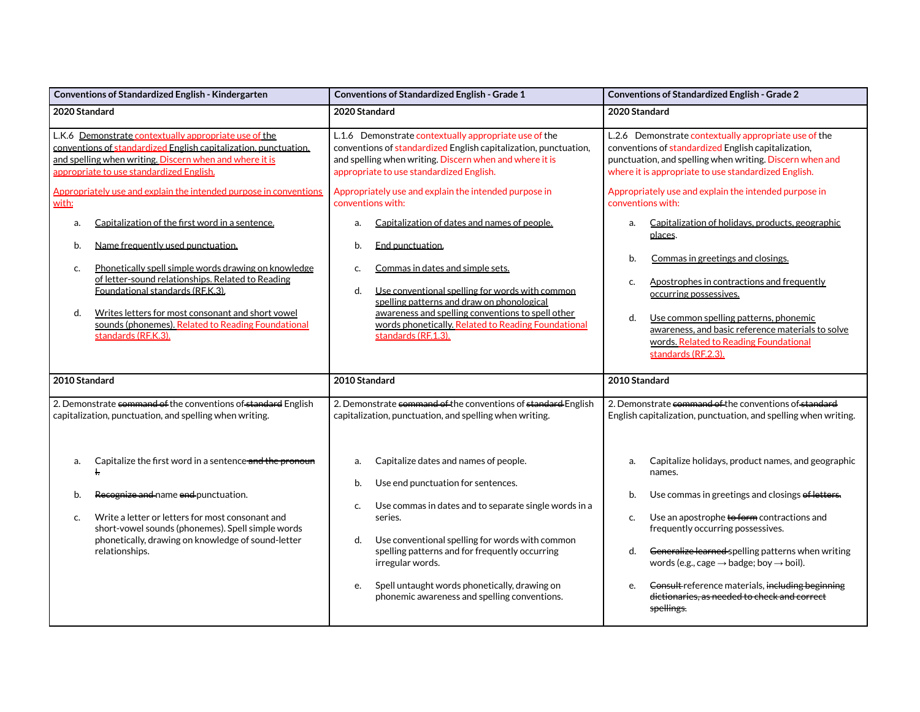| Conventions of Standardized English - Kindergarten | Conventions of Standardized English - Grade 1 | Conventions of Standardized English - Grade 2 |
|---|---|---|
| **2020 Standard** | **2020 Standard** | **2020 Standard** |
| L.K.6 Demonstrate contextually appropriate use of the conventions of standardized English capitalization, punctuation, and spelling when writing. Discern when and where it is appropriate to use standardized English.<br><br>Appropriately use and explain the intended purpose in conventions with:<br><br>a. Capitalization of the first word in a sentence.<br><br>b. Name frequently used punctuation.<br><br>c. Phonetically spell simple words drawing on knowledge of letter-sound relationships. Related to Reading Foundational standards (RF.K.3).<br><br>d. Writes letters for most consonant and short vowel sounds (phonemes). Related to Reading Foundational standards (RF.K.3). | L.1.6 Demonstrate contextually appropriate use of the conventions of standardized English capitalization, punctuation, and spelling when writing. Discern when and where it is appropriate to use standardized English.<br><br>Appropriately use and explain the intended purpose in conventions with:<br><br>a. Capitalization of dates and names of people.<br><br>b. End punctuation.<br><br>c. Commas in dates and simple sets.<br><br>d. Use conventional spelling for words with common spelling patterns and draw on phonological awareness and spelling conventions to spell other words phonetically. Related to Reading Foundational standards (RF.1.3). | L.2.6 Demonstrate contextually appropriate use of the conventions of standardized English capitalization, punctuation, and spelling when writing. Discern when and where it is appropriate to use standardized English.<br><br>Appropriately use and explain the intended purpose in conventions with:<br><br>a. Capitalization of holidays, products, geographic places.<br><br>b. Commas in greetings and closings.<br><br>c. Apostrophes in contractions and frequently occurring possessives.<br><br>d. Use common spelling patterns, phonemic awareness, and basic reference materials to solve words. Related to Reading Foundational standards (RF.2.3). |
| **2010 Standard** | **2010 Standard** | **2010 Standard** |
| 2. Demonstrate ~~command of~~ the conventions of ~~standard~~ English capitalization, punctuation, and spelling when writing.<br><br>a. Capitalize the first word in a sentence ~~and the pronoun I.~~<br><br>b. ~~Recognize and~~ name ~~end~~ punctuation.<br><br>c. Write a letter or letters for most consonant and short-vowel sounds (phonemes). Spell simple words phonetically, drawing on knowledge of sound-letter relationships. | 2. Demonstrate ~~command of~~ the conventions of ~~standard~~ English capitalization, punctuation, and spelling when writing.<br><br>a. Capitalize dates and names of people.<br><br>b. Use end punctuation for sentences.<br><br>c. Use commas in dates and to separate single words in a series.<br><br>d. Use conventional spelling for words with common spelling patterns and for frequently occurring irregular words.<br><br>e. Spell untaught words phonetically, drawing on phonemic awareness and spelling conventions. | 2. Demonstrate ~~command of~~ the conventions of ~~standard~~ English capitalization, punctuation, and spelling when writing.<br><br>a. Capitalize holidays, product names, and geographic names.<br><br>b. Use commas in greetings and closings ~~of letters.~~<br><br>c. Use an apostrophe ~~to form~~ contractions and frequently occurring possessives.<br><br>d. ~~Generalize learned~~ spelling patterns when writing words (e.g., cage → badge; boy → boil).<br><br>e. ~~Consult~~ reference materials, ~~including beginning dictionaries, as needed to check and correct spellings.~~ |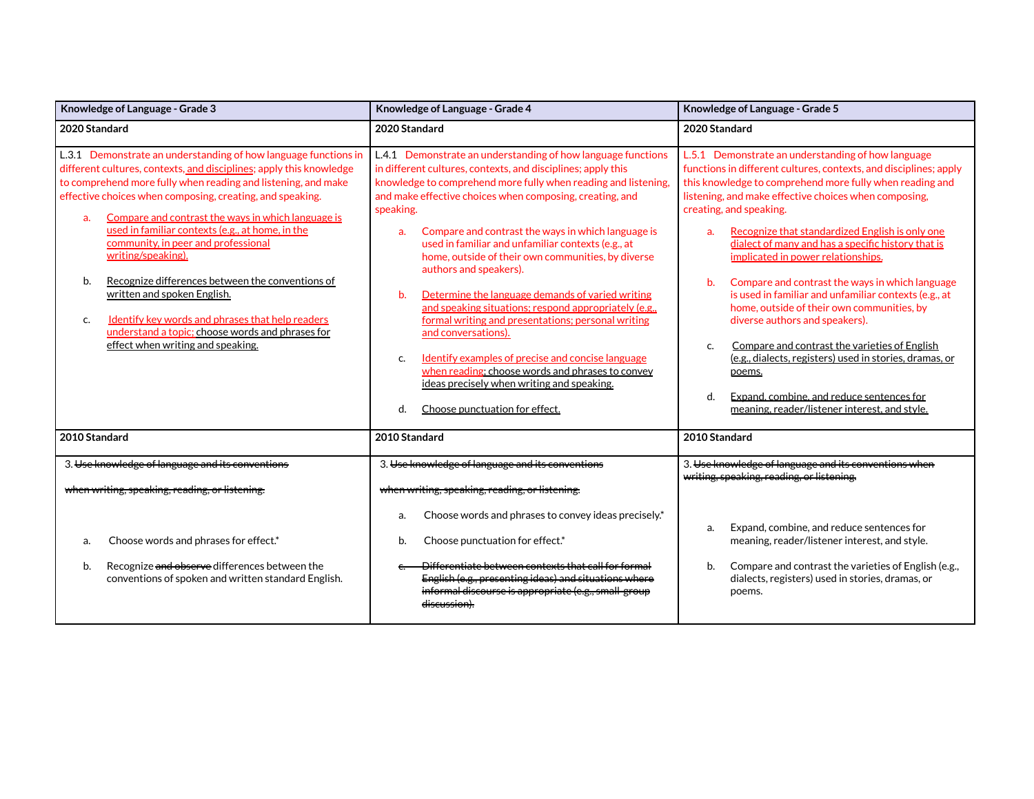| Knowledge of Language - Grade 3 | Knowledge of Language - Grade 4 | Knowledge of Language - Grade 5 |
|---|---|---|
| **2020 Standard** | **2020 Standard** | **2020 Standard** |
| L.3.1 Demonstrate an understanding of how language functions in different cultures, contexts, and disciplines; apply this knowledge to comprehend more fully when reading and listening, and make effective choices when composing, creating, and speaking.<br><br>a. Compare and contrast the ways in which language is used in familiar contexts (e.g., at home, in the community, in peer and professional writing/speaking).<br><br>b. Recognize differences between the conventions of written and spoken English.<br><br>c. Identify key words and phrases that help readers understand a topic; choose words and phrases for effect when writing and speaking. | L.4.1 Demonstrate an understanding of how language functions in different cultures, contexts, and disciplines; apply this knowledge to comprehend more fully when reading and listening, and make effective choices when composing, creating, and speaking.<br><br>a. Compare and contrast the ways in which language is used in familiar and unfamiliar contexts (e.g., at home, outside of their own communities, by diverse authors and speakers).<br><br>b. Determine the language demands of varied writing and speaking situations; respond appropriately (e.g., formal writing and presentations; personal writing and conversations).<br><br>c. Identify examples of precise and concise language when reading; choose words and phrases to convey ideas precisely when writing and speaking.<br><br>d. Choose punctuation for effect. | L.5.1 Demonstrate an understanding of how language functions in different cultures, contexts, and disciplines; apply this knowledge to comprehend more fully when reading and listening, and make effective choices when composing, creating, and speaking.<br><br>a. Recognize that standardized English is only one dialect of many and has a specific history that is implicated in power relationships.<br><br>b. Compare and contrast the ways in which language is used in familiar and unfamiliar contexts (e.g., at home, outside of their own communities, by diverse authors and speakers).<br><br>c. Compare and contrast the varieties of English (e.g., dialects, registers) used in stories, dramas, or poems.<br><br>d. Expand, combine, and reduce sentences for meaning, reader/listener interest, and style. |
| **2010 Standard** | **2010 Standard** | **2010 Standard** |
| 3. ~~Use knowledge of language and its conventions when writing, speaking, reading, or listening.~~<br><br>a. Choose words and phrases for effect.*<br><br>b. Recognize ~~and observe~~ differences between the conventions of spoken and written standard English. | 3. ~~Use knowledge of language and its conventions when writing, speaking, reading, or listening.~~<br><br>a. Choose words and phrases to convey ideas precisely.*<br><br>b. Choose punctuation for effect.*<br><br>~~c. Differentiate between contexts that call for formal English (e.g., presenting ideas) and situations where informal discourse is appropriate (e.g., small-group discussion).~~ | 3. ~~Use knowledge of language and its conventions when writing, speaking, reading, or listening.~~<br><br>a. Expand, combine, and reduce sentences for meaning, reader/listener interest, and style.<br><br>b. Compare and contrast the varieties of English (e.g., dialects, registers) used in stories, dramas, or poems. |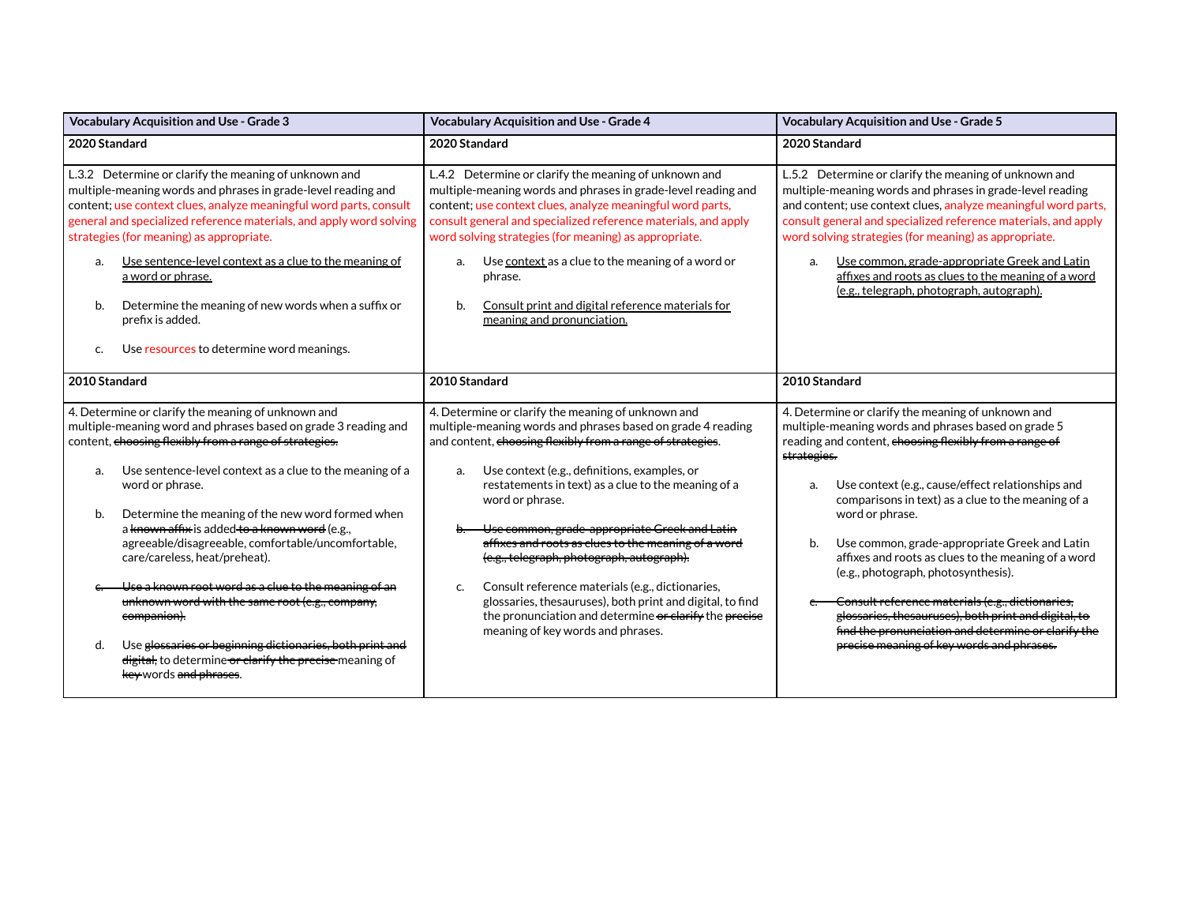| Vocabulary Acquisition and Use - Grade 3 | Vocabulary Acquisition and Use - Grade 4 | Vocabulary Acquisition and Use - Grade 5 |
|---|---|---|
| **2020 Standard** | **2020 Standard** | **2020 Standard** |
| L.3.2 Determine or clarify the meaning of unknown and multiple-meaning words and phrases in grade-level reading and content; use context clues, analyze meaningful word parts, consult general and specialized reference materials, and apply word solving strategies (for meaning) as appropriate.<br><br>a. <u>Use sentence-level context as a clue to the meaning of a word or phrase.</u><br><br>b. Determine the meaning of new words when a suffix or prefix is added.<br><br>c. Use resources to determine word meanings. | L.4.2 Determine or clarify the meaning of unknown and multiple-meaning words and phrases in grade-level reading and content; use context clues, analyze meaningful word parts, consult general and specialized reference materials, and apply word solving strategies (for meaning) as appropriate.<br><br>a. Use <u>context</u> as a clue to the meaning of a word or phrase.<br><br>b. <u>Consult print and digital reference materials for meaning and pronunciation.</u> | L.5.2 Determine or clarify the meaning of unknown and multiple-meaning words and phrases in grade-level reading and content; use context clues, analyze meaningful word parts, consult general and specialized reference materials, and apply word solving strategies (for meaning) as appropriate.<br><br>a. <u>Use common, grade-appropriate Greek and Latin affixes and roots as clues to the meaning of a word (e.g., telegraph, photograph, autograph).</u> |
| **2010 Standard** | **2010 Standard** | **2010 Standard** |
| 4. Determine or clarify the meaning of unknown and multiple-meaning word and phrases based on grade 3 reading and content, ~~choosing flexibly from a range of strategies.~~<br><br>a. Use sentence-level context as a clue to the meaning of a word or phrase.<br><br>b. Determine the meaning of the new word formed when a ~~known affix~~ is added ~~to a known word~~ (e.g., agreeable/disagreeable, comfortable/uncomfortable, care/careless, heat/preheat).<br><br>~~c. Use a known root word as a clue to the meaning of an unknown word with the same root (e.g., company, companion).~~<br><br>d. Use ~~glossaries or beginning dictionaries, both print and digital,~~ to determine ~~or clarify the precise~~ meaning of ~~key~~ words ~~and phrases~~. | 4. Determine or clarify the meaning of unknown and multiple-meaning words and phrases based on grade 4 reading and content, ~~choosing flexibly from a range of strategies~~.<br><br>a. Use context (e.g., definitions, examples, or restatements in text) as a clue to the meaning of a word or phrase.<br><br>~~b. Use common, grade-appropriate Greek and Latin affixes and roots as clues to the meaning of a word (e.g., telegraph, photograph, autograph).~~<br><br>c. Consult reference materials (e.g., dictionaries, glossaries, thesauruses), both print and digital, to find the pronunciation and determine ~~or clarify~~ the ~~precise~~ meaning of key words and phrases. | 4. Determine or clarify the meaning of unknown and multiple-meaning words and phrases based on grade 5 reading and content, ~~choosing flexibly from a range of strategies.~~<br><br>a. Use context (e.g., cause/effect relationships and comparisons in text) as a clue to the meaning of a word or phrase.<br><br>b. Use common, grade-appropriate Greek and Latin affixes and roots as clues to the meaning of a word (e.g., photograph, photosynthesis).<br><br>~~c. Consult reference materials (e.g., dictionaries, glossaries, thesauruses), both print and digital, to find the pronunciation and determine or clarify the precise meaning of key words and phrases.~~ |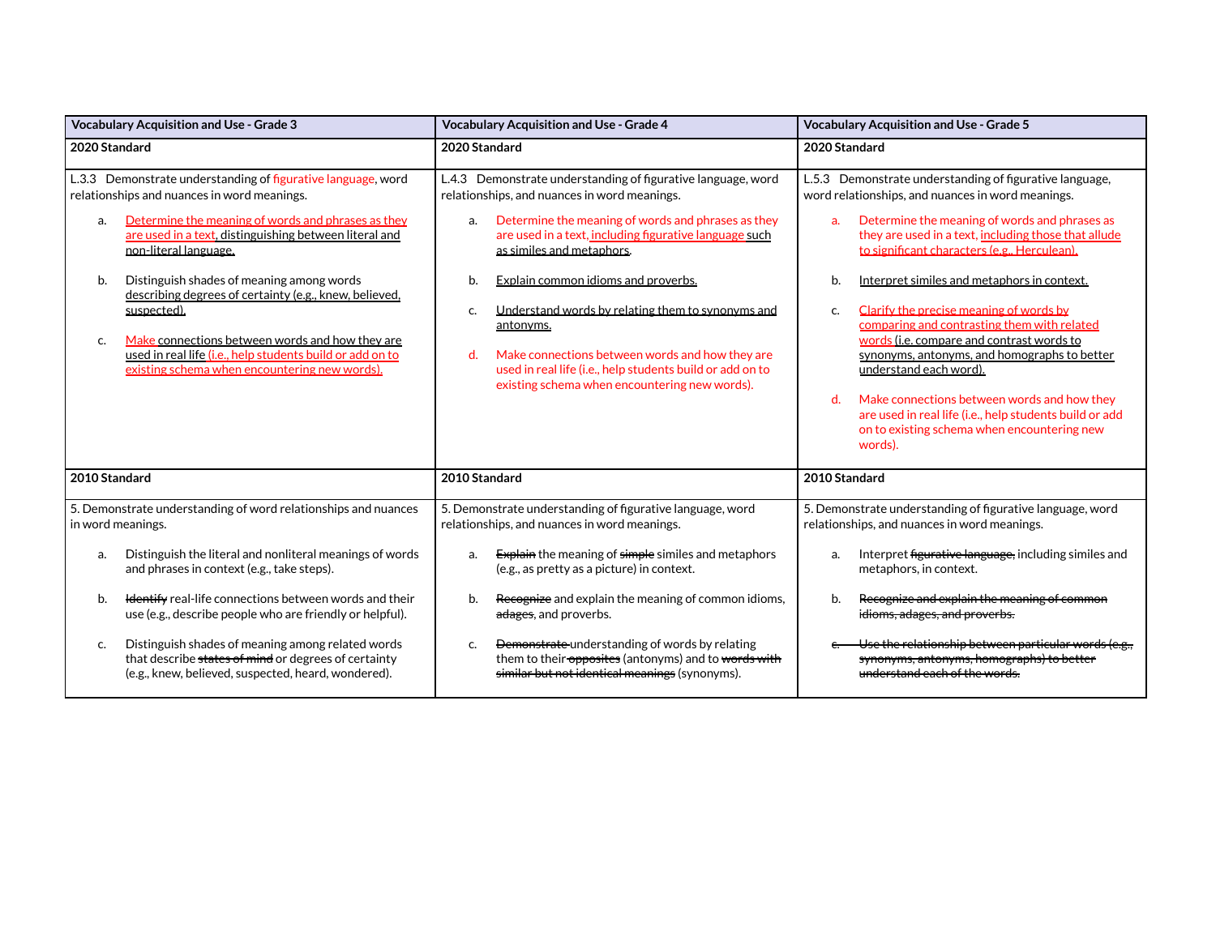| Vocabulary Acquisition and Use - Grade 3 | Vocabulary Acquisition and Use - Grade 4 | Vocabulary Acquisition and Use - Grade 5 |
|---|---|---|
| **2020 Standard** | **2020 Standard** | **2020 Standard** |
| L.3.3 Demonstrate understanding of figurative language, word relationships and nuances in word meanings.<br><br>a. Determine the meaning of words and phrases as they are used in a text, distinguishing between literal and non-literal language.<br><br>b. Distinguish shades of meaning among words describing degrees of certainty (e.g., knew, believed, suspected).<br><br>c. Make connections between words and how they are used in real life (i.e., help students build or add on to existing schema when encountering new words). | L.4.3 Demonstrate understanding of figurative language, word relationships, and nuances in word meanings.<br><br>a. Determine the meaning of words and phrases as they are used in a text, including figurative language such as similes and metaphors.<br><br>b. Explain common idioms and proverbs.<br><br>c. Understand words by relating them to synonyms and antonyms.<br><br>d. Make connections between words and how they are used in real life (i.e., help students build or add on to existing schema when encountering new words). | L.5.3 Demonstrate understanding of figurative language, word relationships, and nuances in word meanings.<br><br>a. Determine the meaning of words and phrases as they are used in a text, including those that allude to significant characters (e.g., Herculean).<br><br>b. Interpret similes and metaphors in context.<br><br>c. Clarify the precise meaning of words by comparing and contrasting them with related words (i.e. compare and contrast words to synonyms, antonyms, and homographs to better understand each word).<br><br>d. Make connections between words and how they are used in real life (i.e., help students build or add on to existing schema when encountering new words). |
| **2010 Standard** | **2010 Standard** | **2010 Standard** |
| 5. Demonstrate understanding of word relationships and nuances in word meanings.<br><br>a. Distinguish the literal and nonliteral meanings of words and phrases in context (e.g., take steps).<br><br>b. ~~Identify~~ real-life connections between words and their use (e.g., describe people who are friendly or helpful).<br><br>c. Distinguish shades of meaning among related words that describe ~~states of mind~~ or degrees of certainty (e.g., knew, believed, suspected, heard, wondered). | 5. Demonstrate understanding of figurative language, word relationships, and nuances in word meanings.<br><br>a. ~~Explain~~ the meaning of ~~simple~~ similes and metaphors (e.g., as pretty as a picture) in context.<br><br>b. ~~Recognize~~ and explain the meaning of common idioms, ~~adages~~, and proverbs.<br><br>c. ~~Demonstrate~~ understanding of words by relating them to their ~~opposites~~ (antonyms) and to ~~words with similar but not identical meanings~~ (synonyms). | 5. Demonstrate understanding of figurative language, word relationships, and nuances in word meanings.<br><br>a. Interpret ~~figurative language,~~ including similes and metaphors, in context.<br><br>b. ~~Recognize and explain the meaning of common idioms, adages, and proverbs.~~<br><br>~~c. Use the relationship between particular words (e.g., synonyms, antonyms, homographs) to better understand each of the words.~~ |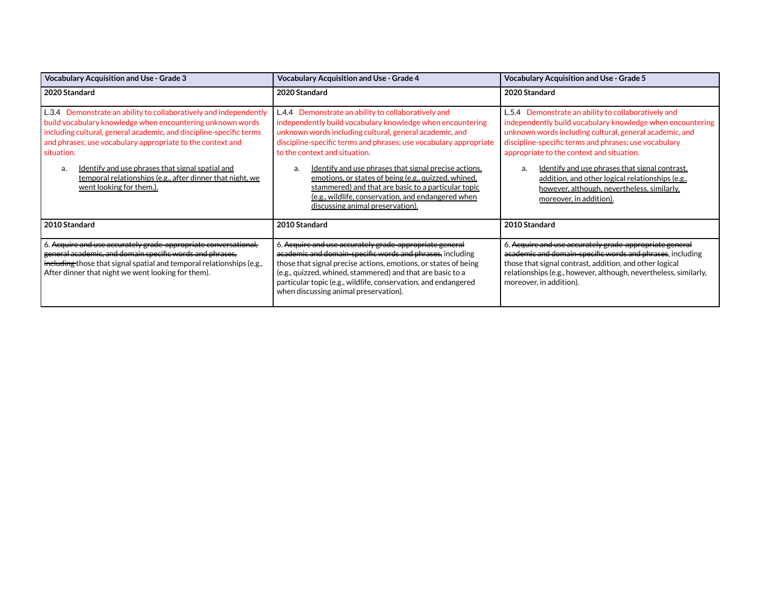| Vocabulary Acquisition and Use - Grade 3 | Vocabulary Acquisition and Use - Grade 4 | Vocabulary Acquisition and Use - Grade 5 |
|---|---|---|
| **2020 Standard** | **2020 Standard** | **2020 Standard** |
| L.3.4 Demonstrate an ability to collaboratively and independently build vocabulary knowledge when encountering unknown words including cultural, general academic, and discipline-specific terms and phrases; use vocabulary appropriate to the context and situation.<br><br>a. <u>Identify and use phrases that signal spatial and temporal relationships (e.g., after dinner that night, we went looking for them.).</u> | L.4.4 Demonstrate an ability to collaboratively and independently build vocabulary knowledge when encountering unknown words including cultural, general academic, and discipline-specific terms and phrases; use vocabulary appropriate to the context and situation.<br><br>a. <u>Identify and use phrases that signal precise actions, emotions, or states of being (e.g., quizzed, whined, stammered) and that are basic to a particular topic (e.g., wildlife, conservation, and endangered when discussing animal preservation).</u> | L.5.4 Demonstrate an ability to collaboratively and independently build vocabulary knowledge when encountering unknown words including cultural, general academic, and discipline-specific terms and phrases; use vocabulary appropriate to the context and situation.<br><br>a. <u>Identify and use phrases that signal contrast, addition, and other logical relationships (e.g., however, although, nevertheless, similarly, moreover, in addition).</u> |
| **2010 Standard** | **2010 Standard** | **2010 Standard** |
| 6. ~~Acquire and use accurately grade-appropriate conversational, general academic, and domain specific words and phrases, including~~ those that signal spatial and temporal relationships (e.g., After dinner that night we went looking for them). | 6. ~~Acquire and use accurately grade-appropriate general academic and domain-specific words and phrases,~~ including those that signal precise actions, emotions, or states of being (e.g., quizzed, whined, stammered) and that are basic to a particular topic (e.g., wildlife, conservation, and endangered when discussing animal preservation). | 6. ~~Acquire and use accurately grade-appropriate general academic and domain-specific words and phrases~~, including those that signal contrast, addition, and other logical relationships (e.g., however, although, nevertheless, similarly, moreover, in addition). |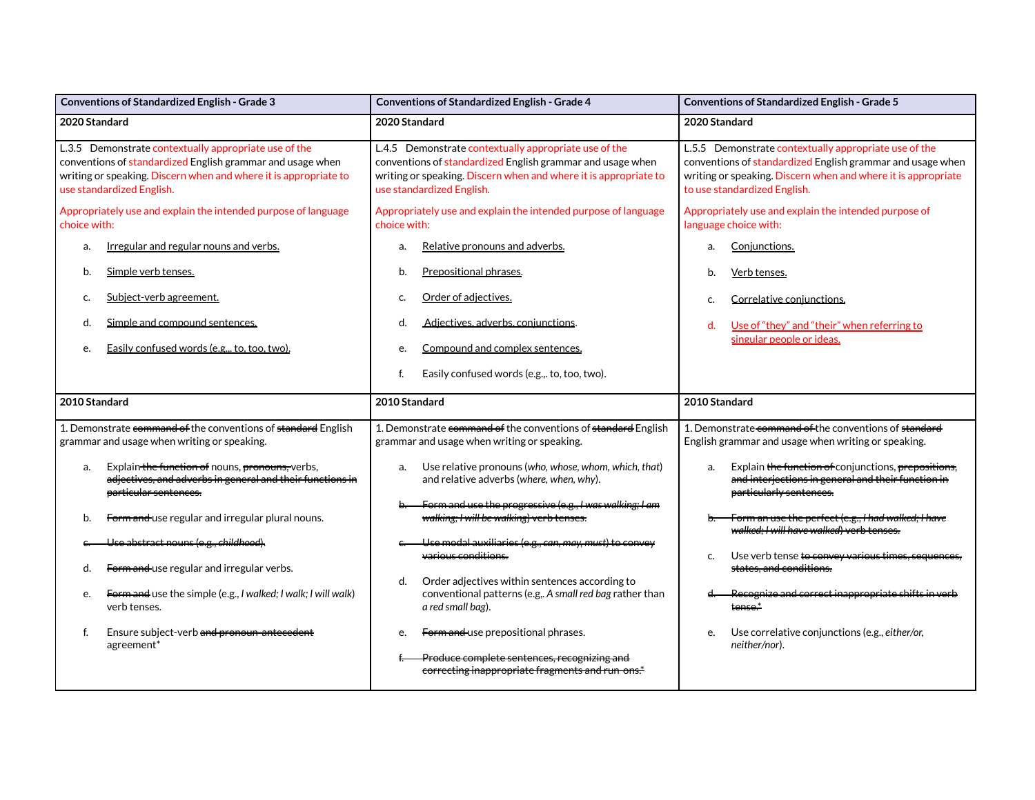| Conventions of Standardized English - Grade 3 | Conventions of Standardized English - Grade 4 | Conventions of Standardized English - Grade 5 |
|---|---|---|
| **2020 Standard** | **2020 Standard** | **2020 Standard** |
| L.3.5 Demonstrate contextually appropriate use of the conventions of standardized English grammar and usage when writing or speaking. Discern when and where it is appropriate to use standardized English.<br><br>Appropriately use and explain the intended purpose of language choice with:<br><br>a. <u>Irregular and regular nouns and verbs.</u><br>b. <u>Simple verb tenses.</u><br>c. <u>Subject-verb agreement.</u><br>d. <u>Simple and compound sentences.</u><br>e. <u>Easily confused words (e.g.,. to, too, two).</u> | L.4.5 Demonstrate contextually appropriate use of the conventions of standardized English grammar and usage when writing or speaking. Discern when and where it is appropriate to use standardized English.<br><br>Appropriately use and explain the intended purpose of language choice with:<br><br>a. <u>Relative pronouns and adverbs.</u><br>b. <u>Prepositional phrases.</u><br>c. <u>Order of adjectives.</u><br>d. <u>Adjectives, adverbs, conjunctions</u>.<br>e. <u>Compound and complex sentences.</u><br>f. Easily confused words (e.g.,. to, too, two). | L.5.5 Demonstrate contextually appropriate use of the conventions of standardized English grammar and usage when writing or speaking. Discern when and where it is appropriate to use standardized English.<br><br>Appropriately use and explain the intended purpose of language choice with:<br><br>a. <u>Conjunctions.</u><br>b. <u>Verb tenses.</u><br>c. <u>Correlative conjunctions.</u><br>d. <u>Use of "they" and "their" when referring to singular people or ideas.</u> |
| **2010 Standard** | **2010 Standard** | **2010 Standard** |
| 1. Demonstrate ~~command of~~ the conventions of ~~standard~~ English grammar and usage when writing or speaking.<br><br>a. Explain ~~the function of~~ nouns, ~~pronouns,~~ verbs, ~~adjectives, and adverbs in general and their functions in particular sentences.~~<br>b. ~~Form and~~ use regular and irregular plural nouns.<br>~~c. Use abstract nouns (e.g., *childhood*).~~<br>d. ~~Form and~~ use regular and irregular verbs.<br>e. ~~Form and~~ use the simple (e.g., *I walked; I walk; I will walk*) verb tenses.<br>f. Ensure subject-verb ~~and pronoun-antecedent~~ agreement* | 1. Demonstrate ~~command of~~ the conventions of ~~standard~~ English grammar and usage when writing or speaking.<br><br>a. Use relative pronouns (*who, whose, whom, which, that*) and relative adverbs (*where, when, why*).<br>~~b. Form and use the progressive (e.g., *I was walking; I am walking; I will be walking*) verb tenses.~~<br>~~c. Use modal auxiliaries (e.g., *can, may, must*) to convey various conditions.~~<br>d. Order adjectives within sentences according to conventional patterns (e.g,. *A small red bag* rather than *a red small bag*).<br>e. ~~Form and~~ use prepositional phrases.<br>~~f. Produce complete sentences, recognizing and correcting inappropriate fragments and run-ons.*~~ | 1. Demonstrate ~~command of~~ the conventions of ~~standard~~ English grammar and usage when writing or speaking.<br><br>a. Explain ~~the function of~~ conjunctions, ~~prepositions, and interjections in general and their function in particularly sentences.~~<br>~~b. Form an use the perfect (e.g., *I had walked; I have walked; I will have walked*) verb tenses.~~<br>c. Use verb tense ~~to convey various times, sequences, states, and conditions.~~<br>~~d. Recognize and correct inappropriate shifts in verb tense.*~~<br>e. Use correlative conjunctions (e.g., *either/or, neither/nor*). |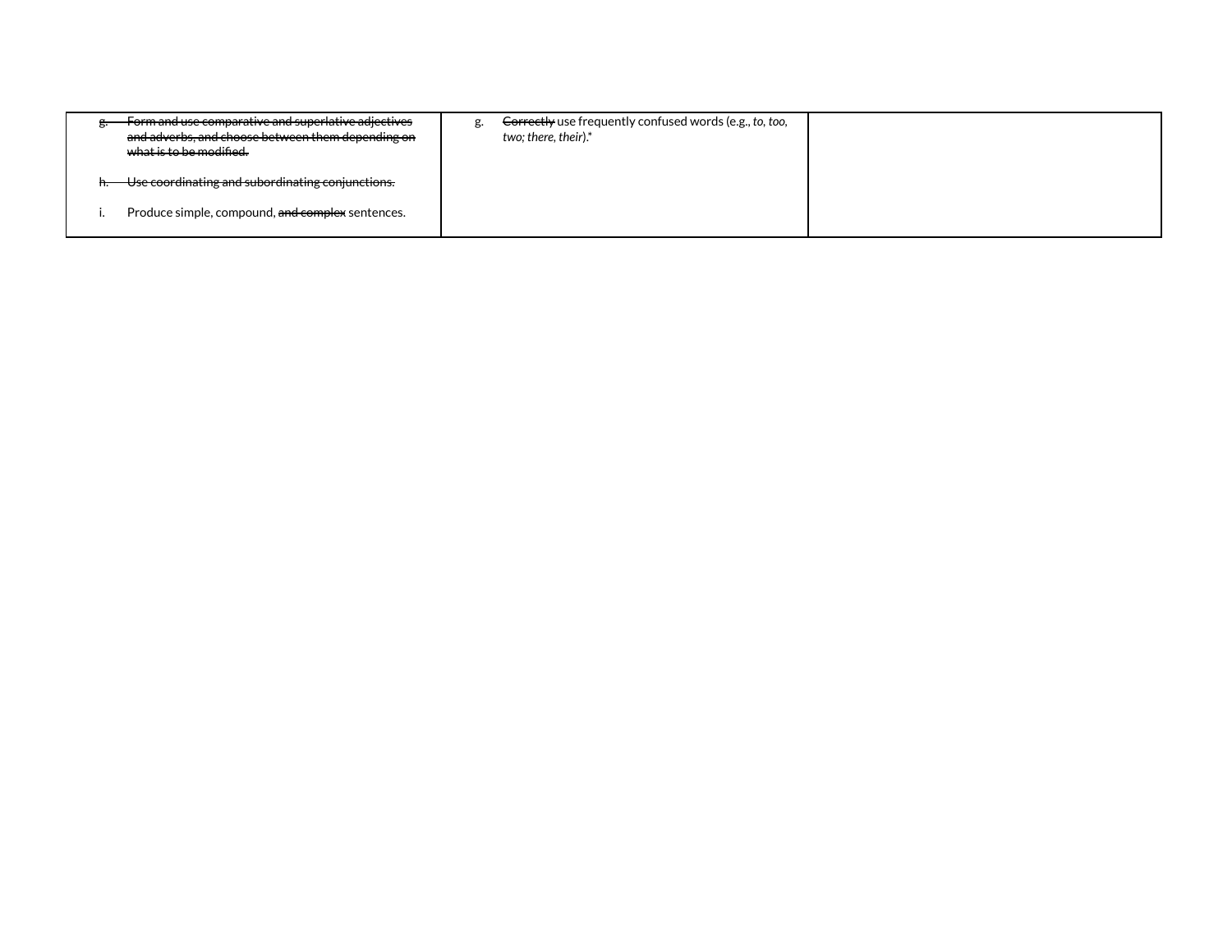| | | |
|---|---|---|
| ~~g. Form and use comparative and superlative adjectives and adverbs, and choose between them depending on what is to be modified.~~<br><br>~~h. Use coordinating and subordinating conjunctions.~~<br><br>i. Produce simple, compound, ~~and complex~~ sentences. | g. ~~Correctly~~ use frequently confused words (e.g., *to, too, two; there, their*).* | |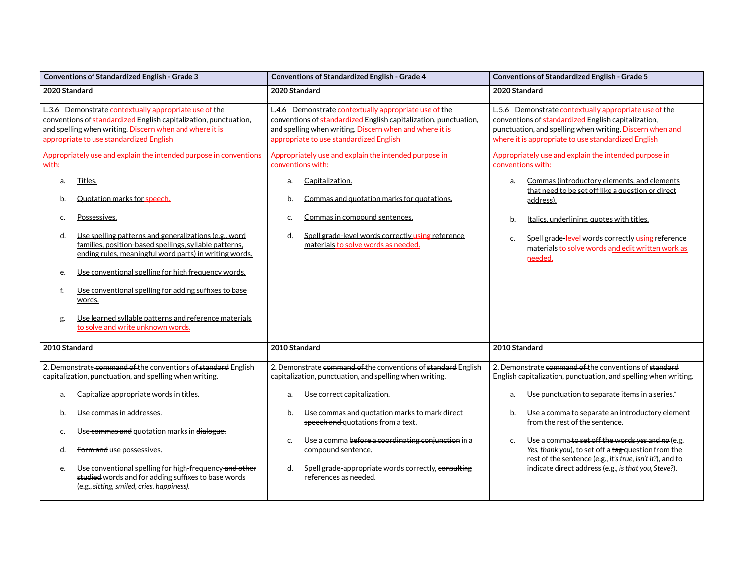| Conventions of Standardized English - Grade 3 | Conventions of Standardized English - Grade 4 | Conventions of Standardized English - Grade 5 |
|---|---|---|
| **2020 Standard** | **2020 Standard** | **2020 Standard** |
| L.3.6 Demonstrate contextually appropriate use of the conventions of standardized English capitalization, punctuation, and spelling when writing. Discern when and where it is appropriate to use standardized English<br><br>Appropriately use and explain the intended purpose in conventions with:<br><br>a. Titles.<br>b. Quotation marks for speech.<br>c. Possessives.<br>d. Use spelling patterns and generalizations (e.g., word families, position-based spellings, syllable patterns, ending rules, meaningful word parts) in writing words.<br>e. Use conventional spelling for high frequency words.<br>f. Use conventional spelling for adding suffixes to base words.<br>g. Use learned syllable patterns and reference materials to solve and write unknown words. | L.4.6 Demonstrate contextually appropriate use of the conventions of standardized English capitalization, punctuation, and spelling when writing. Discern when and where it is appropriate to use standardized English<br><br>Appropriately use and explain the intended purpose in conventions with:<br><br>a. Capitalization.<br>b. Commas and quotation marks for quotations.<br>c. Commas in compound sentences.<br>d. Spell grade-level words correctly using reference materials to solve words as needed. | L.5.6 Demonstrate contextually appropriate use of the conventions of standardized English capitalization, punctuation, and spelling when writing. Discern when and where it is appropriate to use standardized English<br><br>Appropriately use and explain the intended purpose in conventions with:<br><br>a. Commas (introductory elements, and elements that need to be set off like a question or direct address).<br>b. Italics, underlining, quotes with titles.<br>c. Spell grade-level words correctly using reference materials to solve words and edit written work as needed. |
| **2010 Standard** | **2010 Standard** | **2010 Standard** |
| 2. Demonstrate ~~command of~~ the conventions of ~~standard~~ English capitalization, punctuation, and spelling when writing.<br><br>a. ~~Capitalize appropriate words in~~ titles.<br>~~b. Use commas in addresses.~~<br>c. Use ~~commas and~~ quotation marks in ~~dialogue.~~<br>d. ~~Form and~~ use possessives.<br>e. Use conventional spelling for high-frequency ~~and other studied~~ words and for adding suffixes to base words (e.g., *sitting, smiled, cries, happiness).* | 2. Demonstrate ~~command of~~ the conventions of ~~standard~~ English capitalization, punctuation, and spelling when writing.<br><br>a. Use ~~correct~~ capitalization.<br>b. Use commas and quotation marks to mark ~~direct speech and~~ quotations from a text.<br>c. Use a comma ~~before a coordinating conjunction~~ in a compound sentence.<br>d. Spell grade-appropriate words correctly, ~~consulting~~ references as needed. | 2. Demonstrate ~~command of~~ the conventions of ~~standard~~ English capitalization, punctuation, and spelling when writing.<br><br>~~a. Use punctuation to separate items in a series.*~~<br>b. Use a comma to separate an introductory element from the rest of the sentence.<br>c. Use a comma ~~to set off the words *yes* and *no*~~ (e.g, *Yes, thank you*), to set off a ~~tag~~ question from the rest of the sentence (e.g., *it's true, isn't it?*), and to indicate direct address (e.g., *is that you, Steve?*). |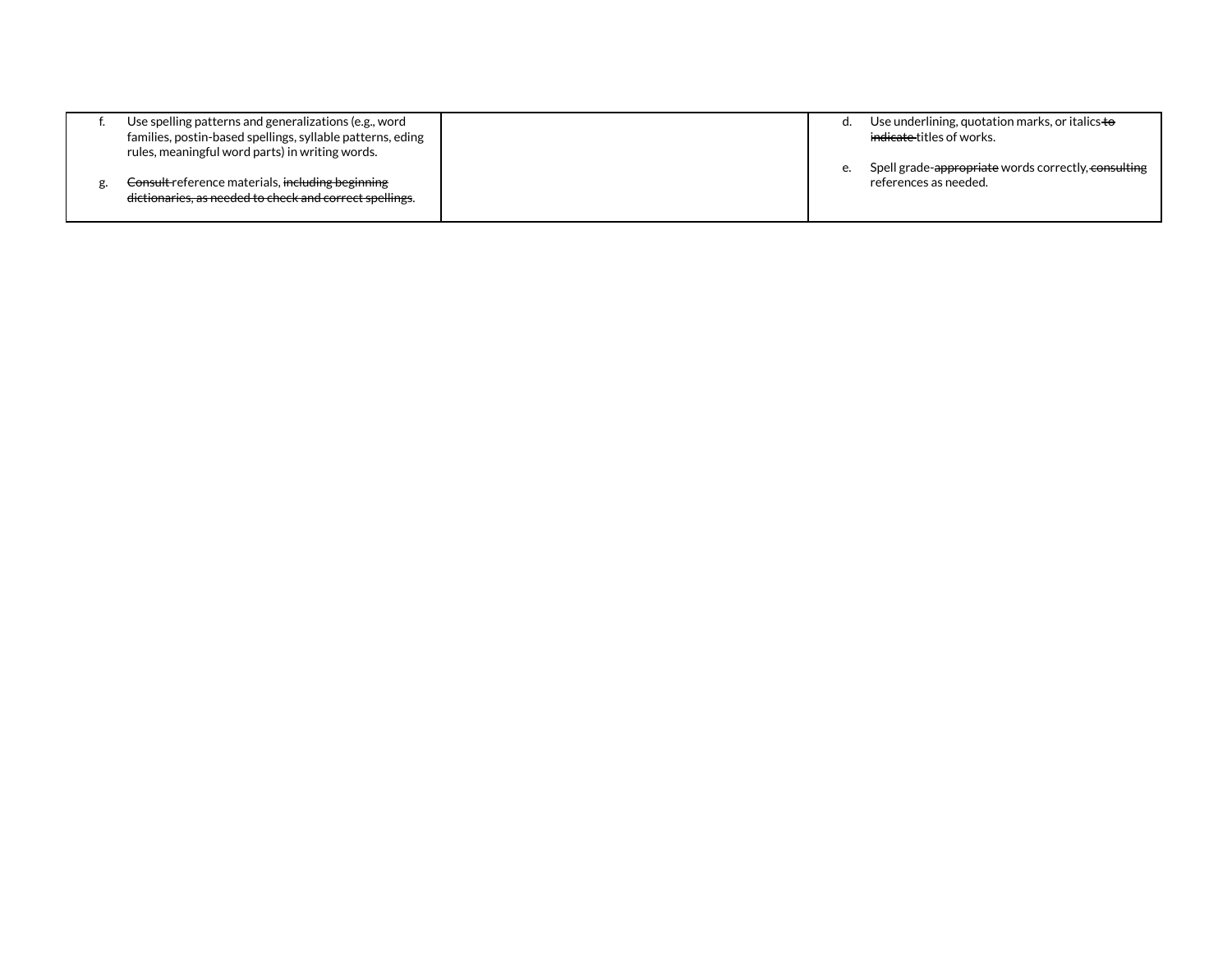| | | |
|---|---|---|
| f. Use spelling patterns and generalizations (e.g., word families, postin-based spellings, syllable patterns, eding rules, meaningful word parts) in writing words.<br><br>g. ~~Consult~~ reference materials, ~~including beginning dictionaries, as needed to check and correct spellings~~. | | d. Use underlining, quotation marks, or italics ~~to indicate~~ titles of works.<br><br>e. Spell grade-~~appropriate~~ words correctly, ~~consulting~~ references as needed. |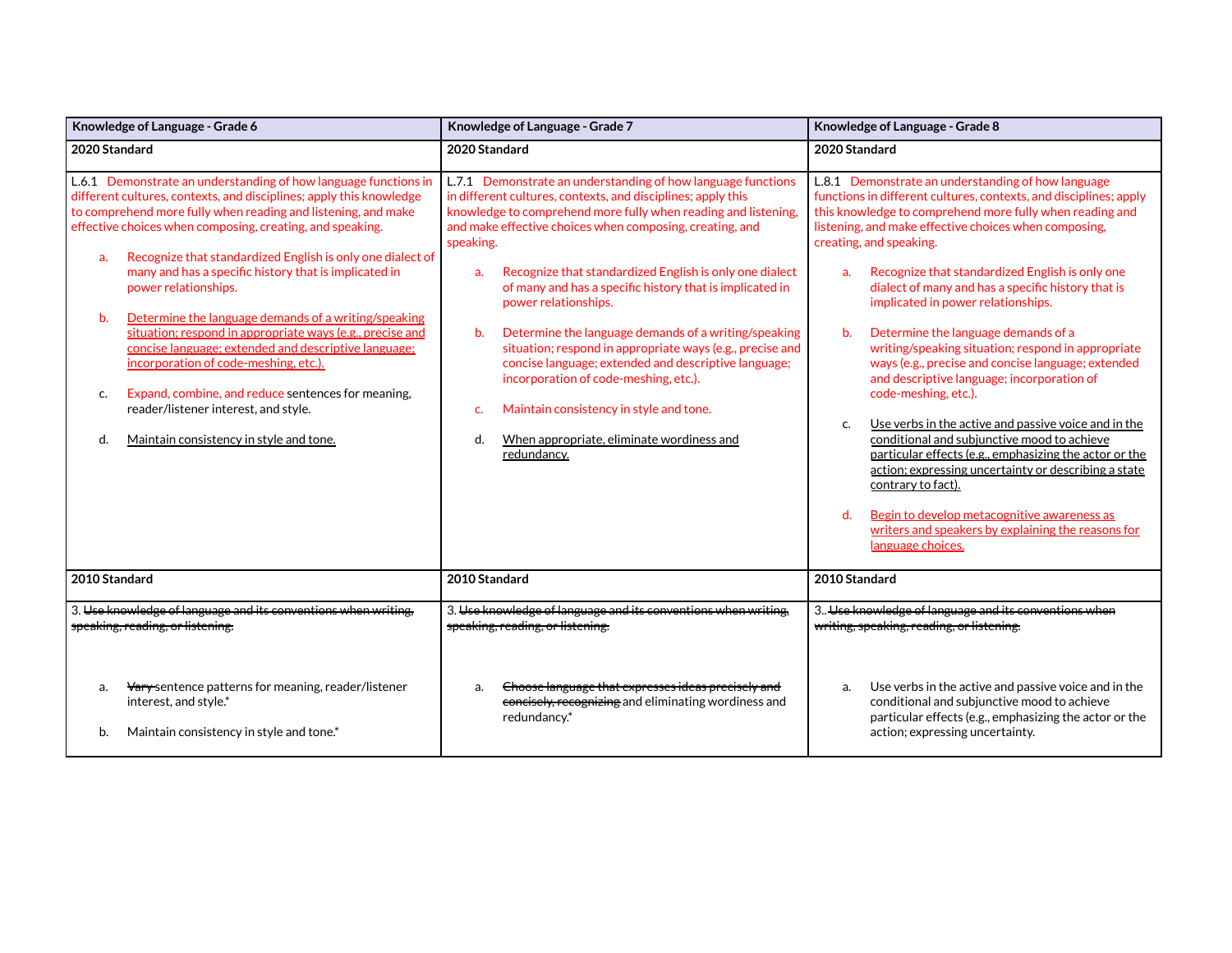| Knowledge of Language - Grade 6 | Knowledge of Language - Grade 7 | Knowledge of Language - Grade 8 |
|---|---|---|
| **2020 Standard** | **2020 Standard** | **2020 Standard** |
| L.6.1 Demonstrate an understanding of how language functions in different cultures, contexts, and disciplines; apply this knowledge to comprehend more fully when reading and listening, and make effective choices when composing, creating, and speaking.<br><br>a. Recognize that standardized English is only one dialect of many and has a specific history that is implicated in power relationships.<br><br>b. <u>Determine the language demands of a writing/speaking situation; respond in appropriate ways (e.g., precise and concise language; extended and descriptive language; incorporation of code-meshing, etc.).</u><br><br>c. Expand, combine, and reduce sentences for meaning, reader/listener interest, and style.<br><br>d. <u>Maintain consistency in style and tone.</u> | L.7.1 Demonstrate an understanding of how language functions in different cultures, contexts, and disciplines; apply this knowledge to comprehend more fully when reading and listening, and make effective choices when composing, creating, and speaking.<br><br>a. Recognize that standardized English is only one dialect of many and has a specific history that is implicated in power relationships.<br><br>b. Determine the language demands of a writing/speaking situation; respond in appropriate ways (e.g., precise and concise language; extended and descriptive language; incorporation of code-meshing, etc.).<br><br>c. Maintain consistency in style and tone.<br><br>d. <u>When appropriate, eliminate wordiness and redundancy.</u> | L.8.1 Demonstrate an understanding of how language functions in different cultures, contexts, and disciplines; apply this knowledge to comprehend more fully when reading and listening, and make effective choices when composing, creating, and speaking.<br><br>a. Recognize that standardized English is only one dialect of many and has a specific history that is implicated in power relationships.<br><br>b. Determine the language demands of a writing/speaking situation; respond in appropriate ways (e.g., precise and concise language; extended and descriptive language; incorporation of code-meshing, etc.).<br><br>c. <u>Use verbs in the active and passive voice and in the conditional and subjunctive mood to achieve particular effects (e.g., emphasizing the actor or the action; expressing uncertainty or describing a state contrary to fact).</u><br><br>d. <u>Begin to develop metacognitive awareness as writers and speakers by explaining the reasons for language choices.</u> |
| **2010 Standard** | **2010 Standard** | **2010 Standard** |
| 3. ~~Use knowledge of language and its conventions when writing, speaking, reading, or listening.~~<br><br>a. ~~Vary~~ sentence patterns for meaning, reader/listener interest, and style.*<br><br>b. Maintain consistency in style and tone.* | 3. ~~Use knowledge of language and its conventions when writing, speaking, reading, or listening.~~<br><br>a. ~~Choose language that expresses ideas precisely and concisely, recognizing~~ and eliminating wordiness and redundancy.* | 3.. ~~Use knowledge of language and its conventions when writing, speaking, reading, or listening.~~<br><br>a. Use verbs in the active and passive voice and in the conditional and subjunctive mood to achieve particular effects (e.g., emphasizing the actor or the action; expressing uncertainty. |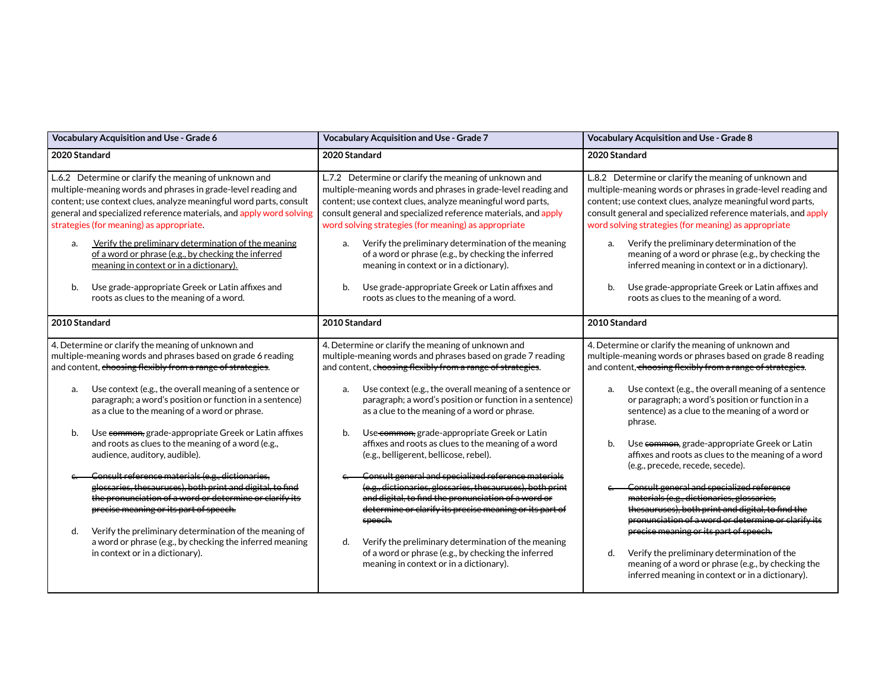| Vocabulary Acquisition and Use - Grade 6 | Vocabulary Acquisition and Use - Grade 7 | Vocabulary Acquisition and Use - Grade 8 |
|---|---|---|
| **2020 Standard** | **2020 Standard** | **2020 Standard** |
| L.6.2 Determine or clarify the meaning of unknown and multiple-meaning words and phrases in grade-level reading and content; use context clues, analyze meaningful word parts, consult general and specialized reference materials, and apply word solving strategies (for meaning) as appropriate.<br><br>a. <u>Verify the preliminary determination of the meaning of a word or phrase (e.g., by checking the inferred meaning in context or in a dictionary).</u><br><br>b. Use grade-appropriate Greek or Latin affixes and roots as clues to the meaning of a word. | L.7.2 Determine or clarify the meaning of unknown and multiple-meaning words and phrases in grade-level reading and content; use context clues, analyze meaningful word parts, consult general and specialized reference materials, and apply word solving strategies (for meaning) as appropriate<br><br>a. Verify the preliminary determination of the meaning of a word or phrase (e.g., by checking the inferred meaning in context or in a dictionary).<br><br>b. Use grade-appropriate Greek or Latin affixes and roots as clues to the meaning of a word. | L.8.2 Determine or clarify the meaning of unknown and multiple-meaning words or phrases in grade-level reading and content; use context clues, analyze meaningful word parts, consult general and specialized reference materials, and apply word solving strategies (for meaning) as appropriate<br><br>a. Verify the preliminary determination of the meaning of a word or phrase (e.g., by checking the inferred meaning in context or in a dictionary).<br><br>b. Use grade-appropriate Greek or Latin affixes and roots as clues to the meaning of a word. |
| **2010 Standard** | **2010 Standard** | **2010 Standard** |
| 4. Determine or clarify the meaning of unknown and multiple-meaning words and phrases based on grade 6 reading and content, ~~choosing flexibly from a range of strategies~~.<br><br>a. Use context (e.g., the overall meaning of a sentence or paragraph; a word's position or function in a sentence) as a clue to the meaning of a word or phrase.<br><br>b. Use ~~common,~~ grade-appropriate Greek or Latin affixes and roots as clues to the meaning of a word (e.g., audience, auditory, audible).<br><br>~~c. Consult reference materials (e.g., dictionaries, glossaries, thesauruses), both print and digital, to find the pronunciation of a word or determine or clarify its precise meaning or its part of speech.~~<br><br>d. Verify the preliminary determination of the meaning of a word or phrase (e.g., by checking the inferred meaning in context or in a dictionary). | 4. Determine or clarify the meaning of unknown and multiple-meaning words and phrases based on grade 7 reading and content, ~~choosing flexibly from a range of strategies~~.<br><br>a. Use context (e.g., the overall meaning of a sentence or paragraph; a word's position or function in a sentence) as a clue to the meaning of a word or phrase.<br><br>b. Use ~~common,~~ grade-appropriate Greek or Latin affixes and roots as clues to the meaning of a word (e.g., belligerent, bellicose, rebel).<br><br>~~c. Consult general and specialized reference materials (e.g., dictionaries, glossaries, thesauruses), both print and digital, to find the pronunciation of a word or determine or clarify its precise meaning or its part of speech.~~<br><br>d. Verify the preliminary determination of the meaning of a word or phrase (e.g., by checking the inferred meaning in context or in a dictionary). | 4. Determine or clarify the meaning of unknown and multiple-meaning words or phrases based on grade 8 reading and content, ~~choosing flexibly from a range of strategies~~.<br><br>a. Use context (e.g., the overall meaning of a sentence or paragraph; a word's position or function in a sentence) as a clue to the meaning of a word or phrase.<br><br>b. Use ~~common~~, grade-appropriate Greek or Latin affixes and roots as clues to the meaning of a word (e.g., precede, recede, secede).<br><br>~~c. Consult general and specialized reference materials (e.g., dictionaries, glossaries, thesauruses), both print and digital, to find the pronunciation of a word or determine or clarify its precise meaning or its part of speech.~~<br><br>d. Verify the preliminary determination of the meaning of a word or phrase (e.g., by checking the inferred meaning in context or in a dictionary). |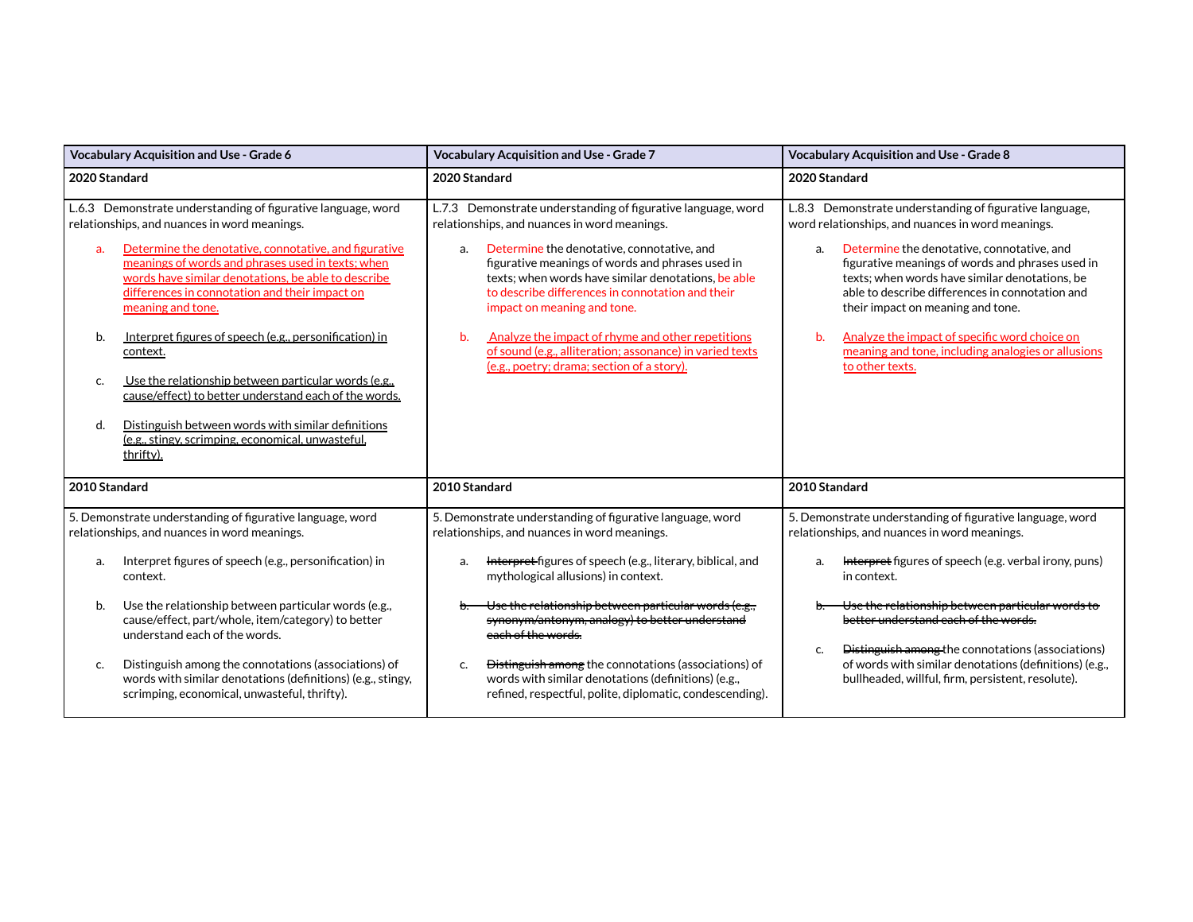| Vocabulary Acquisition and Use - Grade 6 | Vocabulary Acquisition and Use - Grade 7 | Vocabulary Acquisition and Use - Grade 8 |
|---|---|---|
| **2020 Standard** | **2020 Standard** | **2020 Standard** |
| L.6.3 Demonstrate understanding of figurative language, word relationships, and nuances in word meanings.<br><br>a. Determine the denotative, connotative, and figurative meanings of words and phrases used in texts; when words have similar denotations, be able to describe differences in connotation and their impact on meaning and tone.<br><br>b. Interpret figures of speech (e.g., personification) in context.<br><br>c. Use the relationship between particular words (e.g., cause/effect) to better understand each of the words.<br><br>d. Distinguish between words with similar definitions (e.g., stingy, scrimping, economical, unwasteful, thrifty). | L.7.3 Demonstrate understanding of figurative language, word relationships, and nuances in word meanings.<br><br>a. Determine the denotative, connotative, and figurative meanings of words and phrases used in texts; when words have similar denotations, be able to describe differences in connotation and their impact on meaning and tone.<br><br>b. Analyze the impact of rhyme and other repetitions of sound (e.g., alliteration; assonance) in varied texts (e.g., poetry; drama; section of a story). | L.8.3 Demonstrate understanding of figurative language, word relationships, and nuances in word meanings.<br><br>a. Determine the denotative, connotative, and figurative meanings of words and phrases used in texts; when words have similar denotations, be able to describe differences in connotation and their impact on meaning and tone.<br><br>b. Analyze the impact of specific word choice on meaning and tone, including analogies or allusions to other texts. |
| **2010 Standard** | **2010 Standard** | **2010 Standard** |
| 5. Demonstrate understanding of figurative language, word relationships, and nuances in word meanings.<br><br>a. Interpret figures of speech (e.g., personification) in context.<br><br>b. Use the relationship between particular words (e.g., cause/effect, part/whole, item/category) to better understand each of the words.<br><br>c. Distinguish among the connotations (associations) of words with similar denotations (definitions) (e.g., stingy, scrimping, economical, unwasteful, thrifty). | 5. Demonstrate understanding of figurative language, word relationships, and nuances in word meanings.<br><br>a. ~~Interpret~~ figures of speech (e.g., literary, biblical, and mythological allusions) in context.<br><br>~~b. Use the relationship between particular words (e.g., synonym/antonym, analogy) to better understand each of the words.~~<br><br>c. ~~Distinguish among~~ the connotations (associations) of words with similar denotations (definitions) (e.g., refined, respectful, polite, diplomatic, condescending). | 5. Demonstrate understanding of figurative language, word relationships, and nuances in word meanings.<br><br>a. ~~Interpret~~ figures of speech (e.g. verbal irony, puns) in context.<br><br>~~b. Use the relationship between particular words to better understand each of the words.~~<br><br>c. ~~Distinguish among~~ the connotations (associations) of words with similar denotations (definitions) (e.g., bullheaded, willful, firm, persistent, resolute). |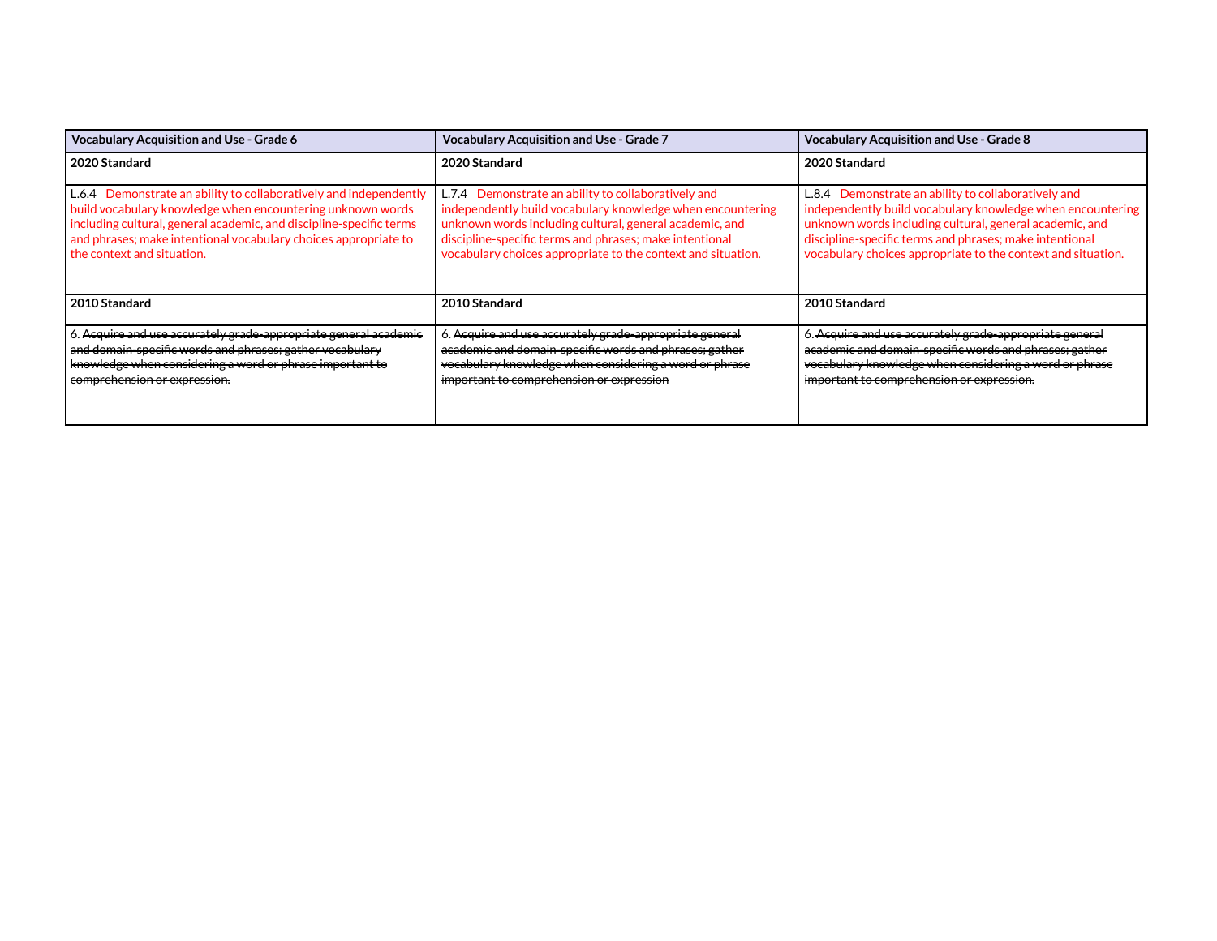| Vocabulary Acquisition and Use - Grade 6 | Vocabulary Acquisition and Use - Grade 7 | Vocabulary Acquisition and Use - Grade 8 |
|---|---|---|
| **2020 Standard** | **2020 Standard** | **2020 Standard** |
| L.6.4 Demonstrate an ability to collaboratively and independently build vocabulary knowledge when encountering unknown words including cultural, general academic, and discipline-specific terms and phrases; make intentional vocabulary choices appropriate to the context and situation. | L.7.4 Demonstrate an ability to collaboratively and independently build vocabulary knowledge when encountering unknown words including cultural, general academic, and discipline-specific terms and phrases; make intentional vocabulary choices appropriate to the context and situation. | L.8.4 Demonstrate an ability to collaboratively and independently build vocabulary knowledge when encountering unknown words including cultural, general academic, and discipline-specific terms and phrases; make intentional vocabulary choices appropriate to the context and situation. |
| **2010 Standard** | **2010 Standard** | **2010 Standard** |
| 6. ~~Acquire and use accurately grade-appropriate general academic and domain-specific words and phrases; gather vocabulary knowledge when considering a word or phrase important to comprehension or expression.~~ | 6. ~~Acquire and use accurately grade-appropriate general academic and domain-specific words and phrases; gather vocabulary knowledge when considering a word or phrase important to comprehension or expression~~ | 6. ~~Acquire and use accurately grade-appropriate general academic and domain-specific words and phrases; gather vocabulary knowledge when considering a word or phrase important to comprehension or expression.~~ |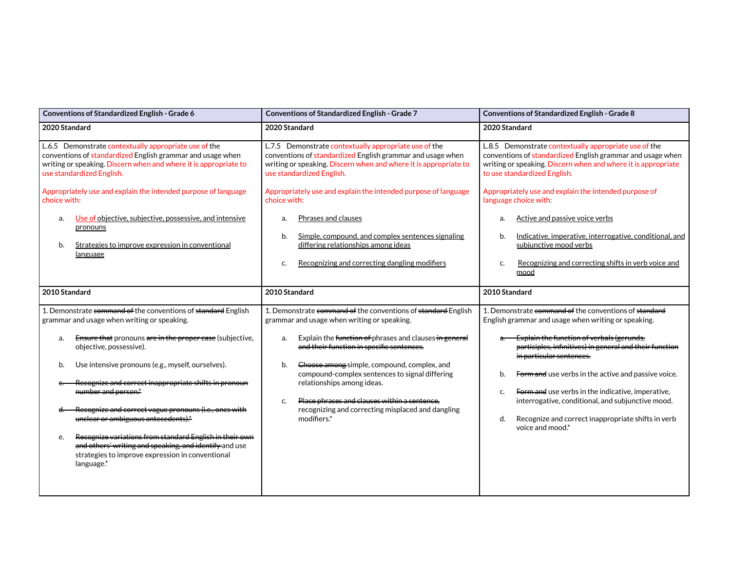| Conventions of Standardized English - Grade 6 | Conventions of Standardized English - Grade 7 | Conventions of Standardized English - Grade 8 |
|---|---|---|
| **2020 Standard** | **2020 Standard** | **2020 Standard** |
| L.6.5 Demonstrate contextually appropriate use of the conventions of standardized English grammar and usage when writing or speaking. Discern when and where it is appropriate to use standardized English.<br><br>Appropriately use and explain the intended purpose of language choice with:<br><br>a. Use of objective, subjective, possessive, and intensive pronouns<br><br>b. Strategies to improve expression in conventional language | L.7.5 Demonstrate contextually appropriate use of the conventions of standardized English grammar and usage when writing or speaking. Discern when and where it is appropriate to use standardized English.<br><br>Appropriately use and explain the intended purpose of language choice with:<br><br>a. Phrases and clauses<br><br>b. Simple, compound, and complex sentences signaling differing relationships among ideas<br><br>c. Recognizing and correcting dangling modifiers | L.8.5 Demonstrate contextually appropriate use of the conventions of standardized English grammar and usage when writing or speaking. Discern when and where it is appropriate to use standardized English.<br><br>Appropriately use and explain the intended purpose of language choice with:<br><br>a. Active and passive voice verbs<br><br>b. Indicative, imperative, interrogative, conditional, and subjunctive mood verbs<br><br>c. Recognizing and correcting shifts in verb voice and mood |
| **2010 Standard** | **2010 Standard** | **2010 Standard** |
| 1. Demonstrate ~~command of~~ the conventions of ~~standard~~ English grammar and usage when writing or speaking.<br><br>a. ~~Ensure that~~ pronouns ~~are in the proper case~~ (subjective, objective, possessive).<br><br>b. Use intensive pronouns (e.g., myself, ourselves).<br><br>~~c. Recognize and correct inappropriate shifts in pronoun number and person.*~~<br><br>~~d. Recognize and correct vague pronouns (i.e., ones with unclear or ambiguous antecedents).*~~<br><br>e. ~~Recognize variations from standard English in their own and others' writing and speaking, and identify~~ and use strategies to improve expression in conventional language.* | 1. Demonstrate ~~command of~~ the conventions of ~~standard~~ English grammar and usage when writing or speaking.<br><br>a. Explain the ~~function of~~ phrases and clauses ~~in general and their function in specific sentences.~~<br><br>b. ~~Choose among~~ simple, compound, complex, and compound-complex sentences to signal differing relationships among ideas.<br><br>c. ~~Place phrases and clauses within a sentence,~~ recognizing and correcting misplaced and dangling modifiers.* | 1. Demonstrate ~~command of~~ the conventions of ~~standard~~ English grammar and usage when writing or speaking.<br><br>~~a. Explain the function of verbals (gerunds, participles, infinitives) in general and their function in particular sentences.~~<br><br>b. ~~Form and~~ use verbs in the active and passive voice.<br><br>c. ~~Form and~~ use verbs in the indicative, imperative, interrogative, conditional, and subjunctive mood.<br><br>d. Recognize and correct inappropriate shifts in verb voice and mood.* |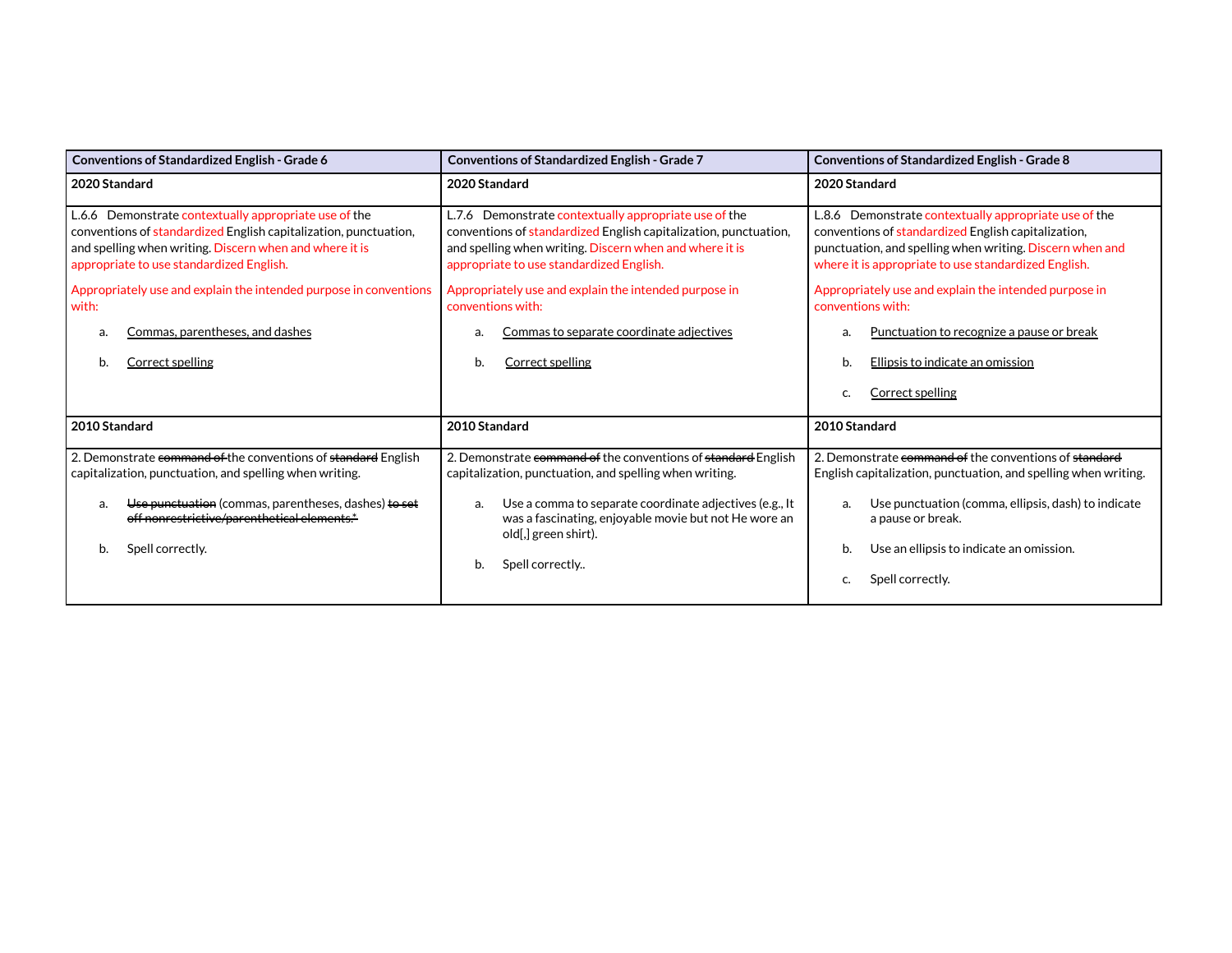| Conventions of Standardized English - Grade 6 | Conventions of Standardized English - Grade 7 | Conventions of Standardized English - Grade 8 |
|---|---|---|
| **2020 Standard** | **2020 Standard** | **2020 Standard** |
| L.6.6 Demonstrate contextually appropriate use of the conventions of standardized English capitalization, punctuation, and spelling when writing. Discern when and where it is appropriate to use standardized English.<br><br>Appropriately use and explain the intended purpose in conventions with:<br><br>a. Commas, parentheses, and dashes<br><br>b. Correct spelling | L.7.6 Demonstrate contextually appropriate use of the conventions of standardized English capitalization, punctuation, and spelling when writing. Discern when and where it is appropriate to use standardized English.<br><br>Appropriately use and explain the intended purpose in conventions with:<br><br>a. Commas to separate coordinate adjectives<br><br>b. Correct spelling | L.8.6 Demonstrate contextually appropriate use of the conventions of standardized English capitalization, punctuation, and spelling when writing. Discern when and where it is appropriate to use standardized English.<br><br>Appropriately use and explain the intended purpose in conventions with:<br><br>a. Punctuation to recognize a pause or break<br><br>b. Ellipsis to indicate an omission<br><br>c. Correct spelling |
| **2010 Standard** | **2010 Standard** | **2010 Standard** |
| 2. Demonstrate ~~command of~~ the conventions of ~~standard~~ English capitalization, punctuation, and spelling when writing.<br><br>a. ~~Use punctuation~~ (commas, parentheses, dashes) ~~to set off nonrestrictive/parenthetical elements.*~~<br><br>b. Spell correctly. | 2. Demonstrate ~~command of~~ the conventions of ~~standard~~ English capitalization, punctuation, and spelling when writing.<br><br>a. Use a comma to separate coordinate adjectives (e.g., It was a fascinating, enjoyable movie but not He wore an old[,] green shirt).<br><br>b. Spell correctly.. | 2. Demonstrate ~~command of~~ the conventions of ~~standard~~ English capitalization, punctuation, and spelling when writing.<br><br>a. Use punctuation (comma, ellipsis, dash) to indicate a pause or break.<br><br>b. Use an ellipsis to indicate an omission.<br><br>c. Spell correctly. |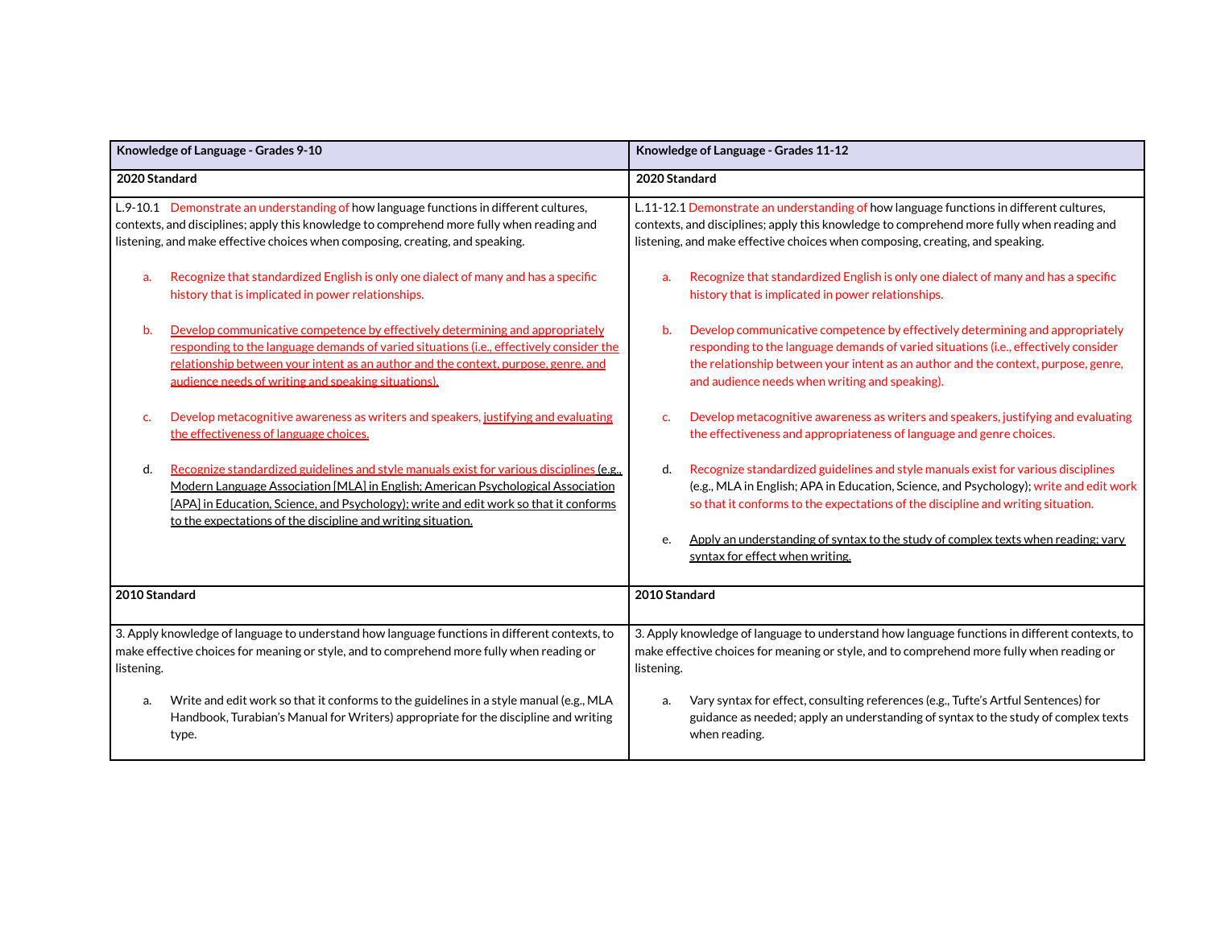| Knowledge of Language - Grades 9-10 | Knowledge of Language - Grades 11-12 |
|---|---|
| **2020 Standard** | **2020 Standard** |
| L.9-10.1 Demonstrate an understanding of how language functions in different cultures, contexts, and disciplines; apply this knowledge to comprehend more fully when reading and listening, and make effective choices when composing, creating, and speaking.<br><br>a. Recognize that standardized English is only one dialect of many and has a specific history that is implicated in power relationships.<br><br>b. Develop communicative competence by effectively determining and appropriately responding to the language demands of varied situations (i.e., effectively consider the relationship between your intent as an author and the context, purpose, genre, and audience needs of writing and speaking situations).<br><br>c. Develop metacognitive awareness as writers and speakers, justifying and evaluating the effectiveness of language choices.<br><br>d. Recognize standardized guidelines and style manuals exist for various disciplines (e.g., Modern Language Association [MLA] in English; American Psychological Association [APA] in Education, Science, and Psychology); write and edit work so that it conforms to the expectations of the discipline and writing situation. | L.11-12.1 Demonstrate an understanding of how language functions in different cultures, contexts, and disciplines; apply this knowledge to comprehend more fully when reading and listening, and make effective choices when composing, creating, and speaking.<br><br>a. Recognize that standardized English is only one dialect of many and has a specific history that is implicated in power relationships.<br><br>b. Develop communicative competence by effectively determining and appropriately responding to the language demands of varied situations (i.e., effectively consider the relationship between your intent as an author and the context, purpose, genre, and audience needs when writing and speaking).<br><br>c. Develop metacognitive awareness as writers and speakers, justifying and evaluating the effectiveness and appropriateness of language and genre choices.<br><br>d. Recognize standardized guidelines and style manuals exist for various disciplines (e.g., MLA in English; APA in Education, Science, and Psychology); write and edit work so that it conforms to the expectations of the discipline and writing situation.<br><br>e. Apply an understanding of syntax to the study of complex texts when reading; vary syntax for effect when writing. |
| **2010 Standard** | **2010 Standard** |
| 3. Apply knowledge of language to understand how language functions in different contexts, to make effective choices for meaning or style, and to comprehend more fully when reading or listening.<br><br>a. Write and edit work so that it conforms to the guidelines in a style manual (e.g., MLA Handbook, Turabian's Manual for Writers) appropriate for the discipline and writing type. | 3. Apply knowledge of language to understand how language functions in different contexts, to make effective choices for meaning or style, and to comprehend more fully when reading or listening.<br><br>a. Vary syntax for effect, consulting references (e.g., Tufte's Artful Sentences) for guidance as needed; apply an understanding of syntax to the study of complex texts when reading. |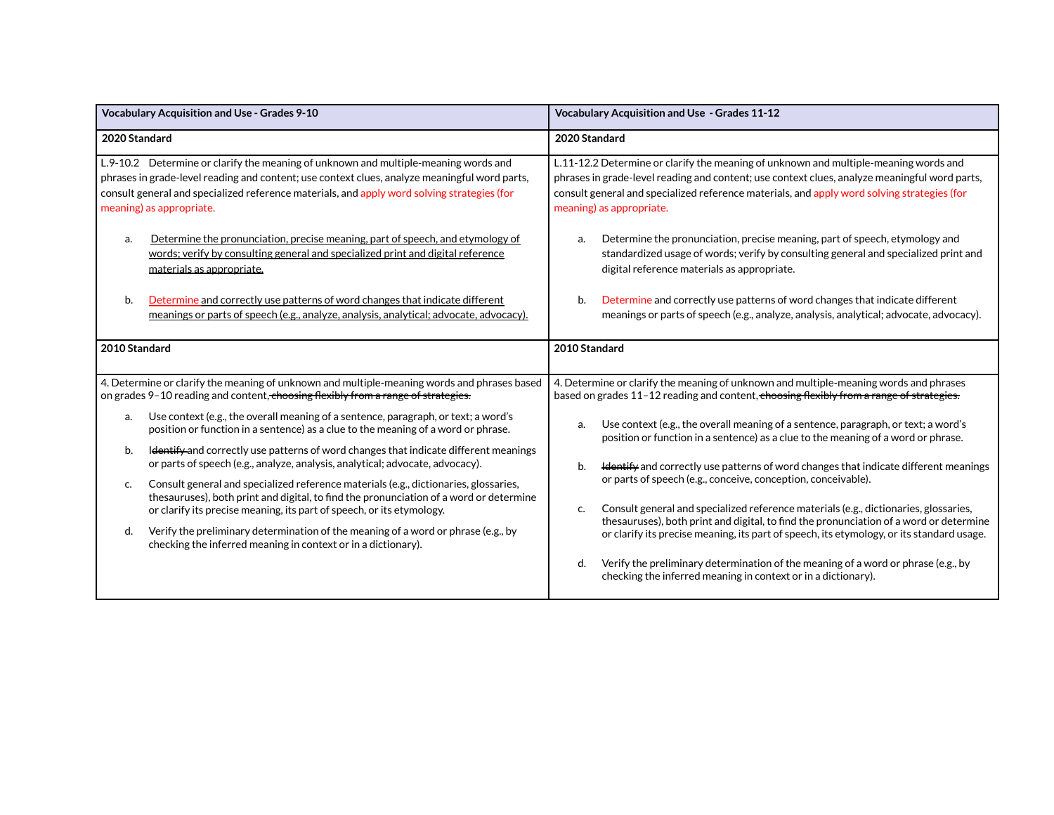| Vocabulary Acquisition and Use - Grades 9-10 | Vocabulary Acquisition and Use - Grades 11-12 |
|---|---|
| **2020 Standard** | **2020 Standard** |
| L.9-10.2 Determine or clarify the meaning of unknown and multiple-meaning words and phrases in grade-level reading and content; use context clues, analyze meaningful word parts, consult general and specialized reference materials, and apply word solving strategies (for meaning) as appropriate.<br><br>a. Determine the pronunciation, precise meaning, part of speech, and etymology of words; verify by consulting general and specialized print and digital reference materials as appropriate.<br><br>b. Determine and correctly use patterns of word changes that indicate different meanings or parts of speech (e.g., analyze, analysis, analytical; advocate, advocacy). | L.11-12.2 Determine or clarify the meaning of unknown and multiple-meaning words and phrases in grade-level reading and content; use context clues, analyze meaningful word parts, consult general and specialized reference materials, and apply word solving strategies (for meaning) as appropriate.<br><br>a. Determine the pronunciation, precise meaning, part of speech, etymology and standardized usage of words; verify by consulting general and specialized print and digital reference materials as appropriate.<br><br>b. Determine and correctly use patterns of word changes that indicate different meanings or parts of speech (e.g., analyze, analysis, analytical; advocate, advocacy). |
| **2010 Standard** | **2010 Standard** |
| 4. Determine or clarify the meaning of unknown and multiple-meaning words and phrases based on grades 9–10 reading and content, ~~choosing flexibly from a range of strategies.~~<br><br>a. Use context (e.g., the overall meaning of a sentence, paragraph, or text; a word's position or function in a sentence) as a clue to the meaning of a word or phrase.<br><br>b. ~~Identify~~ and correctly use patterns of word changes that indicate different meanings or parts of speech (e.g., analyze, analysis, analytical; advocate, advocacy).<br><br>c. Consult general and specialized reference materials (e.g., dictionaries, glossaries, thesauruses), both print and digital, to find the pronunciation of a word or determine or clarify its precise meaning, its part of speech, or its etymology.<br><br>d. Verify the preliminary determination of the meaning of a word or phrase (e.g., by checking the inferred meaning in context or in a dictionary). | 4. Determine or clarify the meaning of unknown and multiple-meaning words and phrases based on grades 11–12 reading and content, ~~choosing flexibly from a range of strategies.~~<br><br>a. Use context (e.g., the overall meaning of a sentence, paragraph, or text; a word's position or function in a sentence) as a clue to the meaning of a word or phrase.<br><br>b. ~~Identify~~ and correctly use patterns of word changes that indicate different meanings or parts of speech (e.g., conceive, conception, conceivable).<br><br>c. Consult general and specialized reference materials (e.g., dictionaries, glossaries, thesauruses), both print and digital, to find the pronunciation of a word or determine or clarify its precise meaning, its part of speech, its etymology, or its standard usage.<br><br>d. Verify the preliminary determination of the meaning of a word or phrase (e.g., by checking the inferred meaning in context or in a dictionary). |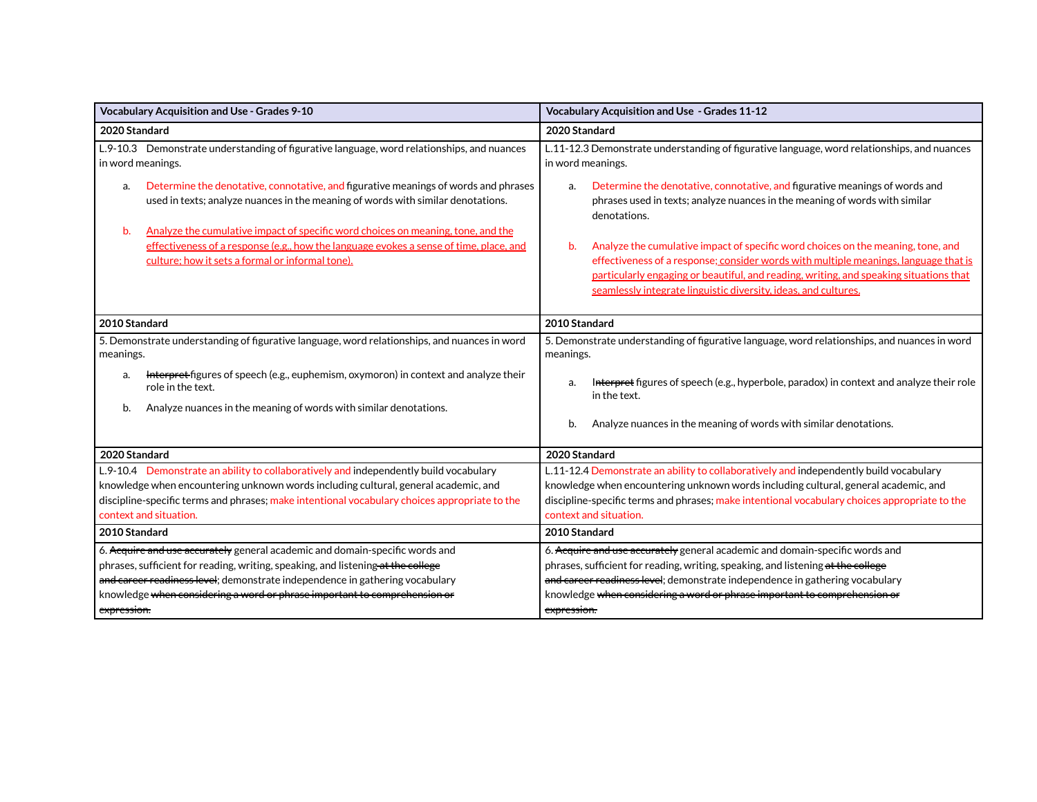| Vocabulary Acquisition and Use - Grades 9-10 | Vocabulary Acquisition and Use - Grades 11-12 |
|---|---|
| **2020 Standard** | **2020 Standard** |
| L.9-10.3 Demonstrate understanding of figurative language, word relationships, and nuances in word meanings.<br><br>a. Determine the denotative, connotative, and figurative meanings of words and phrases used in texts; analyze nuances in the meaning of words with similar denotations.<br><br>b. Analyze the cumulative impact of specific word choices on meaning, tone, and the effectiveness of a response (e.g., how the language evokes a sense of time, place, and culture; how it sets a formal or informal tone). | L.11-12.3 Demonstrate understanding of figurative language, word relationships, and nuances in word meanings.<br><br>a. Determine the denotative, connotative, and figurative meanings of words and phrases used in texts; analyze nuances in the meaning of words with similar denotations.<br><br>b. Analyze the cumulative impact of specific word choices on the meaning, tone, and effectiveness of a response; consider words with multiple meanings, language that is particularly engaging or beautiful, and reading, writing, and speaking situations that seamlessly integrate linguistic diversity, ideas, and cultures. |
| **2010 Standard** | **2010 Standard** |
| 5. Demonstrate understanding of figurative language, word relationships, and nuances in word meanings.<br><br>a. ~~Interpret~~ figures of speech (e.g., euphemism, oxymoron) in context and analyze their role in the text.<br><br>b. Analyze nuances in the meaning of words with similar denotations. | 5. Demonstrate understanding of figurative language, word relationships, and nuances in word meanings.<br><br>a. ~~Interpret~~ figures of speech (e.g., hyperbole, paradox) in context and analyze their role in the text.<br><br>b. Analyze nuances in the meaning of words with similar denotations. |
| **2020 Standard** | **2020 Standard** |
| L.9-10.4 Demonstrate an ability to collaboratively and independently build vocabulary knowledge when encountering unknown words including cultural, general academic, and discipline-specific terms and phrases; make intentional vocabulary choices appropriate to the context and situation. | L.11-12.4 Demonstrate an ability to collaboratively and independently build vocabulary knowledge when encountering unknown words including cultural, general academic, and discipline-specific terms and phrases; make intentional vocabulary choices appropriate to the context and situation. |
| **2010 Standard** | **2010 Standard** |
| 6. ~~Acquire and use accurately~~ general academic and domain-specific words and phrases, sufficient for reading, writing, speaking, and listening ~~at the college and career readiness level~~; demonstrate independence in gathering vocabulary knowledge ~~when considering a word or phrase important to comprehension or expression.~~ | 6. ~~Acquire and use accurately~~ general academic and domain-specific words and phrases, sufficient for reading, writing, speaking, and listening ~~at the college and career readiness level~~; demonstrate independence in gathering vocabulary knowledge ~~when considering a word or phrase important to comprehension or expression.~~ |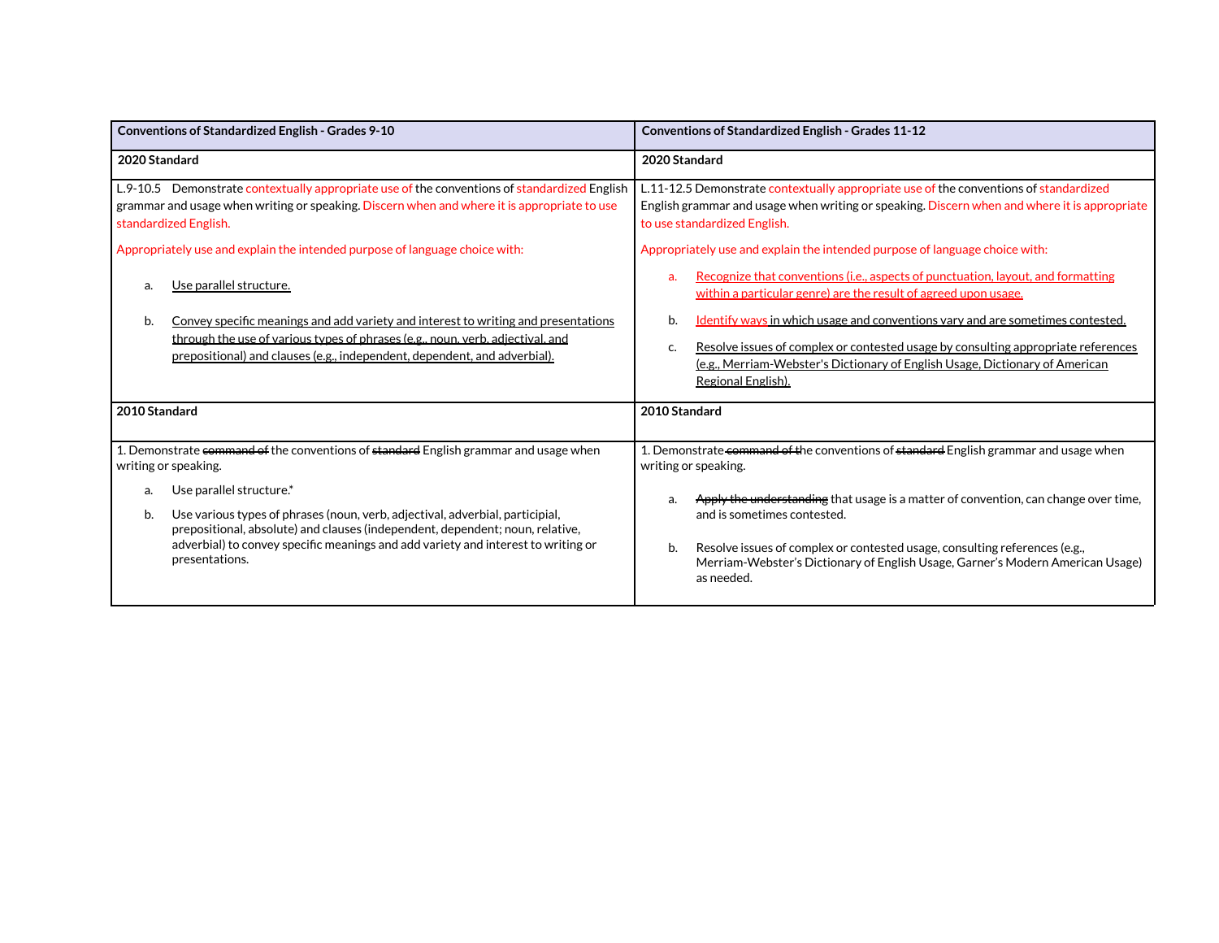| Conventions of Standardized English - Grades 9-10 | Conventions of Standardized English - Grades 11-12 |
|---|---|
| **2020 Standard** | **2020 Standard** |
| L.9-10.5 Demonstrate contextually appropriate use of the conventions of standardized English grammar and usage when writing or speaking. Discern when and where it is appropriate to use standardized English.<br><br>Appropriately use and explain the intended purpose of language choice with:<br><br>a. Use parallel structure.<br><br>b. Convey specific meanings and add variety and interest to writing and presentations through the use of various types of phrases (e.g., noun, verb, adjectival, and prepositional) and clauses (e.g., independent, dependent, and adverbial). | L.11-12.5 Demonstrate contextually appropriate use of the conventions of standardized English grammar and usage when writing or speaking. Discern when and where it is appropriate to use standardized English.<br><br>Appropriately use and explain the intended purpose of language choice with:<br><br>a. Recognize that conventions (i.e., aspects of punctuation, layout, and formatting within a particular genre) are the result of agreed upon usage.<br><br>b. Identify ways in which usage and conventions vary and are sometimes contested.<br><br>c. Resolve issues of complex or contested usage by consulting appropriate references (e.g., Merriam-Webster's Dictionary of English Usage, Dictionary of American Regional English). |
| **2010 Standard** | **2010 Standard** |
| 1. Demonstrate ~~command of~~ the conventions of ~~standard~~ English grammar and usage when writing or speaking.<br><br>a. Use parallel structure.*<br><br>b. Use various types of phrases (noun, verb, adjectival, adverbial, participial, prepositional, absolute) and clauses (independent, dependent; noun, relative, adverbial) to convey specific meanings and add variety and interest to writing or presentations. | 1. Demonstrate ~~command of~~ the conventions of ~~standard~~ English grammar and usage when writing or speaking.<br><br>a. ~~Apply the understanding~~ that usage is a matter of convention, can change over time, and is sometimes contested.<br><br>b. Resolve issues of complex or contested usage, consulting references (e.g., Merriam-Webster's Dictionary of English Usage, Garner's Modern American Usage) as needed. |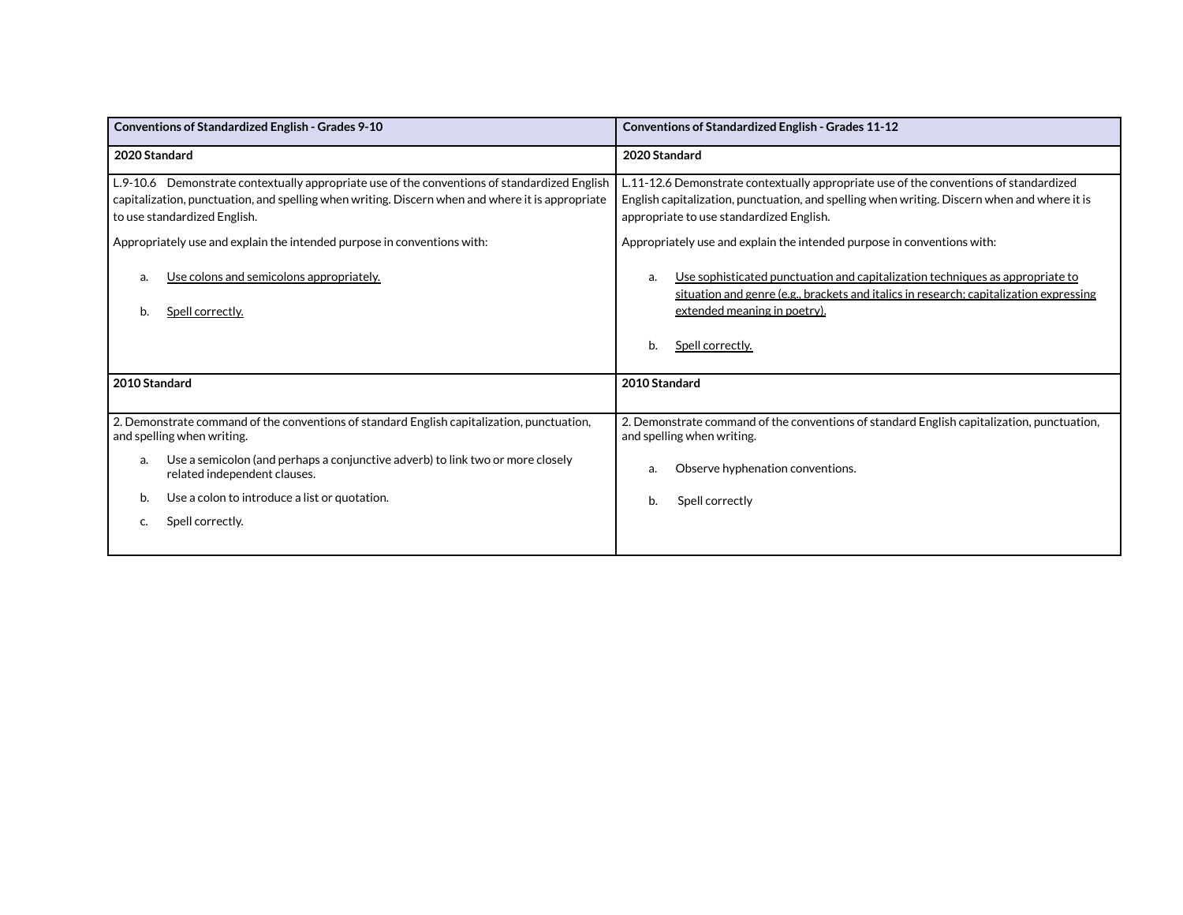| Conventions of Standardized English - Grades 9-10 | Conventions of Standardized English - Grades 11-12 |
| --- | --- |
| **2020 Standard** | **2020 Standard** |
| L.9-10.6 Demonstrate contextually appropriate use of the conventions of standardized English capitalization, punctuation, and spelling when writing. Discern when and where it is appropriate to use standardized English.<br><br>Appropriately use and explain the intended purpose in conventions with:<br><br>a. <u>Use colons and semicolons appropriately.</u><br><br>b. <u>Spell correctly.</u> | L.11-12.6 Demonstrate contextually appropriate use of the conventions of standardized English capitalization, punctuation, and spelling when writing. Discern when and where it is appropriate to use standardized English.<br><br>Appropriately use and explain the intended purpose in conventions with:<br><br>a. <u>Use sophisticated punctuation and capitalization techniques as appropriate to situation and genre (e.g., brackets and italics in research; capitalization expressing extended meaning in poetry).</u><br><br>b. <u>Spell correctly.</u> |
| **2010 Standard** | **2010 Standard** |
| 2. Demonstrate command of the conventions of standard English capitalization, punctuation, and spelling when writing.<br><br>a. Use a semicolon (and perhaps a conjunctive adverb) to link two or more closely related independent clauses.<br><br>b. Use a colon to introduce a list or quotation.<br><br>c. Spell correctly. | 2. Demonstrate command of the conventions of standard English capitalization, punctuation, and spelling when writing.<br><br>a. Observe hyphenation conventions.<br><br>b. Spell correctly |